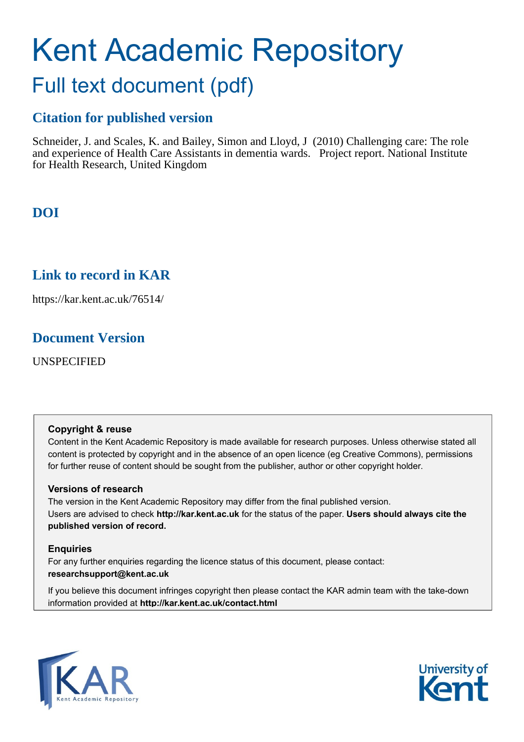# Kent Academic Repository

## Full text document (pdf)

### Citation for published version

Schneider, J. and Scales, K. and Bailey, Simon and Lloyd, J (2010) Challenging care: The role and experience of Health Care Assistants in dementia wards. Project report. National Institute for Health Research, United Kingdom

### DOI

### Link to record in KAR

https://kar.kent.ac.uk/76514/

### Document Version

UNSPECIFIED

**Copyright & reuse**

Content in the Kent Academic Repository is made available for research purposes. Unless otherwise stated all content is protected by copyright and in the absence of an open licence (eg Creative Commons), permissions for further reuse of content should be sought from the publisher, author or other copyright holder.

**Versions of research**

The version in the Kent Academic Repository may differ from the final published version. Users are advised to check **http://kar.kent.ac.uk** for the status of the paper. **Users should always cite the published version of record.**

**Enquiries**

For any further enquiries regarding the licence status of this document, please contact: **researchsupport@kent.ac.uk**

If you believe this document infringes copyright then please contact the KAR admin team with the take-down information provided at **http://kar.kent.ac.uk/contact.html**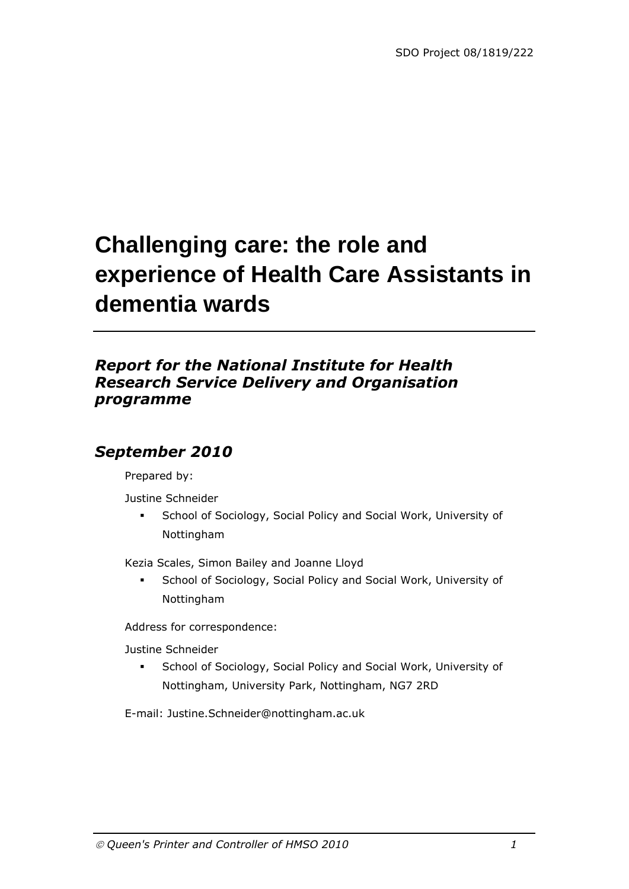SDO Project 08/1819/222

# Challenging care: the role and experience of Health Care Assistants in dementia wards

## *Report for the National Institute for Health Research Service Delivery and Organisation programme*

## *September 2010*

Prepared by:

Justine Schneider

- School of Sociology, Social Policy and Social Work, University of Nottingham

Kezia Scales, Simon Bailey and Joanne Lloyd

- School of Sociology, Social Policy and Social Work, University of Nottingham

Address for correspondence:

Justine Schneider

- School of Sociology, Social Policy and Social Work, University of Nottingham, University Park, Nottingham, NG7 2RD

E-mail: Justine.Schneider@nottingham.ac.uk

*© Queen's Printer and Controller of HMSO 2010*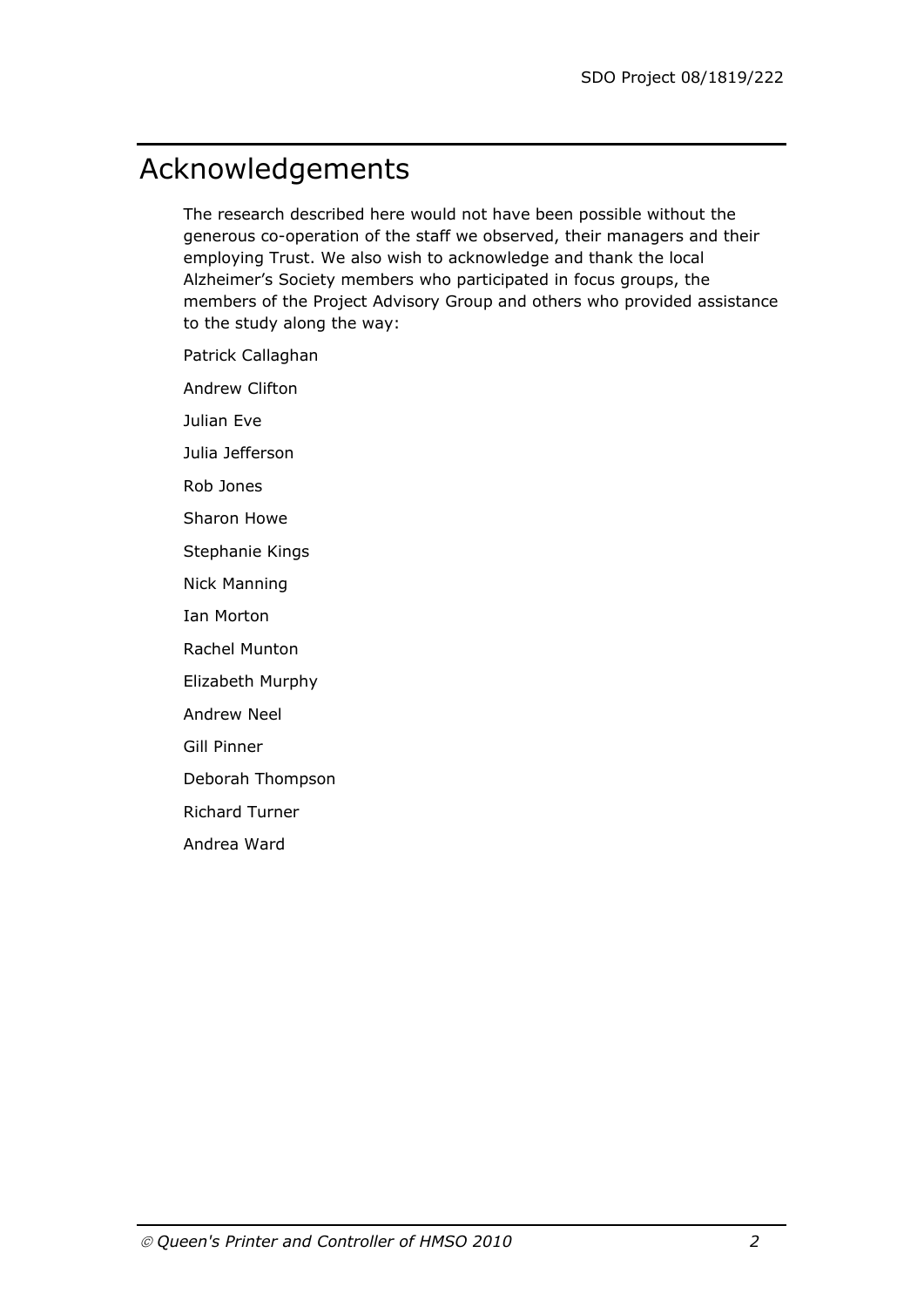# Acknowledgements

The research described here would not have been possible without the generous co-operation of the staff we observed, their managers and their employing Trust. We also wish to acknowledge and thank the local Alzheimer's Society members who participated in focus groups, the members of the Project Advisory Group and others who provided assistance to the study along the way:

Patrick Callaghan

Andrew Clifton

Julian Eve

Julia Jefferson

Rob Jones

Sharon Howe

Stephanie Kings

Nick Manning

Ian Morton

Rachel Munton

Elizabeth Murphy

Andrew Neel

Gill Pinner

Deborah Thompson

Richard Turner

Andrea Ward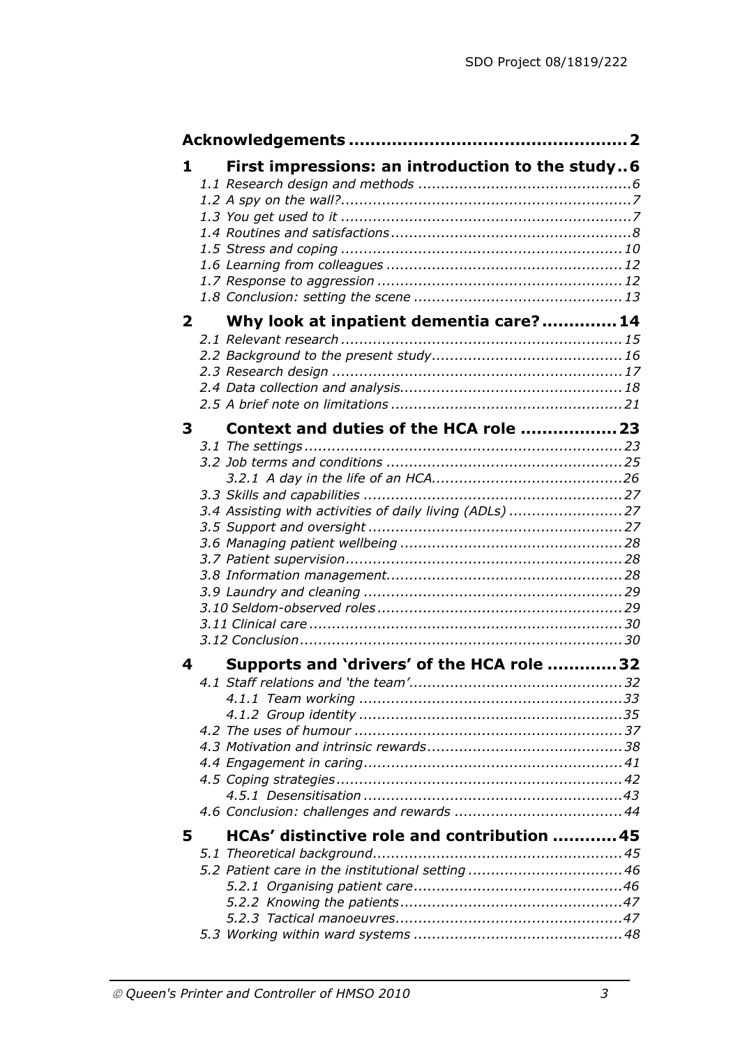**Acknowledgements .................................................. 2**

**1 First impressions: an introduction to the study .. 6**

*1.1 Research design and methods ............................................... 6*
*1.2 A spy on the wall? ............................................................... 7*
*1.3 You get used to it ............................................................... 7*
*1.4 Routines and satisfactions .................................................... 8*
*1.5 Stress and coping ............................................................. 10*
*1.6 Learning from colleagues ................................................... 12*
*1.7 Response to aggression ..................................................... 12*
*1.8 Conclusion: setting the scene ............................................. 13*

**2 Why look at inpatient dementia care? ............. 14**

*2.1 Relevant research ............................................................. 15*
*2.2 Background to the present study .......................................... 16*
*2.3 Research design ............................................................... 17*
*2.4 Data collection and analysis ................................................ 18*
*2.5 A brief note on limitations ................................................... 21*

**3 Context and duties of the HCA role ................. 23**

*3.1 The settings ..................................................................... 23*
*3.2 Job terms and conditions .................................................... 25*
*3.2.1 A day in the life of an HCA .......................................... 26*
*3.3 Skills and capabilities ......................................................... 27*
*3.4 Assisting with activities of daily living (ADLs) ......................... 27*
*3.5 Support and oversight ....................................................... 27*
*3.6 Managing patient wellbeing ................................................ 28*
*3.7 Patient supervision ............................................................ 28*
*3.8 Information management ................................................... 28*
*3.9 Laundry and cleaning ........................................................ 29*
*3.10 Seldom-observed roles ..................................................... 29*
*3.11 Clinical care .................................................................... 30*
*3.12 Conclusion ...................................................................... 30*

**4 Supports and 'drivers' of the HCA role ............ 32**

*4.1 Staff relations and 'the team' .............................................. 32*
*4.1.1 Team working ......................................................... 33*
*4.1.2 Group identity ......................................................... 35*
*4.2 The uses of humour ........................................................... 37*
*4.3 Motivation and intrinsic rewards ........................................... 38*
*4.4 Engagement in caring ........................................................ 41*
*4.5 Coping strategies .............................................................. 42*
*4.5.1 Desensitisation ........................................................ 43*
*4.6 Conclusion: challenges and rewards ..................................... 44*

**5 HCAs' distinctive role and contribution ........... 45**

*5.1 Theoretical background ...................................................... 45*
*5.2 Patient care in the institutional setting .................................. 46*
*5.2.1 Organising patient care ............................................. 46*
*5.2.2 Knowing the patients ................................................ 47*
*5.2.3 Tactical manoeuvres ................................................. 47*
*5.3 Working within ward systems ............................................. 48*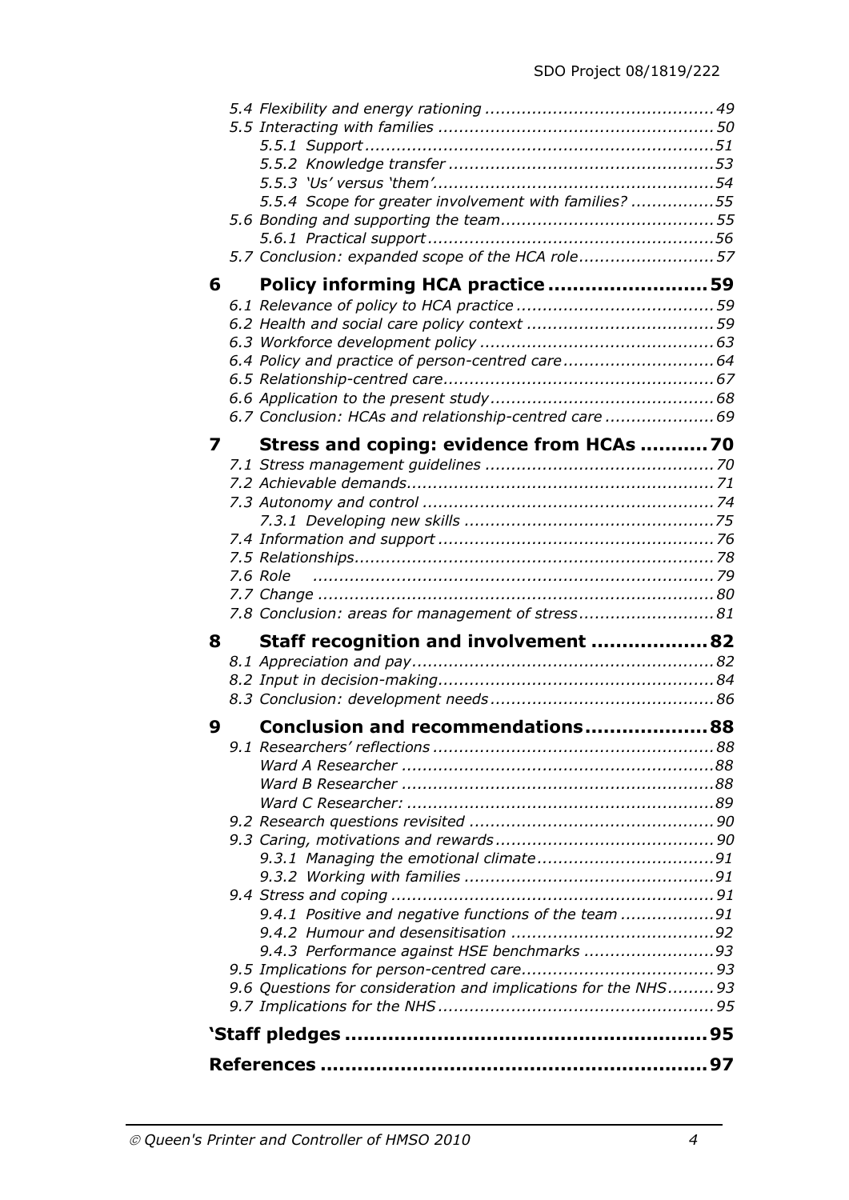- *5.4 Flexibility and energy rationing ........................................... 49*
- *5.5 Interacting with families ........................................................ 50*
  - *5.5.1 Support ........................................................................ 51*
  - *5.5.2 Knowledge transfer ...................................................... 53*
  - *5.5.3 'Us' versus 'them' ......................................................... 54*
  - *5.5.4 Scope for greater involvement with families? ................ 55*
- *5.6 Bonding and supporting the team ........................................... 55*
  - *5.6.1 Practical support ........................................................... 56*
- *5.7 Conclusion: expanded scope of the HCA role ........................... 57*

**6 Policy informing HCA practice ......................... 59**

- *6.1 Relevance of policy to HCA practice ....................................... 59*
- *6.2 Health and social care policy context ..................................... 59*
- *6.3 Workforce development policy ............................................... 63*
- *6.4 Policy and practice of person-centred care ............................. 64*
- *6.5 Relationship-centred care ...................................................... 67*
- *6.6 Application to the present study ............................................ 68*
- *6.7 Conclusion: HCAs and relationship-centred care ..................... 69*

**7 Stress and coping: evidence from HCAs ........... 70**

- *7.1 Stress management guidelines .............................................. 70*
- *7.2 Achievable demands .............................................................. 71*
- *7.3 Autonomy and control ........................................................... 74*
  - *7.3.1 Developing new skills ................................................... 75*
- *7.4 Information and support ........................................................ 76*
- *7.5 Relationships ......................................................................... 78*
- *7.6 Role .................................................................................... 79*
- *7.7 Change ................................................................................ 80*
- *7.8 Conclusion: areas for management of stress .......................... 81*

**8 Staff recognition and involvement .................. 82**

- *8.1 Appreciation and pay ............................................................. 82*
- *8.2 Input in decision-making ....................................................... 84*
- *8.3 Conclusion: development needs ............................................ 86*

**9 Conclusion and recommendations .................... 88**

- *9.1 Researchers' reflections ......................................................... 88*
  - *Ward A Researcher ............................................................... 88*
  - *Ward B Researcher ............................................................... 88*
  - *Ward C Researcher: .............................................................. 89*
- *9.2 Research questions revisited ................................................. 90*
- *9.3 Caring, motivations and rewards ............................................ 90*
  - *9.3.1 Managing the emotional climate .................................... 91*
  - *9.3.2 Working with families ................................................... 91*
- *9.4 Stress and coping .................................................................. 91*
  - *9.4.1 Positive and negative functions of the team ................... 91*
  - *9.4.2 Humour and desensitisation ......................................... 92*
  - *9.4.3 Performance against HSE benchmarks ........................... 93*
- *9.5 Implications for person-centred care ...................................... 93*
- *9.6 Questions for consideration and implications for the NHS ......... 93*
- *9.7 Implications for the NHS ........................................................ 95*

**'Staff pledges ........................................................... 95**

**References ............................................................... 97**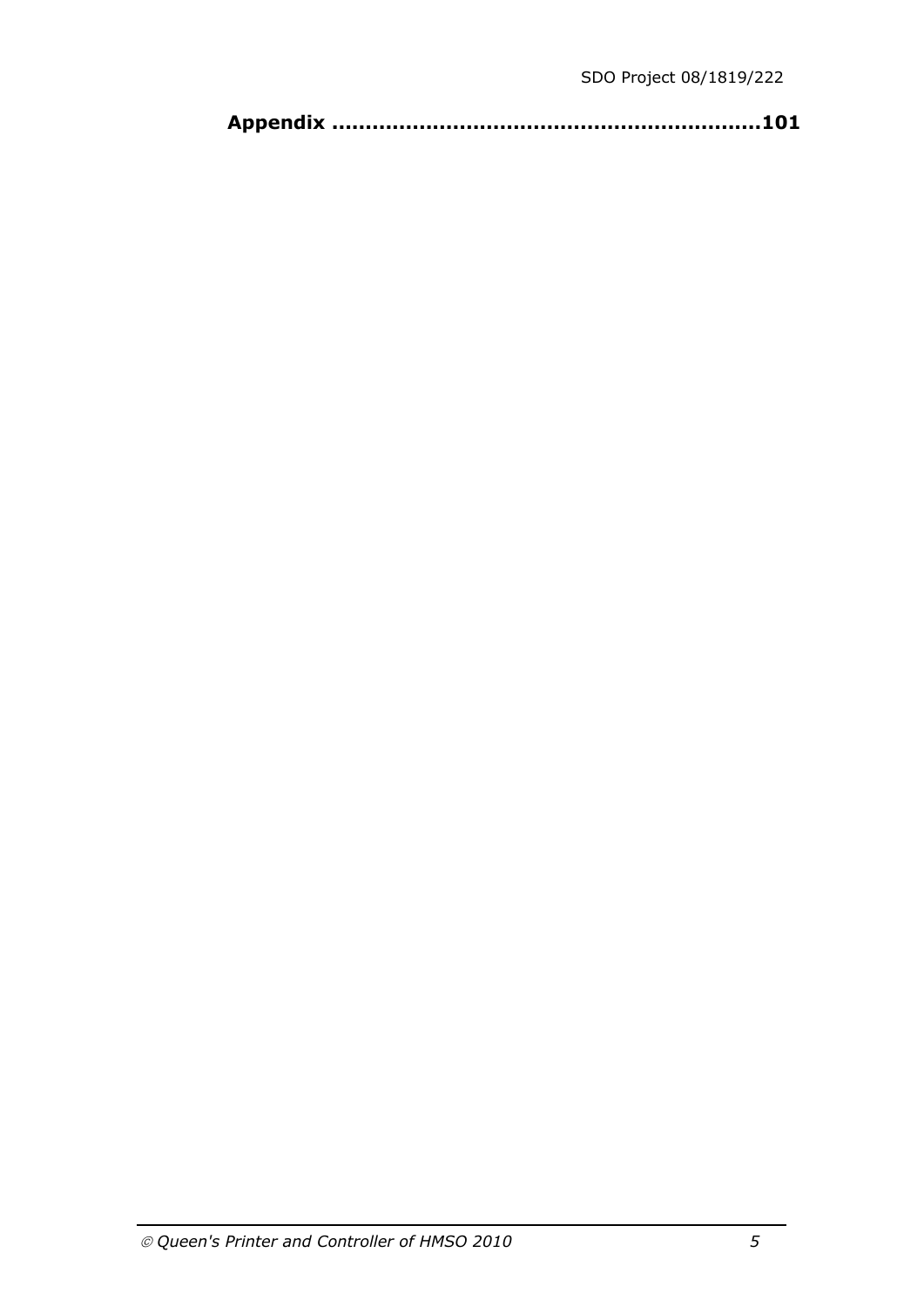**Appendix ..............................................................101**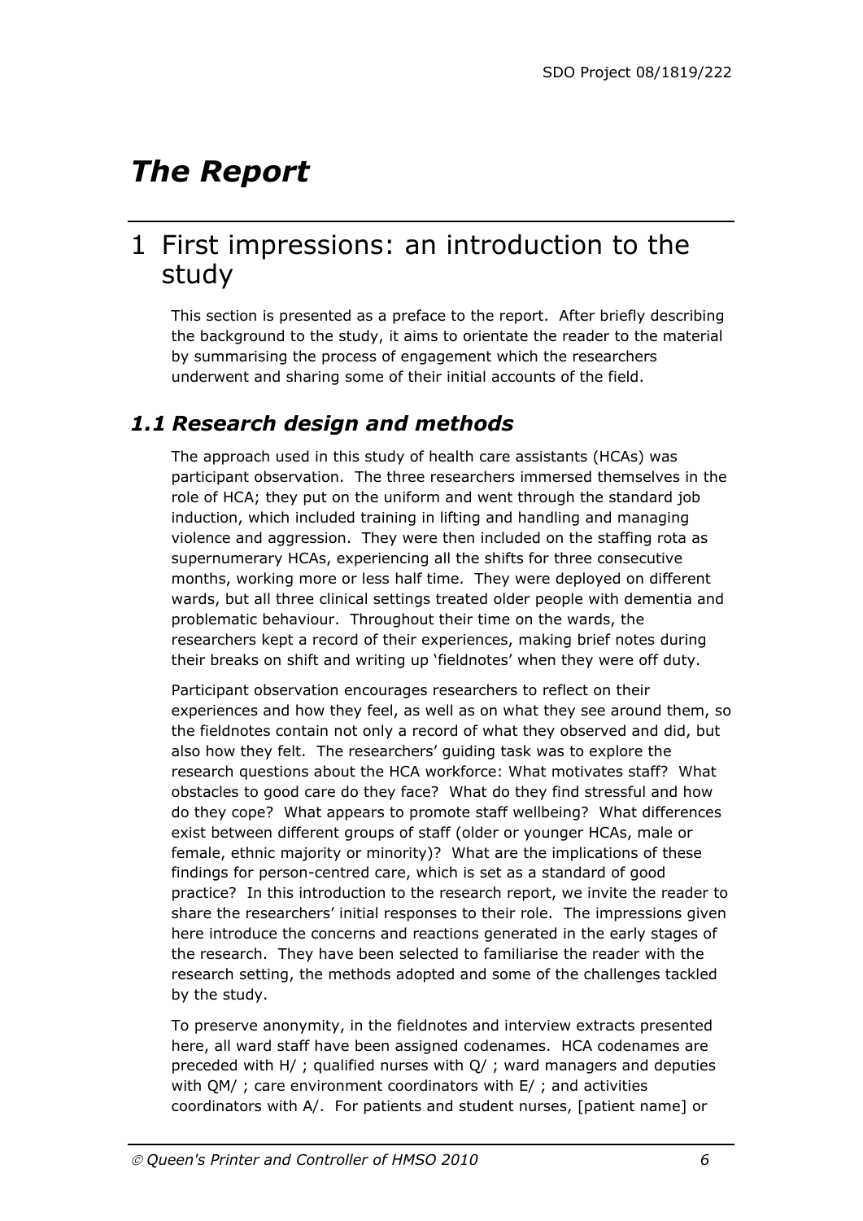# *The Report*

## 1 First impressions: an introduction to the study

This section is presented as a preface to the report. After briefly describing the background to the study, it aims to orientate the reader to the material by summarising the process of engagement which the researchers underwent and sharing some of their initial accounts of the field.

### *1.1 Research design and methods*

The approach used in this study of health care assistants (HCAs) was participant observation. The three researchers immersed themselves in the role of HCA; they put on the uniform and went through the standard job induction, which included training in lifting and handling and managing violence and aggression. They were then included on the staffing rota as supernumerary HCAs, experiencing all the shifts for three consecutive months, working more or less half time. They were deployed on different wards, but all three clinical settings treated older people with dementia and problematic behaviour. Throughout their time on the wards, the researchers kept a record of their experiences, making brief notes during their breaks on shift and writing up 'fieldnotes' when they were off duty.

Participant observation encourages researchers to reflect on their experiences and how they feel, as well as on what they see around them, so the fieldnotes contain not only a record of what they observed and did, but also how they felt. The researchers' guiding task was to explore the research questions about the HCA workforce: What motivates staff? What obstacles to good care do they face? What do they find stressful and how do they cope? What appears to promote staff wellbeing? What differences exist between different groups of staff (older or younger HCAs, male or female, ethnic majority or minority)? What are the implications of these findings for person-centred care, which is set as a standard of good practice? In this introduction to the research report, we invite the reader to share the researchers' initial responses to their role. The impressions given here introduce the concerns and reactions generated in the early stages of the research. They have been selected to familiarise the reader with the research setting, the methods adopted and some of the challenges tackled by the study.

To preserve anonymity, in the fieldnotes and interview extracts presented here, all ward staff have been assigned codenames. HCA codenames are preceded with H/ ; qualified nurses with Q/ ; ward managers and deputies with QM/ ; care environment coordinators with E/ ; and activities coordinators with A/. For patients and student nurses, [patient name] or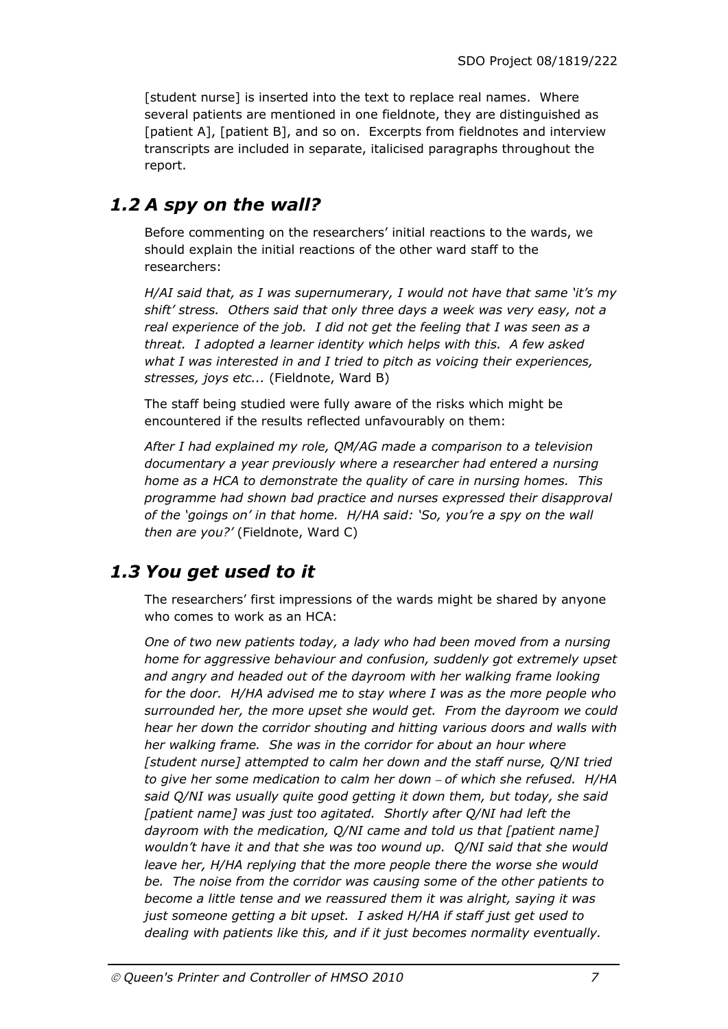[student nurse] is inserted into the text to replace real names. Where several patients are mentioned in one fieldnote, they are distinguished as [patient A], [patient B], and so on. Excerpts from fieldnotes and interview transcripts are included in separate, italicised paragraphs throughout the report.

## *1.2 A spy on the wall?*

Before commenting on the researchers' initial reactions to the wards, we should explain the initial reactions of the other ward staff to the researchers:

*H/AI said that, as I was supernumerary, I would not have that same 'it's my shift' stress. Others said that only three days a week was very easy, not a real experience of the job. I did not get the feeling that I was seen as a threat. I adopted a learner identity which helps with this. A few asked what I was interested in and I tried to pitch as voicing their experiences, stresses, joys etc...* (Fieldnote, Ward B)

The staff being studied were fully aware of the risks which might be encountered if the results reflected unfavourably on them:

*After I had explained my role, QM/AG made a comparison to a television documentary a year previously where a researcher had entered a nursing home as a HCA to demonstrate the quality of care in nursing homes. This programme had shown bad practice and nurses expressed their disapproval of the 'goings on' in that home. H/HA said: 'So, you're a spy on the wall then are you?'* (Fieldnote, Ward C)

## *1.3 You get used to it*

The researchers' first impressions of the wards might be shared by anyone who comes to work as an HCA:

*One of two new patients today, a lady who had been moved from a nursing home for aggressive behaviour and confusion, suddenly got extremely upset and angry and headed out of the dayroom with her walking frame looking for the door. H/HA advised me to stay where I was as the more people who surrounded her, the more upset she would get. From the dayroom we could hear her down the corridor shouting and hitting various doors and walls with her walking frame. She was in the corridor for about an hour where [student nurse] attempted to calm her down and the staff nurse, Q/NI tried to give her some medication to calm her down – of which she refused. H/HA said Q/NI was usually quite good getting it down them, but today, she said [patient name] was just too agitated. Shortly after Q/NI had left the dayroom with the medication, Q/NI came and told us that [patient name] wouldn't have it and that she was too wound up. Q/NI said that she would leave her, H/HA replying that the more people there the worse she would be. The noise from the corridor was causing some of the other patients to become a little tense and we reassured them it was alright, saying it was just someone getting a bit upset. I asked H/HA if staff just get used to dealing with patients like this, and if it just becomes normality eventually.*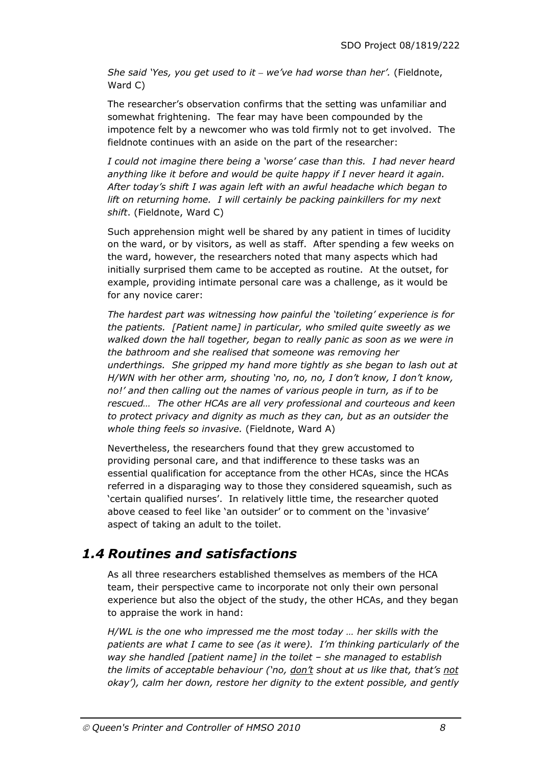*She said 'Yes, you get used to it – we've had worse than her'.* (Fieldnote, Ward C)

The researcher's observation confirms that the setting was unfamiliar and somewhat frightening. The fear may have been compounded by the impotence felt by a newcomer who was told firmly not to get involved. The fieldnote continues with an aside on the part of the researcher:

*I could not imagine there being a 'worse' case than this. I had never heard anything like it before and would be quite happy if I never heard it again. After today's shift I was again left with an awful headache which began to lift on returning home. I will certainly be packing painkillers for my next shift*. (Fieldnote, Ward C)

Such apprehension might well be shared by any patient in times of lucidity on the ward, or by visitors, as well as staff. After spending a few weeks on the ward, however, the researchers noted that many aspects which had initially surprised them came to be accepted as routine. At the outset, for example, providing intimate personal care was a challenge, as it would be for any novice carer:

*The hardest part was witnessing how painful the 'toileting' experience is for the patients. [Patient name] in particular, who smiled quite sweetly as we walked down the hall together, began to really panic as soon as we were in the bathroom and she realised that someone was removing her underthings. She gripped my hand more tightly as she began to lash out at H/WN with her other arm, shouting 'no, no, no, I don't know, I don't know, no!' and then calling out the names of various people in turn, as if to be rescued… The other HCAs are all very professional and courteous and keen to protect privacy and dignity as much as they can, but as an outsider the whole thing feels so invasive.* (Fieldnote, Ward A)

Nevertheless, the researchers found that they grew accustomed to providing personal care, and that indifference to these tasks was an essential qualification for acceptance from the other HCAs, since the HCAs referred in a disparaging way to those they considered squeamish, such as 'certain qualified nurses'. In relatively little time, the researcher quoted above ceased to feel like 'an outsider' or to comment on the 'invasive' aspect of taking an adult to the toilet.

## 1.4 Routines and satisfactions

As all three researchers established themselves as members of the HCA team, their perspective came to incorporate not only their own personal experience but also the object of the study, the other HCAs, and they began to appraise the work in hand:

*H/WL is the one who impressed me the most today … her skills with the patients are what I came to see (as it were). I'm thinking particularly of the way she handled [patient name] in the toilet – she managed to establish the limits of acceptable behaviour ('no, <u>don't</u> shout at us like that, that's <u>not</u> okay'), calm her down, restore her dignity to the extent possible, and gently*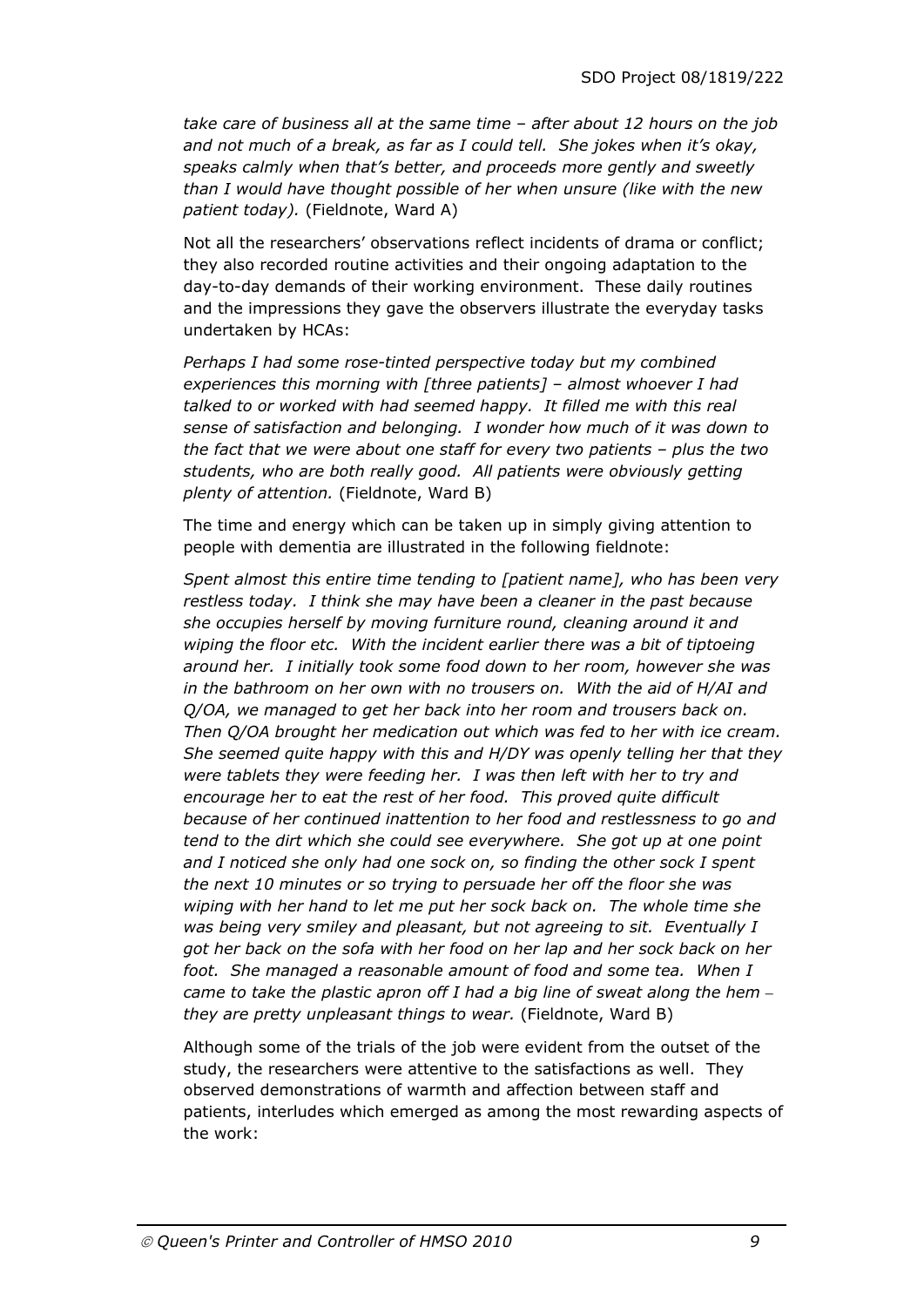*take care of business all at the same time – after about 12 hours on the job and not much of a break, as far as I could tell. She jokes when it's okay, speaks calmly when that's better, and proceeds more gently and sweetly than I would have thought possible of her when unsure (like with the new patient today).* (Fieldnote, Ward A)

Not all the researchers' observations reflect incidents of drama or conflict; they also recorded routine activities and their ongoing adaptation to the day-to-day demands of their working environment. These daily routines and the impressions they gave the observers illustrate the everyday tasks undertaken by HCAs:

*Perhaps I had some rose-tinted perspective today but my combined experiences this morning with [three patients] – almost whoever I had talked to or worked with had seemed happy. It filled me with this real sense of satisfaction and belonging. I wonder how much of it was down to the fact that we were about one staff for every two patients – plus the two students, who are both really good. All patients were obviously getting plenty of attention.* (Fieldnote, Ward B)

The time and energy which can be taken up in simply giving attention to people with dementia are illustrated in the following fieldnote:

*Spent almost this entire time tending to [patient name], who has been very restless today. I think she may have been a cleaner in the past because she occupies herself by moving furniture round, cleaning around it and wiping the floor etc. With the incident earlier there was a bit of tiptoeing around her. I initially took some food down to her room, however she was in the bathroom on her own with no trousers on. With the aid of H/AI and Q/OA, we managed to get her back into her room and trousers back on. Then Q/OA brought her medication out which was fed to her with ice cream. She seemed quite happy with this and H/DY was openly telling her that they were tablets they were feeding her. I was then left with her to try and encourage her to eat the rest of her food. This proved quite difficult because of her continued inattention to her food and restlessness to go and tend to the dirt which she could see everywhere. She got up at one point and I noticed she only had one sock on, so finding the other sock I spent the next 10 minutes or so trying to persuade her off the floor she was wiping with her hand to let me put her sock back on. The whole time she was being very smiley and pleasant, but not agreeing to sit. Eventually I got her back on the sofa with her food on her lap and her sock back on her foot. She managed a reasonable amount of food and some tea. When I came to take the plastic apron off I had a big line of sweat along the hem – they are pretty unpleasant things to wear.* (Fieldnote, Ward B)

Although some of the trials of the job were evident from the outset of the study, the researchers were attentive to the satisfactions as well. They observed demonstrations of warmth and affection between staff and patients, interludes which emerged as among the most rewarding aspects of the work: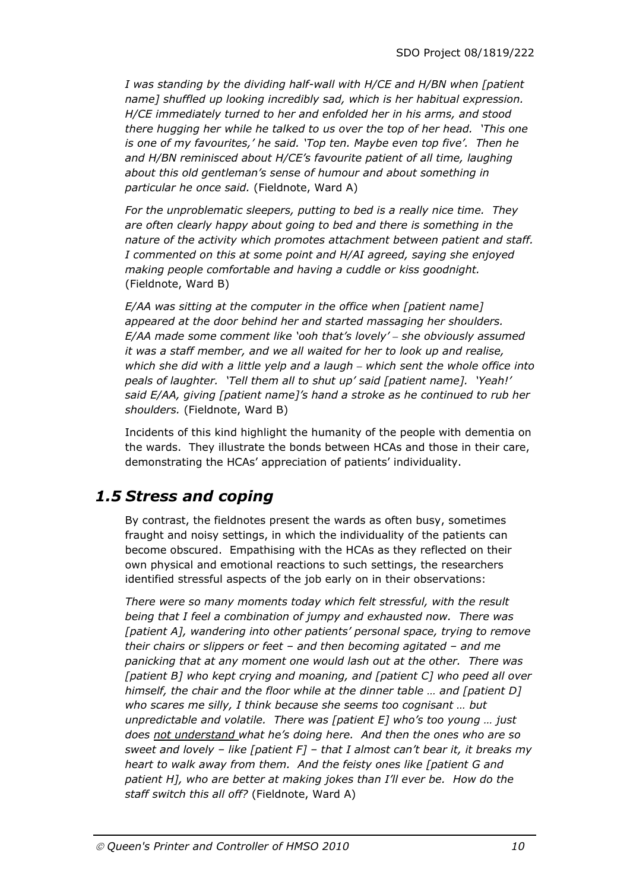*I was standing by the dividing half-wall with H/CE and H/BN when [patient name] shuffled up looking incredibly sad, which is her habitual expression. H/CE immediately turned to her and enfolded her in his arms, and stood there hugging her while he talked to us over the top of her head. 'This one is one of my favourites,' he said. 'Top ten. Maybe even top five'. Then he and H/BN reminisced about H/CE's favourite patient of all time, laughing about this old gentleman's sense of humour and about something in particular he once said.* (Fieldnote, Ward A)

*For the unproblematic sleepers, putting to bed is a really nice time. They are often clearly happy about going to bed and there is something in the nature of the activity which promotes attachment between patient and staff. I commented on this at some point and H/AI agreed, saying she enjoyed making people comfortable and having a cuddle or kiss goodnight.* (Fieldnote, Ward B)

*E/AA was sitting at the computer in the office when [patient name] appeared at the door behind her and started massaging her shoulders. E/AA made some comment like 'ooh that's lovely' – she obviously assumed it was a staff member, and we all waited for her to look up and realise, which she did with a little yelp and a laugh – which sent the whole office into peals of laughter. 'Tell them all to shut up' said [patient name]. 'Yeah!' said E/AA, giving [patient name]'s hand a stroke as he continued to rub her shoulders.* (Fieldnote, Ward B)

Incidents of this kind highlight the humanity of the people with dementia on the wards. They illustrate the bonds between HCAs and those in their care, demonstrating the HCAs' appreciation of patients' individuality.

## *1.5 Stress and coping*

By contrast, the fieldnotes present the wards as often busy, sometimes fraught and noisy settings, in which the individuality of the patients can become obscured. Empathising with the HCAs as they reflected on their own physical and emotional reactions to such settings, the researchers identified stressful aspects of the job early on in their observations:

*There were so many moments today which felt stressful, with the result being that I feel a combination of jumpy and exhausted now. There was [patient A], wandering into other patients' personal space, trying to remove their chairs or slippers or feet – and then becoming agitated – and me panicking that at any moment one would lash out at the other. There was [patient B] who kept crying and moaning, and [patient C] who peed all over himself, the chair and the floor while at the dinner table … and [patient D] who scares me silly, I think because she seems too cognisant … but unpredictable and volatile. There was [patient E] who's too young … just does <u>not understand</u> what he's doing here. And then the ones who are so sweet and lovely – like [patient F] – that I almost can't bear it, it breaks my heart to walk away from them. And the feisty ones like [patient G and patient H], who are better at making jokes than I'll ever be. How do the staff switch this all off?* (Fieldnote, Ward A)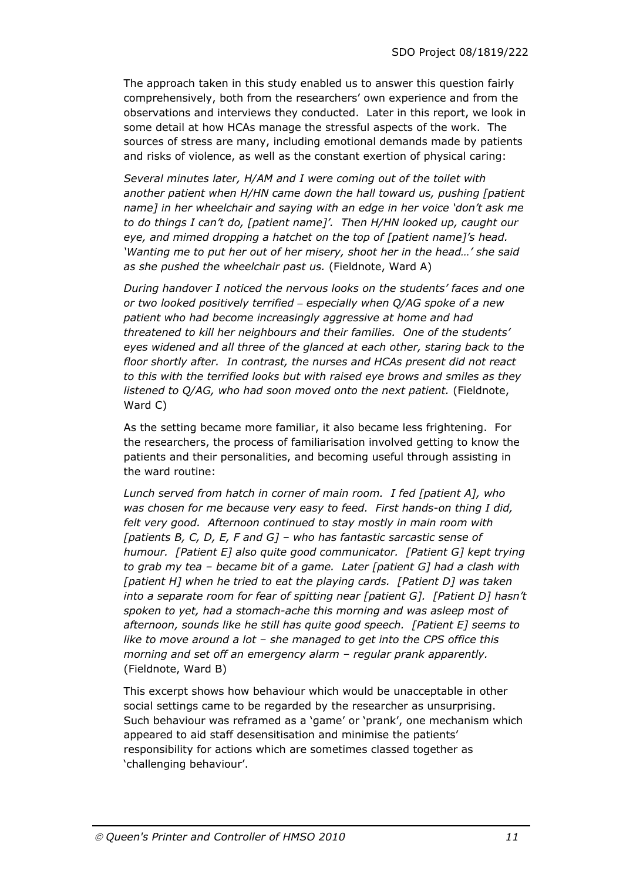The approach taken in this study enabled us to answer this question fairly comprehensively, both from the researchers' own experience and from the observations and interviews they conducted. Later in this report, we look in some detail at how HCAs manage the stressful aspects of the work. The sources of stress are many, including emotional demands made by patients and risks of violence, as well as the constant exertion of physical caring:

*Several minutes later, H/AM and I were coming out of the toilet with another patient when H/HN came down the hall toward us, pushing [patient name] in her wheelchair and saying with an edge in her voice 'don't ask me to do things I can't do, [patient name]'. Then H/HN looked up, caught our eye, and mimed dropping a hatchet on the top of [patient name]'s head. 'Wanting me to put her out of her misery, shoot her in the head…' she said as she pushed the wheelchair past us.* (Fieldnote, Ward A)

*During handover I noticed the nervous looks on the students' faces and one or two looked positively terrified – especially when Q/AG spoke of a new patient who had become increasingly aggressive at home and had threatened to kill her neighbours and their families. One of the students' eyes widened and all three of the glanced at each other, staring back to the floor shortly after. In contrast, the nurses and HCAs present did not react to this with the terrified looks but with raised eye brows and smiles as they listened to Q/AG, who had soon moved onto the next patient.* (Fieldnote, Ward C)

As the setting became more familiar, it also became less frightening. For the researchers, the process of familiarisation involved getting to know the patients and their personalities, and becoming useful through assisting in the ward routine:

*Lunch served from hatch in corner of main room. I fed [patient A], who was chosen for me because very easy to feed. First hands-on thing I did, felt very good. Afternoon continued to stay mostly in main room with [patients B, C, D, E, F and G] – who has fantastic sarcastic sense of humour. [Patient E] also quite good communicator. [Patient G] kept trying to grab my tea – became bit of a game. Later [patient G] had a clash with [patient H] when he tried to eat the playing cards. [Patient D] was taken into a separate room for fear of spitting near [patient G]. [Patient D] hasn't spoken to yet, had a stomach-ache this morning and was asleep most of afternoon, sounds like he still has quite good speech. [Patient E] seems to like to move around a lot – she managed to get into the CPS office this morning and set off an emergency alarm – regular prank apparently.* (Fieldnote, Ward B)

This excerpt shows how behaviour which would be unacceptable in other social settings came to be regarded by the researcher as unsurprising. Such behaviour was reframed as a 'game' or 'prank', one mechanism which appeared to aid staff desensitisation and minimise the patients' responsibility for actions which are sometimes classed together as 'challenging behaviour'.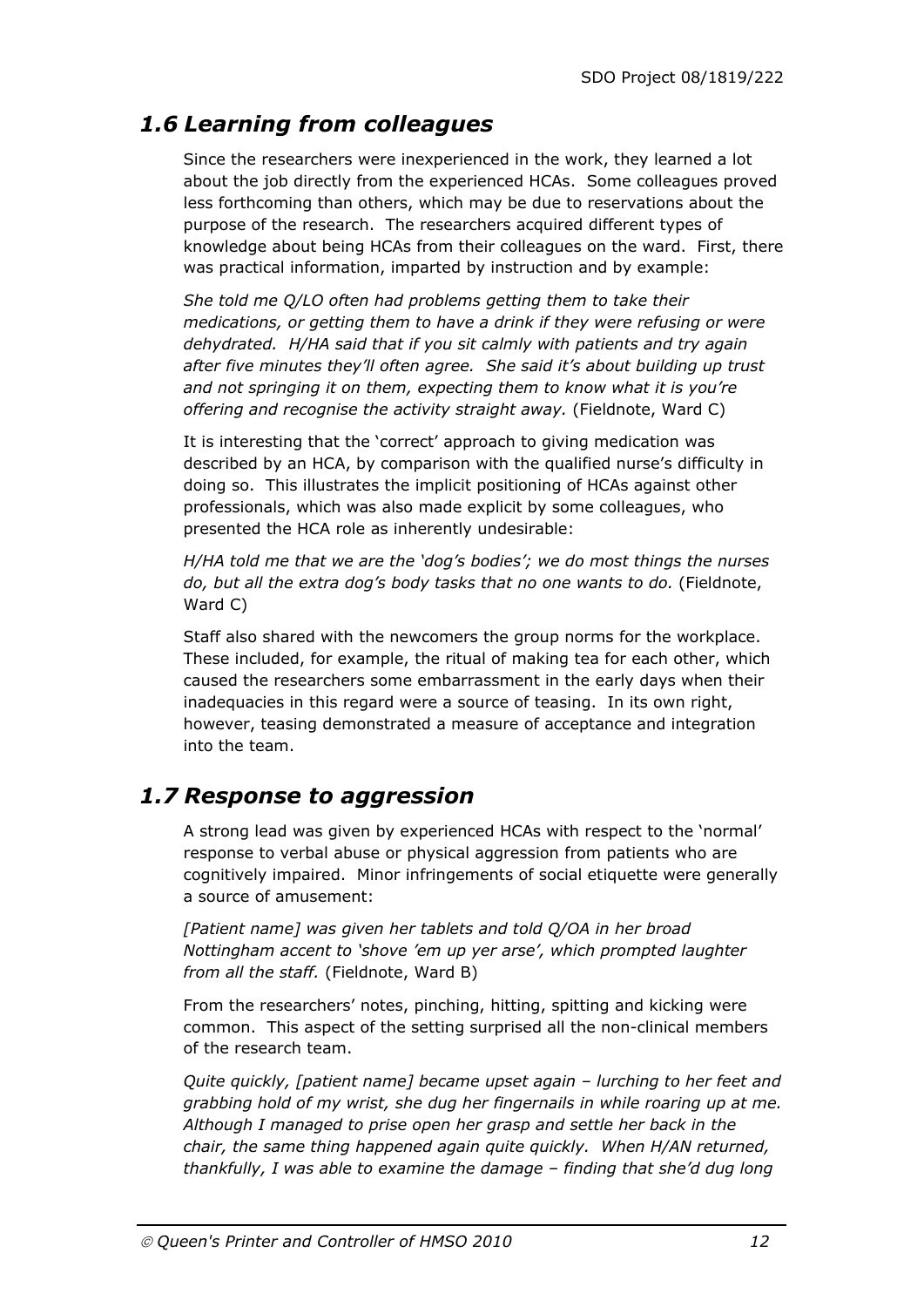## *1.6 Learning from colleagues*

Since the researchers were inexperienced in the work, they learned a lot about the job directly from the experienced HCAs. Some colleagues proved less forthcoming than others, which may be due to reservations about the purpose of the research. The researchers acquired different types of knowledge about being HCAs from their colleagues on the ward. First, there was practical information, imparted by instruction and by example:

*She told me Q/LO often had problems getting them to take their medications, or getting them to have a drink if they were refusing or were dehydrated. H/HA said that if you sit calmly with patients and try again after five minutes they'll often agree. She said it's about building up trust and not springing it on them, expecting them to know what it is you're offering and recognise the activity straight away.* (Fieldnote, Ward C)

It is interesting that the 'correct' approach to giving medication was described by an HCA, by comparison with the qualified nurse's difficulty in doing so. This illustrates the implicit positioning of HCAs against other professionals, which was also made explicit by some colleagues, who presented the HCA role as inherently undesirable:

*H/HA told me that we are the 'dog's bodies'; we do most things the nurses do, but all the extra dog's body tasks that no one wants to do.* (Fieldnote, Ward C)

Staff also shared with the newcomers the group norms for the workplace. These included, for example, the ritual of making tea for each other, which caused the researchers some embarrassment in the early days when their inadequacies in this regard were a source of teasing. In its own right, however, teasing demonstrated a measure of acceptance and integration into the team.

## *1.7 Response to aggression*

A strong lead was given by experienced HCAs with respect to the 'normal' response to verbal abuse or physical aggression from patients who are cognitively impaired. Minor infringements of social etiquette were generally a source of amusement:

*[Patient name] was given her tablets and told Q/OA in her broad Nottingham accent to 'shove 'em up yer arse', which prompted laughter from all the staff.* (Fieldnote, Ward B)

From the researchers' notes, pinching, hitting, spitting and kicking were common. This aspect of the setting surprised all the non-clinical members of the research team.

*Quite quickly, [patient name] became upset again – lurching to her feet and grabbing hold of my wrist, she dug her fingernails in while roaring up at me. Although I managed to prise open her grasp and settle her back in the chair, the same thing happened again quite quickly. When H/AN returned, thankfully, I was able to examine the damage – finding that she'd dug long*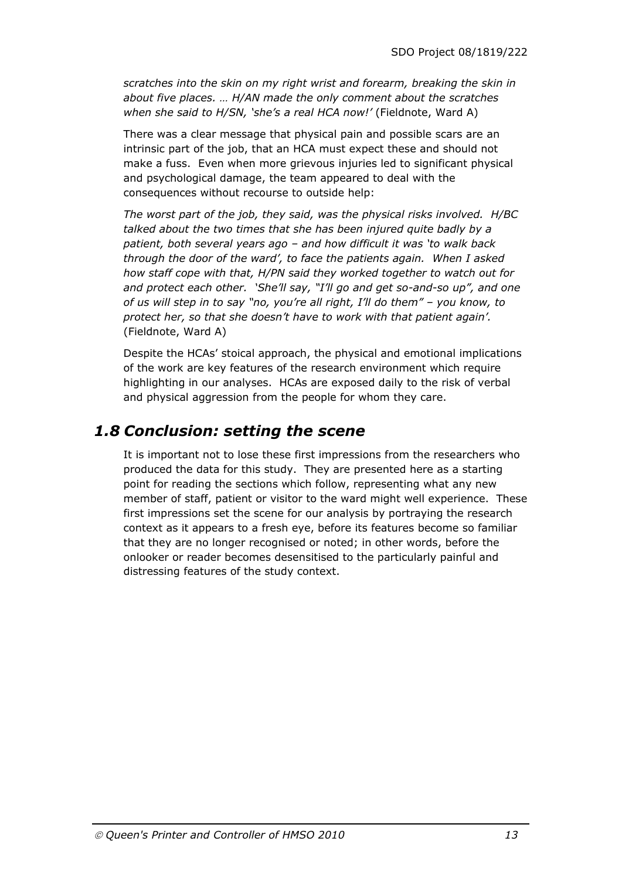*scratches into the skin on my right wrist and forearm, breaking the skin in about five places. … H/AN made the only comment about the scratches when she said to H/SN, 'she's a real HCA now!'* (Fieldnote, Ward A)

There was a clear message that physical pain and possible scars are an intrinsic part of the job, that an HCA must expect these and should not make a fuss. Even when more grievous injuries led to significant physical and psychological damage, the team appeared to deal with the consequences without recourse to outside help:

*The worst part of the job, they said, was the physical risks involved. H/BC talked about the two times that she has been injured quite badly by a patient, both several years ago – and how difficult it was 'to walk back through the door of the ward', to face the patients again. When I asked how staff cope with that, H/PN said they worked together to watch out for and protect each other. 'She'll say, "I'll go and get so-and-so up", and one of us will step in to say "no, you're all right, I'll do them" – you know, to protect her, so that she doesn't have to work with that patient again'.* (Fieldnote, Ward A)

Despite the HCAs' stoical approach, the physical and emotional implications of the work are key features of the research environment which require highlighting in our analyses. HCAs are exposed daily to the risk of verbal and physical aggression from the people for whom they care.

## *1.8 Conclusion: setting the scene*

It is important not to lose these first impressions from the researchers who produced the data for this study. They are presented here as a starting point for reading the sections which follow, representing what any new member of staff, patient or visitor to the ward might well experience. These first impressions set the scene for our analysis by portraying the research context as it appears to a fresh eye, before its features become so familiar that they are no longer recognised or noted; in other words, before the onlooker or reader becomes desensitised to the particularly painful and distressing features of the study context.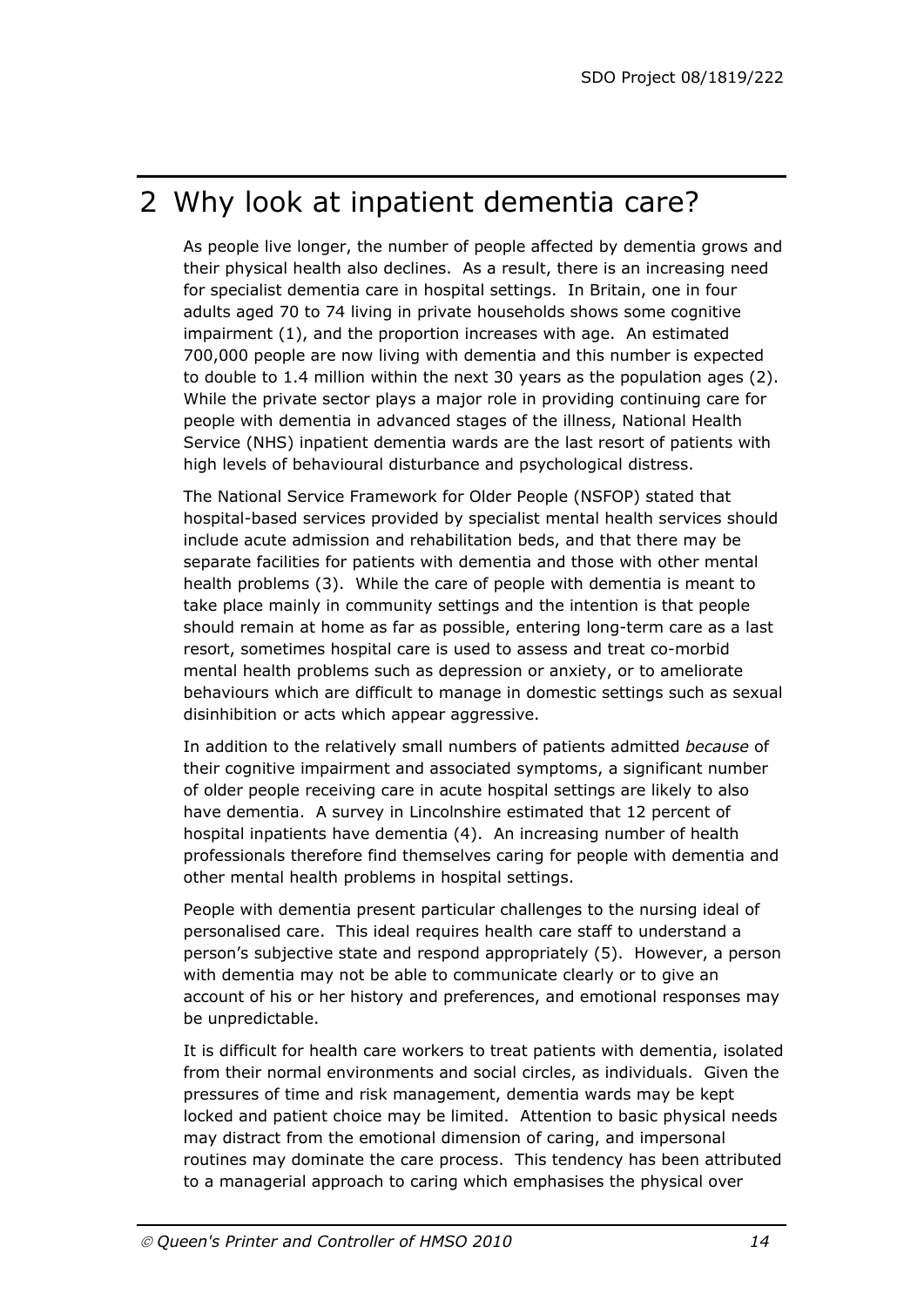# 2 Why look at inpatient dementia care?

As people live longer, the number of people affected by dementia grows and their physical health also declines. As a result, there is an increasing need for specialist dementia care in hospital settings. In Britain, one in four adults aged 70 to 74 living in private households shows some cognitive impairment (1), and the proportion increases with age. An estimated 700,000 people are now living with dementia and this number is expected to double to 1.4 million within the next 30 years as the population ages (2). While the private sector plays a major role in providing continuing care for people with dementia in advanced stages of the illness, National Health Service (NHS) inpatient dementia wards are the last resort of patients with high levels of behavioural disturbance and psychological distress.

The National Service Framework for Older People (NSFOP) stated that hospital-based services provided by specialist mental health services should include acute admission and rehabilitation beds, and that there may be separate facilities for patients with dementia and those with other mental health problems (3). While the care of people with dementia is meant to take place mainly in community settings and the intention is that people should remain at home as far as possible, entering long-term care as a last resort, sometimes hospital care is used to assess and treat co-morbid mental health problems such as depression or anxiety, or to ameliorate behaviours which are difficult to manage in domestic settings such as sexual disinhibition or acts which appear aggressive.

In addition to the relatively small numbers of patients admitted *because* of their cognitive impairment and associated symptoms, a significant number of older people receiving care in acute hospital settings are likely to also have dementia. A survey in Lincolnshire estimated that 12 percent of hospital inpatients have dementia (4). An increasing number of health professionals therefore find themselves caring for people with dementia and other mental health problems in hospital settings.

People with dementia present particular challenges to the nursing ideal of personalised care. This ideal requires health care staff to understand a person's subjective state and respond appropriately (5). However, a person with dementia may not be able to communicate clearly or to give an account of his or her history and preferences, and emotional responses may be unpredictable.

It is difficult for health care workers to treat patients with dementia, isolated from their normal environments and social circles, as individuals. Given the pressures of time and risk management, dementia wards may be kept locked and patient choice may be limited. Attention to basic physical needs may distract from the emotional dimension of caring, and impersonal routines may dominate the care process. This tendency has been attributed to a managerial approach to caring which emphasises the physical over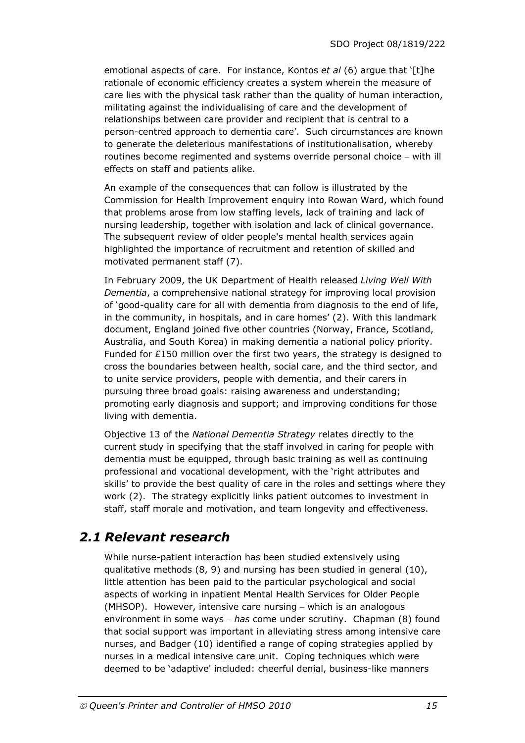emotional aspects of care. For instance, Kontos *et al* (6) argue that '[t]he rationale of economic efficiency creates a system wherein the measure of care lies with the physical task rather than the quality of human interaction, militating against the individualising of care and the development of relationships between care provider and recipient that is central to a person-centred approach to dementia care'. Such circumstances are known to generate the deleterious manifestations of institutionalisation, whereby routines become regimented and systems override personal choice – with ill effects on staff and patients alike.

An example of the consequences that can follow is illustrated by the Commission for Health Improvement enquiry into Rowan Ward, which found that problems arose from low staffing levels, lack of training and lack of nursing leadership, together with isolation and lack of clinical governance. The subsequent review of older people's mental health services again highlighted the importance of recruitment and retention of skilled and motivated permanent staff (7).

In February 2009, the UK Department of Health released *Living Well With Dementia*, a comprehensive national strategy for improving local provision of 'good-quality care for all with dementia from diagnosis to the end of life, in the community, in hospitals, and in care homes' (2). With this landmark document, England joined five other countries (Norway, France, Scotland, Australia, and South Korea) in making dementia a national policy priority. Funded for £150 million over the first two years, the strategy is designed to cross the boundaries between health, social care, and the third sector, and to unite service providers, people with dementia, and their carers in pursuing three broad goals: raising awareness and understanding; promoting early diagnosis and support; and improving conditions for those living with dementia.

Objective 13 of the *National Dementia Strategy* relates directly to the current study in specifying that the staff involved in caring for people with dementia must be equipped, through basic training as well as continuing professional and vocational development, with the 'right attributes and skills' to provide the best quality of care in the roles and settings where they work (2). The strategy explicitly links patient outcomes to investment in staff, staff morale and motivation, and team longevity and effectiveness.

## *2.1 Relevant research*

While nurse-patient interaction has been studied extensively using qualitative methods (8, 9) and nursing has been studied in general (10), little attention has been paid to the particular psychological and social aspects of working in inpatient Mental Health Services for Older People (MHSOP). However, intensive care nursing – which is an analogous environment in some ways – *has* come under scrutiny. Chapman (8) found that social support was important in alleviating stress among intensive care nurses, and Badger (10) identified a range of coping strategies applied by nurses in a medical intensive care unit. Coping techniques which were deemed to be 'adaptive' included: cheerful denial, business-like manners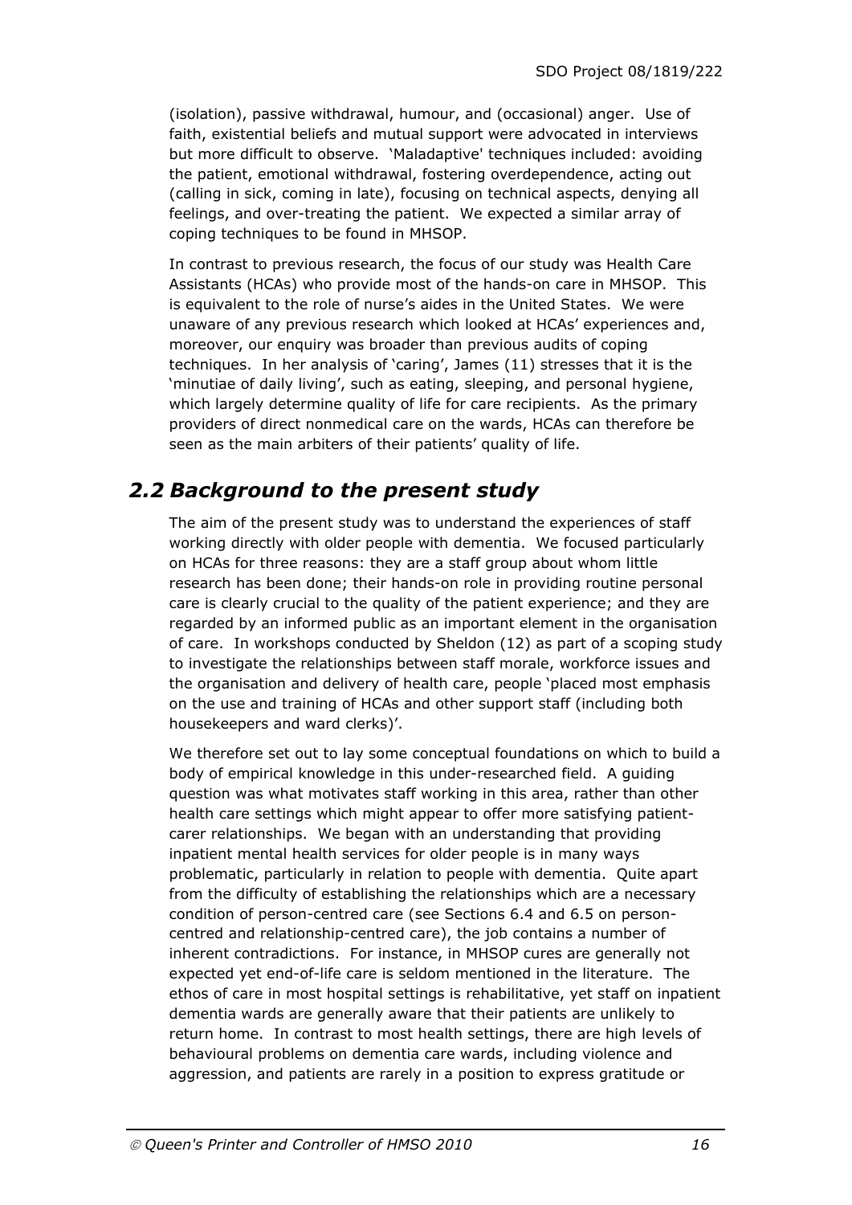(isolation), passive withdrawal, humour, and (occasional) anger. Use of faith, existential beliefs and mutual support were advocated in interviews but more difficult to observe. 'Maladaptive' techniques included: avoiding the patient, emotional withdrawal, fostering overdependence, acting out (calling in sick, coming in late), focusing on technical aspects, denying all feelings, and over-treating the patient. We expected a similar array of coping techniques to be found in MHSOP.

In contrast to previous research, the focus of our study was Health Care Assistants (HCAs) who provide most of the hands-on care in MHSOP. This is equivalent to the role of nurse's aides in the United States. We were unaware of any previous research which looked at HCAs' experiences and, moreover, our enquiry was broader than previous audits of coping techniques. In her analysis of 'caring', James (11) stresses that it is the 'minutiae of daily living', such as eating, sleeping, and personal hygiene, which largely determine quality of life for care recipients. As the primary providers of direct nonmedical care on the wards, HCAs can therefore be seen as the main arbiters of their patients' quality of life.

## *2.2 Background to the present study*

The aim of the present study was to understand the experiences of staff working directly with older people with dementia. We focused particularly on HCAs for three reasons: they are a staff group about whom little research has been done; their hands-on role in providing routine personal care is clearly crucial to the quality of the patient experience; and they are regarded by an informed public as an important element in the organisation of care. In workshops conducted by Sheldon (12) as part of a scoping study to investigate the relationships between staff morale, workforce issues and the organisation and delivery of health care, people 'placed most emphasis on the use and training of HCAs and other support staff (including both housekeepers and ward clerks)'.

We therefore set out to lay some conceptual foundations on which to build a body of empirical knowledge in this under-researched field. A guiding question was what motivates staff working in this area, rather than other health care settings which might appear to offer more satisfying patient-carer relationships. We began with an understanding that providing inpatient mental health services for older people is in many ways problematic, particularly in relation to people with dementia. Quite apart from the difficulty of establishing the relationships which are a necessary condition of person-centred care (see Sections 6.4 and 6.5 on person-centred and relationship-centred care), the job contains a number of inherent contradictions. For instance, in MHSOP cures are generally not expected yet end-of-life care is seldom mentioned in the literature. The ethos of care in most hospital settings is rehabilitative, yet staff on inpatient dementia wards are generally aware that their patients are unlikely to return home. In contrast to most health settings, there are high levels of behavioural problems on dementia care wards, including violence and aggression, and patients are rarely in a position to express gratitude or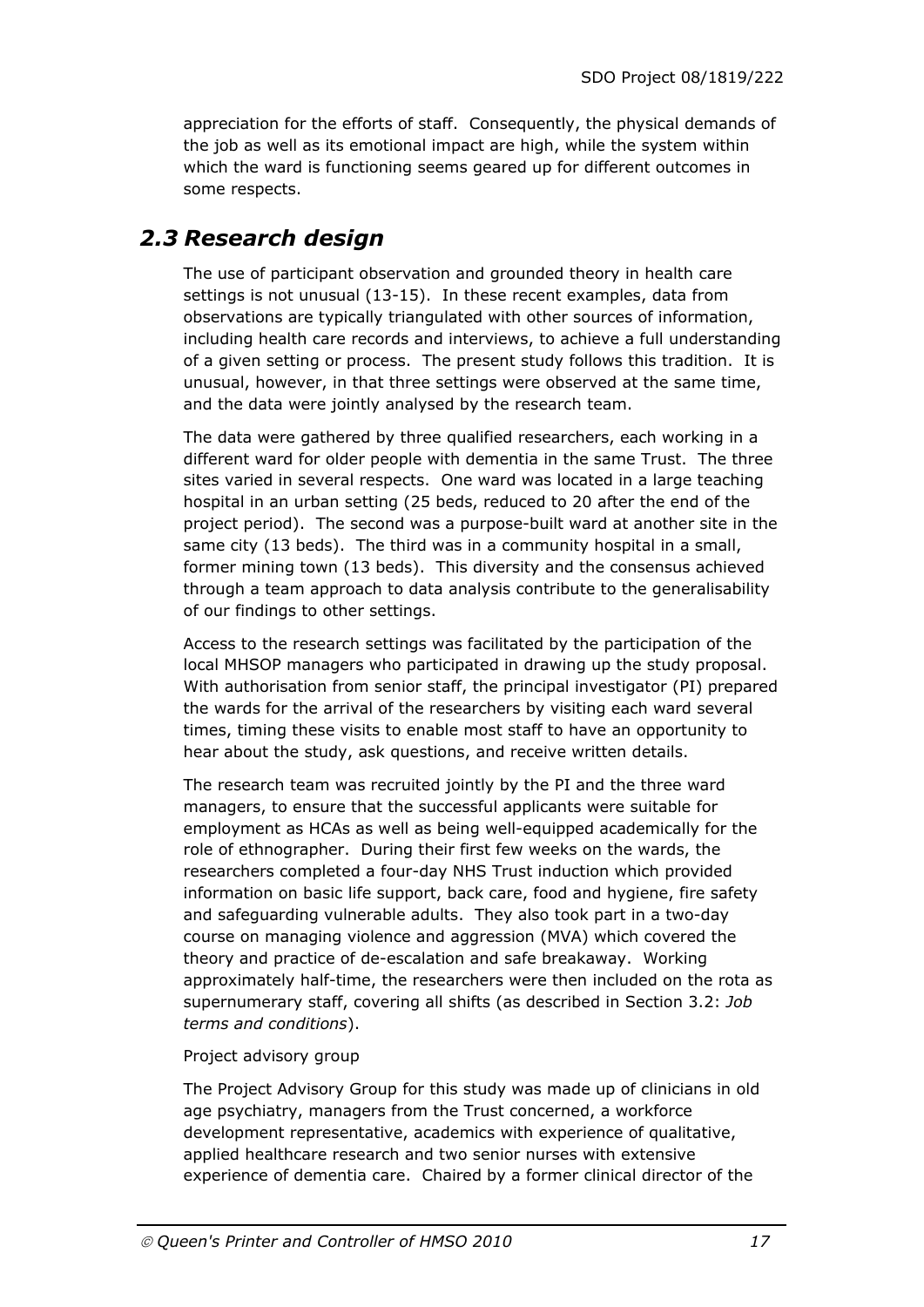appreciation for the efforts of staff. Consequently, the physical demands of the job as well as its emotional impact are high, while the system within which the ward is functioning seems geared up for different outcomes in some respects.

## *2.3 Research design*

The use of participant observation and grounded theory in health care settings is not unusual (13-15). In these recent examples, data from observations are typically triangulated with other sources of information, including health care records and interviews, to achieve a full understanding of a given setting or process. The present study follows this tradition. It is unusual, however, in that three settings were observed at the same time, and the data were jointly analysed by the research team.

The data were gathered by three qualified researchers, each working in a different ward for older people with dementia in the same Trust. The three sites varied in several respects. One ward was located in a large teaching hospital in an urban setting (25 beds, reduced to 20 after the end of the project period). The second was a purpose-built ward at another site in the same city (13 beds). The third was in a community hospital in a small, former mining town (13 beds). This diversity and the consensus achieved through a team approach to data analysis contribute to the generalisability of our findings to other settings.

Access to the research settings was facilitated by the participation of the local MHSOP managers who participated in drawing up the study proposal. With authorisation from senior staff, the principal investigator (PI) prepared the wards for the arrival of the researchers by visiting each ward several times, timing these visits to enable most staff to have an opportunity to hear about the study, ask questions, and receive written details.

The research team was recruited jointly by the PI and the three ward managers, to ensure that the successful applicants were suitable for employment as HCAs as well as being well-equipped academically for the role of ethnographer. During their first few weeks on the wards, the researchers completed a four-day NHS Trust induction which provided information on basic life support, back care, food and hygiene, fire safety and safeguarding vulnerable adults. They also took part in a two-day course on managing violence and aggression (MVA) which covered the theory and practice of de-escalation and safe breakaway. Working approximately half-time, the researchers were then included on the rota as supernumerary staff, covering all shifts (as described in Section 3.2: *Job terms and conditions*).

Project advisory group

The Project Advisory Group for this study was made up of clinicians in old age psychiatry, managers from the Trust concerned, a workforce development representative, academics with experience of qualitative, applied healthcare research and two senior nurses with extensive experience of dementia care. Chaired by a former clinical director of the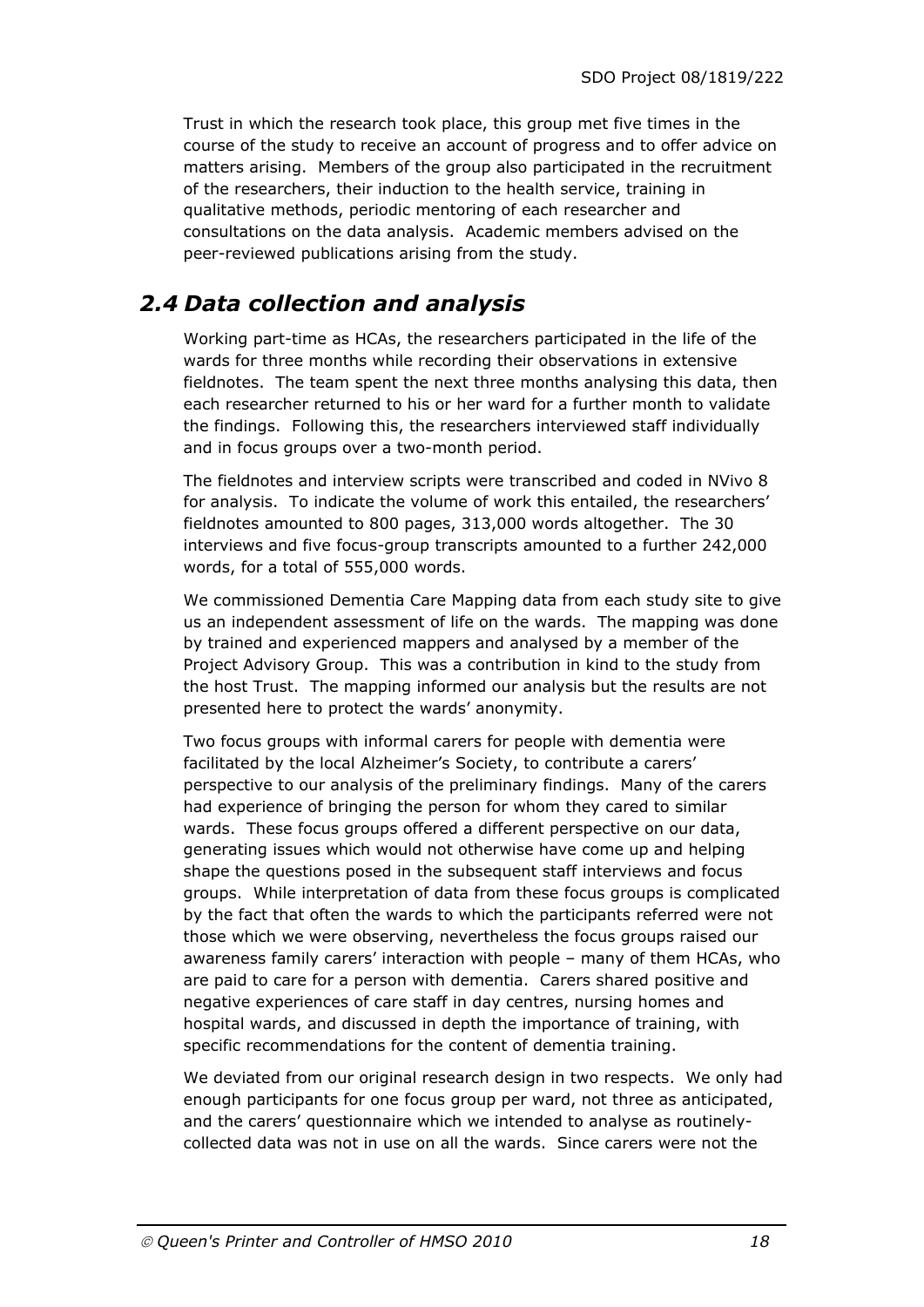Trust in which the research took place, this group met five times in the course of the study to receive an account of progress and to offer advice on matters arising. Members of the group also participated in the recruitment of the researchers, their induction to the health service, training in qualitative methods, periodic mentoring of each researcher and consultations on the data analysis. Academic members advised on the peer-reviewed publications arising from the study.

## *2.4 Data collection and analysis*

Working part-time as HCAs, the researchers participated in the life of the wards for three months while recording their observations in extensive fieldnotes. The team spent the next three months analysing this data, then each researcher returned to his or her ward for a further month to validate the findings. Following this, the researchers interviewed staff individually and in focus groups over a two-month period.

The fieldnotes and interview scripts were transcribed and coded in NVivo 8 for analysis. To indicate the volume of work this entailed, the researchers' fieldnotes amounted to 800 pages, 313,000 words altogether. The 30 interviews and five focus-group transcripts amounted to a further 242,000 words, for a total of 555,000 words.

We commissioned Dementia Care Mapping data from each study site to give us an independent assessment of life on the wards. The mapping was done by trained and experienced mappers and analysed by a member of the Project Advisory Group. This was a contribution in kind to the study from the host Trust. The mapping informed our analysis but the results are not presented here to protect the wards' anonymity.

Two focus groups with informal carers for people with dementia were facilitated by the local Alzheimer's Society, to contribute a carers' perspective to our analysis of the preliminary findings. Many of the carers had experience of bringing the person for whom they cared to similar wards. These focus groups offered a different perspective on our data, generating issues which would not otherwise have come up and helping shape the questions posed in the subsequent staff interviews and focus groups. While interpretation of data from these focus groups is complicated by the fact that often the wards to which the participants referred were not those which we were observing, nevertheless the focus groups raised our awareness family carers' interaction with people – many of them HCAs, who are paid to care for a person with dementia. Carers shared positive and negative experiences of care staff in day centres, nursing homes and hospital wards, and discussed in depth the importance of training, with specific recommendations for the content of dementia training.

We deviated from our original research design in two respects. We only had enough participants for one focus group per ward, not three as anticipated, and the carers' questionnaire which we intended to analyse as routinely-collected data was not in use on all the wards. Since carers were not the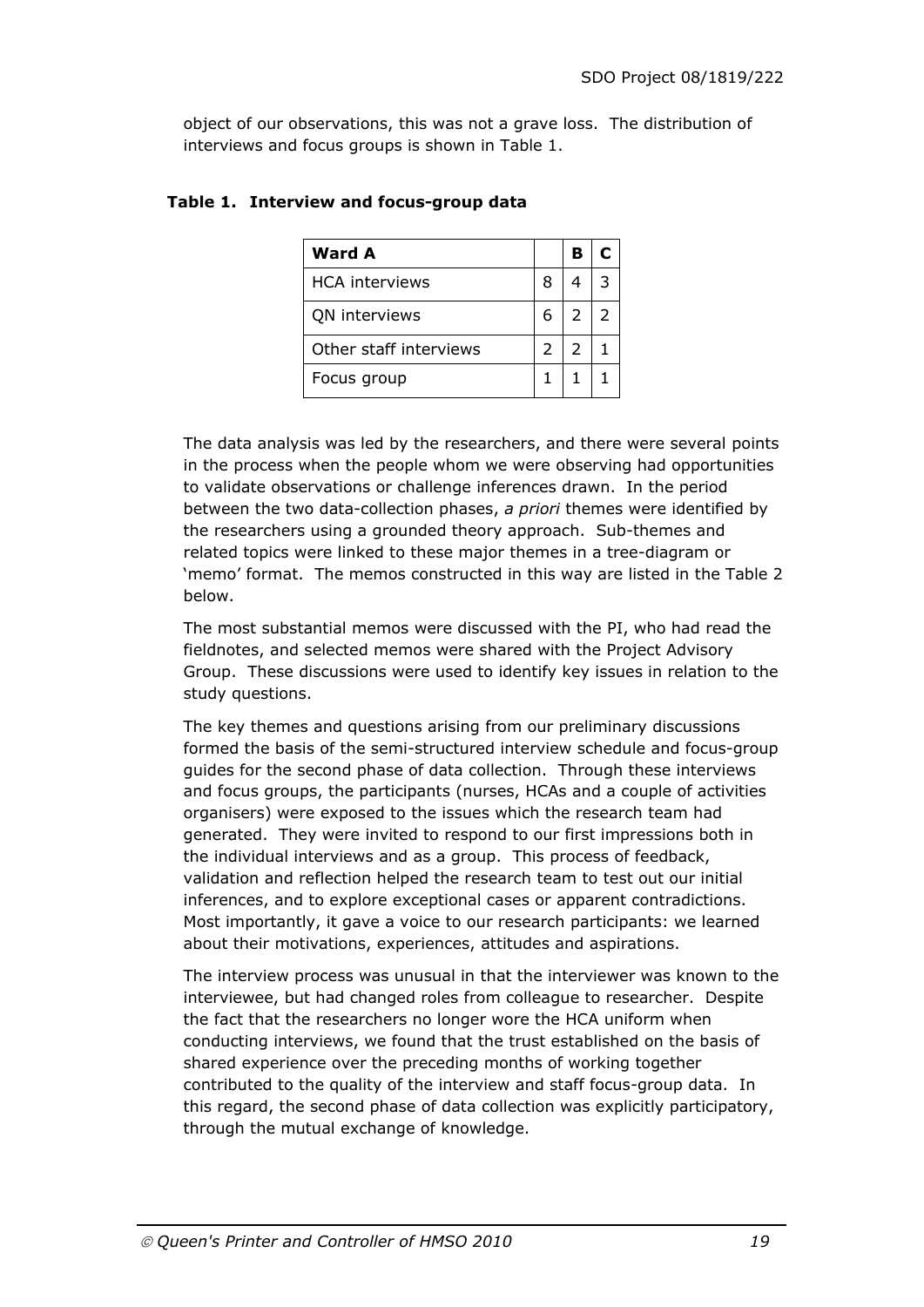object of our observations, this was not a grave loss. The distribution of interviews and focus groups is shown in Table 1.

**Table 1. Interview and focus-group data**

| Ward A | | B | C |
|---|---|---|---|
| HCA interviews | 8 | 4 | 3 |
| QN interviews | 6 | 2 | 2 |
| Other staff interviews | 2 | 2 | 1 |
| Focus group | 1 | 1 | 1 |

The data analysis was led by the researchers, and there were several points in the process when the people whom we were observing had opportunities to validate observations or challenge inferences drawn. In the period between the two data-collection phases, *a priori* themes were identified by the researchers using a grounded theory approach. Sub-themes and related topics were linked to these major themes in a tree-diagram or 'memo' format. The memos constructed in this way are listed in the Table 2 below.

The most substantial memos were discussed with the PI, who had read the fieldnotes, and selected memos were shared with the Project Advisory Group. These discussions were used to identify key issues in relation to the study questions.

The key themes and questions arising from our preliminary discussions formed the basis of the semi-structured interview schedule and focus-group guides for the second phase of data collection. Through these interviews and focus groups, the participants (nurses, HCAs and a couple of activities organisers) were exposed to the issues which the research team had generated. They were invited to respond to our first impressions both in the individual interviews and as a group. This process of feedback, validation and reflection helped the research team to test out our initial inferences, and to explore exceptional cases or apparent contradictions. Most importantly, it gave a voice to our research participants: we learned about their motivations, experiences, attitudes and aspirations.

The interview process was unusual in that the interviewer was known to the interviewee, but had changed roles from colleague to researcher. Despite the fact that the researchers no longer wore the HCA uniform when conducting interviews, we found that the trust established on the basis of shared experience over the preceding months of working together contributed to the quality of the interview and staff focus-group data. In this regard, the second phase of data collection was explicitly participatory, through the mutual exchange of knowledge.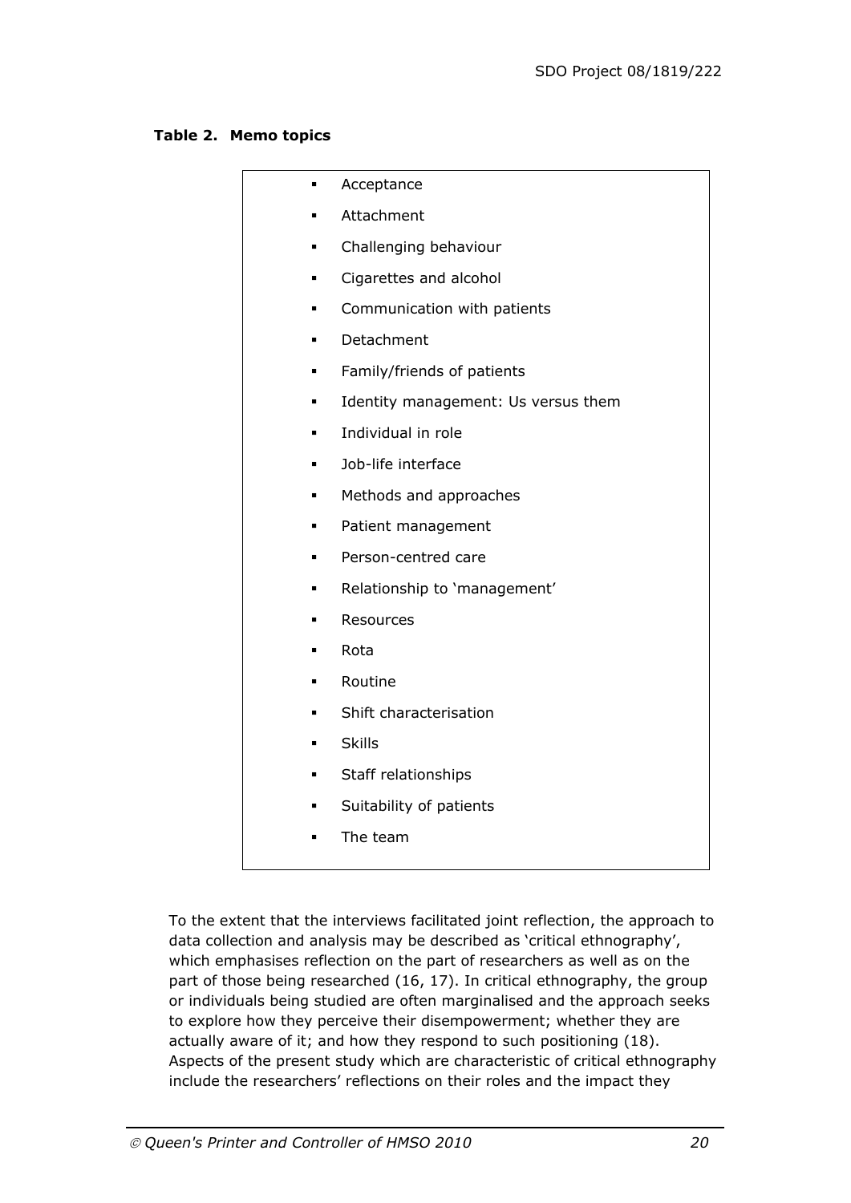**Table 2. Memo topics**

- Acceptance
- Attachment
- Challenging behaviour
- Cigarettes and alcohol
- Communication with patients
- Detachment
- Family/friends of patients
- Identity management: Us versus them
- Individual in role
- Job-life interface
- Methods and approaches
- Patient management
- Person-centred care
- Relationship to 'management'
- Resources
- Rota
- Routine
- Shift characterisation
- Skills
- Staff relationships
- Suitability of patients
- The team

To the extent that the interviews facilitated joint reflection, the approach to data collection and analysis may be described as 'critical ethnography', which emphasises reflection on the part of researchers as well as on the part of those being researched (16, 17). In critical ethnography, the group or individuals being studied are often marginalised and the approach seeks to explore how they perceive their disempowerment; whether they are actually aware of it; and how they respond to such positioning (18). Aspects of the present study which are characteristic of critical ethnography include the researchers' reflections on their roles and the impact they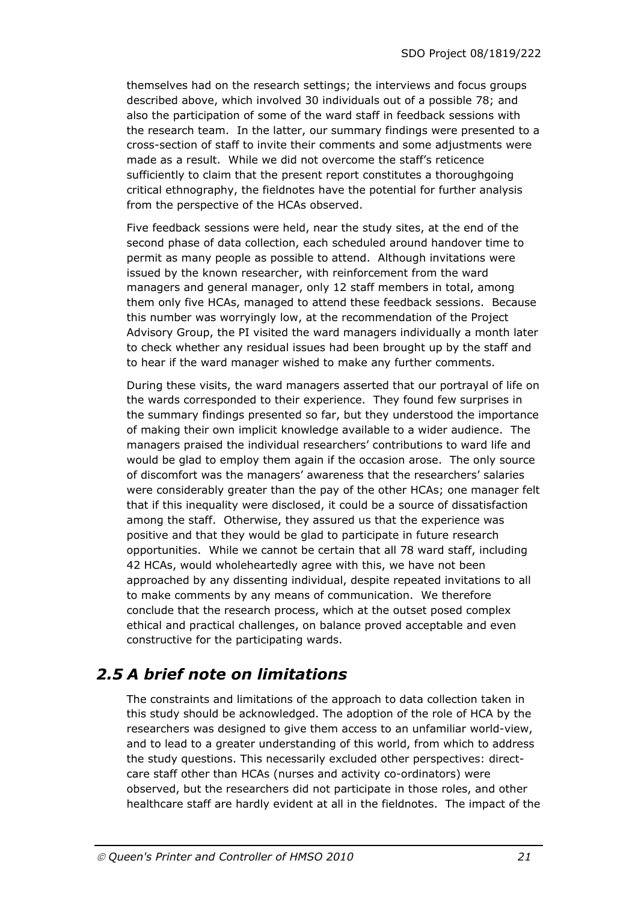themselves had on the research settings; the interviews and focus groups described above, which involved 30 individuals out of a possible 78; and also the participation of some of the ward staff in feedback sessions with the research team. In the latter, our summary findings were presented to a cross-section of staff to invite their comments and some adjustments were made as a result. While we did not overcome the staff's reticence sufficiently to claim that the present report constitutes a thoroughgoing critical ethnography, the fieldnotes have the potential for further analysis from the perspective of the HCAs observed.

Five feedback sessions were held, near the study sites, at the end of the second phase of data collection, each scheduled around handover time to permit as many people as possible to attend. Although invitations were issued by the known researcher, with reinforcement from the ward managers and general manager, only 12 staff members in total, among them only five HCAs, managed to attend these feedback sessions. Because this number was worryingly low, at the recommendation of the Project Advisory Group, the PI visited the ward managers individually a month later to check whether any residual issues had been brought up by the staff and to hear if the ward manager wished to make any further comments.

During these visits, the ward managers asserted that our portrayal of life on the wards corresponded to their experience. They found few surprises in the summary findings presented so far, but they understood the importance of making their own implicit knowledge available to a wider audience. The managers praised the individual researchers' contributions to ward life and would be glad to employ them again if the occasion arose. The only source of discomfort was the managers' awareness that the researchers' salaries were considerably greater than the pay of the other HCAs; one manager felt that if this inequality were disclosed, it could be a source of dissatisfaction among the staff. Otherwise, they assured us that the experience was positive and that they would be glad to participate in future research opportunities. While we cannot be certain that all 78 ward staff, including 42 HCAs, would wholeheartedly agree with this, we have not been approached by any dissenting individual, despite repeated invitations to all to make comments by any means of communication. We therefore conclude that the research process, which at the outset posed complex ethical and practical challenges, on balance proved acceptable and even constructive for the participating wards.

## *2.5 A brief note on limitations*

The constraints and limitations of the approach to data collection taken in this study should be acknowledged. The adoption of the role of HCA by the researchers was designed to give them access to an unfamiliar world-view, and to lead to a greater understanding of this world, from which to address the study questions. This necessarily excluded other perspectives: direct-care staff other than HCAs (nurses and activity co-ordinators) were observed, but the researchers did not participate in those roles, and other healthcare staff are hardly evident at all in the fieldnotes. The impact of the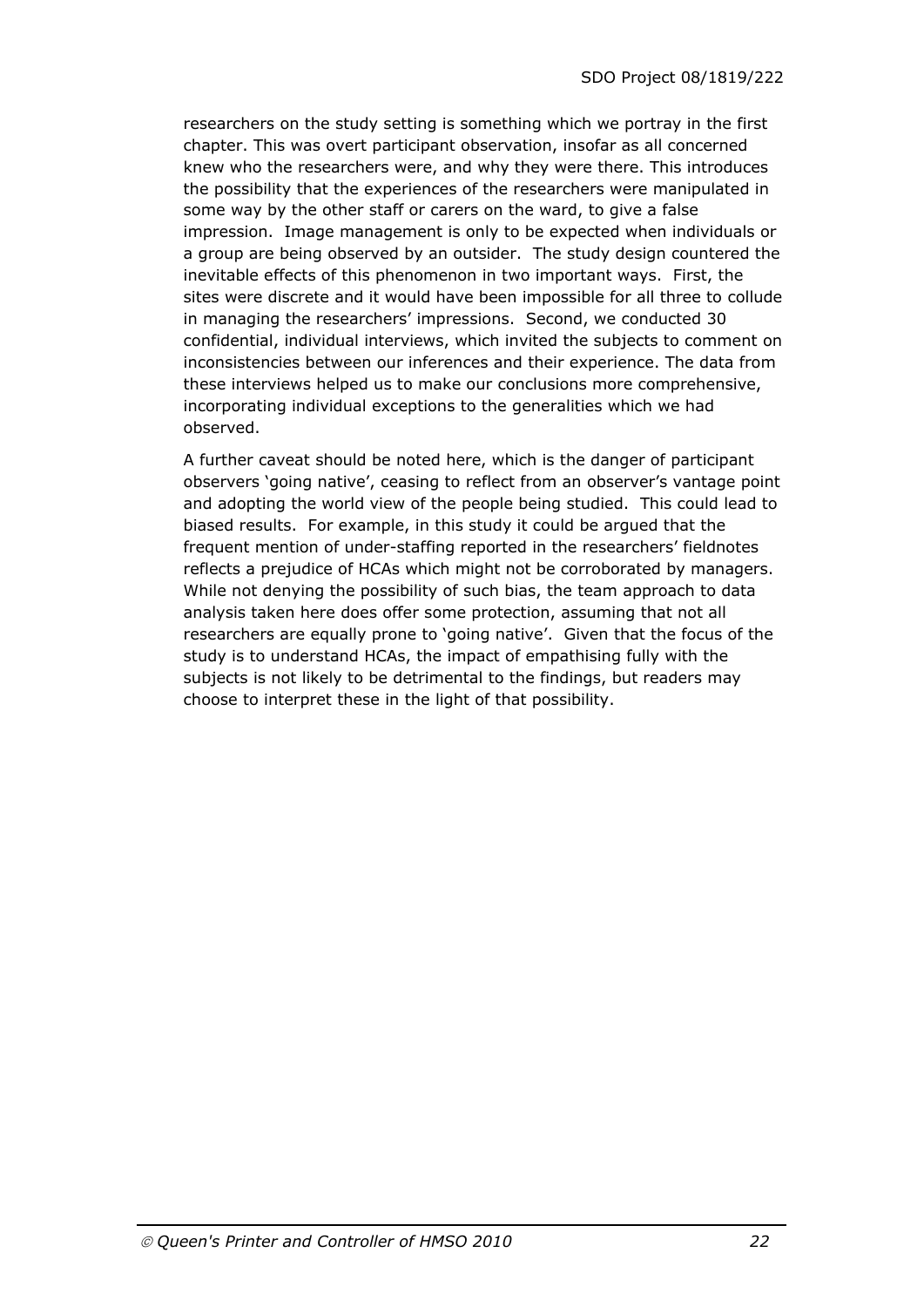researchers on the study setting is something which we portray in the first chapter. This was overt participant observation, insofar as all concerned knew who the researchers were, and why they were there. This introduces the possibility that the experiences of the researchers were manipulated in some way by the other staff or carers on the ward, to give a false impression. Image management is only to be expected when individuals or a group are being observed by an outsider. The study design countered the inevitable effects of this phenomenon in two important ways. First, the sites were discrete and it would have been impossible for all three to collude in managing the researchers' impressions. Second, we conducted 30 confidential, individual interviews, which invited the subjects to comment on inconsistencies between our inferences and their experience. The data from these interviews helped us to make our conclusions more comprehensive, incorporating individual exceptions to the generalities which we had observed.

A further caveat should be noted here, which is the danger of participant observers 'going native', ceasing to reflect from an observer's vantage point and adopting the world view of the people being studied. This could lead to biased results. For example, in this study it could be argued that the frequent mention of under-staffing reported in the researchers' fieldnotes reflects a prejudice of HCAs which might not be corroborated by managers. While not denying the possibility of such bias, the team approach to data analysis taken here does offer some protection, assuming that not all researchers are equally prone to 'going native'. Given that the focus of the study is to understand HCAs, the impact of empathising fully with the subjects is not likely to be detrimental to the findings, but readers may choose to interpret these in the light of that possibility.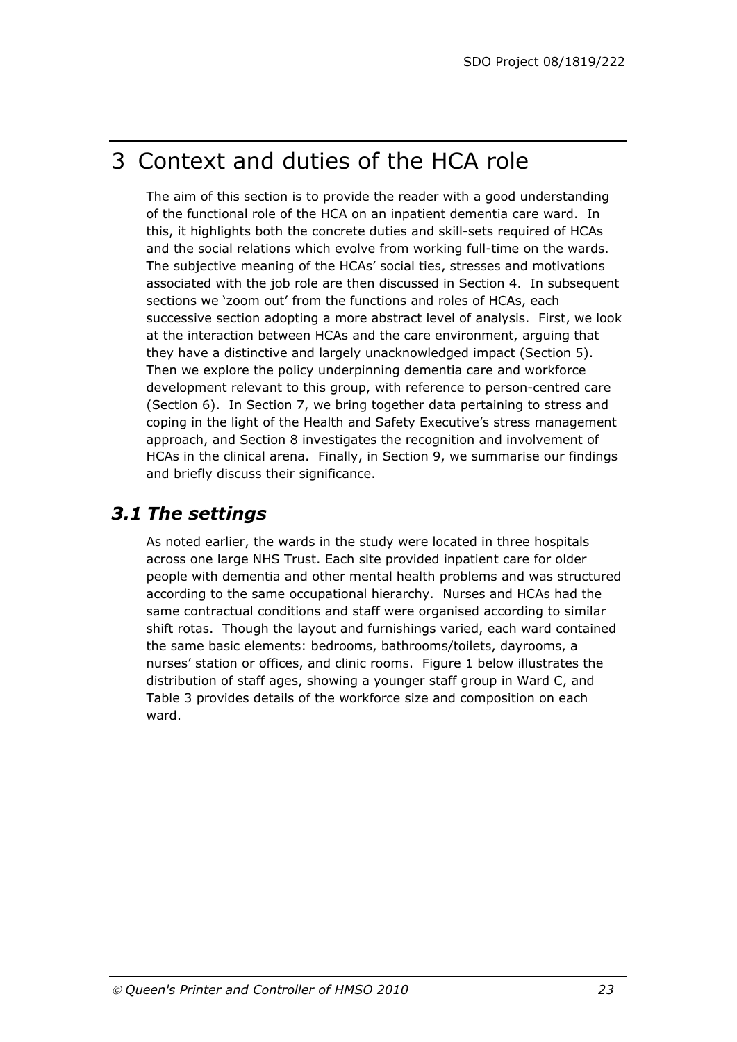# 3 Context and duties of the HCA role

The aim of this section is to provide the reader with a good understanding of the functional role of the HCA on an inpatient dementia care ward. In this, it highlights both the concrete duties and skill-sets required of HCAs and the social relations which evolve from working full-time on the wards. The subjective meaning of the HCAs' social ties, stresses and motivations associated with the job role are then discussed in Section 4. In subsequent sections we 'zoom out' from the functions and roles of HCAs, each successive section adopting a more abstract level of analysis. First, we look at the interaction between HCAs and the care environment, arguing that they have a distinctive and largely unacknowledged impact (Section 5). Then we explore the policy underpinning dementia care and workforce development relevant to this group, with reference to person-centred care (Section 6). In Section 7, we bring together data pertaining to stress and coping in the light of the Health and Safety Executive's stress management approach, and Section 8 investigates the recognition and involvement of HCAs in the clinical arena. Finally, in Section 9, we summarise our findings and briefly discuss their significance.

## *3.1 The settings*

As noted earlier, the wards in the study were located in three hospitals across one large NHS Trust. Each site provided inpatient care for older people with dementia and other mental health problems and was structured according to the same occupational hierarchy. Nurses and HCAs had the same contractual conditions and staff were organised according to similar shift rotas. Though the layout and furnishings varied, each ward contained the same basic elements: bedrooms, bathrooms/toilets, dayrooms, a nurses' station or offices, and clinic rooms. Figure 1 below illustrates the distribution of staff ages, showing a younger staff group in Ward C, and Table 3 provides details of the workforce size and composition on each ward.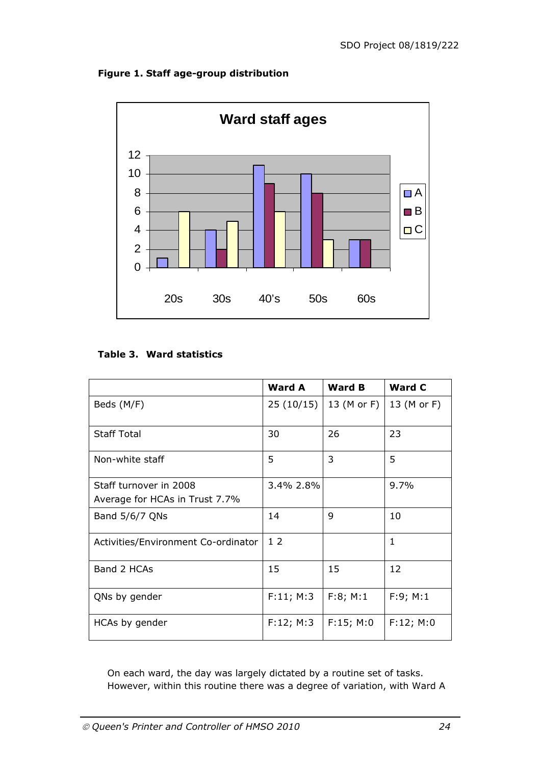**Figure 1. Staff age-group distribution**

**Table 3. Ward statistics**

| | Ward A | Ward B | Ward C |
|---|---|---|---|
| Beds (M/F) | 25 (10/15) | 13 (M or F) | 13 (M or F) |
| Staff Total | 30 | 26 | 23 |
| Non-white staff | 5 | 3 | 5 |
| Staff turnover in 2008<br>Average for HCAs in Trust 7.7% | 3.4% 2.8% | | 9.7% |
| Band 5/6/7 QNs | 14 | 9 | 10 |
| Activities/Environment Co-ordinator | 1 2 | | 1 |
| Band 2 HCAs | 15 | 15 | 12 |
| QNs by gender | F:11; M:3 | F:8; M:1 | F:9; M:1 |
| HCAs by gender | F:12; M:3 | F:15; M:0 | F:12; M:0 |

On each ward, the day was largely dictated by a routine set of tasks. However, within this routine there was a degree of variation, with Ward A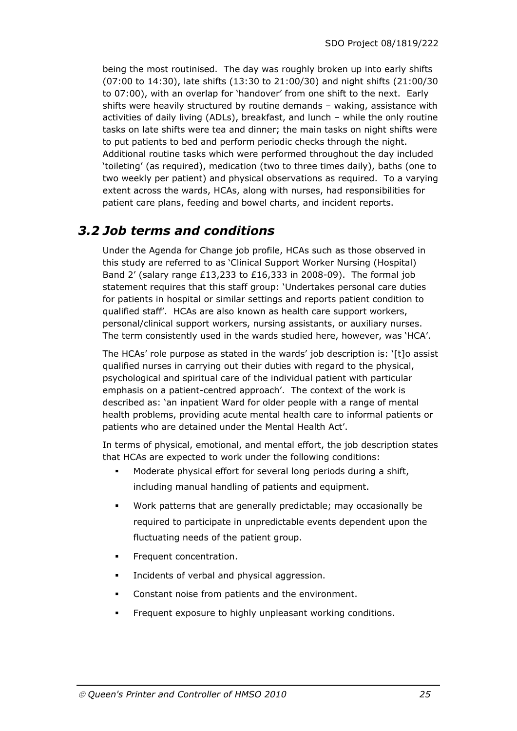being the most routinised. The day was roughly broken up into early shifts (07:00 to 14:30), late shifts (13:30 to 21:00/30) and night shifts (21:00/30 to 07:00), with an overlap for 'handover' from one shift to the next. Early shifts were heavily structured by routine demands – waking, assistance with activities of daily living (ADLs), breakfast, and lunch – while the only routine tasks on late shifts were tea and dinner; the main tasks on night shifts were to put patients to bed and perform periodic checks through the night. Additional routine tasks which were performed throughout the day included 'toileting' (as required), medication (two to three times daily), baths (one to two weekly per patient) and physical observations as required. To a varying extent across the wards, HCAs, along with nurses, had responsibilities for patient care plans, feeding and bowel charts, and incident reports.

## *3.2 Job terms and conditions*

Under the Agenda for Change job profile, HCAs such as those observed in this study are referred to as 'Clinical Support Worker Nursing (Hospital) Band 2' (salary range £13,233 to £16,333 in 2008-09). The formal job statement requires that this staff group: 'Undertakes personal care duties for patients in hospital or similar settings and reports patient condition to qualified staff'. HCAs are also known as health care support workers, personal/clinical support workers, nursing assistants, or auxiliary nurses. The term consistently used in the wards studied here, however, was 'HCA'.

The HCAs' role purpose as stated in the wards' job description is: '[t]o assist qualified nurses in carrying out their duties with regard to the physical, psychological and spiritual care of the individual patient with particular emphasis on a patient-centred approach'. The context of the work is described as: 'an inpatient Ward for older people with a range of mental health problems, providing acute mental health care to informal patients or patients who are detained under the Mental Health Act'.

In terms of physical, emotional, and mental effort, the job description states that HCAs are expected to work under the following conditions:

- Moderate physical effort for several long periods during a shift, including manual handling of patients and equipment.
- Work patterns that are generally predictable; may occasionally be required to participate in unpredictable events dependent upon the fluctuating needs of the patient group.
- Frequent concentration.
- Incidents of verbal and physical aggression.
- Constant noise from patients and the environment.
- Frequent exposure to highly unpleasant working conditions.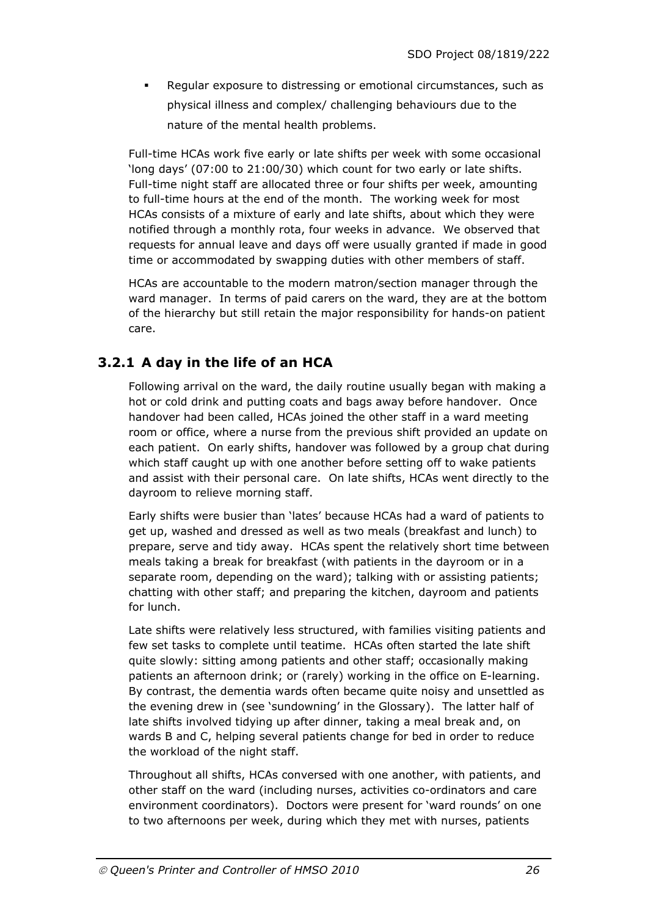- Regular exposure to distressing or emotional circumstances, such as physical illness and complex/ challenging behaviours due to the nature of the mental health problems.

Full-time HCAs work five early or late shifts per week with some occasional 'long days' (07:00 to 21:00/30) which count for two early or late shifts. Full-time night staff are allocated three or four shifts per week, amounting to full-time hours at the end of the month. The working week for most HCAs consists of a mixture of early and late shifts, about which they were notified through a monthly rota, four weeks in advance. We observed that requests for annual leave and days off were usually granted if made in good time or accommodated by swapping duties with other members of staff.

HCAs are accountable to the modern matron/section manager through the ward manager. In terms of paid carers on the ward, they are at the bottom of the hierarchy but still retain the major responsibility for hands-on patient care.

### 3.2.1 A day in the life of an HCA

Following arrival on the ward, the daily routine usually began with making a hot or cold drink and putting coats and bags away before handover. Once handover had been called, HCAs joined the other staff in a ward meeting room or office, where a nurse from the previous shift provided an update on each patient. On early shifts, handover was followed by a group chat during which staff caught up with one another before setting off to wake patients and assist with their personal care. On late shifts, HCAs went directly to the dayroom to relieve morning staff.

Early shifts were busier than 'lates' because HCAs had a ward of patients to get up, washed and dressed as well as two meals (breakfast and lunch) to prepare, serve and tidy away. HCAs spent the relatively short time between meals taking a break for breakfast (with patients in the dayroom or in a separate room, depending on the ward); talking with or assisting patients; chatting with other staff; and preparing the kitchen, dayroom and patients for lunch.

Late shifts were relatively less structured, with families visiting patients and few set tasks to complete until teatime. HCAs often started the late shift quite slowly: sitting among patients and other staff; occasionally making patients an afternoon drink; or (rarely) working in the office on E-learning. By contrast, the dementia wards often became quite noisy and unsettled as the evening drew in (see 'sundowning' in the Glossary). The latter half of late shifts involved tidying up after dinner, taking a meal break and, on wards B and C, helping several patients change for bed in order to reduce the workload of the night staff.

Throughout all shifts, HCAs conversed with one another, with patients, and other staff on the ward (including nurses, activities co-ordinators and care environment coordinators). Doctors were present for 'ward rounds' on one to two afternoons per week, during which they met with nurses, patients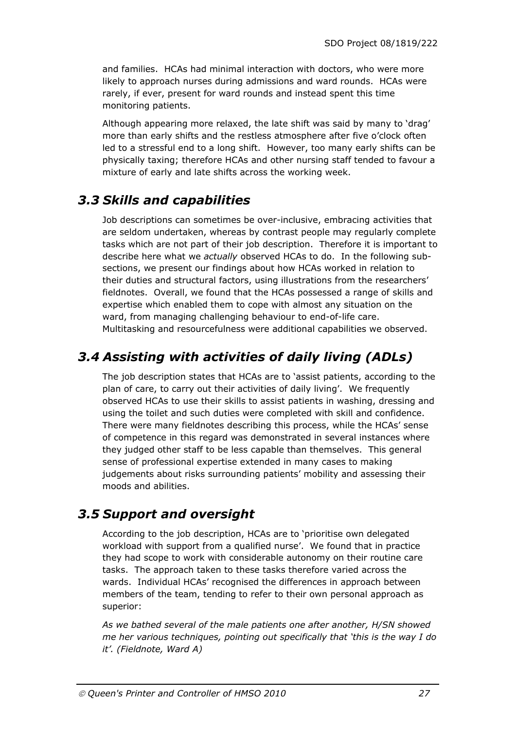and families. HCAs had minimal interaction with doctors, who were more likely to approach nurses during admissions and ward rounds. HCAs were rarely, if ever, present for ward rounds and instead spent this time monitoring patients.

Although appearing more relaxed, the late shift was said by many to 'drag' more than early shifts and the restless atmosphere after five o'clock often led to a stressful end to a long shift. However, too many early shifts can be physically taxing; therefore HCAs and other nursing staff tended to favour a mixture of early and late shifts across the working week.

## *3.3 Skills and capabilities*

Job descriptions can sometimes be over-inclusive, embracing activities that are seldom undertaken, whereas by contrast people may regularly complete tasks which are not part of their job description. Therefore it is important to describe here what we *actually* observed HCAs to do. In the following sub-sections, we present our findings about how HCAs worked in relation to their duties and structural factors, using illustrations from the researchers' fieldnotes. Overall, we found that the HCAs possessed a range of skills and expertise which enabled them to cope with almost any situation on the ward, from managing challenging behaviour to end-of-life care. Multitasking and resourcefulness were additional capabilities we observed.

## *3.4 Assisting with activities of daily living (ADLs)*

The job description states that HCAs are to 'assist patients, according to the plan of care, to carry out their activities of daily living'. We frequently observed HCAs to use their skills to assist patients in washing, dressing and using the toilet and such duties were completed with skill and confidence. There were many fieldnotes describing this process, while the HCAs' sense of competence in this regard was demonstrated in several instances where they judged other staff to be less capable than themselves. This general sense of professional expertise extended in many cases to making judgements about risks surrounding patients' mobility and assessing their moods and abilities.

## *3.5 Support and oversight*

According to the job description, HCAs are to 'prioritise own delegated workload with support from a qualified nurse'. We found that in practice they had scope to work with considerable autonomy on their routine care tasks. The approach taken to these tasks therefore varied across the wards. Individual HCAs' recognised the differences in approach between members of the team, tending to refer to their own personal approach as superior:

*As we bathed several of the male patients one after another, H/SN showed me her various techniques, pointing out specifically that 'this is the way I do it'. (Fieldnote, Ward A)*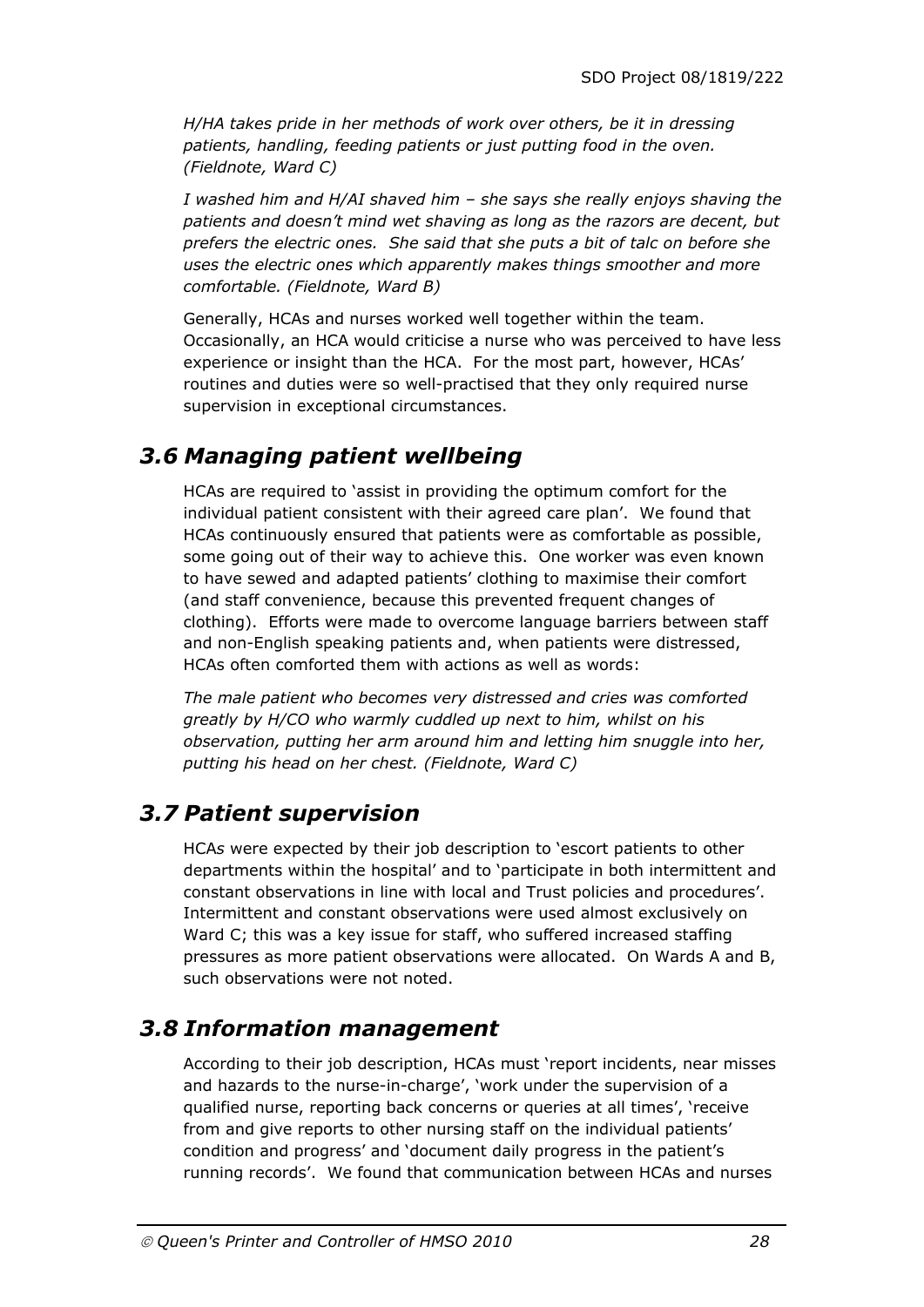*H/HA takes pride in her methods of work over others, be it in dressing patients, handling, feeding patients or just putting food in the oven. (Fieldnote, Ward C)*

*I washed him and H/AI shaved him – she says she really enjoys shaving the patients and doesn't mind wet shaving as long as the razors are decent, but prefers the electric ones. She said that she puts a bit of talc on before she uses the electric ones which apparently makes things smoother and more comfortable. (Fieldnote, Ward B)*

Generally, HCAs and nurses worked well together within the team. Occasionally, an HCA would criticise a nurse who was perceived to have less experience or insight than the HCA. For the most part, however, HCAs' routines and duties were so well-practised that they only required nurse supervision in exceptional circumstances.

## *3.6 Managing patient wellbeing*

HCAs are required to 'assist in providing the optimum comfort for the individual patient consistent with their agreed care plan'. We found that HCAs continuously ensured that patients were as comfortable as possible, some going out of their way to achieve this. One worker was even known to have sewed and adapted patients' clothing to maximise their comfort (and staff convenience, because this prevented frequent changes of clothing). Efforts were made to overcome language barriers between staff and non-English speaking patients and, when patients were distressed, HCAs often comforted them with actions as well as words:

*The male patient who becomes very distressed and cries was comforted greatly by H/CO who warmly cuddled up next to him, whilst on his observation, putting her arm around him and letting him snuggle into her, putting his head on her chest. (Fieldnote, Ward C)*

## *3.7 Patient supervision*

HCAs were expected by their job description to 'escort patients to other departments within the hospital' and to 'participate in both intermittent and constant observations in line with local and Trust policies and procedures'. Intermittent and constant observations were used almost exclusively on Ward C; this was a key issue for staff, who suffered increased staffing pressures as more patient observations were allocated. On Wards A and B, such observations were not noted.

## *3.8 Information management*

According to their job description, HCAs must 'report incidents, near misses and hazards to the nurse-in-charge', 'work under the supervision of a qualified nurse, reporting back concerns or queries at all times', 'receive from and give reports to other nursing staff on the individual patients' condition and progress' and 'document daily progress in the patient's running records'. We found that communication between HCAs and nurses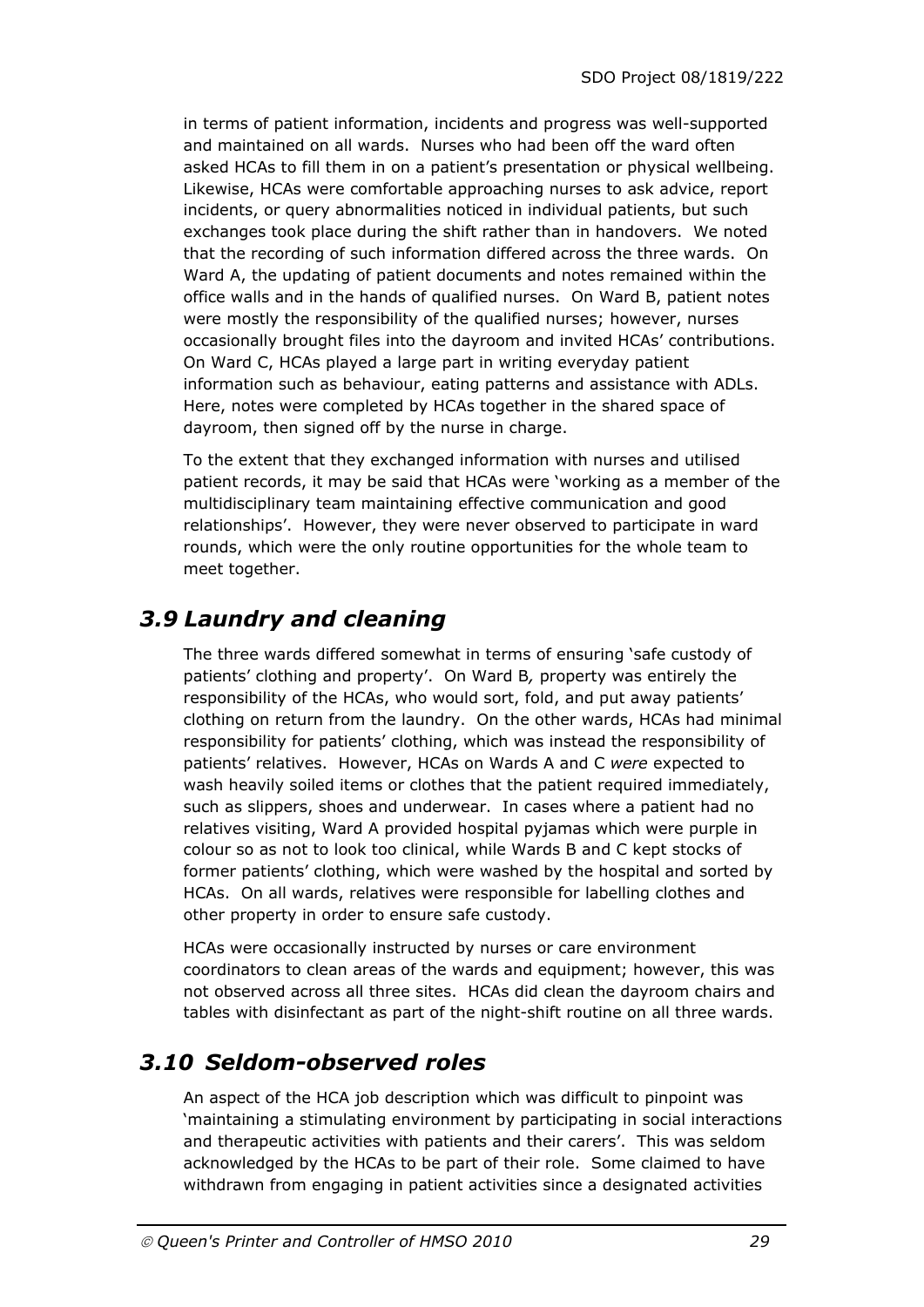in terms of patient information, incidents and progress was well-supported and maintained on all wards. Nurses who had been off the ward often asked HCAs to fill them in on a patient's presentation or physical wellbeing. Likewise, HCAs were comfortable approaching nurses to ask advice, report incidents, or query abnormalities noticed in individual patients, but such exchanges took place during the shift rather than in handovers. We noted that the recording of such information differed across the three wards. On Ward A, the updating of patient documents and notes remained within the office walls and in the hands of qualified nurses. On Ward B, patient notes were mostly the responsibility of the qualified nurses; however, nurses occasionally brought files into the dayroom and invited HCAs' contributions. On Ward C, HCAs played a large part in writing everyday patient information such as behaviour, eating patterns and assistance with ADLs. Here, notes were completed by HCAs together in the shared space of dayroom, then signed off by the nurse in charge.

To the extent that they exchanged information with nurses and utilised patient records, it may be said that HCAs were 'working as a member of the multidisciplinary team maintaining effective communication and good relationships'. However, they were never observed to participate in ward rounds, which were the only routine opportunities for the whole team to meet together.

## *3.9 Laundry and cleaning*

The three wards differed somewhat in terms of ensuring 'safe custody of patients' clothing and property'. On Ward B*,* property was entirely the responsibility of the HCAs, who would sort, fold, and put away patients' clothing on return from the laundry. On the other wards, HCAs had minimal responsibility for patients' clothing, which was instead the responsibility of patients' relatives. However, HCAs on Wards A and C *were* expected to wash heavily soiled items or clothes that the patient required immediately, such as slippers, shoes and underwear. In cases where a patient had no relatives visiting, Ward A provided hospital pyjamas which were purple in colour so as not to look too clinical, while Wards B and C kept stocks of former patients' clothing, which were washed by the hospital and sorted by HCAs. On all wards, relatives were responsible for labelling clothes and other property in order to ensure safe custody.

HCAs were occasionally instructed by nurses or care environment coordinators to clean areas of the wards and equipment; however, this was not observed across all three sites. HCAs did clean the dayroom chairs and tables with disinfectant as part of the night-shift routine on all three wards.

## *3.10 Seldom-observed roles*

An aspect of the HCA job description which was difficult to pinpoint was 'maintaining a stimulating environment by participating in social interactions and therapeutic activities with patients and their carers'. This was seldom acknowledged by the HCAs to be part of their role. Some claimed to have withdrawn from engaging in patient activities since a designated activities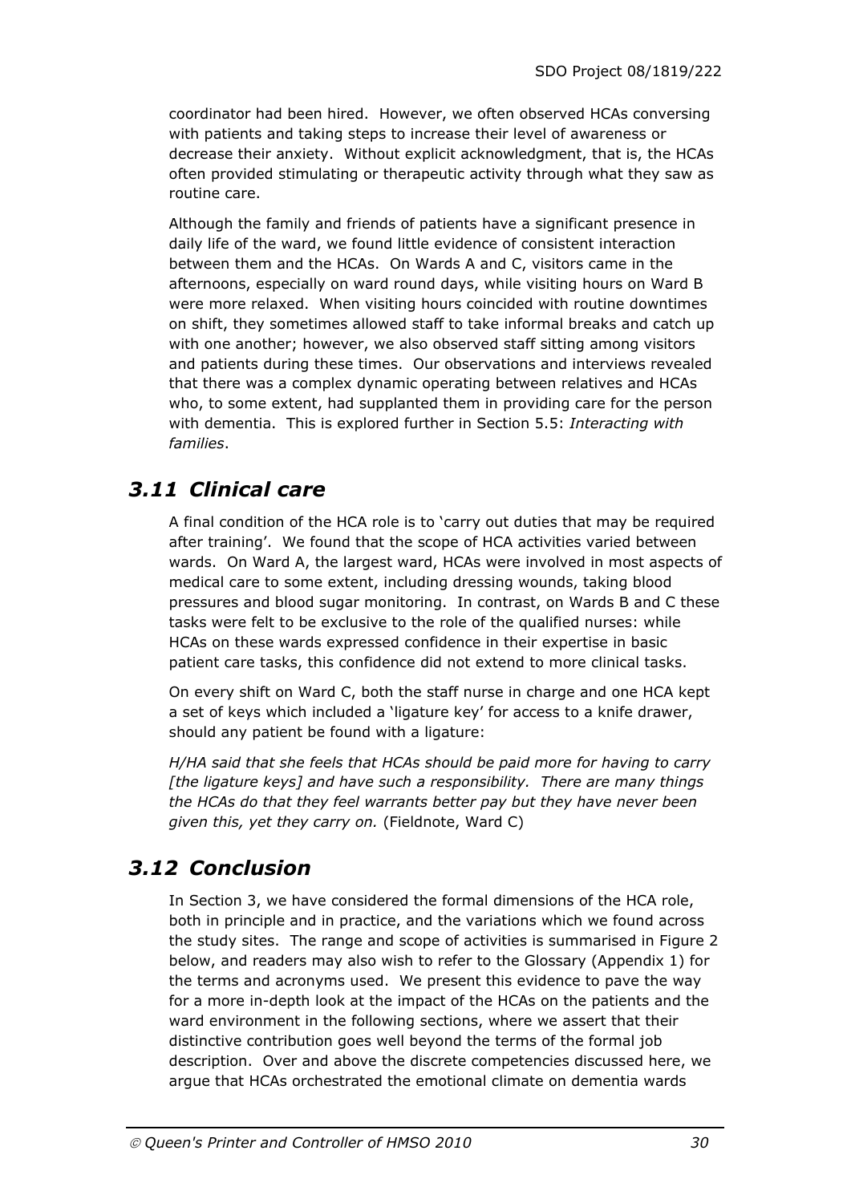coordinator had been hired. However, we often observed HCAs conversing with patients and taking steps to increase their level of awareness or decrease their anxiety. Without explicit acknowledgment, that is, the HCAs often provided stimulating or therapeutic activity through what they saw as routine care.

Although the family and friends of patients have a significant presence in daily life of the ward, we found little evidence of consistent interaction between them and the HCAs. On Wards A and C, visitors came in the afternoons, especially on ward round days, while visiting hours on Ward B were more relaxed. When visiting hours coincided with routine downtimes on shift, they sometimes allowed staff to take informal breaks and catch up with one another; however, we also observed staff sitting among visitors and patients during these times. Our observations and interviews revealed that there was a complex dynamic operating between relatives and HCAs who, to some extent, had supplanted them in providing care for the person with dementia. This is explored further in Section 5.5: *Interacting with families*.

## *3.11 Clinical care*

A final condition of the HCA role is to 'carry out duties that may be required after training'. We found that the scope of HCA activities varied between wards. On Ward A, the largest ward, HCAs were involved in most aspects of medical care to some extent, including dressing wounds, taking blood pressures and blood sugar monitoring. In contrast, on Wards B and C these tasks were felt to be exclusive to the role of the qualified nurses: while HCAs on these wards expressed confidence in their expertise in basic patient care tasks, this confidence did not extend to more clinical tasks.

On every shift on Ward C, both the staff nurse in charge and one HCA kept a set of keys which included a 'ligature key' for access to a knife drawer, should any patient be found with a ligature:

*H/HA said that she feels that HCAs should be paid more for having to carry [the ligature keys] and have such a responsibility. There are many things the HCAs do that they feel warrants better pay but they have never been given this, yet they carry on.* (Fieldnote, Ward C)

## *3.12 Conclusion*

In Section 3, we have considered the formal dimensions of the HCA role, both in principle and in practice, and the variations which we found across the study sites. The range and scope of activities is summarised in Figure 2 below, and readers may also wish to refer to the Glossary (Appendix 1) for the terms and acronyms used. We present this evidence to pave the way for a more in-depth look at the impact of the HCAs on the patients and the ward environment in the following sections, where we assert that their distinctive contribution goes well beyond the terms of the formal job description. Over and above the discrete competencies discussed here, we argue that HCAs orchestrated the emotional climate on dementia wards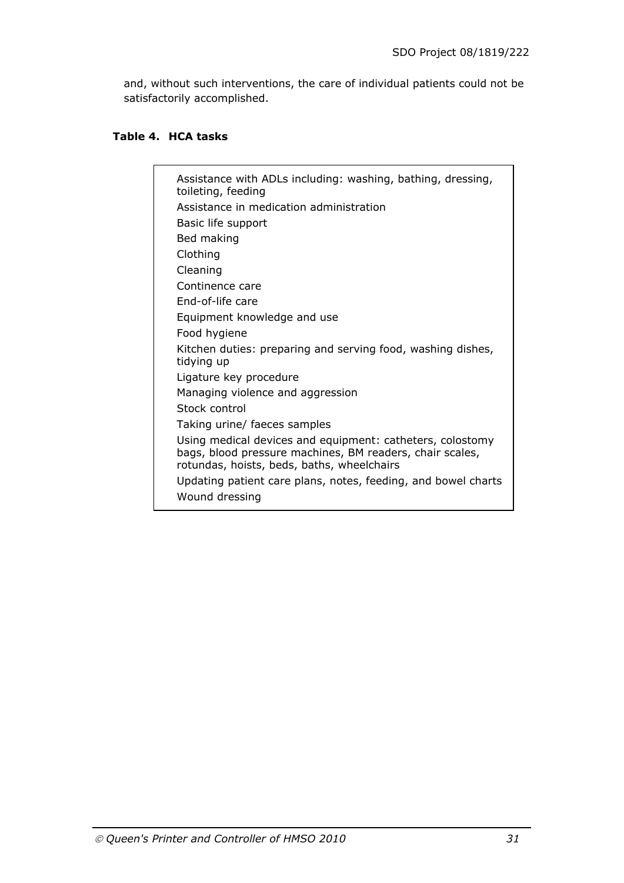and, without such interventions, the care of individual patients could not be satisfactorily accomplished.

**Table 4. HCA tasks**

| |
|---|
| Assistance with ADLs including: washing, bathing, dressing, toileting, feeding |
| Assistance in medication administration |
| Basic life support |
| Bed making |
| Clothing |
| Cleaning |
| Continence care |
| End-of-life care |
| Equipment knowledge and use |
| Food hygiene |
| Kitchen duties: preparing and serving food, washing dishes, tidying up |
| Ligature key procedure |
| Managing violence and aggression |
| Stock control |
| Taking urine/ faeces samples |
| Using medical devices and equipment: catheters, colostomy bags, blood pressure machines, BM readers, chair scales, rotundas, hoists, beds, baths, wheelchairs |
| Updating patient care plans, notes, feeding, and bowel charts |
| Wound dressing |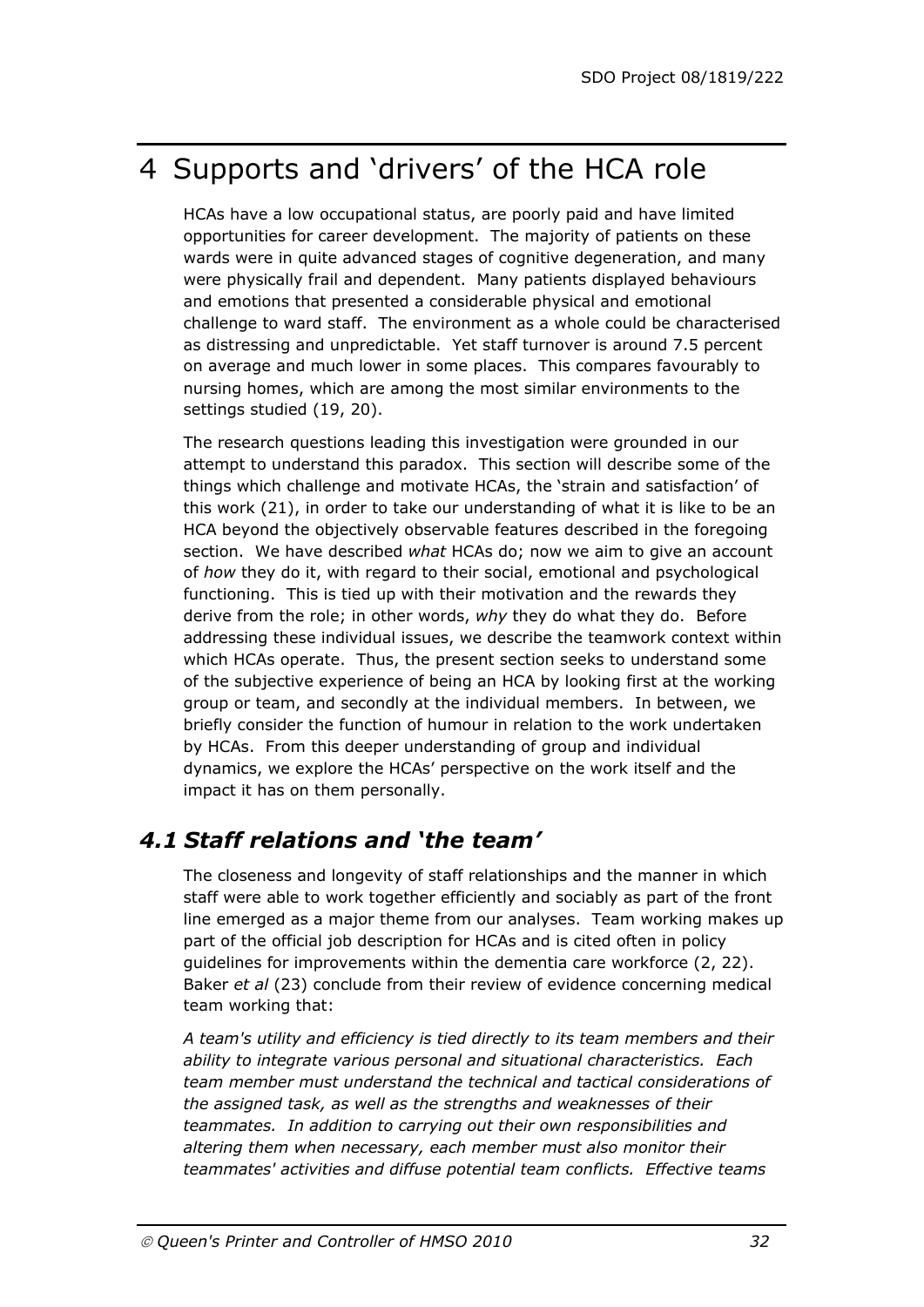# 4 Supports and 'drivers' of the HCA role

HCAs have a low occupational status, are poorly paid and have limited opportunities for career development. The majority of patients on these wards were in quite advanced stages of cognitive degeneration, and many were physically frail and dependent. Many patients displayed behaviours and emotions that presented a considerable physical and emotional challenge to ward staff. The environment as a whole could be characterised as distressing and unpredictable. Yet staff turnover is around 7.5 percent on average and much lower in some places. This compares favourably to nursing homes, which are among the most similar environments to the settings studied (19, 20).

The research questions leading this investigation were grounded in our attempt to understand this paradox. This section will describe some of the things which challenge and motivate HCAs, the 'strain and satisfaction' of this work (21), in order to take our understanding of what it is like to be an HCA beyond the objectively observable features described in the foregoing section. We have described *what* HCAs do; now we aim to give an account of *how* they do it, with regard to their social, emotional and psychological functioning. This is tied up with their motivation and the rewards they derive from the role; in other words, *why* they do what they do. Before addressing these individual issues, we describe the teamwork context within which HCAs operate. Thus, the present section seeks to understand some of the subjective experience of being an HCA by looking first at the working group or team, and secondly at the individual members. In between, we briefly consider the function of humour in relation to the work undertaken by HCAs. From this deeper understanding of group and individual dynamics, we explore the HCAs' perspective on the work itself and the impact it has on them personally.

## 4.1 Staff relations and 'the team'

The closeness and longevity of staff relationships and the manner in which staff were able to work together efficiently and sociably as part of the front line emerged as a major theme from our analyses. Team working makes up part of the official job description for HCAs and is cited often in policy guidelines for improvements within the dementia care workforce (2, 22). Baker *et al* (23) conclude from their review of evidence concerning medical team working that:

*A team's utility and efficiency is tied directly to its team members and their ability to integrate various personal and situational characteristics. Each team member must understand the technical and tactical considerations of the assigned task, as well as the strengths and weaknesses of their teammates. In addition to carrying out their own responsibilities and altering them when necessary, each member must also monitor their teammates' activities and diffuse potential team conflicts. Effective teams*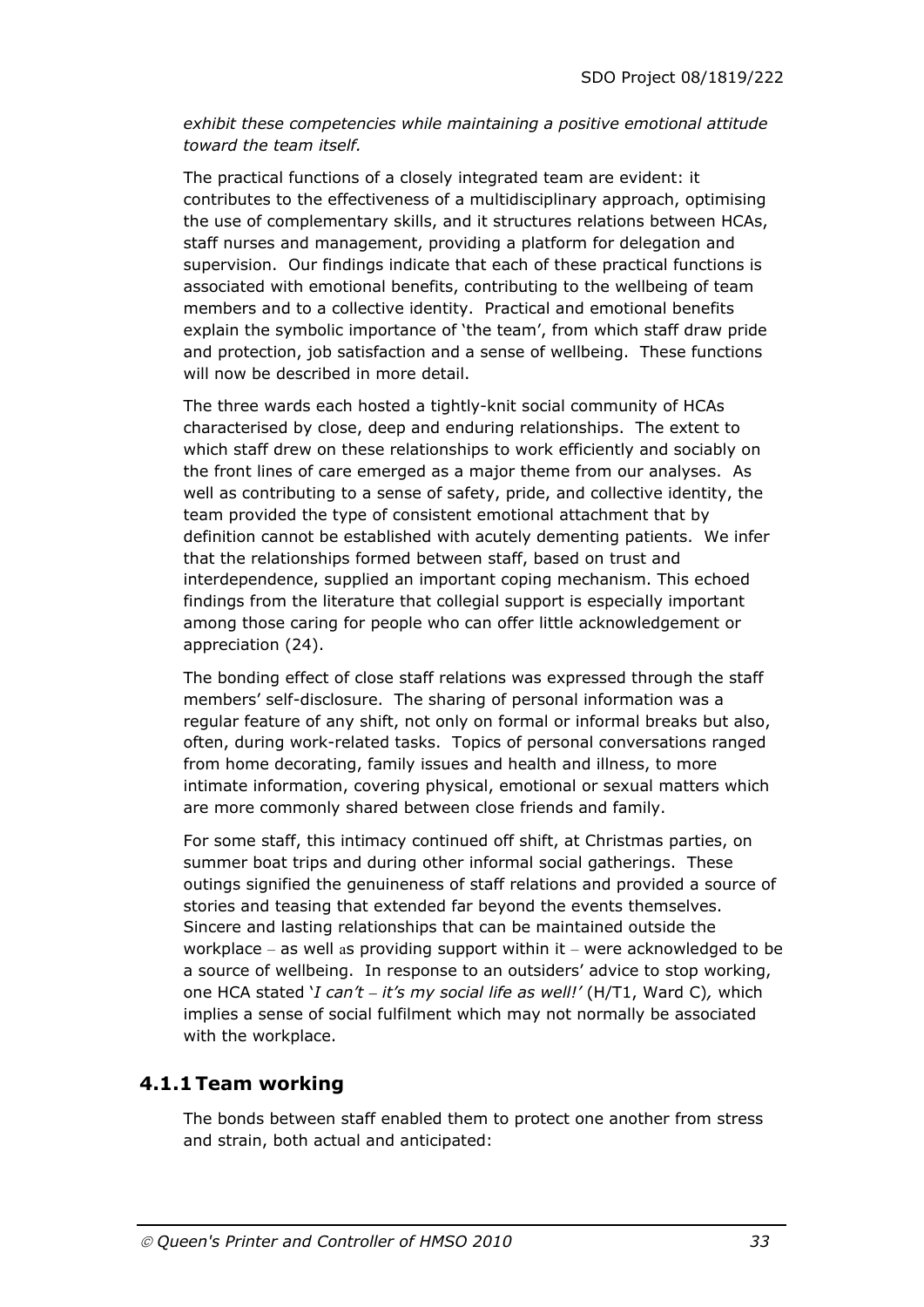*exhibit these competencies while maintaining a positive emotional attitude toward the team itself.*

The practical functions of a closely integrated team are evident: it contributes to the effectiveness of a multidisciplinary approach, optimising the use of complementary skills, and it structures relations between HCAs, staff nurses and management, providing a platform for delegation and supervision. Our findings indicate that each of these practical functions is associated with emotional benefits, contributing to the wellbeing of team members and to a collective identity. Practical and emotional benefits explain the symbolic importance of 'the team', from which staff draw pride and protection, job satisfaction and a sense of wellbeing. These functions will now be described in more detail.

The three wards each hosted a tightly-knit social community of HCAs characterised by close, deep and enduring relationships. The extent to which staff drew on these relationships to work efficiently and sociably on the front lines of care emerged as a major theme from our analyses. As well as contributing to a sense of safety, pride, and collective identity, the team provided the type of consistent emotional attachment that by definition cannot be established with acutely dementing patients. We infer that the relationships formed between staff, based on trust and interdependence, supplied an important coping mechanism. This echoed findings from the literature that collegial support is especially important among those caring for people who can offer little acknowledgement or appreciation (24).

The bonding effect of close staff relations was expressed through the staff members' self-disclosure. The sharing of personal information was a regular feature of any shift, not only on formal or informal breaks but also, often, during work-related tasks. Topics of personal conversations ranged from home decorating, family issues and health and illness, to more intimate information, covering physical, emotional or sexual matters which are more commonly shared between close friends and family.

For some staff, this intimacy continued off shift, at Christmas parties, on summer boat trips and during other informal social gatherings. These outings signified the genuineness of staff relations and provided a source of stories and teasing that extended far beyond the events themselves. Sincere and lasting relationships that can be maintained outside the workplace – as well as providing support within it – were acknowledged to be a source of wellbeing. In response to an outsiders' advice to stop working, one HCA stated '*I can't – it's my social life as well!'* (H/T1, Ward C)*,* which implies a sense of social fulfilment which may not normally be associated with the workplace.

### 4.1.1 Team working

The bonds between staff enabled them to protect one another from stress and strain, both actual and anticipated: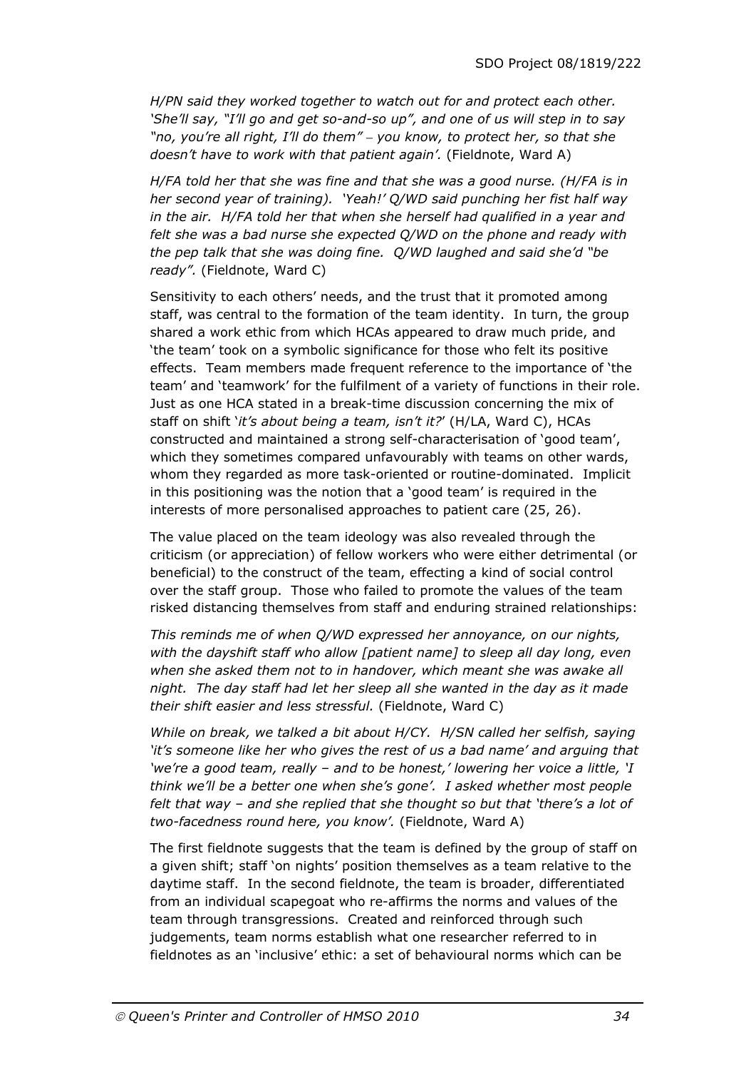*H/PN said they worked together to watch out for and protect each other. 'She'll say, "I'll go and get so-and-so up", and one of us will step in to say "no, you're all right, I'll do them" – you know, to protect her, so that she doesn't have to work with that patient again'.* (Fieldnote, Ward A)

*H/FA told her that she was fine and that she was a good nurse. (H/FA is in her second year of training). 'Yeah!' Q/WD said punching her fist half way in the air. H/FA told her that when she herself had qualified in a year and felt she was a bad nurse she expected Q/WD on the phone and ready with the pep talk that she was doing fine. Q/WD laughed and said she'd "be ready".* (Fieldnote, Ward C)

Sensitivity to each others' needs, and the trust that it promoted among staff, was central to the formation of the team identity. In turn, the group shared a work ethic from which HCAs appeared to draw much pride, and 'the team' took on a symbolic significance for those who felt its positive effects. Team members made frequent reference to the importance of 'the team' and 'teamwork' for the fulfilment of a variety of functions in their role. Just as one HCA stated in a break-time discussion concerning the mix of staff on shift '*it's about being a team, isn't it?*' (H/LA, Ward C), HCAs constructed and maintained a strong self-characterisation of 'good team', which they sometimes compared unfavourably with teams on other wards, whom they regarded as more task-oriented or routine-dominated. Implicit in this positioning was the notion that a 'good team' is required in the interests of more personalised approaches to patient care (25, 26).

The value placed on the team ideology was also revealed through the criticism (or appreciation) of fellow workers who were either detrimental (or beneficial) to the construct of the team, effecting a kind of social control over the staff group. Those who failed to promote the values of the team risked distancing themselves from staff and enduring strained relationships:

*This reminds me of when Q/WD expressed her annoyance, on our nights, with the dayshift staff who allow [patient name] to sleep all day long, even when she asked them not to in handover, which meant she was awake all night. The day staff had let her sleep all she wanted in the day as it made their shift easier and less stressful.* (Fieldnote, Ward C)

*While on break, we talked a bit about H/CY. H/SN called her selfish, saying 'it's someone like her who gives the rest of us a bad name' and arguing that 'we're a good team, really – and to be honest,' lowering her voice a little, 'I think we'll be a better one when she's gone'. I asked whether most people felt that way – and she replied that she thought so but that 'there's a lot of two-facedness round here, you know'.* (Fieldnote, Ward A)

The first fieldnote suggests that the team is defined by the group of staff on a given shift; staff 'on nights' position themselves as a team relative to the daytime staff. In the second fieldnote, the team is broader, differentiated from an individual scapegoat who re-affirms the norms and values of the team through transgressions. Created and reinforced through such judgements, team norms establish what one researcher referred to in fieldnotes as an 'inclusive' ethic: a set of behavioural norms which can be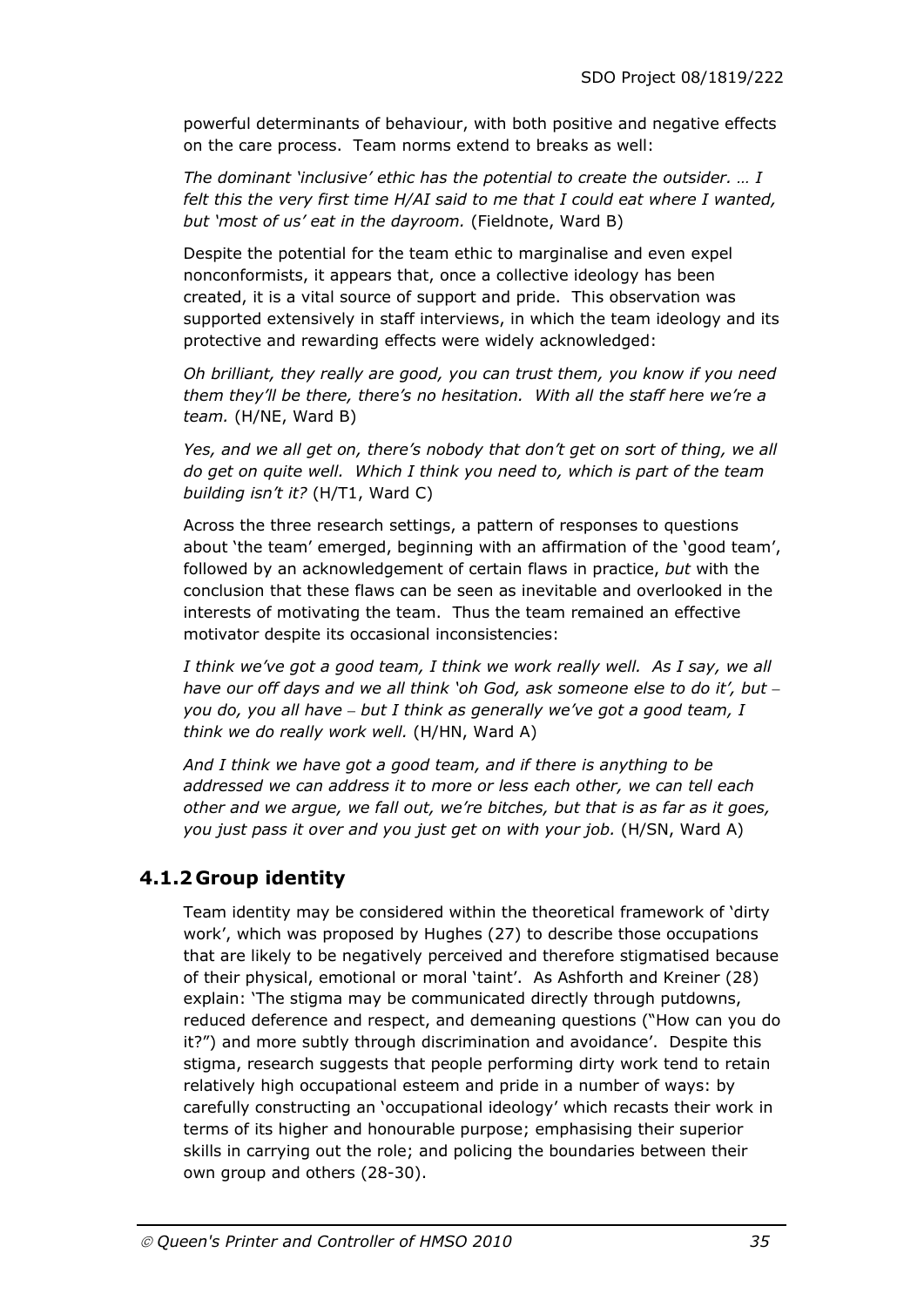powerful determinants of behaviour, with both positive and negative effects on the care process. Team norms extend to breaks as well:

*The dominant 'inclusive' ethic has the potential to create the outsider. … I felt this the very first time H/AI said to me that I could eat where I wanted, but 'most of us' eat in the dayroom.* (Fieldnote, Ward B)

Despite the potential for the team ethic to marginalise and even expel nonconformists, it appears that, once a collective ideology has been created, it is a vital source of support and pride. This observation was supported extensively in staff interviews, in which the team ideology and its protective and rewarding effects were widely acknowledged:

*Oh brilliant, they really are good, you can trust them, you know if you need them they'll be there, there's no hesitation. With all the staff here we're a team.* (H/NE, Ward B)

*Yes, and we all get on, there's nobody that don't get on sort of thing, we all do get on quite well. Which I think you need to, which is part of the team building isn't it?* (H/T1, Ward C)

Across the three research settings, a pattern of responses to questions about 'the team' emerged, beginning with an affirmation of the 'good team', followed by an acknowledgement of certain flaws in practice, *but* with the conclusion that these flaws can be seen as inevitable and overlooked in the interests of motivating the team. Thus the team remained an effective motivator despite its occasional inconsistencies:

*I think we've got a good team, I think we work really well. As I say, we all have our off days and we all think 'oh God, ask someone else to do it', but – you do, you all have – but I think as generally we've got a good team, I think we do really work well.* (H/HN, Ward A)

*And I think we have got a good team, and if there is anything to be addressed we can address it to more or less each other, we can tell each other and we argue, we fall out, we're bitches, but that is as far as it goes, you just pass it over and you just get on with your job.* (H/SN, Ward A)

### 4.1.2 Group identity

Team identity may be considered within the theoretical framework of 'dirty work', which was proposed by Hughes (27) to describe those occupations that are likely to be negatively perceived and therefore stigmatised because of their physical, emotional or moral 'taint'. As Ashforth and Kreiner (28) explain: 'The stigma may be communicated directly through putdowns, reduced deference and respect, and demeaning questions ("How can you do it?") and more subtly through discrimination and avoidance'. Despite this stigma, research suggests that people performing dirty work tend to retain relatively high occupational esteem and pride in a number of ways: by carefully constructing an 'occupational ideology' which recasts their work in terms of its higher and honourable purpose; emphasising their superior skills in carrying out the role; and policing the boundaries between their own group and others (28-30).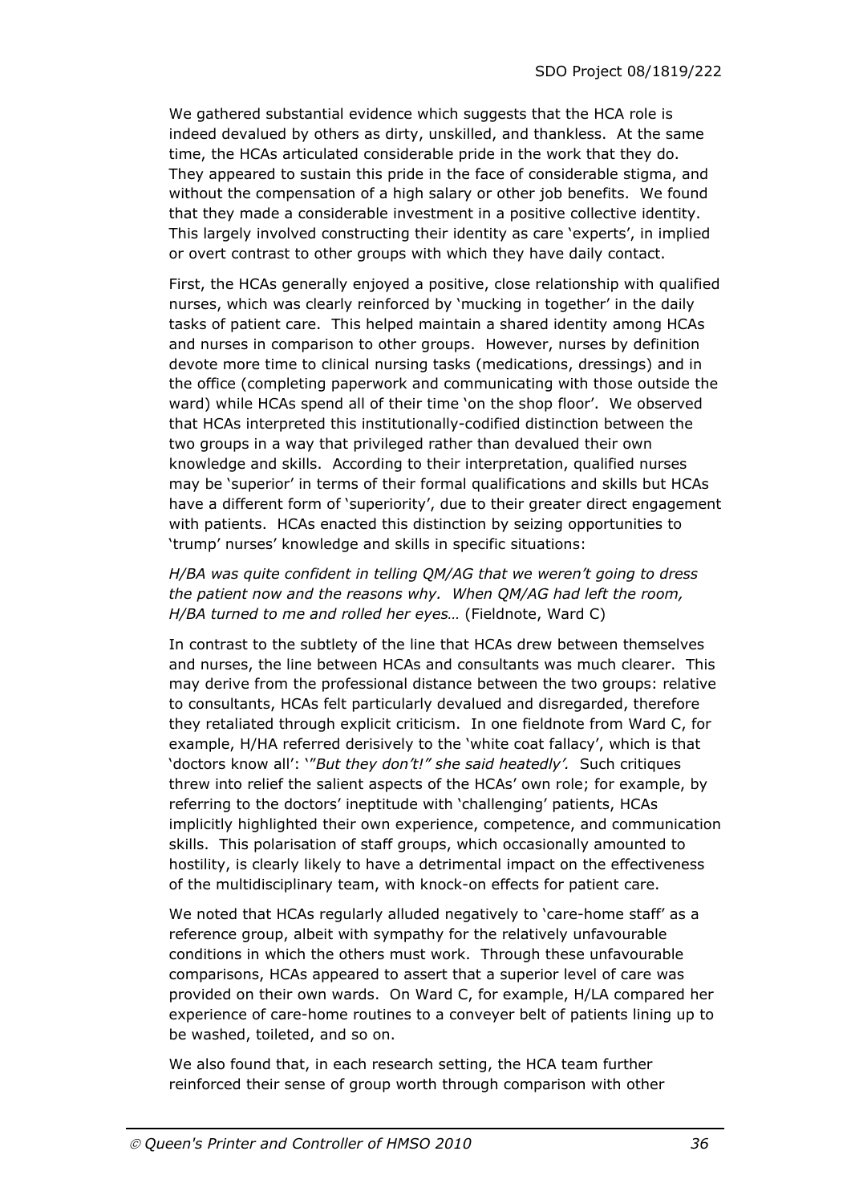We gathered substantial evidence which suggests that the HCA role is indeed devalued by others as dirty, unskilled, and thankless. At the same time, the HCAs articulated considerable pride in the work that they do. They appeared to sustain this pride in the face of considerable stigma, and without the compensation of a high salary or other job benefits. We found that they made a considerable investment in a positive collective identity. This largely involved constructing their identity as care 'experts', in implied or overt contrast to other groups with which they have daily contact.

First, the HCAs generally enjoyed a positive, close relationship with qualified nurses, which was clearly reinforced by 'mucking in together' in the daily tasks of patient care. This helped maintain a shared identity among HCAs and nurses in comparison to other groups. However, nurses by definition devote more time to clinical nursing tasks (medications, dressings) and in the office (completing paperwork and communicating with those outside the ward) while HCAs spend all of their time 'on the shop floor'. We observed that HCAs interpreted this institutionally-codified distinction between the two groups in a way that privileged rather than devalued their own knowledge and skills. According to their interpretation, qualified nurses may be 'superior' in terms of their formal qualifications and skills but HCAs have a different form of 'superiority', due to their greater direct engagement with patients. HCAs enacted this distinction by seizing opportunities to 'trump' nurses' knowledge and skills in specific situations:

*H/BA was quite confident in telling QM/AG that we weren't going to dress the patient now and the reasons why. When QM/AG had left the room, H/BA turned to me and rolled her eyes…* (Fieldnote, Ward C)

In contrast to the subtlety of the line that HCAs drew between themselves and nurses, the line between HCAs and consultants was much clearer. This may derive from the professional distance between the two groups: relative to consultants, HCAs felt particularly devalued and disregarded, therefore they retaliated through explicit criticism. In one fieldnote from Ward C, for example, H/HA referred derisively to the 'white coat fallacy', which is that 'doctors know all': '*"But they don't!" she said heatedly'.* Such critiques threw into relief the salient aspects of the HCAs' own role; for example, by referring to the doctors' ineptitude with 'challenging' patients, HCAs implicitly highlighted their own experience, competence, and communication skills. This polarisation of staff groups, which occasionally amounted to hostility, is clearly likely to have a detrimental impact on the effectiveness of the multidisciplinary team, with knock-on effects for patient care.

We noted that HCAs regularly alluded negatively to 'care-home staff' as a reference group, albeit with sympathy for the relatively unfavourable conditions in which the others must work. Through these unfavourable comparisons, HCAs appeared to assert that a superior level of care was provided on their own wards. On Ward C, for example, H/LA compared her experience of care-home routines to a conveyer belt of patients lining up to be washed, toileted, and so on.

We also found that, in each research setting, the HCA team further reinforced their sense of group worth through comparison with other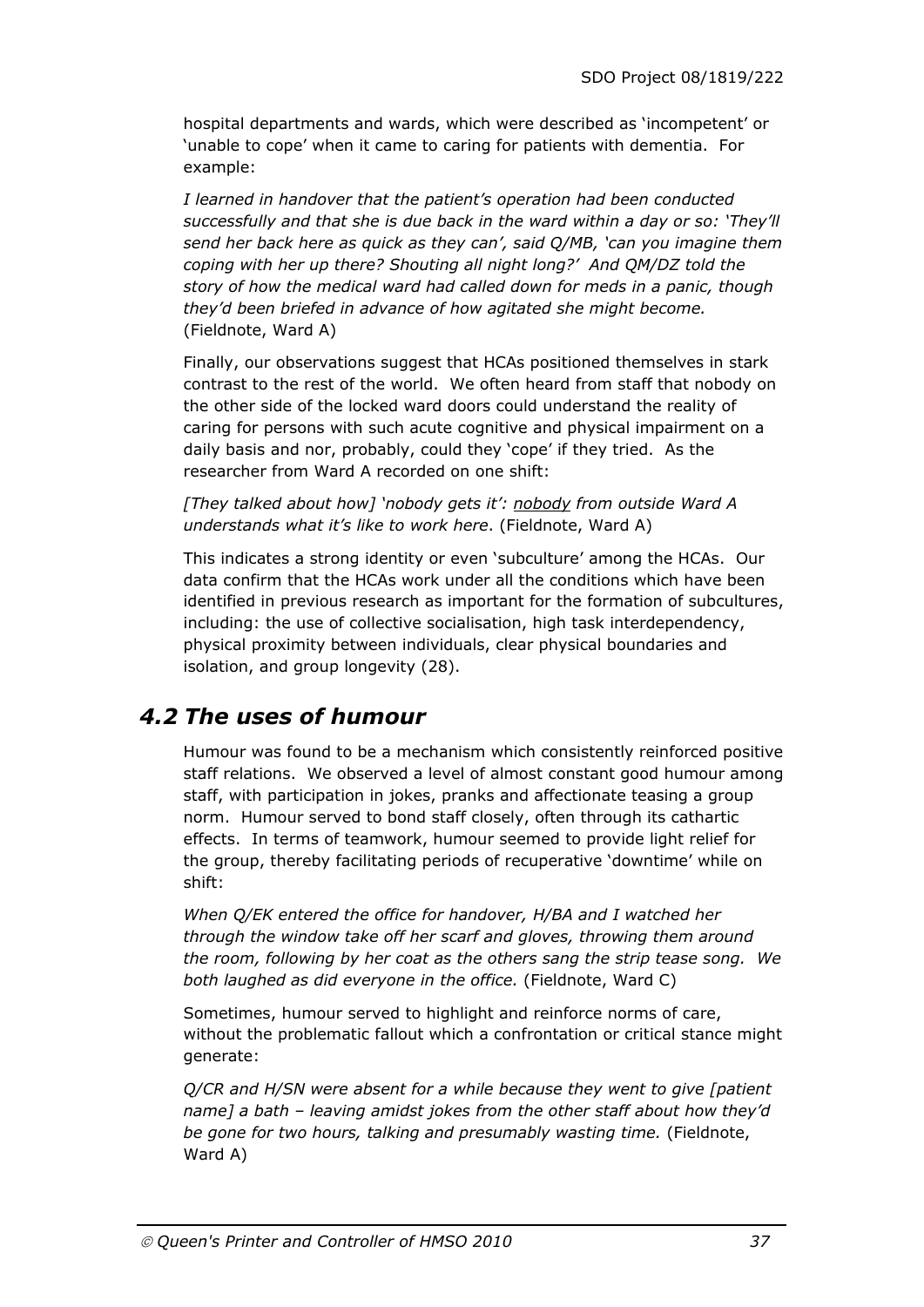hospital departments and wards, which were described as 'incompetent' or 'unable to cope' when it came to caring for patients with dementia. For example:

*I learned in handover that the patient's operation had been conducted successfully and that she is due back in the ward within a day or so: 'They'll send her back here as quick as they can', said Q/MB, 'can you imagine them coping with her up there? Shouting all night long?' And QM/DZ told the story of how the medical ward had called down for meds in a panic, though they'd been briefed in advance of how agitated she might become.* (Fieldnote, Ward A)

Finally, our observations suggest that HCAs positioned themselves in stark contrast to the rest of the world. We often heard from staff that nobody on the other side of the locked ward doors could understand the reality of caring for persons with such acute cognitive and physical impairment on a daily basis and nor, probably, could they 'cope' if they tried. As the researcher from Ward A recorded on one shift:

*[They talked about how] 'nobody gets it': <u>nobody</u> from outside Ward A understands what it's like to work here*. (Fieldnote, Ward A)

This indicates a strong identity or even 'subculture' among the HCAs. Our data confirm that the HCAs work under all the conditions which have been identified in previous research as important for the formation of subcultures, including: the use of collective socialisation, high task interdependency, physical proximity between individuals, clear physical boundaries and isolation, and group longevity (28).

## *4.2 The uses of humour*

Humour was found to be a mechanism which consistently reinforced positive staff relations. We observed a level of almost constant good humour among staff, with participation in jokes, pranks and affectionate teasing a group norm. Humour served to bond staff closely, often through its cathartic effects. In terms of teamwork, humour seemed to provide light relief for the group, thereby facilitating periods of recuperative 'downtime' while on shift:

*When Q/EK entered the office for handover, H/BA and I watched her through the window take off her scarf and gloves, throwing them around the room, following by her coat as the others sang the strip tease song. We both laughed as did everyone in the office.* (Fieldnote, Ward C)

Sometimes, humour served to highlight and reinforce norms of care, without the problematic fallout which a confrontation or critical stance might generate:

*Q/CR and H/SN were absent for a while because they went to give [patient name] a bath – leaving amidst jokes from the other staff about how they'd be gone for two hours, talking and presumably wasting time.* (Fieldnote, Ward A)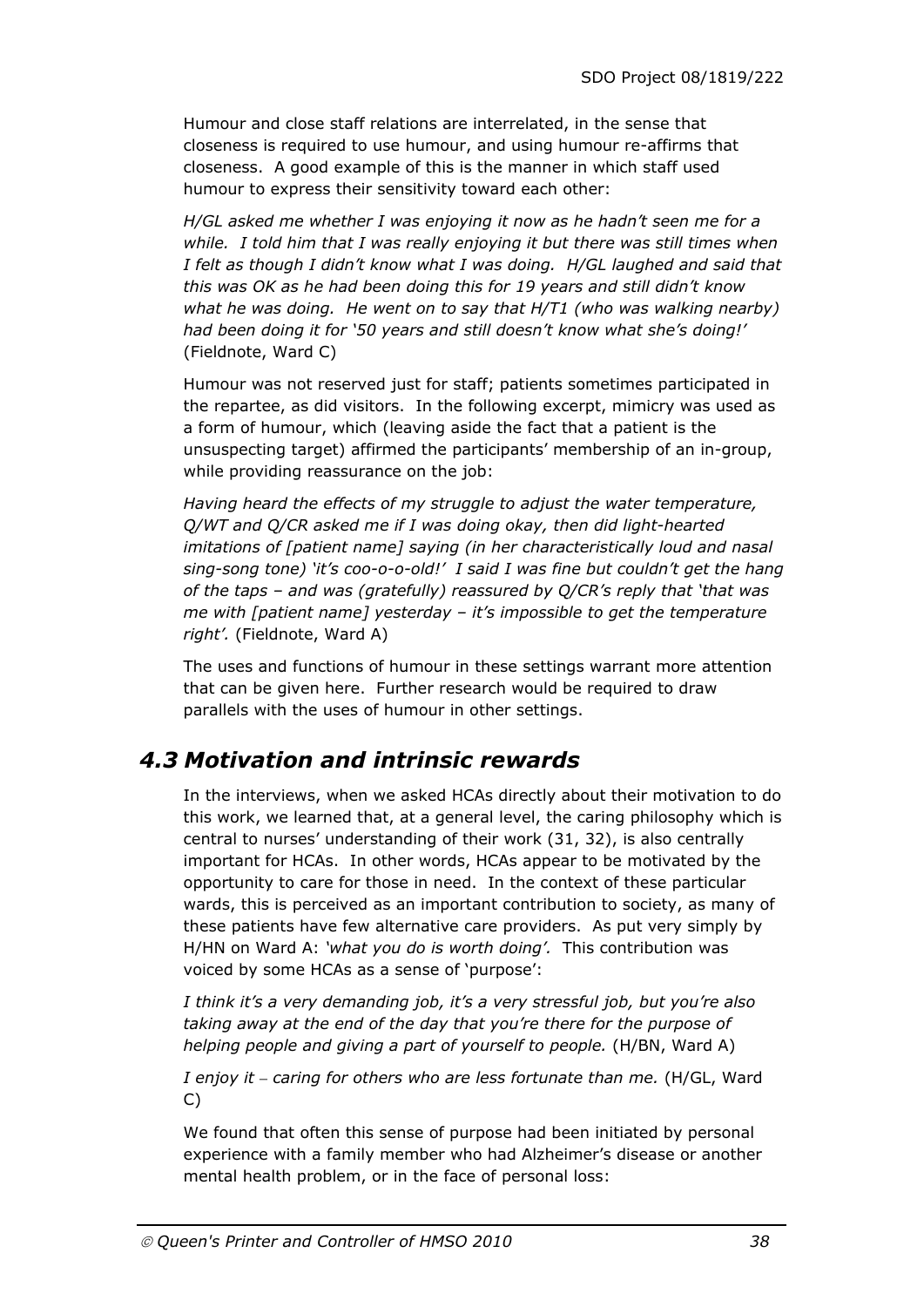Humour and close staff relations are interrelated, in the sense that closeness is required to use humour, and using humour re-affirms that closeness. A good example of this is the manner in which staff used humour to express their sensitivity toward each other:

*H/GL asked me whether I was enjoying it now as he hadn't seen me for a while. I told him that I was really enjoying it but there was still times when I felt as though I didn't know what I was doing. H/GL laughed and said that this was OK as he had been doing this for 19 years and still didn't know what he was doing. He went on to say that H/T1 (who was walking nearby) had been doing it for '50 years and still doesn't know what she's doing!'* (Fieldnote, Ward C)

Humour was not reserved just for staff; patients sometimes participated in the repartee, as did visitors. In the following excerpt, mimicry was used as a form of humour, which (leaving aside the fact that a patient is the unsuspecting target) affirmed the participants' membership of an in-group, while providing reassurance on the job:

*Having heard the effects of my struggle to adjust the water temperature, Q/WT and Q/CR asked me if I was doing okay, then did light-hearted imitations of [patient name] saying (in her characteristically loud and nasal sing-song tone) 'it's coo-o-o-old!' I said I was fine but couldn't get the hang of the taps – and was (gratefully) reassured by Q/CR's reply that 'that was me with [patient name] yesterday – it's impossible to get the temperature right'.* (Fieldnote, Ward A)

The uses and functions of humour in these settings warrant more attention that can be given here. Further research would be required to draw parallels with the uses of humour in other settings.

## *4.3 Motivation and intrinsic rewards*

In the interviews, when we asked HCAs directly about their motivation to do this work, we learned that, at a general level, the caring philosophy which is central to nurses' understanding of their work (31, 32), is also centrally important for HCAs. In other words, HCAs appear to be motivated by the opportunity to care for those in need. In the context of these particular wards, this is perceived as an important contribution to society, as many of these patients have few alternative care providers. As put very simply by H/HN on Ward A: *'what you do is worth doing'.* This contribution was voiced by some HCAs as a sense of 'purpose':

*I think it's a very demanding job, it's a very stressful job, but you're also taking away at the end of the day that you're there for the purpose of helping people and giving a part of yourself to people.* (H/BN, Ward A)

*I enjoy it – caring for others who are less fortunate than me.* (H/GL, Ward C)

We found that often this sense of purpose had been initiated by personal experience with a family member who had Alzheimer's disease or another mental health problem, or in the face of personal loss: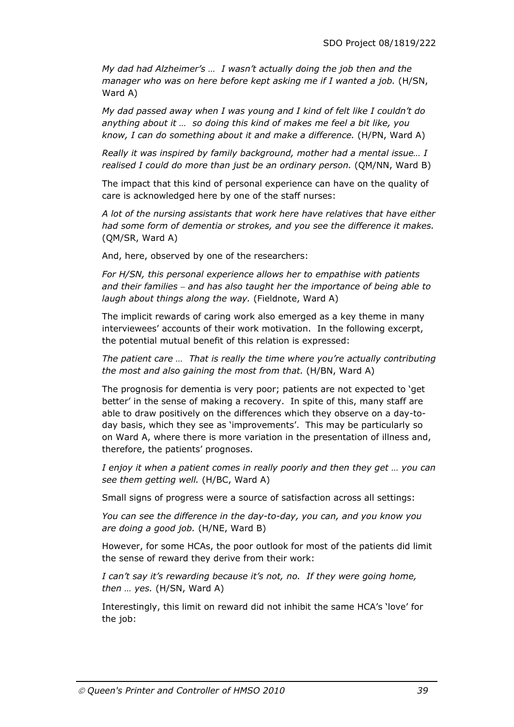*My dad had Alzheimer's … I wasn't actually doing the job then and the manager who was on here before kept asking me if I wanted a job.* (H/SN, Ward A)

*My dad passed away when I was young and I kind of felt like I couldn't do anything about it … so doing this kind of makes me feel a bit like, you know, I can do something about it and make a difference.* (H/PN, Ward A)

*Really it was inspired by family background, mother had a mental issue… I realised I could do more than just be an ordinary person.* (QM/NN, Ward B)

The impact that this kind of personal experience can have on the quality of care is acknowledged here by one of the staff nurses:

*A lot of the nursing assistants that work here have relatives that have either had some form of dementia or strokes, and you see the difference it makes.* (QM/SR, Ward A)

And, here, observed by one of the researchers:

*For H/SN, this personal experience allows her to empathise with patients and their families – and has also taught her the importance of being able to laugh about things along the way.* (Fieldnote, Ward A)

The implicit rewards of caring work also emerged as a key theme in many interviewees' accounts of their work motivation. In the following excerpt, the potential mutual benefit of this relation is expressed:

*The patient care … That is really the time where you're actually contributing the most and also gaining the most from that.* (H/BN, Ward A)

The prognosis for dementia is very poor; patients are not expected to 'get better' in the sense of making a recovery. In spite of this, many staff are able to draw positively on the differences which they observe on a day-to-day basis, which they see as 'improvements'. This may be particularly so on Ward A, where there is more variation in the presentation of illness and, therefore, the patients' prognoses.

*I enjoy it when a patient comes in really poorly and then they get … you can see them getting well.* (H/BC, Ward A)

Small signs of progress were a source of satisfaction across all settings:

*You can see the difference in the day-to-day, you can, and you know you are doing a good job.* (H/NE, Ward B)

However, for some HCAs, the poor outlook for most of the patients did limit the sense of reward they derive from their work:

*I can't say it's rewarding because it's not, no. If they were going home, then … yes.* (H/SN, Ward A)

Interestingly, this limit on reward did not inhibit the same HCA's 'love' for the job: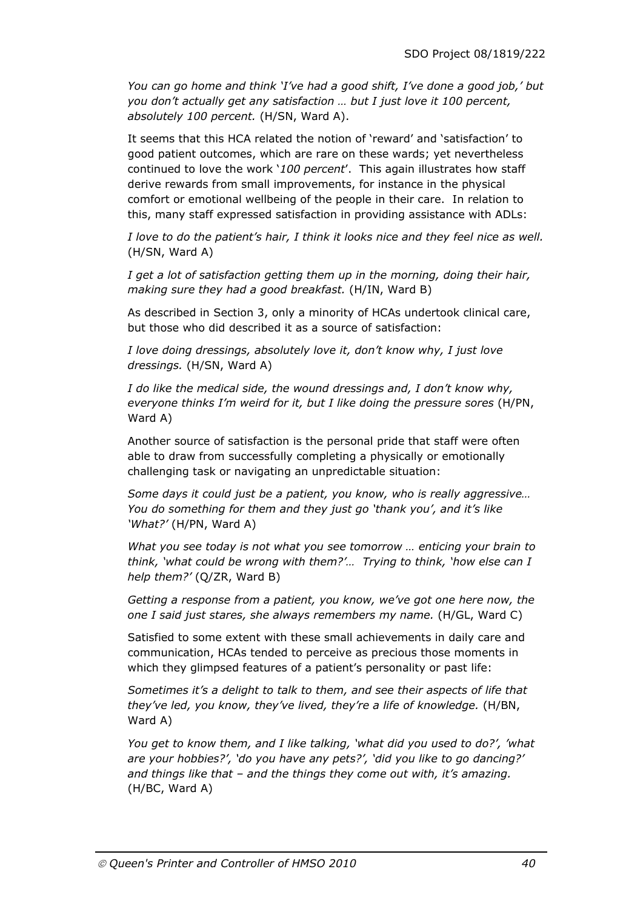*You can go home and think 'I've had a good shift, I've done a good job,' but you don't actually get any satisfaction … but I just love it 100 percent, absolutely 100 percent.* (H/SN, Ward A).

It seems that this HCA related the notion of 'reward' and 'satisfaction' to good patient outcomes, which are rare on these wards; yet nevertheless continued to love the work '*100 percent*'. This again illustrates how staff derive rewards from small improvements, for instance in the physical comfort or emotional wellbeing of the people in their care. In relation to this, many staff expressed satisfaction in providing assistance with ADLs:

*I love to do the patient's hair, I think it looks nice and they feel nice as well.* (H/SN, Ward A)

*I get a lot of satisfaction getting them up in the morning, doing their hair, making sure they had a good breakfast.* (H/IN, Ward B)

As described in Section 3, only a minority of HCAs undertook clinical care, but those who did described it as a source of satisfaction:

*I love doing dressings, absolutely love it, don't know why, I just love dressings.* (H/SN, Ward A)

*I do like the medical side, the wound dressings and, I don't know why, everyone thinks I'm weird for it, but I like doing the pressure sores* (H/PN, Ward A)

Another source of satisfaction is the personal pride that staff were often able to draw from successfully completing a physically or emotionally challenging task or navigating an unpredictable situation:

*Some days it could just be a patient, you know, who is really aggressive… You do something for them and they just go 'thank you', and it's like 'What?'* (H/PN, Ward A)

*What you see today is not what you see tomorrow … enticing your brain to think, 'what could be wrong with them?'… Trying to think, 'how else can I help them?'* (Q/ZR, Ward B)

*Getting a response from a patient, you know, we've got one here now, the one I said just stares, she always remembers my name.* (H/GL, Ward C)

Satisfied to some extent with these small achievements in daily care and communication, HCAs tended to perceive as precious those moments in which they glimpsed features of a patient's personality or past life:

*Sometimes it's a delight to talk to them, and see their aspects of life that they've led, you know, they've lived, they're a life of knowledge.* (H/BN, Ward A)

*You get to know them, and I like talking, 'what did you used to do?', 'what are your hobbies?', 'do you have any pets?', 'did you like to go dancing?' and things like that – and the things they come out with, it's amazing.* (H/BC, Ward A)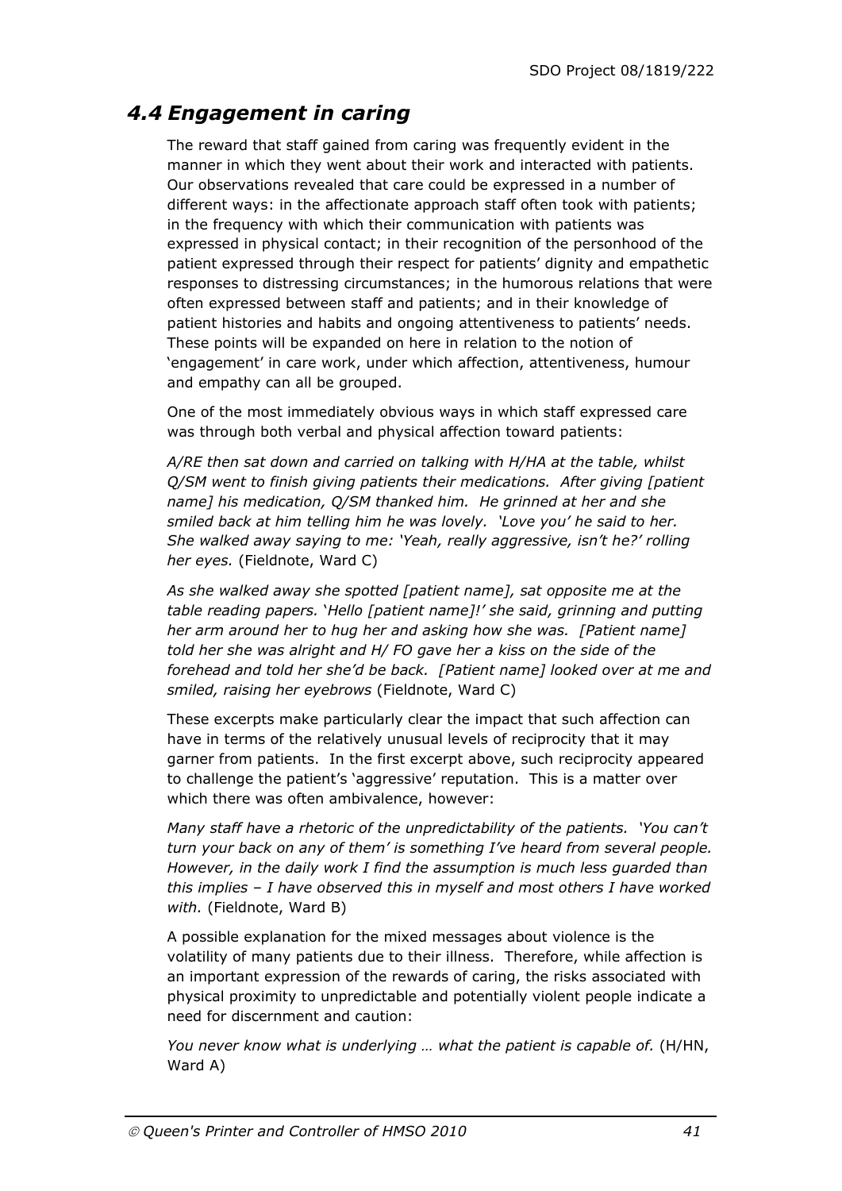## 4.4 Engagement in caring

The reward that staff gained from caring was frequently evident in the manner in which they went about their work and interacted with patients. Our observations revealed that care could be expressed in a number of different ways: in the affectionate approach staff often took with patients; in the frequency with which their communication with patients was expressed in physical contact; in their recognition of the personhood of the patient expressed through their respect for patients' dignity and empathetic responses to distressing circumstances; in the humorous relations that were often expressed between staff and patients; and in their knowledge of patient histories and habits and ongoing attentiveness to patients' needs. These points will be expanded on here in relation to the notion of 'engagement' in care work, under which affection, attentiveness, humour and empathy can all be grouped.

One of the most immediately obvious ways in which staff expressed care was through both verbal and physical affection toward patients:

*A/RE then sat down and carried on talking with H/HA at the table, whilst Q/SM went to finish giving patients their medications. After giving [patient name] his medication, Q/SM thanked him. He grinned at her and she smiled back at him telling him he was lovely. 'Love you' he said to her. She walked away saying to me: 'Yeah, really aggressive, isn't he?' rolling her eyes.* (Fieldnote, Ward C)

*As she walked away she spotted [patient name], sat opposite me at the table reading papers. 'Hello [patient name]!' she said, grinning and putting her arm around her to hug her and asking how she was. [Patient name] told her she was alright and H/ FO gave her a kiss on the side of the forehead and told her she'd be back. [Patient name] looked over at me and smiled, raising her eyebrows* (Fieldnote, Ward C)

These excerpts make particularly clear the impact that such affection can have in terms of the relatively unusual levels of reciprocity that it may garner from patients. In the first excerpt above, such reciprocity appeared to challenge the patient's 'aggressive' reputation. This is a matter over which there was often ambivalence, however:

*Many staff have a rhetoric of the unpredictability of the patients. 'You can't turn your back on any of them' is something I've heard from several people. However, in the daily work I find the assumption is much less guarded than this implies – I have observed this in myself and most others I have worked with.* (Fieldnote, Ward B)

A possible explanation for the mixed messages about violence is the volatility of many patients due to their illness. Therefore, while affection is an important expression of the rewards of caring, the risks associated with physical proximity to unpredictable and potentially violent people indicate a need for discernment and caution:

*You never know what is underlying … what the patient is capable of.* (H/HN, Ward A)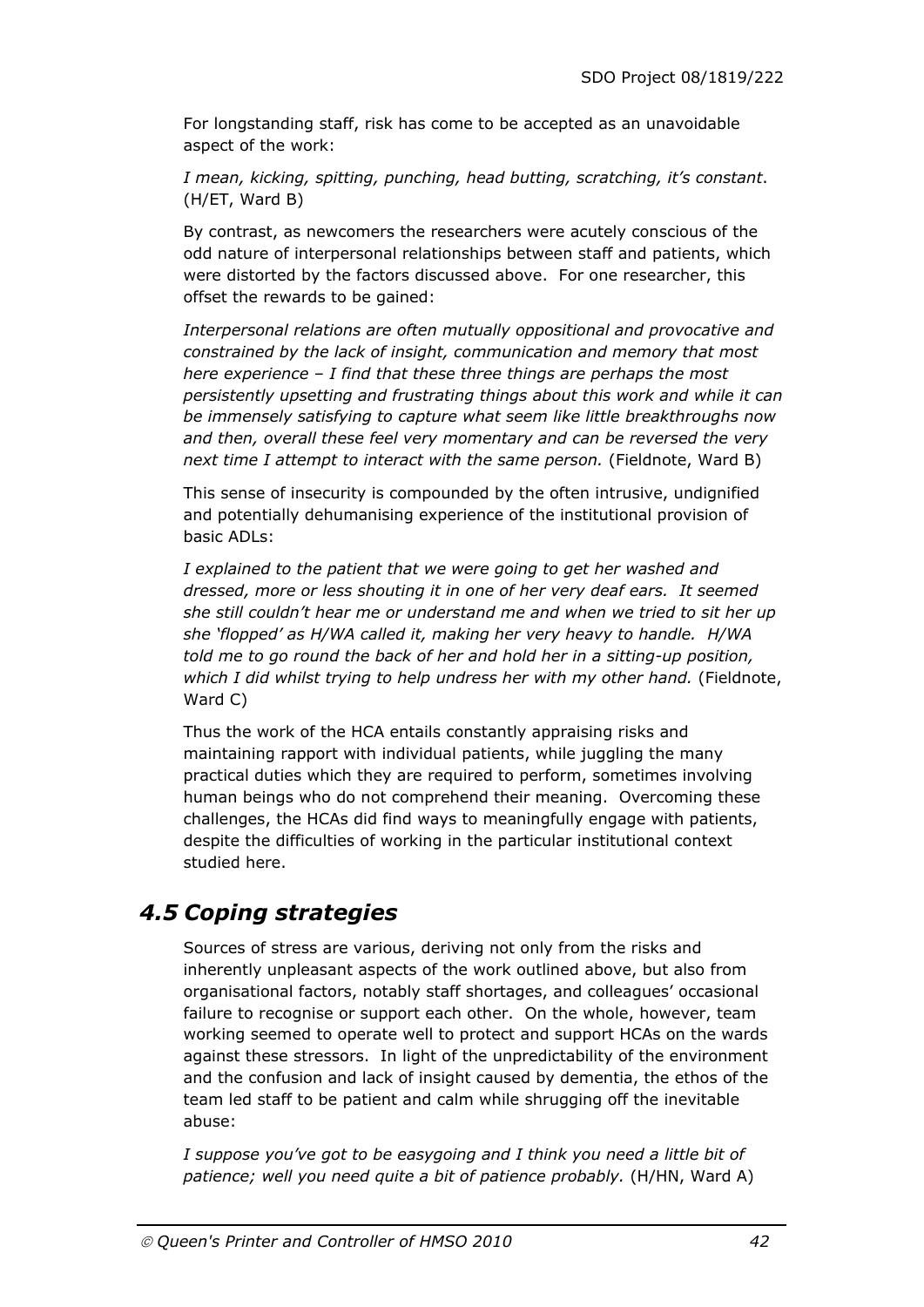For longstanding staff, risk has come to be accepted as an unavoidable aspect of the work:

*I mean, kicking, spitting, punching, head butting, scratching, it's constant*. (H/ET, Ward B)

By contrast, as newcomers the researchers were acutely conscious of the odd nature of interpersonal relationships between staff and patients, which were distorted by the factors discussed above. For one researcher, this offset the rewards to be gained:

*Interpersonal relations are often mutually oppositional and provocative and constrained by the lack of insight, communication and memory that most here experience – I find that these three things are perhaps the most persistently upsetting and frustrating things about this work and while it can be immensely satisfying to capture what seem like little breakthroughs now and then, overall these feel very momentary and can be reversed the very next time I attempt to interact with the same person.* (Fieldnote, Ward B)

This sense of insecurity is compounded by the often intrusive, undignified and potentially dehumanising experience of the institutional provision of basic ADLs:

*I explained to the patient that we were going to get her washed and dressed, more or less shouting it in one of her very deaf ears. It seemed she still couldn't hear me or understand me and when we tried to sit her up she 'flopped' as H/WA called it, making her very heavy to handle. H/WA told me to go round the back of her and hold her in a sitting-up position, which I did whilst trying to help undress her with my other hand.* (Fieldnote, Ward C)

Thus the work of the HCA entails constantly appraising risks and maintaining rapport with individual patients, while juggling the many practical duties which they are required to perform, sometimes involving human beings who do not comprehend their meaning. Overcoming these challenges, the HCAs did find ways to meaningfully engage with patients, despite the difficulties of working in the particular institutional context studied here.

## *4.5 Coping strategies*

Sources of stress are various, deriving not only from the risks and inherently unpleasant aspects of the work outlined above, but also from organisational factors, notably staff shortages, and colleagues' occasional failure to recognise or support each other. On the whole, however, team working seemed to operate well to protect and support HCAs on the wards against these stressors. In light of the unpredictability of the environment and the confusion and lack of insight caused by dementia, the ethos of the team led staff to be patient and calm while shrugging off the inevitable abuse:

*I suppose you've got to be easygoing and I think you need a little bit of patience; well you need quite a bit of patience probably.* (H/HN, Ward A)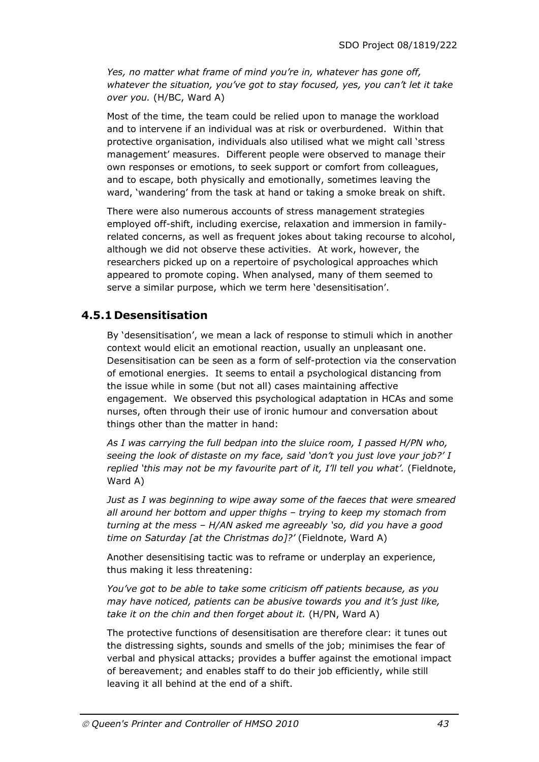*Yes, no matter what frame of mind you're in, whatever has gone off, whatever the situation, you've got to stay focused, yes, you can't let it take over you.* (H/BC, Ward A)

Most of the time, the team could be relied upon to manage the workload and to intervene if an individual was at risk or overburdened. Within that protective organisation, individuals also utilised what we might call 'stress management' measures. Different people were observed to manage their own responses or emotions, to seek support or comfort from colleagues, and to escape, both physically and emotionally, sometimes leaving the ward, 'wandering' from the task at hand or taking a smoke break on shift.

There were also numerous accounts of stress management strategies employed off-shift, including exercise, relaxation and immersion in family-related concerns, as well as frequent jokes about taking recourse to alcohol, although we did not observe these activities. At work, however, the researchers picked up on a repertoire of psychological approaches which appeared to promote coping. When analysed, many of them seemed to serve a similar purpose, which we term here 'desensitisation'.

### 4.5.1 Desensitisation

By 'desensitisation', we mean a lack of response to stimuli which in another context would elicit an emotional reaction, usually an unpleasant one. Desensitisation can be seen as a form of self-protection via the conservation of emotional energies. It seems to entail a psychological distancing from the issue while in some (but not all) cases maintaining affective engagement. We observed this psychological adaptation in HCAs and some nurses, often through their use of ironic humour and conversation about things other than the matter in hand:

*As I was carrying the full bedpan into the sluice room, I passed H/PN who, seeing the look of distaste on my face, said 'don't you just love your job?' I replied 'this may not be my favourite part of it, I'll tell you what'.* (Fieldnote, Ward A)

*Just as I was beginning to wipe away some of the faeces that were smeared all around her bottom and upper thighs – trying to keep my stomach from turning at the mess – H/AN asked me agreeably 'so, did you have a good time on Saturday [at the Christmas do]?'* (Fieldnote, Ward A)

Another desensitising tactic was to reframe or underplay an experience, thus making it less threatening:

*You've got to be able to take some criticism off patients because, as you may have noticed, patients can be abusive towards you and it's just like, take it on the chin and then forget about it.* (H/PN, Ward A)

The protective functions of desensitisation are therefore clear: it tunes out the distressing sights, sounds and smells of the job; minimises the fear of verbal and physical attacks; provides a buffer against the emotional impact of bereavement; and enables staff to do their job efficiently, while still leaving it all behind at the end of a shift.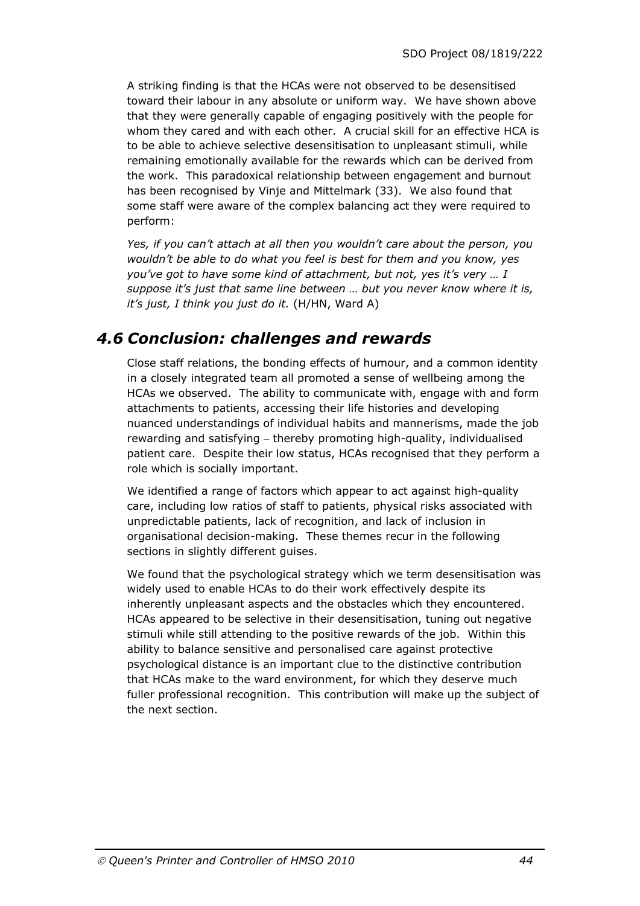A striking finding is that the HCAs were not observed to be desensitised toward their labour in any absolute or uniform way. We have shown above that they were generally capable of engaging positively with the people for whom they cared and with each other. A crucial skill for an effective HCA is to be able to achieve selective desensitisation to unpleasant stimuli, while remaining emotionally available for the rewards which can be derived from the work. This paradoxical relationship between engagement and burnout has been recognised by Vinje and Mittelmark (33). We also found that some staff were aware of the complex balancing act they were required to perform:

*Yes, if you can't attach at all then you wouldn't care about the person, you wouldn't be able to do what you feel is best for them and you know, yes you've got to have some kind of attachment, but not, yes it's very … I suppose it's just that same line between … but you never know where it is, it's just, I think you just do it.* (H/HN, Ward A)

## *4.6 Conclusion: challenges and rewards*

Close staff relations, the bonding effects of humour, and a common identity in a closely integrated team all promoted a sense of wellbeing among the HCAs we observed. The ability to communicate with, engage with and form attachments to patients, accessing their life histories and developing nuanced understandings of individual habits and mannerisms, made the job rewarding and satisfying – thereby promoting high-quality, individualised patient care. Despite their low status, HCAs recognised that they perform a role which is socially important.

We identified a range of factors which appear to act against high-quality care, including low ratios of staff to patients, physical risks associated with unpredictable patients, lack of recognition, and lack of inclusion in organisational decision-making. These themes recur in the following sections in slightly different guises.

We found that the psychological strategy which we term desensitisation was widely used to enable HCAs to do their work effectively despite its inherently unpleasant aspects and the obstacles which they encountered. HCAs appeared to be selective in their desensitisation, tuning out negative stimuli while still attending to the positive rewards of the job. Within this ability to balance sensitive and personalised care against protective psychological distance is an important clue to the distinctive contribution that HCAs make to the ward environment, for which they deserve much fuller professional recognition. This contribution will make up the subject of the next section.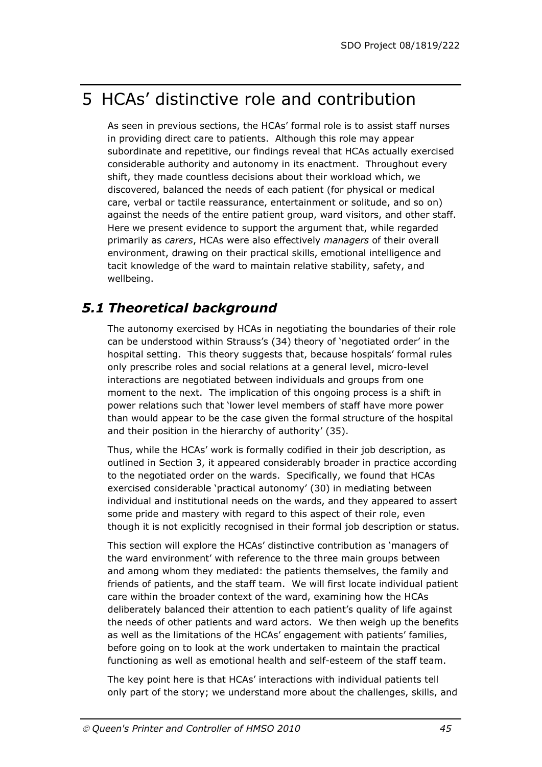# 5 HCAs' distinctive role and contribution

As seen in previous sections, the HCAs' formal role is to assist staff nurses in providing direct care to patients. Although this role may appear subordinate and repetitive, our findings reveal that HCAs actually exercised considerable authority and autonomy in its enactment. Throughout every shift, they made countless decisions about their workload which, we discovered, balanced the needs of each patient (for physical or medical care, verbal or tactile reassurance, entertainment or solitude, and so on) against the needs of the entire patient group, ward visitors, and other staff. Here we present evidence to support the argument that, while regarded primarily as *carers*, HCAs were also effectively *managers* of their overall environment, drawing on their practical skills, emotional intelligence and tacit knowledge of the ward to maintain relative stability, safety, and wellbeing.

## *5.1 Theoretical background*

The autonomy exercised by HCAs in negotiating the boundaries of their role can be understood within Strauss's (34) theory of 'negotiated order' in the hospital setting. This theory suggests that, because hospitals' formal rules only prescribe roles and social relations at a general level, micro-level interactions are negotiated between individuals and groups from one moment to the next. The implication of this ongoing process is a shift in power relations such that 'lower level members of staff have more power than would appear to be the case given the formal structure of the hospital and their position in the hierarchy of authority' (35).

Thus, while the HCAs' work is formally codified in their job description, as outlined in Section 3, it appeared considerably broader in practice according to the negotiated order on the wards. Specifically, we found that HCAs exercised considerable 'practical autonomy' (30) in mediating between individual and institutional needs on the wards, and they appeared to assert some pride and mastery with regard to this aspect of their role, even though it is not explicitly recognised in their formal job description or status.

This section will explore the HCAs' distinctive contribution as 'managers of the ward environment' with reference to the three main groups between and among whom they mediated: the patients themselves, the family and friends of patients, and the staff team. We will first locate individual patient care within the broader context of the ward, examining how the HCAs deliberately balanced their attention to each patient's quality of life against the needs of other patients and ward actors. We then weigh up the benefits as well as the limitations of the HCAs' engagement with patients' families, before going on to look at the work undertaken to maintain the practical functioning as well as emotional health and self-esteem of the staff team.

The key point here is that HCAs' interactions with individual patients tell only part of the story; we understand more about the challenges, skills, and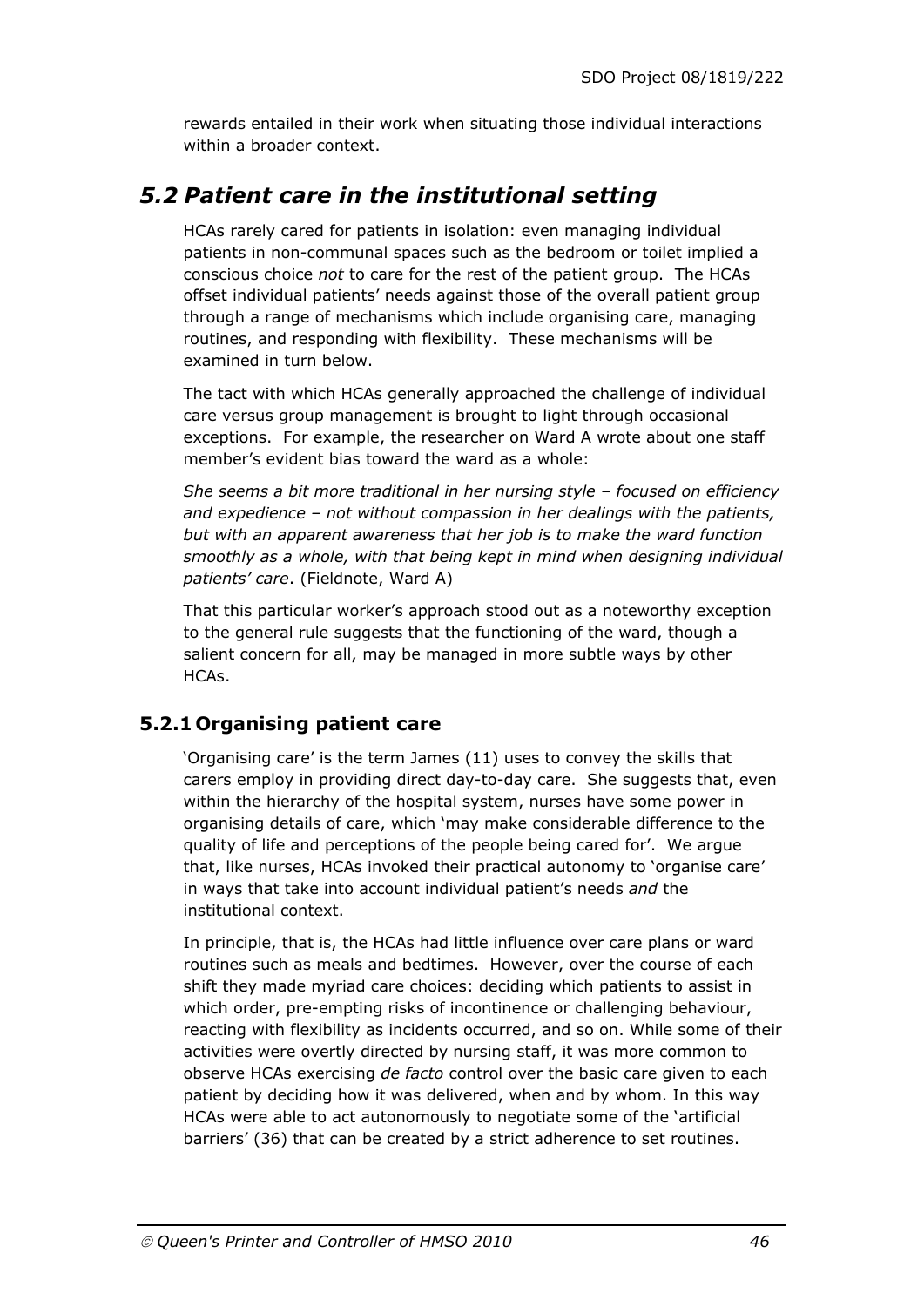rewards entailed in their work when situating those individual interactions within a broader context.

## *5.2 Patient care in the institutional setting*

HCAs rarely cared for patients in isolation: even managing individual patients in non-communal spaces such as the bedroom or toilet implied a conscious choice *not* to care for the rest of the patient group. The HCAs offset individual patients' needs against those of the overall patient group through a range of mechanisms which include organising care, managing routines, and responding with flexibility. These mechanisms will be examined in turn below.

The tact with which HCAs generally approached the challenge of individual care versus group management is brought to light through occasional exceptions. For example, the researcher on Ward A wrote about one staff member's evident bias toward the ward as a whole:

*She seems a bit more traditional in her nursing style – focused on efficiency and expedience – not without compassion in her dealings with the patients, but with an apparent awareness that her job is to make the ward function smoothly as a whole, with that being kept in mind when designing individual patients' care*. (Fieldnote, Ward A)

That this particular worker's approach stood out as a noteworthy exception to the general rule suggests that the functioning of the ward, though a salient concern for all, may be managed in more subtle ways by other HCAs.

### 5.2.1 Organising patient care

'Organising care' is the term James (11) uses to convey the skills that carers employ in providing direct day-to-day care. She suggests that, even within the hierarchy of the hospital system, nurses have some power in organising details of care, which 'may make considerable difference to the quality of life and perceptions of the people being cared for'. We argue that, like nurses, HCAs invoked their practical autonomy to 'organise care' in ways that take into account individual patient's needs *and* the institutional context.

In principle, that is, the HCAs had little influence over care plans or ward routines such as meals and bedtimes. However, over the course of each shift they made myriad care choices: deciding which patients to assist in which order, pre-empting risks of incontinence or challenging behaviour, reacting with flexibility as incidents occurred, and so on. While some of their activities were overtly directed by nursing staff, it was more common to observe HCAs exercising *de facto* control over the basic care given to each patient by deciding how it was delivered, when and by whom. In this way HCAs were able to act autonomously to negotiate some of the 'artificial barriers' (36) that can be created by a strict adherence to set routines.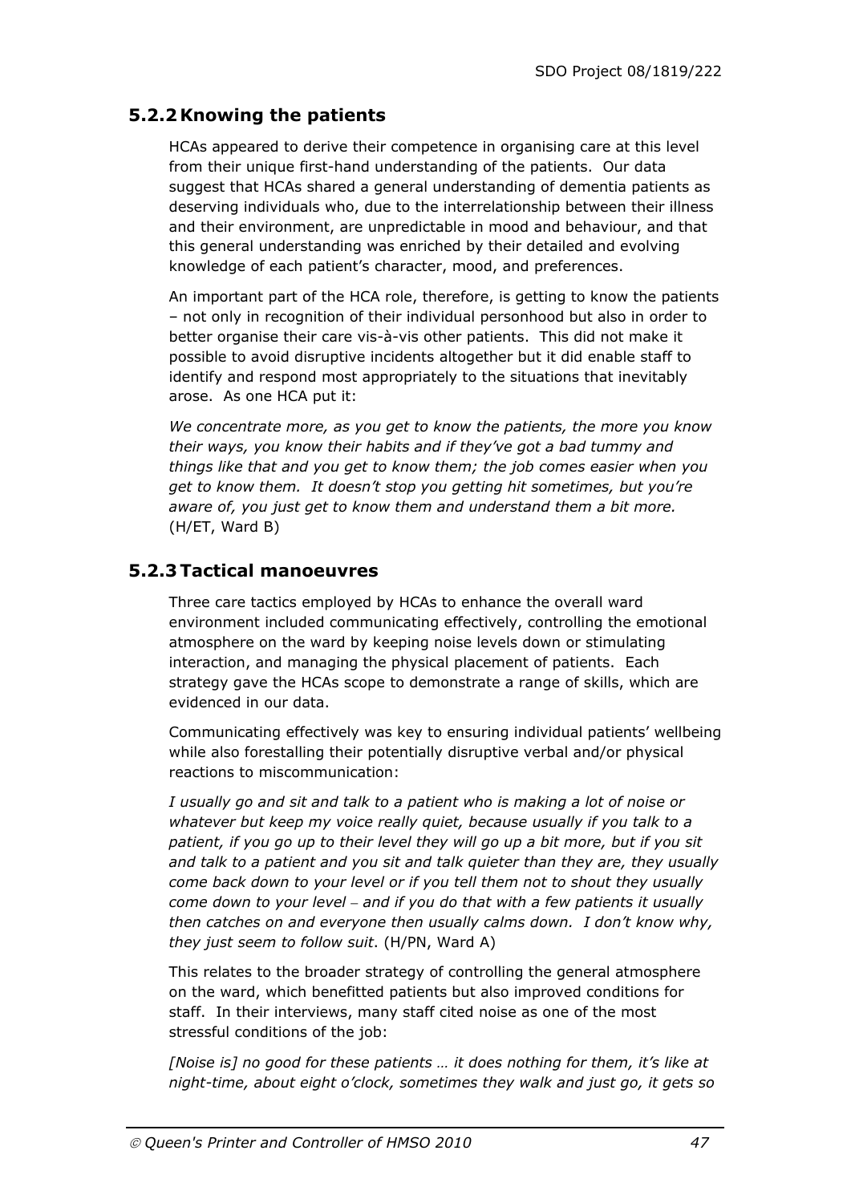### 5.2.2 Knowing the patients

HCAs appeared to derive their competence in organising care at this level from their unique first-hand understanding of the patients. Our data suggest that HCAs shared a general understanding of dementia patients as deserving individuals who, due to the interrelationship between their illness and their environment, are unpredictable in mood and behaviour, and that this general understanding was enriched by their detailed and evolving knowledge of each patient's character, mood, and preferences.

An important part of the HCA role, therefore, is getting to know the patients – not only in recognition of their individual personhood but also in order to better organise their care vis-à-vis other patients. This did not make it possible to avoid disruptive incidents altogether but it did enable staff to identify and respond most appropriately to the situations that inevitably arose. As one HCA put it:

*We concentrate more, as you get to know the patients, the more you know their ways, you know their habits and if they've got a bad tummy and things like that and you get to know them; the job comes easier when you get to know them. It doesn't stop you getting hit sometimes, but you're aware of, you just get to know them and understand them a bit more.* (H/ET, Ward B)

### 5.2.3 Tactical manoeuvres

Three care tactics employed by HCAs to enhance the overall ward environment included communicating effectively, controlling the emotional atmosphere on the ward by keeping noise levels down or stimulating interaction, and managing the physical placement of patients. Each strategy gave the HCAs scope to demonstrate a range of skills, which are evidenced in our data.

Communicating effectively was key to ensuring individual patients' wellbeing while also forestalling their potentially disruptive verbal and/or physical reactions to miscommunication:

*I usually go and sit and talk to a patient who is making a lot of noise or whatever but keep my voice really quiet, because usually if you talk to a patient, if you go up to their level they will go up a bit more, but if you sit and talk to a patient and you sit and talk quieter than they are, they usually come back down to your level or if you tell them not to shout they usually come down to your level – and if you do that with a few patients it usually then catches on and everyone then usually calms down. I don't know why, they just seem to follow suit*. (H/PN, Ward A)

This relates to the broader strategy of controlling the general atmosphere on the ward, which benefitted patients but also improved conditions for staff. In their interviews, many staff cited noise as one of the most stressful conditions of the job:

*[Noise is] no good for these patients … it does nothing for them, it's like at night-time, about eight o'clock, sometimes they walk and just go, it gets so*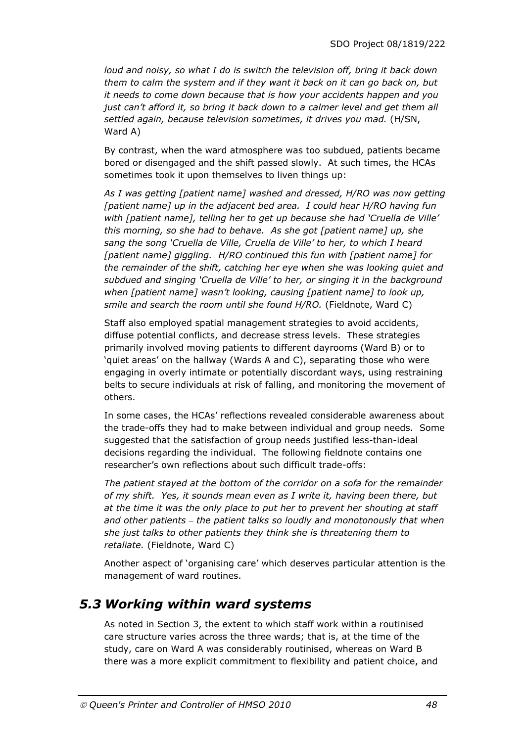*loud and noisy, so what I do is switch the television off, bring it back down them to calm the system and if they want it back on it can go back on, but it needs to come down because that is how your accidents happen and you just can't afford it, so bring it back down to a calmer level and get them all settled again, because television sometimes, it drives you mad.* (H/SN, Ward A)

By contrast, when the ward atmosphere was too subdued, patients became bored or disengaged and the shift passed slowly. At such times, the HCAs sometimes took it upon themselves to liven things up:

*As I was getting [patient name] washed and dressed, H/RO was now getting [patient name] up in the adjacent bed area. I could hear H/RO having fun with [patient name], telling her to get up because she had 'Cruella de Ville' this morning, so she had to behave. As she got [patient name] up, she sang the song 'Cruella de Ville, Cruella de Ville' to her, to which I heard [patient name] giggling. H/RO continued this fun with [patient name] for the remainder of the shift, catching her eye when she was looking quiet and subdued and singing 'Cruella de Ville' to her, or singing it in the background when [patient name] wasn't looking, causing [patient name] to look up, smile and search the room until she found H/RO.* (Fieldnote, Ward C)

Staff also employed spatial management strategies to avoid accidents, diffuse potential conflicts, and decrease stress levels. These strategies primarily involved moving patients to different dayrooms (Ward B) or to 'quiet areas' on the hallway (Wards A and C), separating those who were engaging in overly intimate or potentially discordant ways, using restraining belts to secure individuals at risk of falling, and monitoring the movement of others.

In some cases, the HCAs' reflections revealed considerable awareness about the trade-offs they had to make between individual and group needs. Some suggested that the satisfaction of group needs justified less-than-ideal decisions regarding the individual. The following fieldnote contains one researcher's own reflections about such difficult trade-offs:

*The patient stayed at the bottom of the corridor on a sofa for the remainder of my shift. Yes, it sounds mean even as I write it, having been there, but at the time it was the only place to put her to prevent her shouting at staff and other patients – the patient talks so loudly and monotonously that when she just talks to other patients they think she is threatening them to retaliate.* (Fieldnote, Ward C)

Another aspect of 'organising care' which deserves particular attention is the management of ward routines.

## 5.3 Working within ward systems

As noted in Section 3, the extent to which staff work within a routinised care structure varies across the three wards; that is, at the time of the study, care on Ward A was considerably routinised, whereas on Ward B there was a more explicit commitment to flexibility and patient choice, and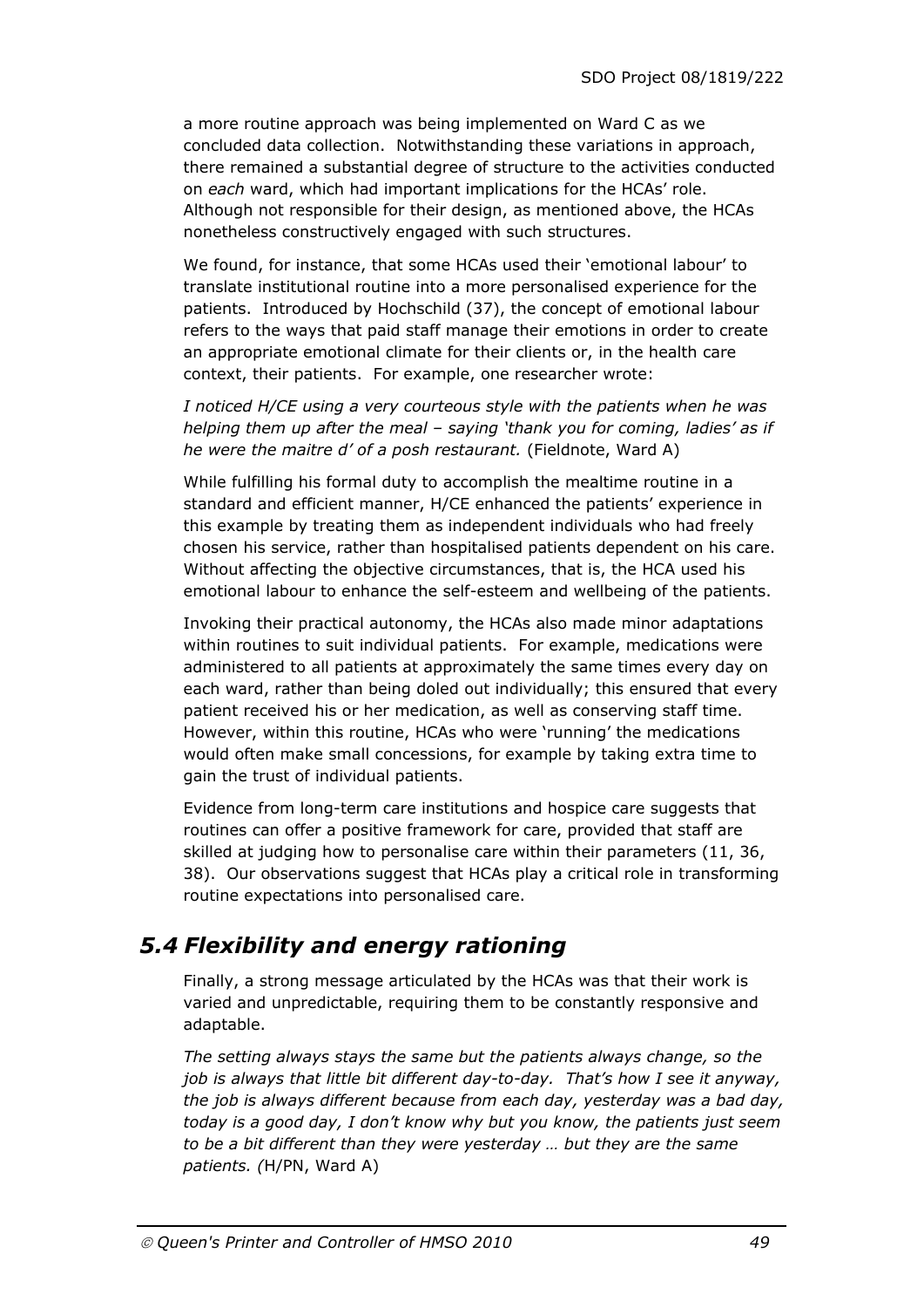a more routine approach was being implemented on Ward C as we concluded data collection. Notwithstanding these variations in approach, there remained a substantial degree of structure to the activities conducted on *each* ward, which had important implications for the HCAs' role. Although not responsible for their design, as mentioned above, the HCAs nonetheless constructively engaged with such structures.

We found, for instance, that some HCAs used their 'emotional labour' to translate institutional routine into a more personalised experience for the patients. Introduced by Hochschild (37), the concept of emotional labour refers to the ways that paid staff manage their emotions in order to create an appropriate emotional climate for their clients or, in the health care context, their patients. For example, one researcher wrote:

*I noticed H/CE using a very courteous style with the patients when he was helping them up after the meal – saying 'thank you for coming, ladies' as if he were the maitre d' of a posh restaurant.* (Fieldnote, Ward A)

While fulfilling his formal duty to accomplish the mealtime routine in a standard and efficient manner, H/CE enhanced the patients' experience in this example by treating them as independent individuals who had freely chosen his service, rather than hospitalised patients dependent on his care. Without affecting the objective circumstances, that is, the HCA used his emotional labour to enhance the self-esteem and wellbeing of the patients.

Invoking their practical autonomy, the HCAs also made minor adaptations within routines to suit individual patients. For example, medications were administered to all patients at approximately the same times every day on each ward, rather than being doled out individually; this ensured that every patient received his or her medication, as well as conserving staff time. However, within this routine, HCAs who were 'running' the medications would often make small concessions, for example by taking extra time to gain the trust of individual patients.

Evidence from long-term care institutions and hospice care suggests that routines can offer a positive framework for care, provided that staff are skilled at judging how to personalise care within their parameters (11, 36, 38). Our observations suggest that HCAs play a critical role in transforming routine expectations into personalised care.

## *5.4 Flexibility and energy rationing*

Finally, a strong message articulated by the HCAs was that their work is varied and unpredictable, requiring them to be constantly responsive and adaptable.

*The setting always stays the same but the patients always change, so the job is always that little bit different day-to-day. That's how I see it anyway, the job is always different because from each day, yesterday was a bad day, today is a good day, I don't know why but you know, the patients just seem to be a bit different than they were yesterday … but they are the same patients. (*H/PN, Ward A)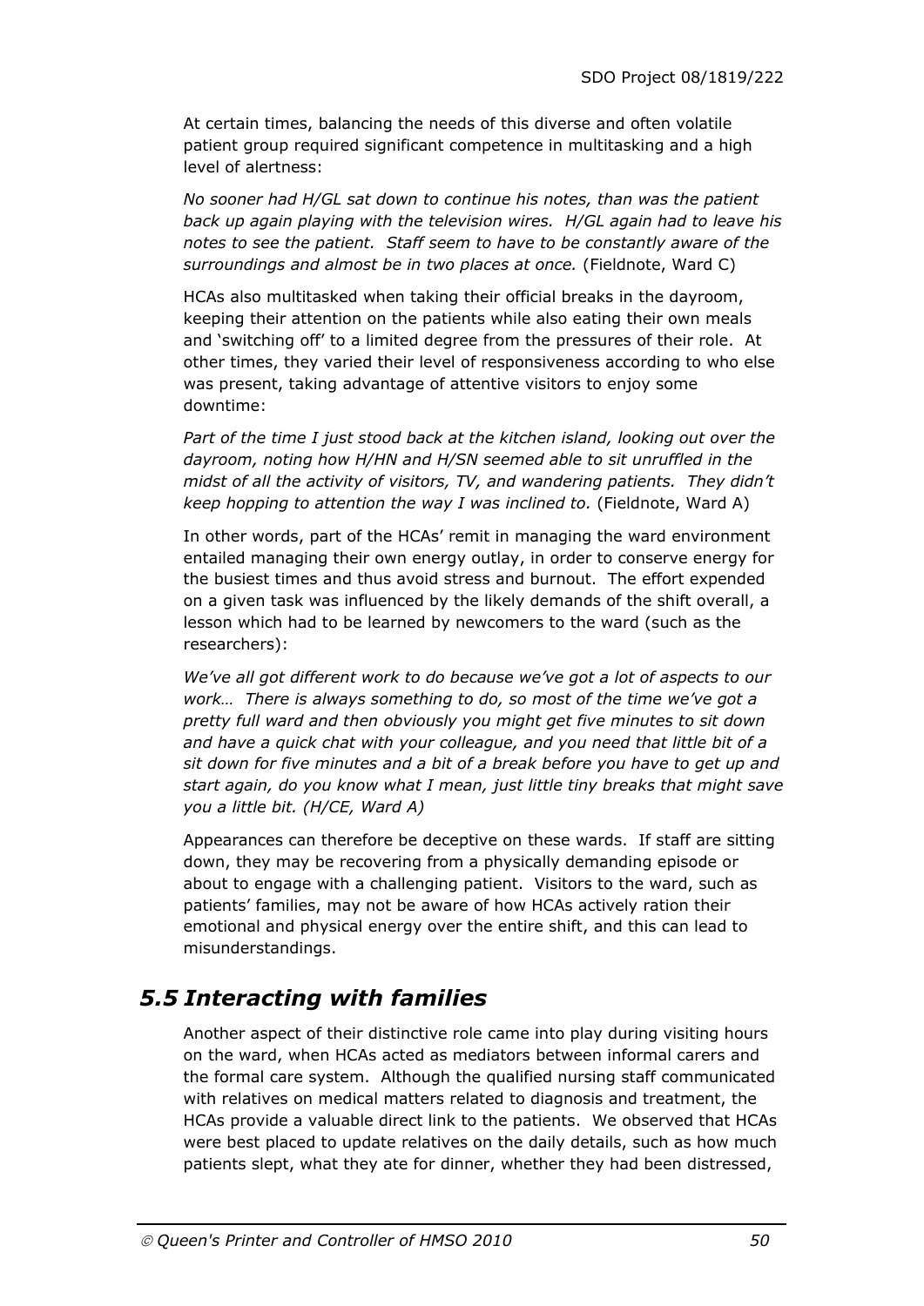At certain times, balancing the needs of this diverse and often volatile patient group required significant competence in multitasking and a high level of alertness:

*No sooner had H/GL sat down to continue his notes, than was the patient back up again playing with the television wires. H/GL again had to leave his notes to see the patient. Staff seem to have to be constantly aware of the surroundings and almost be in two places at once.* (Fieldnote, Ward C)

HCAs also multitasked when taking their official breaks in the dayroom, keeping their attention on the patients while also eating their own meals and 'switching off' to a limited degree from the pressures of their role. At other times, they varied their level of responsiveness according to who else was present, taking advantage of attentive visitors to enjoy some downtime:

*Part of the time I just stood back at the kitchen island, looking out over the dayroom, noting how H/HN and H/SN seemed able to sit unruffled in the midst of all the activity of visitors, TV, and wandering patients. They didn't keep hopping to attention the way I was inclined to.* (Fieldnote, Ward A)

In other words, part of the HCAs' remit in managing the ward environment entailed managing their own energy outlay, in order to conserve energy for the busiest times and thus avoid stress and burnout. The effort expended on a given task was influenced by the likely demands of the shift overall, a lesson which had to be learned by newcomers to the ward (such as the researchers):

*We've all got different work to do because we've got a lot of aspects to our work… There is always something to do, so most of the time we've got a pretty full ward and then obviously you might get five minutes to sit down and have a quick chat with your colleague, and you need that little bit of a sit down for five minutes and a bit of a break before you have to get up and start again, do you know what I mean, just little tiny breaks that might save you a little bit. (H/CE, Ward A)*

Appearances can therefore be deceptive on these wards. If staff are sitting down, they may be recovering from a physically demanding episode or about to engage with a challenging patient. Visitors to the ward, such as patients' families, may not be aware of how HCAs actively ration their emotional and physical energy over the entire shift, and this can lead to misunderstandings.

## *5.5 Interacting with families*

Another aspect of their distinctive role came into play during visiting hours on the ward, when HCAs acted as mediators between informal carers and the formal care system. Although the qualified nursing staff communicated with relatives on medical matters related to diagnosis and treatment, the HCAs provide a valuable direct link to the patients. We observed that HCAs were best placed to update relatives on the daily details, such as how much patients slept, what they ate for dinner, whether they had been distressed,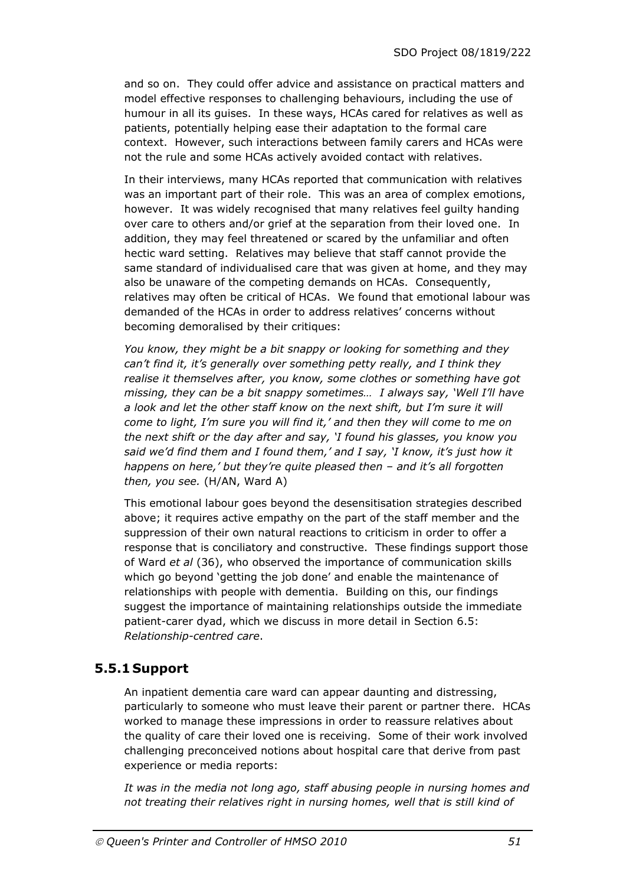and so on. They could offer advice and assistance on practical matters and model effective responses to challenging behaviours, including the use of humour in all its guises. In these ways, HCAs cared for relatives as well as patients, potentially helping ease their adaptation to the formal care context. However, such interactions between family carers and HCAs were not the rule and some HCAs actively avoided contact with relatives.

In their interviews, many HCAs reported that communication with relatives was an important part of their role. This was an area of complex emotions, however. It was widely recognised that many relatives feel guilty handing over care to others and/or grief at the separation from their loved one. In addition, they may feel threatened or scared by the unfamiliar and often hectic ward setting. Relatives may believe that staff cannot provide the same standard of individualised care that was given at home, and they may also be unaware of the competing demands on HCAs. Consequently, relatives may often be critical of HCAs. We found that emotional labour was demanded of the HCAs in order to address relatives' concerns without becoming demoralised by their critiques:

*You know, they might be a bit snappy or looking for something and they can't find it, it's generally over something petty really, and I think they realise it themselves after, you know, some clothes or something have got missing, they can be a bit snappy sometimes… I always say, 'Well I'll have a look and let the other staff know on the next shift, but I'm sure it will come to light, I'm sure you will find it,' and then they will come to me on the next shift or the day after and say, 'I found his glasses, you know you said we'd find them and I found them,' and I say, 'I know, it's just how it happens on here,' but they're quite pleased then – and it's all forgotten then, you see.* (H/AN, Ward A)

This emotional labour goes beyond the desensitisation strategies described above; it requires active empathy on the part of the staff member and the suppression of their own natural reactions to criticism in order to offer a response that is conciliatory and constructive. These findings support those of Ward *et al* (36), who observed the importance of communication skills which go beyond 'getting the job done' and enable the maintenance of relationships with people with dementia. Building on this, our findings suggest the importance of maintaining relationships outside the immediate patient-carer dyad, which we discuss in more detail in Section 6.5: *Relationship-centred care*.

### 5.5.1 Support

An inpatient dementia care ward can appear daunting and distressing, particularly to someone who must leave their parent or partner there. HCAs worked to manage these impressions in order to reassure relatives about the quality of care their loved one is receiving. Some of their work involved challenging preconceived notions about hospital care that derive from past experience or media reports:

*It was in the media not long ago, staff abusing people in nursing homes and not treating their relatives right in nursing homes, well that is still kind of*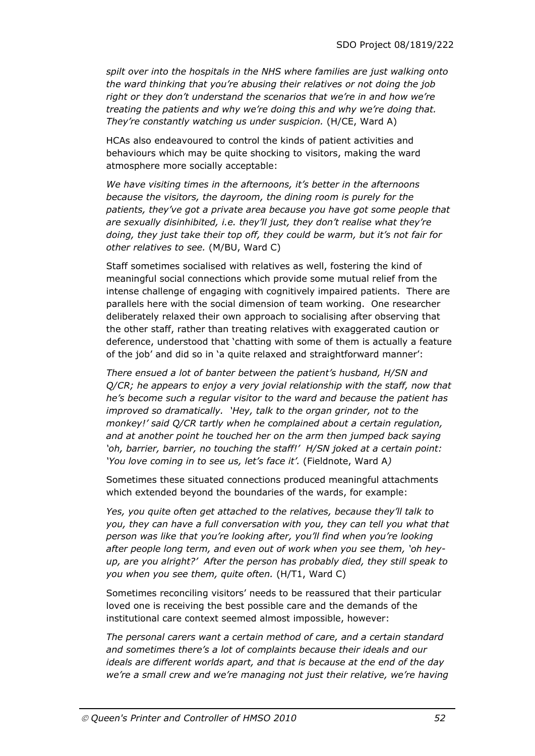*spilt over into the hospitals in the NHS where families are just walking onto the ward thinking that you're abusing their relatives or not doing the job right or they don't understand the scenarios that we're in and how we're treating the patients and why we're doing this and why we're doing that. They're constantly watching us under suspicion.* (H/CE, Ward A)

HCAs also endeavoured to control the kinds of patient activities and behaviours which may be quite shocking to visitors, making the ward atmosphere more socially acceptable:

*We have visiting times in the afternoons, it's better in the afternoons because the visitors, the dayroom, the dining room is purely for the patients, they've got a private area because you have got some people that are sexually disinhibited, i.e. they'll just, they don't realise what they're doing, they just take their top off, they could be warm, but it's not fair for other relatives to see.* (M/BU, Ward C)

Staff sometimes socialised with relatives as well, fostering the kind of meaningful social connections which provide some mutual relief from the intense challenge of engaging with cognitively impaired patients. There are parallels here with the social dimension of team working. One researcher deliberately relaxed their own approach to socialising after observing that the other staff, rather than treating relatives with exaggerated caution or deference, understood that 'chatting with some of them is actually a feature of the job' and did so in 'a quite relaxed and straightforward manner':

*There ensued a lot of banter between the patient's husband, H/SN and Q/CR; he appears to enjoy a very jovial relationship with the staff, now that he's become such a regular visitor to the ward and because the patient has improved so dramatically. 'Hey, talk to the organ grinder, not to the monkey!' said Q/CR tartly when he complained about a certain regulation, and at another point he touched her on the arm then jumped back saying 'oh, barrier, barrier, no touching the staff!' H/SN joked at a certain point: 'You love coming in to see us, let's face it'.* (Fieldnote, Ward A*)*

Sometimes these situated connections produced meaningful attachments which extended beyond the boundaries of the wards, for example:

*Yes, you quite often get attached to the relatives, because they'll talk to you, they can have a full conversation with you, they can tell you what that person was like that you're looking after, you'll find when you're looking after people long term, and even out of work when you see them, 'oh hey-up, are you alright?' After the person has probably died, they still speak to you when you see them, quite often.* (H/T1, Ward C)

Sometimes reconciling visitors' needs to be reassured that their particular loved one is receiving the best possible care and the demands of the institutional care context seemed almost impossible, however:

*The personal carers want a certain method of care, and a certain standard and sometimes there's a lot of complaints because their ideals and our ideals are different worlds apart, and that is because at the end of the day we're a small crew and we're managing not just their relative, we're having*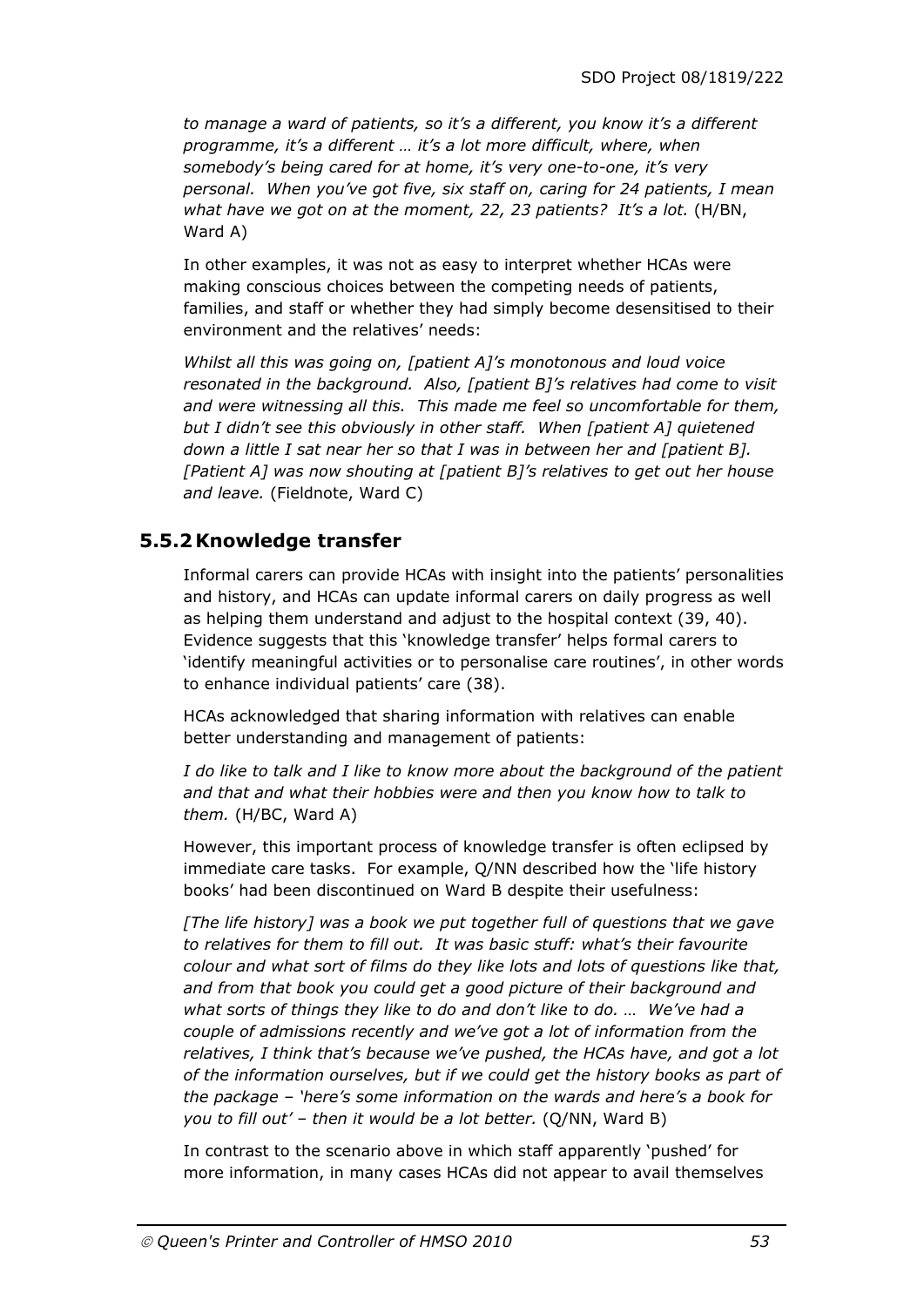*to manage a ward of patients, so it's a different, you know it's a different programme, it's a different … it's a lot more difficult, where, when somebody's being cared for at home, it's very one-to-one, it's very personal. When you've got five, six staff on, caring for 24 patients, I mean what have we got on at the moment, 22, 23 patients? It's a lot.* (H/BN, Ward A)

In other examples, it was not as easy to interpret whether HCAs were making conscious choices between the competing needs of patients, families, and staff or whether they had simply become desensitised to their environment and the relatives' needs:

*Whilst all this was going on, [patient A]'s monotonous and loud voice resonated in the background. Also, [patient B]'s relatives had come to visit and were witnessing all this. This made me feel so uncomfortable for them, but I didn't see this obviously in other staff. When [patient A] quietened down a little I sat near her so that I was in between her and [patient B]. [Patient A] was now shouting at [patient B]'s relatives to get out her house and leave.* (Fieldnote, Ward C)

### 5.5.2 Knowledge transfer

Informal carers can provide HCAs with insight into the patients' personalities and history, and HCAs can update informal carers on daily progress as well as helping them understand and adjust to the hospital context (39, 40). Evidence suggests that this 'knowledge transfer' helps formal carers to 'identify meaningful activities or to personalise care routines', in other words to enhance individual patients' care (38).

HCAs acknowledged that sharing information with relatives can enable better understanding and management of patients:

*I do like to talk and I like to know more about the background of the patient and that and what their hobbies were and then you know how to talk to them.* (H/BC, Ward A)

However, this important process of knowledge transfer is often eclipsed by immediate care tasks. For example, Q/NN described how the 'life history books' had been discontinued on Ward B despite their usefulness:

*[The life history] was a book we put together full of questions that we gave to relatives for them to fill out. It was basic stuff: what's their favourite colour and what sort of films do they like lots and lots of questions like that, and from that book you could get a good picture of their background and what sorts of things they like to do and don't like to do. … We've had a couple of admissions recently and we've got a lot of information from the relatives, I think that's because we've pushed, the HCAs have, and got a lot of the information ourselves, but if we could get the history books as part of the package – 'here's some information on the wards and here's a book for you to fill out' – then it would be a lot better.* (Q/NN, Ward B)

In contrast to the scenario above in which staff apparently 'pushed' for more information, in many cases HCAs did not appear to avail themselves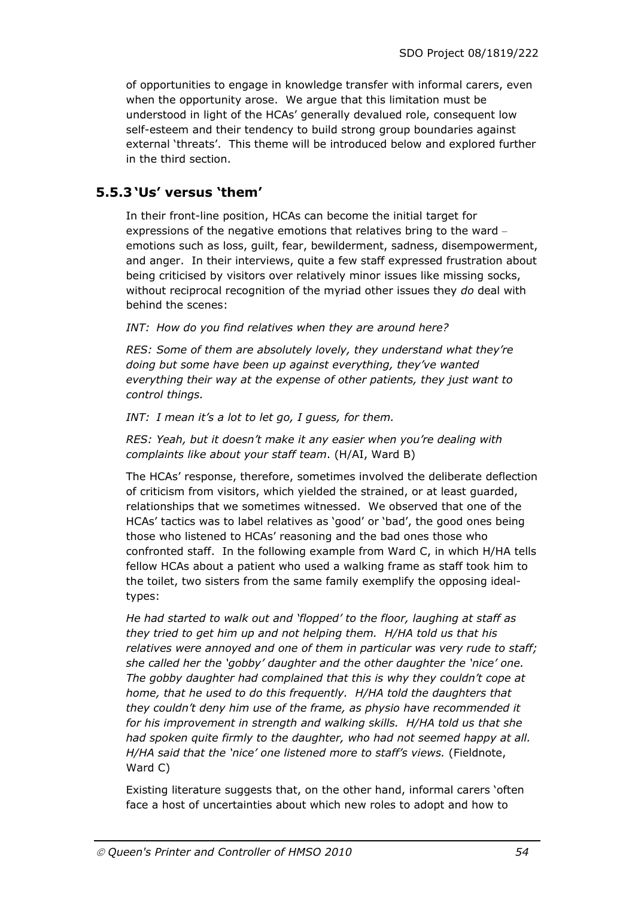of opportunities to engage in knowledge transfer with informal carers, even when the opportunity arose. We argue that this limitation must be understood in light of the HCAs' generally devalued role, consequent low self-esteem and their tendency to build strong group boundaries against external 'threats'. This theme will be introduced below and explored further in the third section.

### 5.5.3 'Us' versus 'them'

In their front-line position, HCAs can become the initial target for expressions of the negative emotions that relatives bring to the ward – emotions such as loss, guilt, fear, bewilderment, sadness, disempowerment, and anger. In their interviews, quite a few staff expressed frustration about being criticised by visitors over relatively minor issues like missing socks, without reciprocal recognition of the myriad other issues they *do* deal with behind the scenes:

*INT: How do you find relatives when they are around here?*

*RES: Some of them are absolutely lovely, they understand what they're doing but some have been up against everything, they've wanted everything their way at the expense of other patients, they just want to control things.*

*INT: I mean it's a lot to let go, I guess, for them.*

*RES: Yeah, but it doesn't make it any easier when you're dealing with complaints like about your staff team*. (H/AI, Ward B)

The HCAs' response, therefore, sometimes involved the deliberate deflection of criticism from visitors, which yielded the strained, or at least guarded, relationships that we sometimes witnessed. We observed that one of the HCAs' tactics was to label relatives as 'good' or 'bad', the good ones being those who listened to HCAs' reasoning and the bad ones those who confronted staff. In the following example from Ward C, in which H/HA tells fellow HCAs about a patient who used a walking frame as staff took him to the toilet, two sisters from the same family exemplify the opposing ideal-types:

*He had started to walk out and 'flopped' to the floor, laughing at staff as they tried to get him up and not helping them. H/HA told us that his relatives were annoyed and one of them in particular was very rude to staff; she called her the 'gobby' daughter and the other daughter the 'nice' one. The gobby daughter had complained that this is why they couldn't cope at home, that he used to do this frequently. H/HA told the daughters that they couldn't deny him use of the frame, as physio have recommended it for his improvement in strength and walking skills. H/HA told us that she had spoken quite firmly to the daughter, who had not seemed happy at all. H/HA said that the 'nice' one listened more to staff's views.* (Fieldnote, Ward C)

Existing literature suggests that, on the other hand, informal carers 'often face a host of uncertainties about which new roles to adopt and how to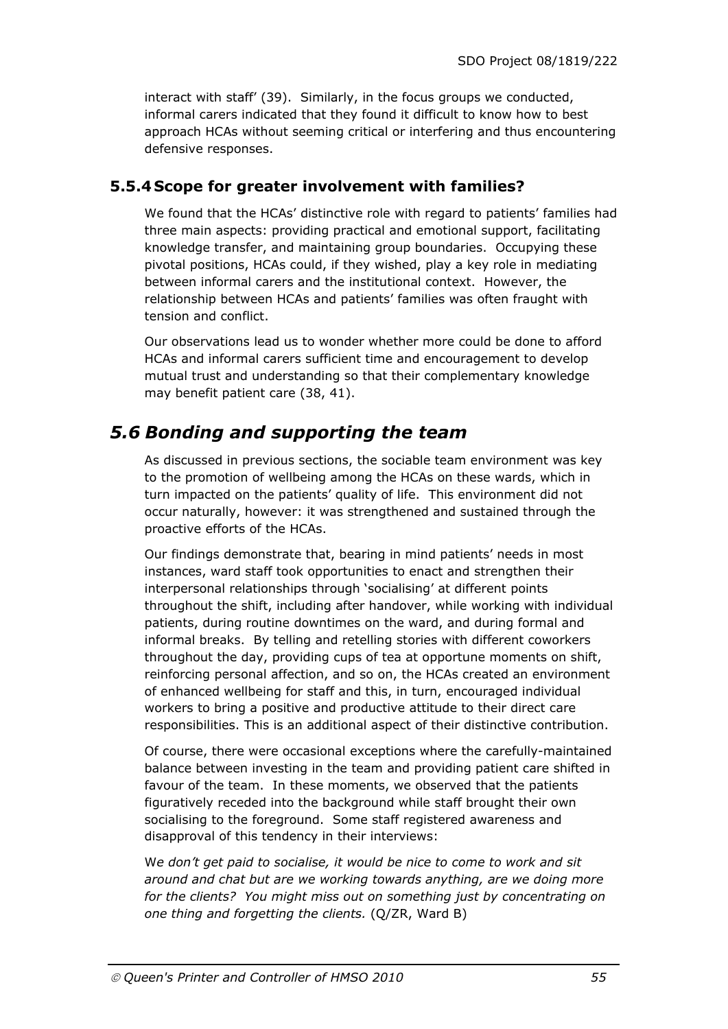interact with staff' (39). Similarly, in the focus groups we conducted, informal carers indicated that they found it difficult to know how to best approach HCAs without seeming critical or interfering and thus encountering defensive responses.

### 5.5.4 Scope for greater involvement with families?

We found that the HCAs' distinctive role with regard to patients' families had three main aspects: providing practical and emotional support, facilitating knowledge transfer, and maintaining group boundaries. Occupying these pivotal positions, HCAs could, if they wished, play a key role in mediating between informal carers and the institutional context. However, the relationship between HCAs and patients' families was often fraught with tension and conflict.

Our observations lead us to wonder whether more could be done to afford HCAs and informal carers sufficient time and encouragement to develop mutual trust and understanding so that their complementary knowledge may benefit patient care (38, 41).

## *5.6 Bonding and supporting the team*

As discussed in previous sections, the sociable team environment was key to the promotion of wellbeing among the HCAs on these wards, which in turn impacted on the patients' quality of life. This environment did not occur naturally, however: it was strengthened and sustained through the proactive efforts of the HCAs.

Our findings demonstrate that, bearing in mind patients' needs in most instances, ward staff took opportunities to enact and strengthen their interpersonal relationships through 'socialising' at different points throughout the shift, including after handover, while working with individual patients, during routine downtimes on the ward, and during formal and informal breaks. By telling and retelling stories with different coworkers throughout the day, providing cups of tea at opportune moments on shift, reinforcing personal affection, and so on, the HCAs created an environment of enhanced wellbeing for staff and this, in turn, encouraged individual workers to bring a positive and productive attitude to their direct care responsibilities. This is an additional aspect of their distinctive contribution.

Of course, there were occasional exceptions where the carefully-maintained balance between investing in the team and providing patient care shifted in favour of the team. In these moments, we observed that the patients figuratively receded into the background while staff brought their own socialising to the foreground. Some staff registered awareness and disapproval of this tendency in their interviews:

W*e don't get paid to socialise, it would be nice to come to work and sit around and chat but are we working towards anything, are we doing more for the clients? You might miss out on something just by concentrating on one thing and forgetting the clients.* (Q/ZR, Ward B)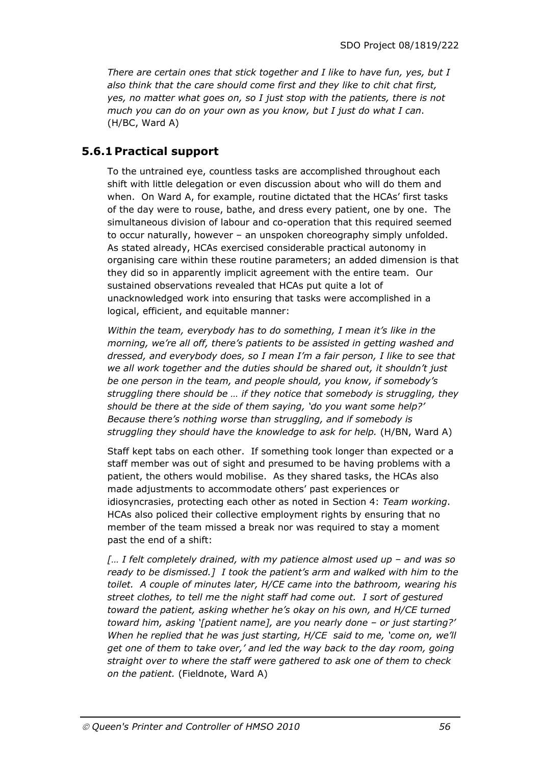*There are certain ones that stick together and I like to have fun, yes, but I also think that the care should come first and they like to chit chat first, yes, no matter what goes on, so I just stop with the patients, there is not much you can do on your own as you know, but I just do what I can*. (H/BC, Ward A)

### 5.6.1 Practical support

To the untrained eye, countless tasks are accomplished throughout each shift with little delegation or even discussion about who will do them and when. On Ward A, for example, routine dictated that the HCAs' first tasks of the day were to rouse, bathe, and dress every patient, one by one. The simultaneous division of labour and co-operation that this required seemed to occur naturally, however – an unspoken choreography simply unfolded. As stated already, HCAs exercised considerable practical autonomy in organising care within these routine parameters; an added dimension is that they did so in apparently implicit agreement with the entire team. Our sustained observations revealed that HCAs put quite a lot of unacknowledged work into ensuring that tasks were accomplished in a logical, efficient, and equitable manner:

*Within the team, everybody has to do something, I mean it's like in the morning, we're all off, there's patients to be assisted in getting washed and dressed, and everybody does, so I mean I'm a fair person, I like to see that we all work together and the duties should be shared out, it shouldn't just be one person in the team, and people should, you know, if somebody's struggling there should be … if they notice that somebody is struggling, they should be there at the side of them saying, 'do you want some help?' Because there's nothing worse than struggling, and if somebody is struggling they should have the knowledge to ask for help.* (H/BN, Ward A)

Staff kept tabs on each other. If something took longer than expected or a staff member was out of sight and presumed to be having problems with a patient, the others would mobilise. As they shared tasks, the HCAs also made adjustments to accommodate others' past experiences or idiosyncrasies, protecting each other as noted in Section 4: *Team working*. HCAs also policed their collective employment rights by ensuring that no member of the team missed a break nor was required to stay a moment past the end of a shift:

*[… I felt completely drained, with my patience almost used up – and was so ready to be dismissed.] I took the patient's arm and walked with him to the toilet. A couple of minutes later, H/CE came into the bathroom, wearing his street clothes, to tell me the night staff had come out. I sort of gestured toward the patient, asking whether he's okay on his own, and H/CE turned toward him, asking '[patient name], are you nearly done – or just starting?' When he replied that he was just starting, H/CE said to me, 'come on, we'll get one of them to take over,' and led the way back to the day room, going straight over to where the staff were gathered to ask one of them to check on the patient.* (Fieldnote, Ward A)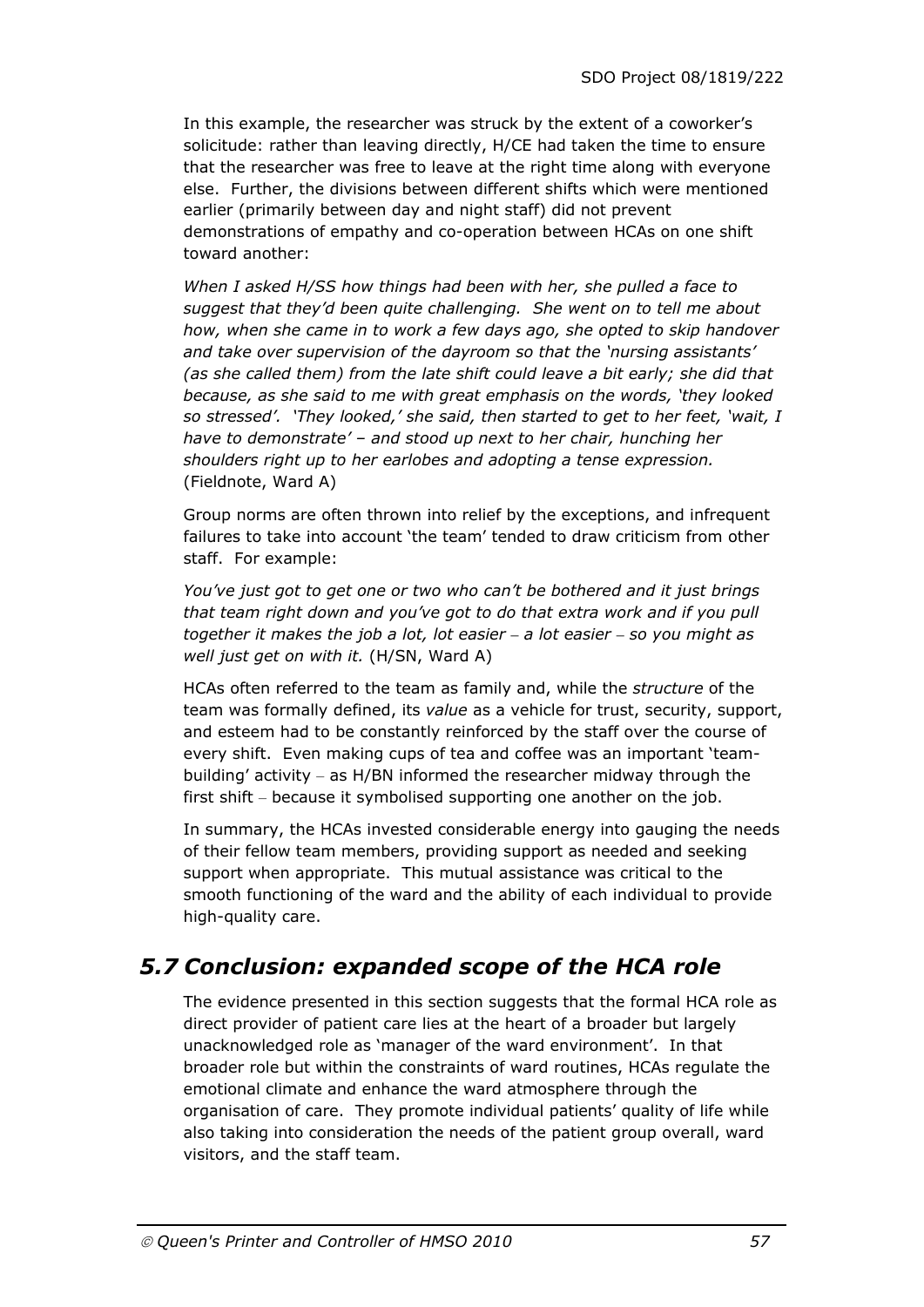In this example, the researcher was struck by the extent of a coworker's solicitude: rather than leaving directly, H/CE had taken the time to ensure that the researcher was free to leave at the right time along with everyone else. Further, the divisions between different shifts which were mentioned earlier (primarily between day and night staff) did not prevent demonstrations of empathy and co-operation between HCAs on one shift toward another:

*When I asked H/SS how things had been with her, she pulled a face to suggest that they'd been quite challenging. She went on to tell me about how, when she came in to work a few days ago, she opted to skip handover and take over supervision of the dayroom so that the 'nursing assistants' (as she called them) from the late shift could leave a bit early; she did that because, as she said to me with great emphasis on the words, 'they looked so stressed'. 'They looked,' she said, then started to get to her feet, 'wait, I have to demonstrate' – and stood up next to her chair, hunching her shoulders right up to her earlobes and adopting a tense expression.* (Fieldnote, Ward A)

Group norms are often thrown into relief by the exceptions, and infrequent failures to take into account 'the team' tended to draw criticism from other staff. For example:

*You've just got to get one or two who can't be bothered and it just brings that team right down and you've got to do that extra work and if you pull together it makes the job a lot, lot easier – a lot easier – so you might as well just get on with it.* (H/SN, Ward A)

HCAs often referred to the team as family and, while the *structure* of the team was formally defined, its *value* as a vehicle for trust, security, support, and esteem had to be constantly reinforced by the staff over the course of every shift. Even making cups of tea and coffee was an important 'team-building' activity – as H/BN informed the researcher midway through the first shift – because it symbolised supporting one another on the job.

In summary, the HCAs invested considerable energy into gauging the needs of their fellow team members, providing support as needed and seeking support when appropriate. This mutual assistance was critical to the smooth functioning of the ward and the ability of each individual to provide high-quality care.

## *5.7 Conclusion: expanded scope of the HCA role*

The evidence presented in this section suggests that the formal HCA role as direct provider of patient care lies at the heart of a broader but largely unacknowledged role as 'manager of the ward environment'. In that broader role but within the constraints of ward routines, HCAs regulate the emotional climate and enhance the ward atmosphere through the organisation of care. They promote individual patients' quality of life while also taking into consideration the needs of the patient group overall, ward visitors, and the staff team.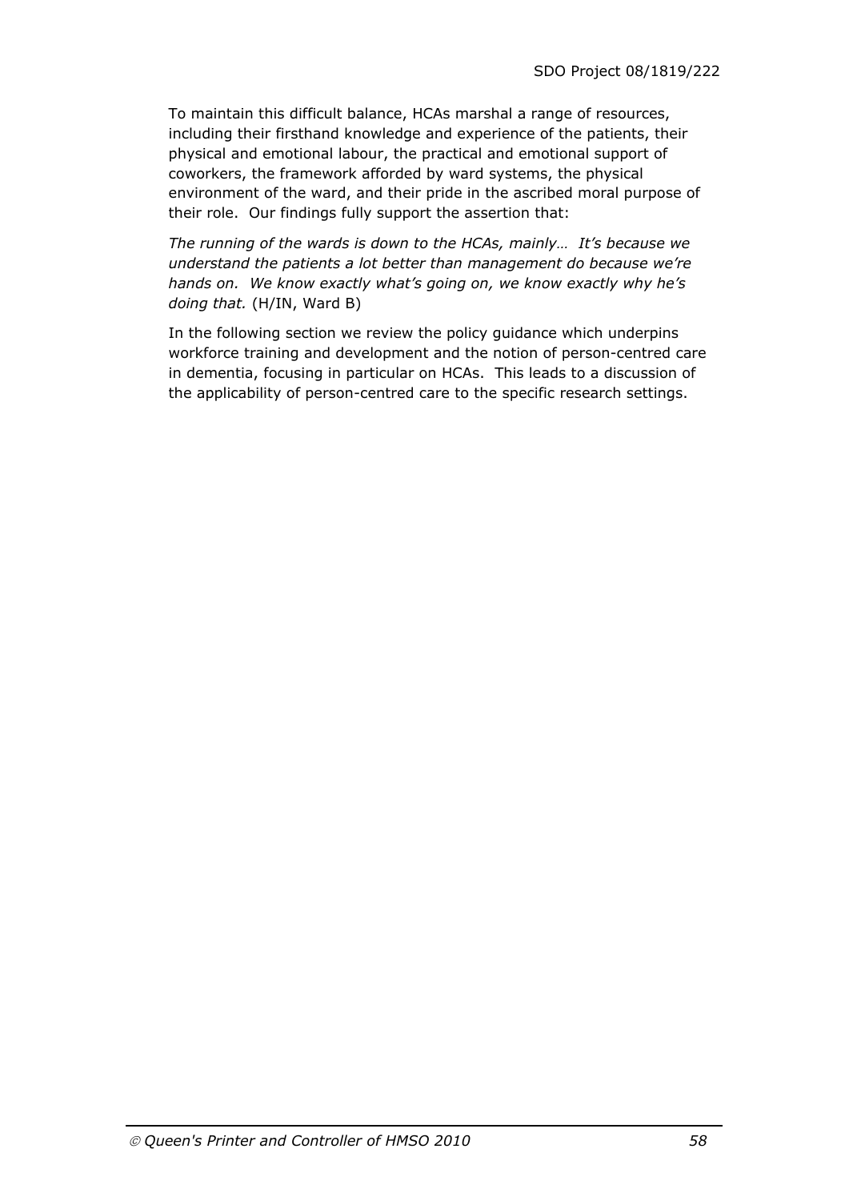To maintain this difficult balance, HCAs marshal a range of resources, including their firsthand knowledge and experience of the patients, their physical and emotional labour, the practical and emotional support of coworkers, the framework afforded by ward systems, the physical environment of the ward, and their pride in the ascribed moral purpose of their role. Our findings fully support the assertion that:

*The running of the wards is down to the HCAs, mainly… It's because we understand the patients a lot better than management do because we're hands on. We know exactly what's going on, we know exactly why he's doing that.* (H/IN, Ward B)

In the following section we review the policy guidance which underpins workforce training and development and the notion of person-centred care in dementia, focusing in particular on HCAs. This leads to a discussion of the applicability of person-centred care to the specific research settings.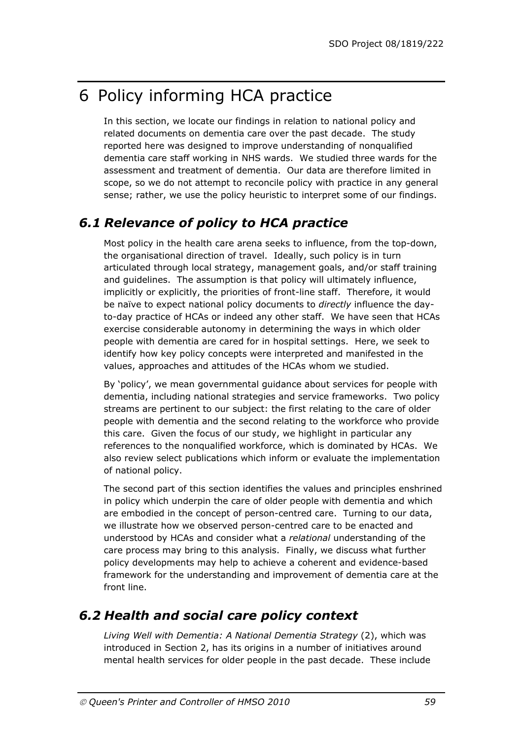# 6 Policy informing HCA practice

In this section, we locate our findings in relation to national policy and related documents on dementia care over the past decade. The study reported here was designed to improve understanding of nonqualified dementia care staff working in NHS wards. We studied three wards for the assessment and treatment of dementia. Our data are therefore limited in scope, so we do not attempt to reconcile policy with practice in any general sense; rather, we use the policy heuristic to interpret some of our findings.

## *6.1 Relevance of policy to HCA practice*

Most policy in the health care arena seeks to influence, from the top-down, the organisational direction of travel. Ideally, such policy is in turn articulated through local strategy, management goals, and/or staff training and guidelines. The assumption is that policy will ultimately influence, implicitly or explicitly, the priorities of front-line staff. Therefore, it would be naïve to expect national policy documents to *directly* influence the day-to-day practice of HCAs or indeed any other staff. We have seen that HCAs exercise considerable autonomy in determining the ways in which older people with dementia are cared for in hospital settings. Here, we seek to identify how key policy concepts were interpreted and manifested in the values, approaches and attitudes of the HCAs whom we studied.

By 'policy', we mean governmental guidance about services for people with dementia, including national strategies and service frameworks. Two policy streams are pertinent to our subject: the first relating to the care of older people with dementia and the second relating to the workforce who provide this care. Given the focus of our study, we highlight in particular any references to the nonqualified workforce, which is dominated by HCAs. We also review select publications which inform or evaluate the implementation of national policy.

The second part of this section identifies the values and principles enshrined in policy which underpin the care of older people with dementia and which are embodied in the concept of person-centred care. Turning to our data, we illustrate how we observed person-centred care to be enacted and understood by HCAs and consider what a *relational* understanding of the care process may bring to this analysis. Finally, we discuss what further policy developments may help to achieve a coherent and evidence-based framework for the understanding and improvement of dementia care at the front line.

## *6.2 Health and social care policy context*

*Living Well with Dementia: A National Dementia Strategy* (2), which was introduced in Section 2, has its origins in a number of initiatives around mental health services for older people in the past decade. These include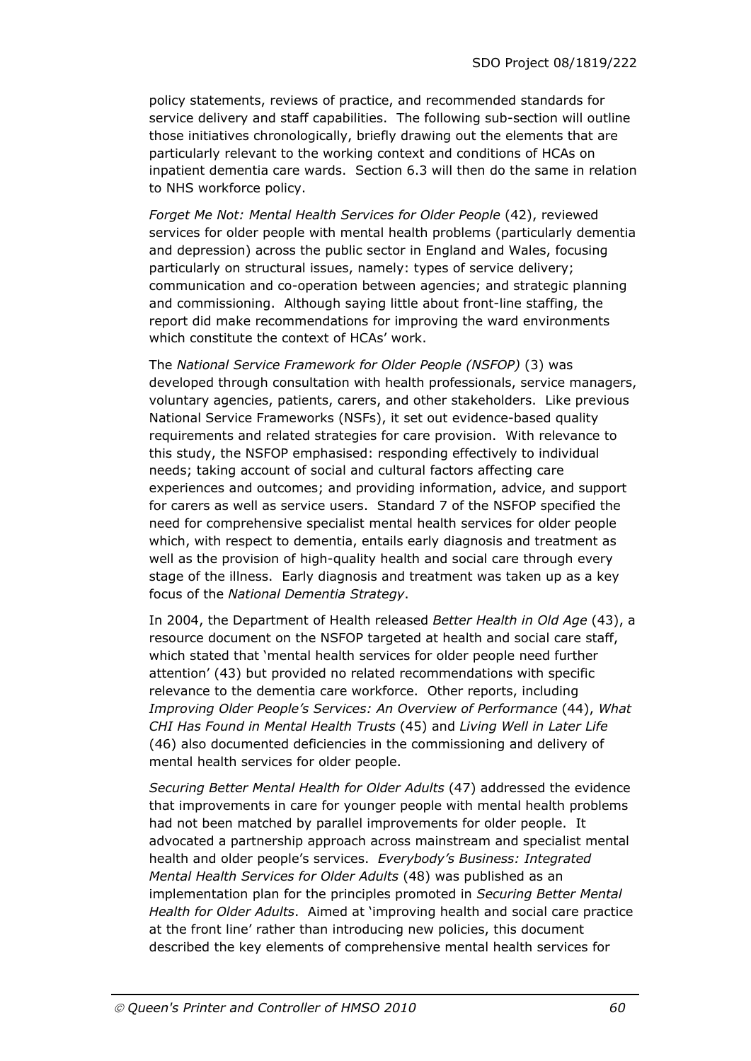policy statements, reviews of practice, and recommended standards for service delivery and staff capabilities. The following sub-section will outline those initiatives chronologically, briefly drawing out the elements that are particularly relevant to the working context and conditions of HCAs on inpatient dementia care wards. Section 6.3 will then do the same in relation to NHS workforce policy.

*Forget Me Not: Mental Health Services for Older People* (42), reviewed services for older people with mental health problems (particularly dementia and depression) across the public sector in England and Wales, focusing particularly on structural issues, namely: types of service delivery; communication and co-operation between agencies; and strategic planning and commissioning. Although saying little about front-line staffing, the report did make recommendations for improving the ward environments which constitute the context of HCAs' work.

The *National Service Framework for Older People (NSFOP)* (3) was developed through consultation with health professionals, service managers, voluntary agencies, patients, carers, and other stakeholders. Like previous National Service Frameworks (NSFs), it set out evidence-based quality requirements and related strategies for care provision. With relevance to this study, the NSFOP emphasised: responding effectively to individual needs; taking account of social and cultural factors affecting care experiences and outcomes; and providing information, advice, and support for carers as well as service users. Standard 7 of the NSFOP specified the need for comprehensive specialist mental health services for older people which, with respect to dementia, entails early diagnosis and treatment as well as the provision of high-quality health and social care through every stage of the illness. Early diagnosis and treatment was taken up as a key focus of the *National Dementia Strategy*.

In 2004, the Department of Health released *Better Health in Old Age* (43), a resource document on the NSFOP targeted at health and social care staff, which stated that 'mental health services for older people need further attention' (43) but provided no related recommendations with specific relevance to the dementia care workforce. Other reports, including *Improving Older People's Services: An Overview of Performance* (44), *What CHI Has Found in Mental Health Trusts* (45) and *Living Well in Later Life* (46) also documented deficiencies in the commissioning and delivery of mental health services for older people.

*Securing Better Mental Health for Older Adults* (47) addressed the evidence that improvements in care for younger people with mental health problems had not been matched by parallel improvements for older people. It advocated a partnership approach across mainstream and specialist mental health and older people's services. *Everybody's Business: Integrated Mental Health Services for Older Adults* (48) was published as an implementation plan for the principles promoted in *Securing Better Mental Health for Older Adults*. Aimed at 'improving health and social care practice at the front line' rather than introducing new policies, this document described the key elements of comprehensive mental health services for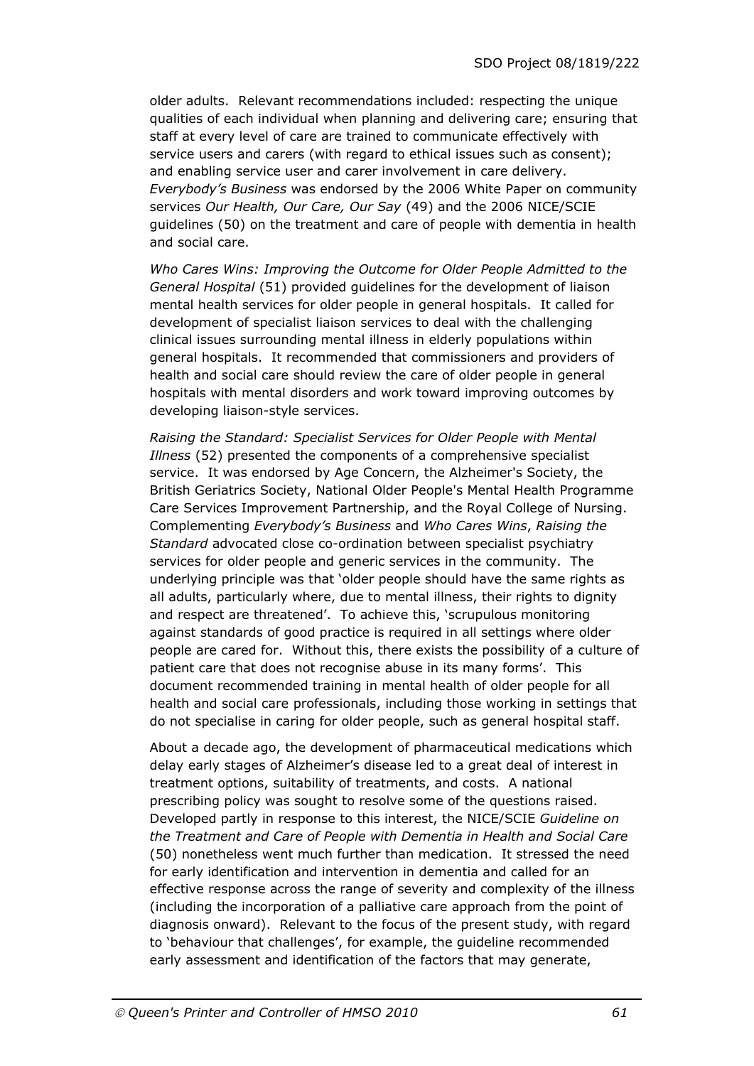older adults. Relevant recommendations included: respecting the unique qualities of each individual when planning and delivering care; ensuring that staff at every level of care are trained to communicate effectively with service users and carers (with regard to ethical issues such as consent); and enabling service user and carer involvement in care delivery. *Everybody's Business* was endorsed by the 2006 White Paper on community services *Our Health, Our Care, Our Say* (49) and the 2006 NICE/SCIE guidelines (50) on the treatment and care of people with dementia in health and social care.

*Who Cares Wins: Improving the Outcome for Older People Admitted to the General Hospital* (51) provided guidelines for the development of liaison mental health services for older people in general hospitals. It called for development of specialist liaison services to deal with the challenging clinical issues surrounding mental illness in elderly populations within general hospitals. It recommended that commissioners and providers of health and social care should review the care of older people in general hospitals with mental disorders and work toward improving outcomes by developing liaison-style services.

*Raising the Standard: Specialist Services for Older People with Mental Illness* (52) presented the components of a comprehensive specialist service. It was endorsed by Age Concern, the Alzheimer's Society, the British Geriatrics Society, National Older People's Mental Health Programme Care Services Improvement Partnership, and the Royal College of Nursing. Complementing *Everybody's Business* and *Who Cares Wins*, *Raising the Standard* advocated close co-ordination between specialist psychiatry services for older people and generic services in the community. The underlying principle was that 'older people should have the same rights as all adults, particularly where, due to mental illness, their rights to dignity and respect are threatened'. To achieve this, 'scrupulous monitoring against standards of good practice is required in all settings where older people are cared for. Without this, there exists the possibility of a culture of patient care that does not recognise abuse in its many forms'. This document recommended training in mental health of older people for all health and social care professionals, including those working in settings that do not specialise in caring for older people, such as general hospital staff.

About a decade ago, the development of pharmaceutical medications which delay early stages of Alzheimer's disease led to a great deal of interest in treatment options, suitability of treatments, and costs. A national prescribing policy was sought to resolve some of the questions raised. Developed partly in response to this interest, the NICE/SCIE *Guideline on the Treatment and Care of People with Dementia in Health and Social Care* (50) nonetheless went much further than medication. It stressed the need for early identification and intervention in dementia and called for an effective response across the range of severity and complexity of the illness (including the incorporation of a palliative care approach from the point of diagnosis onward). Relevant to the focus of the present study, with regard to 'behaviour that challenges', for example, the guideline recommended early assessment and identification of the factors that may generate,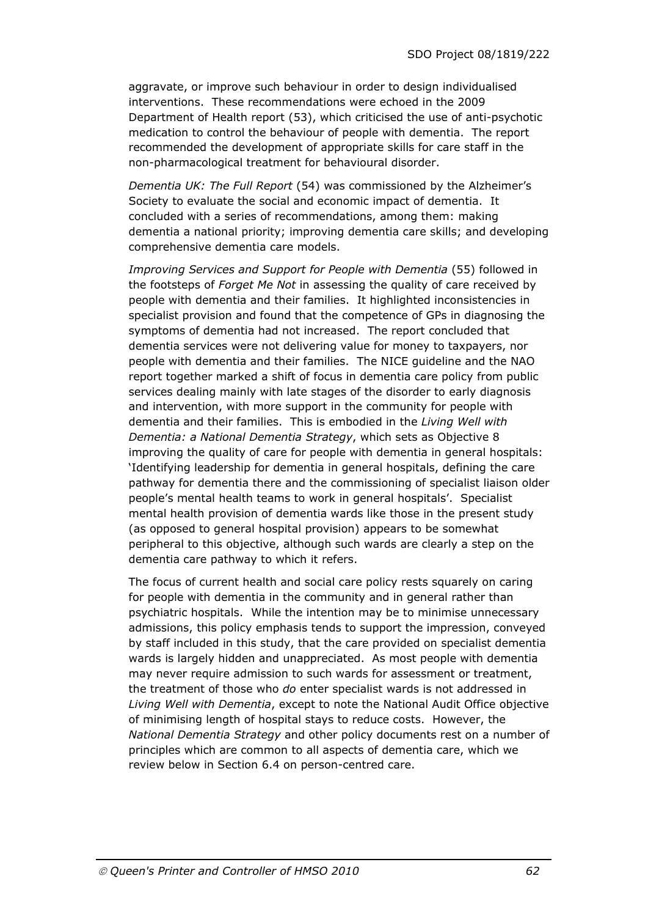aggravate, or improve such behaviour in order to design individualised interventions. These recommendations were echoed in the 2009 Department of Health report (53), which criticised the use of anti-psychotic medication to control the behaviour of people with dementia. The report recommended the development of appropriate skills for care staff in the non-pharmacological treatment for behavioural disorder.

*Dementia UK: The Full Report* (54) was commissioned by the Alzheimer's Society to evaluate the social and economic impact of dementia. It concluded with a series of recommendations, among them: making dementia a national priority; improving dementia care skills; and developing comprehensive dementia care models.

*Improving Services and Support for People with Dementia* (55) followed in the footsteps of *Forget Me Not* in assessing the quality of care received by people with dementia and their families. It highlighted inconsistencies in specialist provision and found that the competence of GPs in diagnosing the symptoms of dementia had not increased. The report concluded that dementia services were not delivering value for money to taxpayers, nor people with dementia and their families. The NICE guideline and the NAO report together marked a shift of focus in dementia care policy from public services dealing mainly with late stages of the disorder to early diagnosis and intervention, with more support in the community for people with dementia and their families. This is embodied in the *Living Well with Dementia: a National Dementia Strategy*, which sets as Objective 8 improving the quality of care for people with dementia in general hospitals: 'Identifying leadership for dementia in general hospitals, defining the care pathway for dementia there and the commissioning of specialist liaison older people's mental health teams to work in general hospitals'. Specialist mental health provision of dementia wards like those in the present study (as opposed to general hospital provision) appears to be somewhat peripheral to this objective, although such wards are clearly a step on the dementia care pathway to which it refers.

The focus of current health and social care policy rests squarely on caring for people with dementia in the community and in general rather than psychiatric hospitals. While the intention may be to minimise unnecessary admissions, this policy emphasis tends to support the impression, conveyed by staff included in this study, that the care provided on specialist dementia wards is largely hidden and unappreciated. As most people with dementia may never require admission to such wards for assessment or treatment, the treatment of those who *do* enter specialist wards is not addressed in *Living Well with Dementia*, except to note the National Audit Office objective of minimising length of hospital stays to reduce costs. However, the *National Dementia Strategy* and other policy documents rest on a number of principles which are common to all aspects of dementia care, which we review below in Section 6.4 on person-centred care.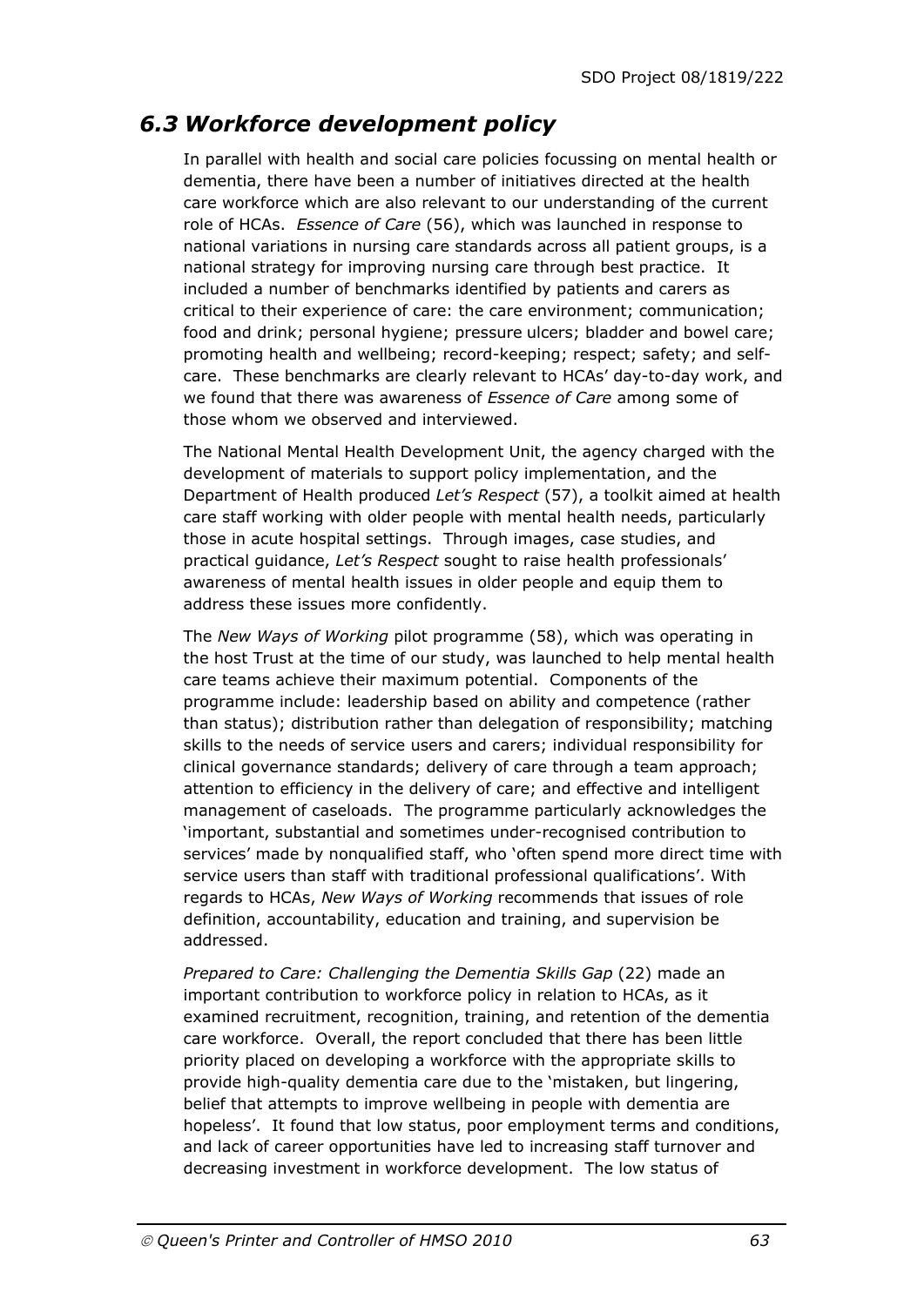## *6.3 Workforce development policy*

In parallel with health and social care policies focussing on mental health or dementia, there have been a number of initiatives directed at the health care workforce which are also relevant to our understanding of the current role of HCAs. *Essence of Care* (56), which was launched in response to national variations in nursing care standards across all patient groups, is a national strategy for improving nursing care through best practice. It included a number of benchmarks identified by patients and carers as critical to their experience of care: the care environment; communication; food and drink; personal hygiene; pressure ulcers; bladder and bowel care; promoting health and wellbeing; record-keeping; respect; safety; and self-care. These benchmarks are clearly relevant to HCAs' day-to-day work, and we found that there was awareness of *Essence of Care* among some of those whom we observed and interviewed.

The National Mental Health Development Unit, the agency charged with the development of materials to support policy implementation, and the Department of Health produced *Let's Respect* (57), a toolkit aimed at health care staff working with older people with mental health needs, particularly those in acute hospital settings. Through images, case studies, and practical guidance, *Let's Respect* sought to raise health professionals' awareness of mental health issues in older people and equip them to address these issues more confidently.

The *New Ways of Working* pilot programme (58), which was operating in the host Trust at the time of our study, was launched to help mental health care teams achieve their maximum potential. Components of the programme include: leadership based on ability and competence (rather than status); distribution rather than delegation of responsibility; matching skills to the needs of service users and carers; individual responsibility for clinical governance standards; delivery of care through a team approach; attention to efficiency in the delivery of care; and effective and intelligent management of caseloads. The programme particularly acknowledges the 'important, substantial and sometimes under-recognised contribution to services' made by nonqualified staff, who 'often spend more direct time with service users than staff with traditional professional qualifications'. With regards to HCAs, *New Ways of Working* recommends that issues of role definition, accountability, education and training, and supervision be addressed.

*Prepared to Care: Challenging the Dementia Skills Gap* (22) made an important contribution to workforce policy in relation to HCAs, as it examined recruitment, recognition, training, and retention of the dementia care workforce. Overall, the report concluded that there has been little priority placed on developing a workforce with the appropriate skills to provide high-quality dementia care due to the 'mistaken, but lingering, belief that attempts to improve wellbeing in people with dementia are hopeless'. It found that low status, poor employment terms and conditions, and lack of career opportunities have led to increasing staff turnover and decreasing investment in workforce development. The low status of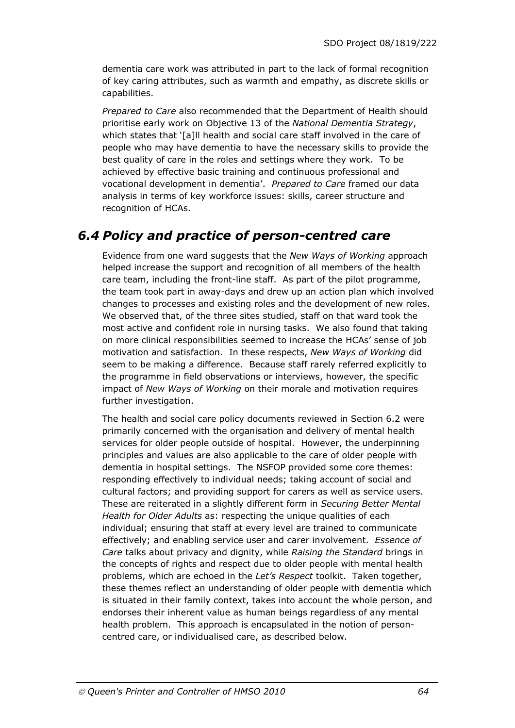dementia care work was attributed in part to the lack of formal recognition of key caring attributes, such as warmth and empathy, as discrete skills or capabilities.

*Prepared to Care* also recommended that the Department of Health should prioritise early work on Objective 13 of the *National Dementia Strategy*, which states that '[a]ll health and social care staff involved in the care of people who may have dementia to have the necessary skills to provide the best quality of care in the roles and settings where they work. To be achieved by effective basic training and continuous professional and vocational development in dementia'. *Prepared to Care* framed our data analysis in terms of key workforce issues: skills, career structure and recognition of HCAs.

## *6.4 Policy and practice of person-centred care*

Evidence from one ward suggests that the *New Ways of Working* approach helped increase the support and recognition of all members of the health care team, including the front-line staff. As part of the pilot programme, the team took part in away-days and drew up an action plan which involved changes to processes and existing roles and the development of new roles. We observed that, of the three sites studied, staff on that ward took the most active and confident role in nursing tasks. We also found that taking on more clinical responsibilities seemed to increase the HCAs' sense of job motivation and satisfaction. In these respects, *New Ways of Working* did seem to be making a difference. Because staff rarely referred explicitly to the programme in field observations or interviews, however, the specific impact of *New Ways of Working* on their morale and motivation requires further investigation.

The health and social care policy documents reviewed in Section 6.2 were primarily concerned with the organisation and delivery of mental health services for older people outside of hospital. However, the underpinning principles and values are also applicable to the care of older people with dementia in hospital settings. The NSFOP provided some core themes: responding effectively to individual needs; taking account of social and cultural factors; and providing support for carers as well as service users. These are reiterated in a slightly different form in *Securing Better Mental Health for Older Adults* as: respecting the unique qualities of each individual; ensuring that staff at every level are trained to communicate effectively; and enabling service user and carer involvement. *Essence of Care* talks about privacy and dignity, while *Raising the Standard* brings in the concepts of rights and respect due to older people with mental health problems, which are echoed in the *Let's Respect* toolkit. Taken together, these themes reflect an understanding of older people with dementia which is situated in their family context, takes into account the whole person, and endorses their inherent value as human beings regardless of any mental health problem. This approach is encapsulated in the notion of person-centred care, or individualised care, as described below.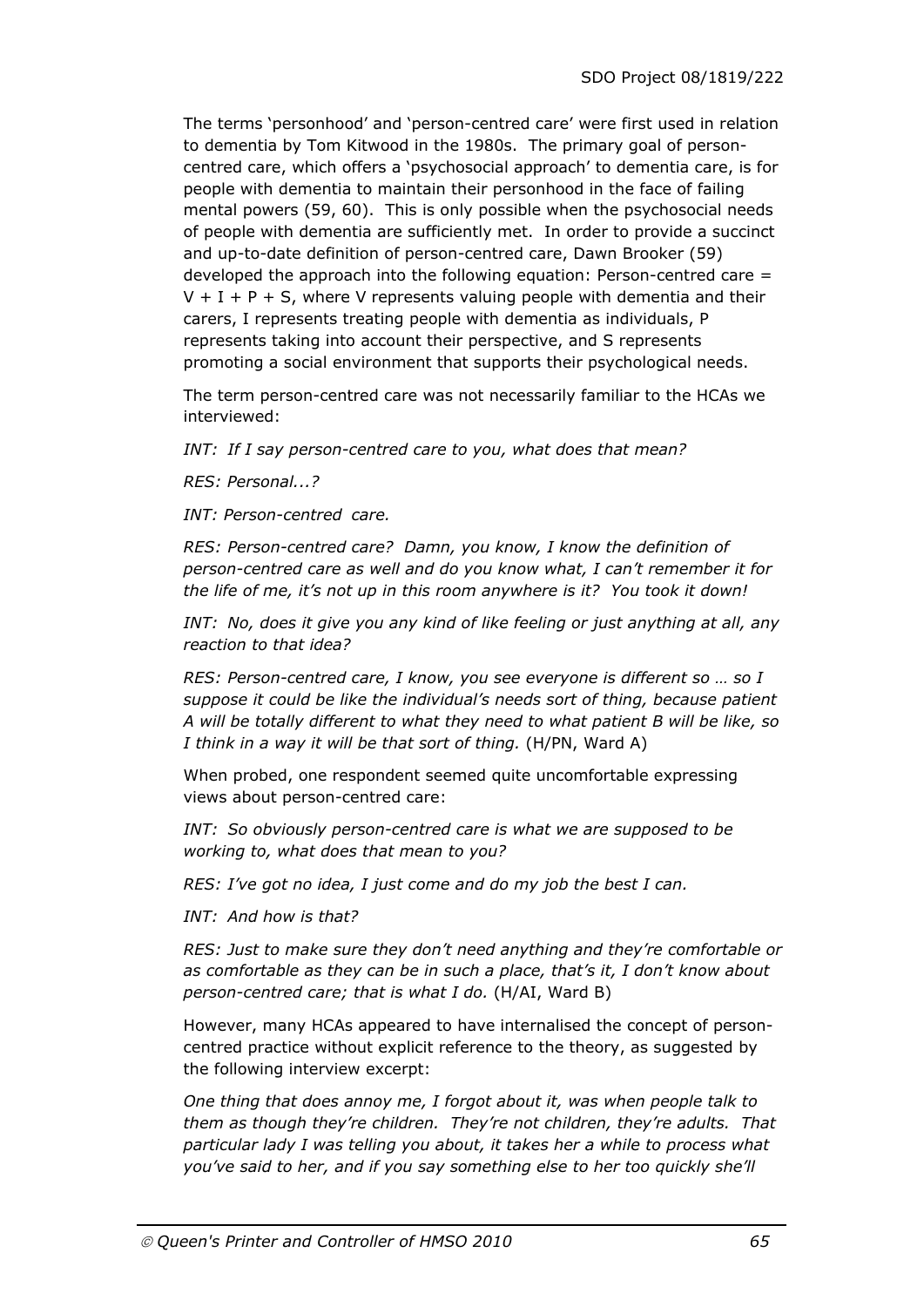The terms 'personhood' and 'person-centred care' were first used in relation to dementia by Tom Kitwood in the 1980s. The primary goal of person-centred care, which offers a 'psychosocial approach' to dementia care, is for people with dementia to maintain their personhood in the face of failing mental powers (59, 60). This is only possible when the psychosocial needs of people with dementia are sufficiently met. In order to provide a succinct and up-to-date definition of person-centred care, Dawn Brooker (59) developed the approach into the following equation: Person-centred care = $V + I + P + S$, where V represents valuing people with dementia and their carers, I represents treating people with dementia as individuals, P represents taking into account their perspective, and S represents promoting a social environment that supports their psychological needs.

The term person-centred care was not necessarily familiar to the HCAs we interviewed:

*INT: If I say person-centred care to you, what does that mean?*

*RES: Personal...?*

*INT: Person-centred care.*

*RES: Person-centred care? Damn, you know, I know the definition of person-centred care as well and do you know what, I can't remember it for the life of me, it's not up in this room anywhere is it? You took it down!*

*INT: No, does it give you any kind of like feeling or just anything at all, any reaction to that idea?*

*RES: Person-centred care, I know, you see everyone is different so … so I suppose it could be like the individual's needs sort of thing, because patient A will be totally different to what they need to what patient B will be like, so I think in a way it will be that sort of thing.* (H/PN, Ward A)

When probed, one respondent seemed quite uncomfortable expressing views about person-centred care:

*INT: So obviously person-centred care is what we are supposed to be working to, what does that mean to you?*

*RES: I've got no idea, I just come and do my job the best I can.*

*INT: And how is that?*

*RES: Just to make sure they don't need anything and they're comfortable or as comfortable as they can be in such a place, that's it, I don't know about person-centred care; that is what I do.* (H/AI, Ward B)

However, many HCAs appeared to have internalised the concept of person-centred practice without explicit reference to the theory, as suggested by the following interview excerpt:

*One thing that does annoy me, I forgot about it, was when people talk to them as though they're children. They're not children, they're adults. That particular lady I was telling you about, it takes her a while to process what you've said to her, and if you say something else to her too quickly she'll*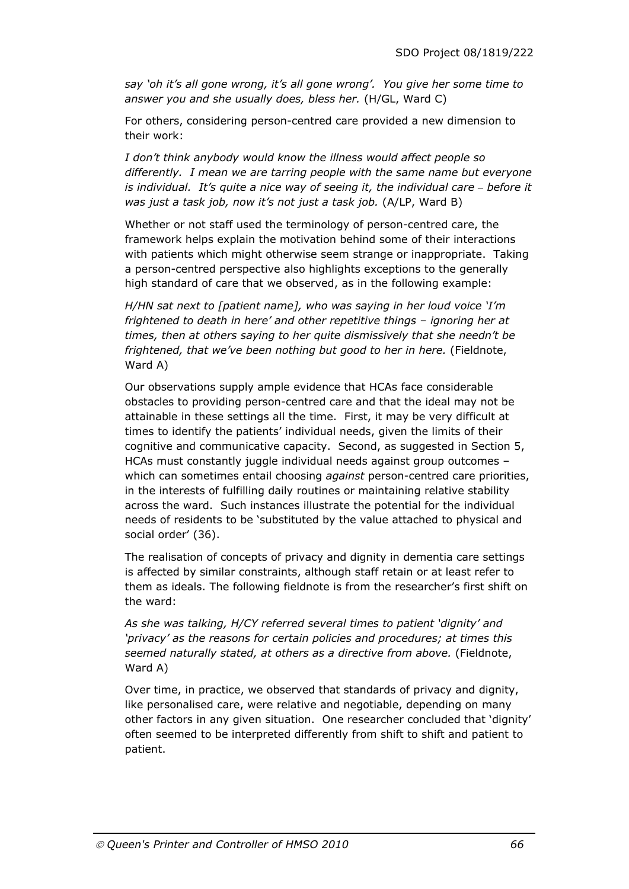*say 'oh it's all gone wrong, it's all gone wrong'. You give her some time to answer you and she usually does, bless her.* (H/GL, Ward C)

For others, considering person-centred care provided a new dimension to their work:

*I don't think anybody would know the illness would affect people so differently. I mean we are tarring people with the same name but everyone is individual. It's quite a nice way of seeing it, the individual care – before it was just a task job, now it's not just a task job.* (A/LP, Ward B)

Whether or not staff used the terminology of person-centred care, the framework helps explain the motivation behind some of their interactions with patients which might otherwise seem strange or inappropriate. Taking a person-centred perspective also highlights exceptions to the generally high standard of care that we observed, as in the following example:

*H/HN sat next to [patient name], who was saying in her loud voice 'I'm frightened to death in here' and other repetitive things – ignoring her at times, then at others saying to her quite dismissively that she needn't be frightened, that we've been nothing but good to her in here.* (Fieldnote, Ward A)

Our observations supply ample evidence that HCAs face considerable obstacles to providing person-centred care and that the ideal may not be attainable in these settings all the time. First, it may be very difficult at times to identify the patients' individual needs, given the limits of their cognitive and communicative capacity. Second, as suggested in Section 5, HCAs must constantly juggle individual needs against group outcomes – which can sometimes entail choosing *against* person-centred care priorities, in the interests of fulfilling daily routines or maintaining relative stability across the ward. Such instances illustrate the potential for the individual needs of residents to be 'substituted by the value attached to physical and social order' (36).

The realisation of concepts of privacy and dignity in dementia care settings is affected by similar constraints, although staff retain or at least refer to them as ideals. The following fieldnote is from the researcher's first shift on the ward:

*As she was talking, H/CY referred several times to patient 'dignity' and 'privacy' as the reasons for certain policies and procedures; at times this seemed naturally stated, at others as a directive from above.* (Fieldnote, Ward A)

Over time, in practice, we observed that standards of privacy and dignity, like personalised care, were relative and negotiable, depending on many other factors in any given situation. One researcher concluded that 'dignity' often seemed to be interpreted differently from shift to shift and patient to patient.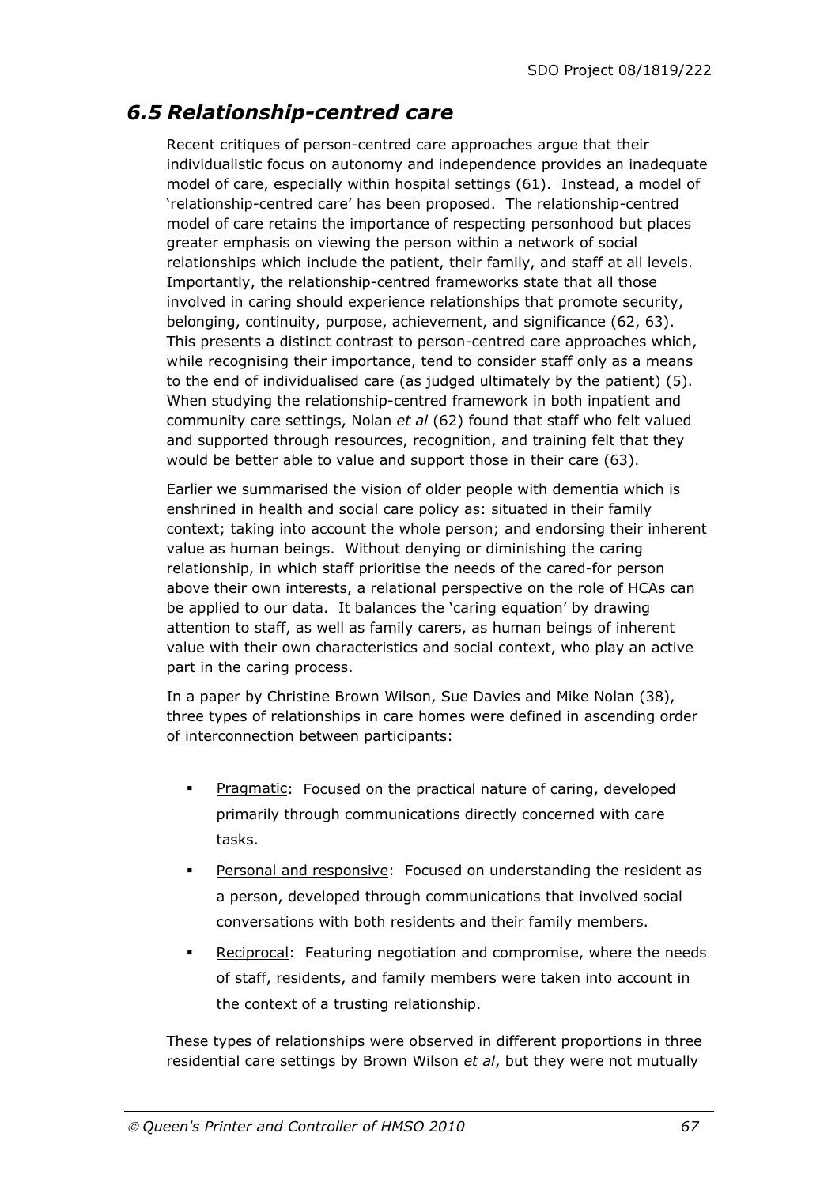## *6.5 Relationship-centred care*

Recent critiques of person-centred care approaches argue that their individualistic focus on autonomy and independence provides an inadequate model of care, especially within hospital settings (61). Instead, a model of 'relationship-centred care' has been proposed. The relationship-centred model of care retains the importance of respecting personhood but places greater emphasis on viewing the person within a network of social relationships which include the patient, their family, and staff at all levels. Importantly, the relationship-centred frameworks state that all those involved in caring should experience relationships that promote security, belonging, continuity, purpose, achievement, and significance (62, 63). This presents a distinct contrast to person-centred care approaches which, while recognising their importance, tend to consider staff only as a means to the end of individualised care (as judged ultimately by the patient) (5). When studying the relationship-centred framework in both inpatient and community care settings, Nolan *et al* (62) found that staff who felt valued and supported through resources, recognition, and training felt that they would be better able to value and support those in their care (63).

Earlier we summarised the vision of older people with dementia which is enshrined in health and social care policy as: situated in their family context; taking into account the whole person; and endorsing their inherent value as human beings. Without denying or diminishing the caring relationship, in which staff prioritise the needs of the cared-for person above their own interests, a relational perspective on the role of HCAs can be applied to our data. It balances the 'caring equation' by drawing attention to staff, as well as family carers, as human beings of inherent value with their own characteristics and social context, who play an active part in the caring process.

In a paper by Christine Brown Wilson, Sue Davies and Mike Nolan (38), three types of relationships in care homes were defined in ascending order of interconnection between participants:

- Pragmatic: Focused on the practical nature of caring, developed primarily through communications directly concerned with care tasks.
- Personal and responsive: Focused on understanding the resident as a person, developed through communications that involved social conversations with both residents and their family members.
- Reciprocal: Featuring negotiation and compromise, where the needs of staff, residents, and family members were taken into account in the context of a trusting relationship.

These types of relationships were observed in different proportions in three residential care settings by Brown Wilson *et al*, but they were not mutually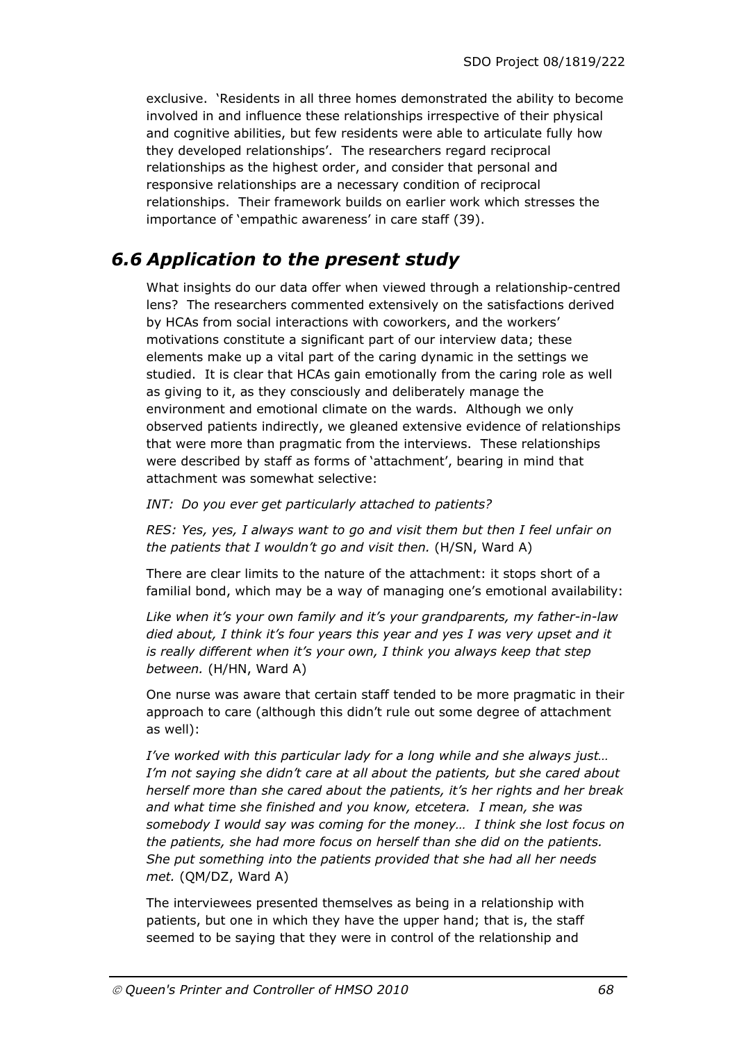exclusive. 'Residents in all three homes demonstrated the ability to become involved in and influence these relationships irrespective of their physical and cognitive abilities, but few residents were able to articulate fully how they developed relationships'. The researchers regard reciprocal relationships as the highest order, and consider that personal and responsive relationships are a necessary condition of reciprocal relationships. Their framework builds on earlier work which stresses the importance of 'empathic awareness' in care staff (39).

## *6.6 Application to the present study*

What insights do our data offer when viewed through a relationship-centred lens? The researchers commented extensively on the satisfactions derived by HCAs from social interactions with coworkers, and the workers' motivations constitute a significant part of our interview data; these elements make up a vital part of the caring dynamic in the settings we studied. It is clear that HCAs gain emotionally from the caring role as well as giving to it, as they consciously and deliberately manage the environment and emotional climate on the wards. Although we only observed patients indirectly, we gleaned extensive evidence of relationships that were more than pragmatic from the interviews. These relationships were described by staff as forms of 'attachment', bearing in mind that attachment was somewhat selective:

*INT: Do you ever get particularly attached to patients?*

*RES: Yes, yes, I always want to go and visit them but then I feel unfair on the patients that I wouldn't go and visit then.* (H/SN, Ward A)

There are clear limits to the nature of the attachment: it stops short of a familial bond, which may be a way of managing one's emotional availability:

*Like when it's your own family and it's your grandparents, my father-in-law died about, I think it's four years this year and yes I was very upset and it is really different when it's your own, I think you always keep that step between.* (H/HN, Ward A)

One nurse was aware that certain staff tended to be more pragmatic in their approach to care (although this didn't rule out some degree of attachment as well):

*I've worked with this particular lady for a long while and she always just… I'm not saying she didn't care at all about the patients, but she cared about herself more than she cared about the patients, it's her rights and her break and what time she finished and you know, etcetera. I mean, she was somebody I would say was coming for the money… I think she lost focus on the patients, she had more focus on herself than she did on the patients. She put something into the patients provided that she had all her needs met.* (QM/DZ, Ward A)

The interviewees presented themselves as being in a relationship with patients, but one in which they have the upper hand; that is, the staff seemed to be saying that they were in control of the relationship and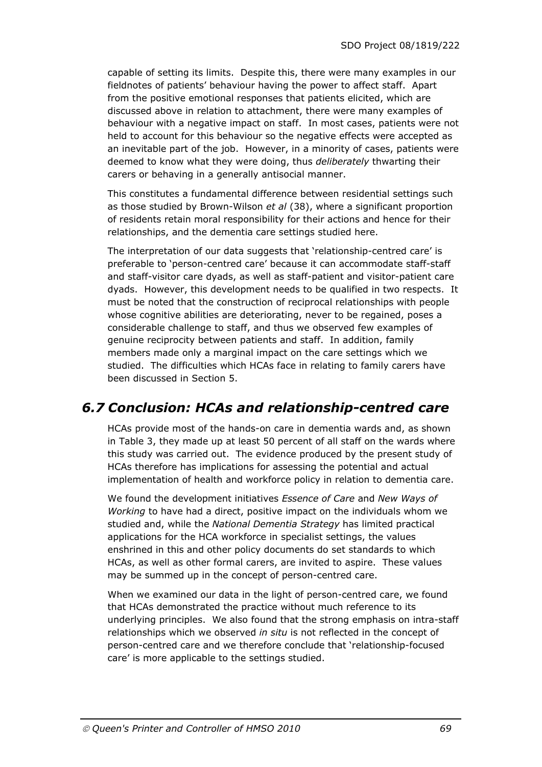capable of setting its limits. Despite this, there were many examples in our fieldnotes of patients' behaviour having the power to affect staff. Apart from the positive emotional responses that patients elicited, which are discussed above in relation to attachment, there were many examples of behaviour with a negative impact on staff. In most cases, patients were not held to account for this behaviour so the negative effects were accepted as an inevitable part of the job. However, in a minority of cases, patients were deemed to know what they were doing, thus *deliberately* thwarting their carers or behaving in a generally antisocial manner.

This constitutes a fundamental difference between residential settings such as those studied by Brown-Wilson *et al* (38), where a significant proportion of residents retain moral responsibility for their actions and hence for their relationships, and the dementia care settings studied here.

The interpretation of our data suggests that 'relationship-centred care' is preferable to 'person-centred care' because it can accommodate staff-staff and staff-visitor care dyads, as well as staff-patient and visitor-patient care dyads. However, this development needs to be qualified in two respects. It must be noted that the construction of reciprocal relationships with people whose cognitive abilities are deteriorating, never to be regained, poses a considerable challenge to staff, and thus we observed few examples of genuine reciprocity between patients and staff. In addition, family members made only a marginal impact on the care settings which we studied. The difficulties which HCAs face in relating to family carers have been discussed in Section 5.

## 6.7 Conclusion: HCAs and relationship-centred care

HCAs provide most of the hands-on care in dementia wards and, as shown in Table 3, they made up at least 50 percent of all staff on the wards where this study was carried out. The evidence produced by the present study of HCAs therefore has implications for assessing the potential and actual implementation of health and workforce policy in relation to dementia care.

We found the development initiatives *Essence of Care* and *New Ways of Working* to have had a direct, positive impact on the individuals whom we studied and, while the *National Dementia Strategy* has limited practical applications for the HCA workforce in specialist settings, the values enshrined in this and other policy documents do set standards to which HCAs, as well as other formal carers, are invited to aspire. These values may be summed up in the concept of person-centred care.

When we examined our data in the light of person-centred care, we found that HCAs demonstrated the practice without much reference to its underlying principles. We also found that the strong emphasis on intra-staff relationships which we observed *in situ* is not reflected in the concept of person-centred care and we therefore conclude that 'relationship-focused care' is more applicable to the settings studied.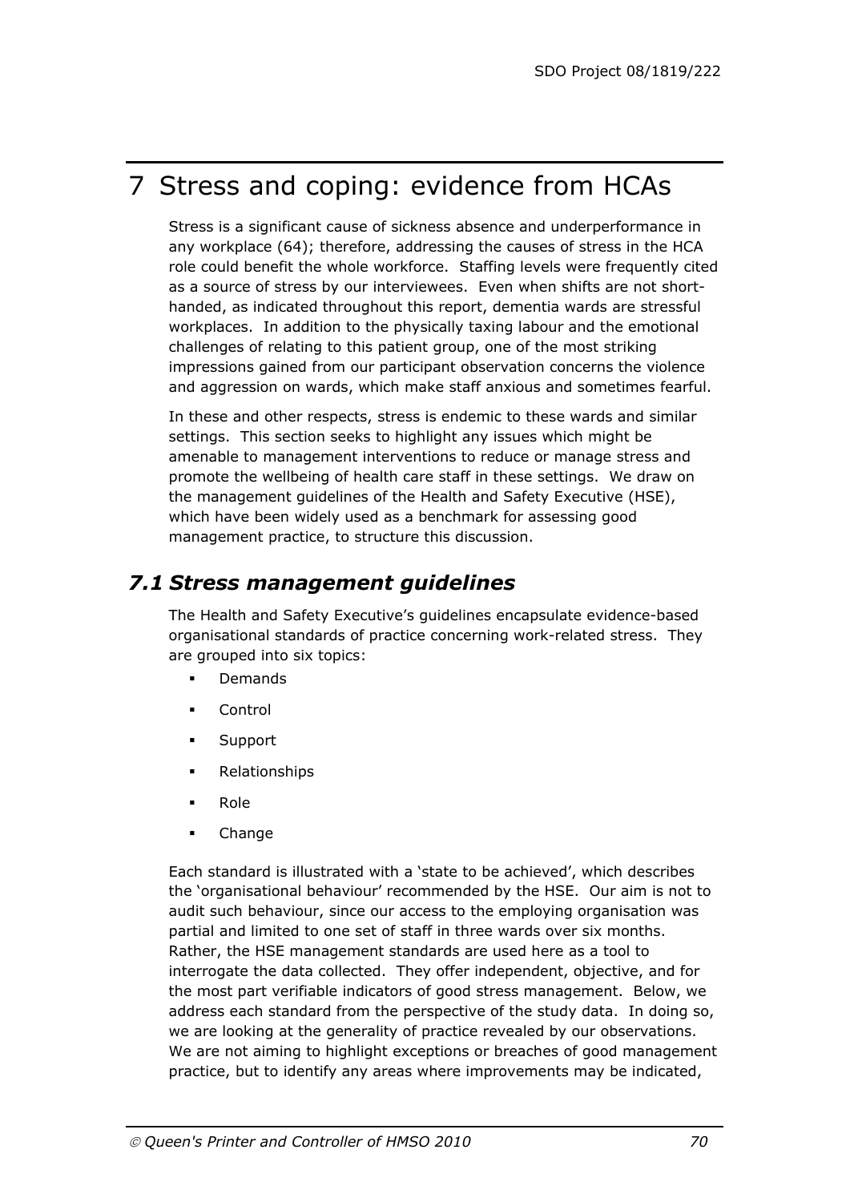# 7 Stress and coping: evidence from HCAs

Stress is a significant cause of sickness absence and underperformance in any workplace (64); therefore, addressing the causes of stress in the HCA role could benefit the whole workforce. Staffing levels were frequently cited as a source of stress by our interviewees. Even when shifts are not short-handed, as indicated throughout this report, dementia wards are stressful workplaces. In addition to the physically taxing labour and the emotional challenges of relating to this patient group, one of the most striking impressions gained from our participant observation concerns the violence and aggression on wards, which make staff anxious and sometimes fearful.

In these and other respects, stress is endemic to these wards and similar settings. This section seeks to highlight any issues which might be amenable to management interventions to reduce or manage stress and promote the wellbeing of health care staff in these settings. We draw on the management guidelines of the Health and Safety Executive (HSE), which have been widely used as a benchmark for assessing good management practice, to structure this discussion.

## *7.1 Stress management guidelines*

The Health and Safety Executive's guidelines encapsulate evidence-based organisational standards of practice concerning work-related stress. They are grouped into six topics:

- Demands
- Control
- Support
- Relationships
- Role
- Change

Each standard is illustrated with a 'state to be achieved', which describes the 'organisational behaviour' recommended by the HSE. Our aim is not to audit such behaviour, since our access to the employing organisation was partial and limited to one set of staff in three wards over six months. Rather, the HSE management standards are used here as a tool to interrogate the data collected. They offer independent, objective, and for the most part verifiable indicators of good stress management. Below, we address each standard from the perspective of the study data. In doing so, we are looking at the generality of practice revealed by our observations. We are not aiming to highlight exceptions or breaches of good management practice, but to identify any areas where improvements may be indicated,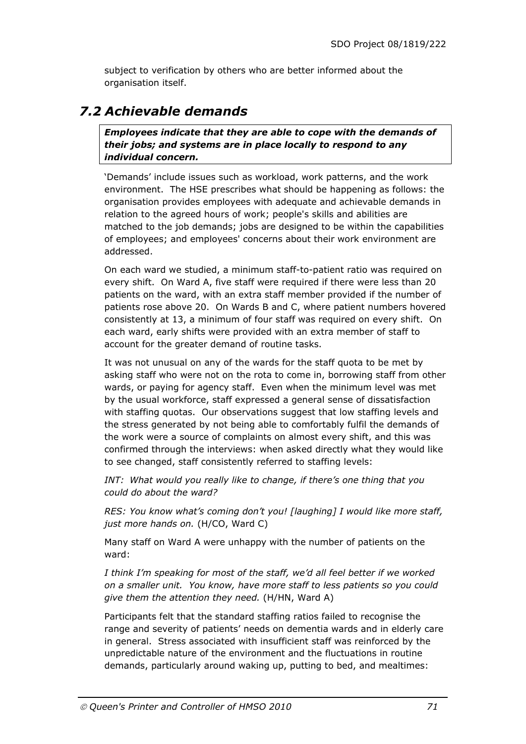subject to verification by others who are better informed about the organisation itself.

## 7.2 Achievable demands

***Employees indicate that they are able to cope with the demands of their jobs; and systems are in place locally to respond to any individual concern.***

'Demands' include issues such as workload, work patterns, and the work environment. The HSE prescribes what should be happening as follows: the organisation provides employees with adequate and achievable demands in relation to the agreed hours of work; people's skills and abilities are matched to the job demands; jobs are designed to be within the capabilities of employees; and employees' concerns about their work environment are addressed.

On each ward we studied, a minimum staff-to-patient ratio was required on every shift. On Ward A, five staff were required if there were less than 20 patients on the ward, with an extra staff member provided if the number of patients rose above 20. On Wards B and C, where patient numbers hovered consistently at 13, a minimum of four staff was required on every shift. On each ward, early shifts were provided with an extra member of staff to account for the greater demand of routine tasks.

It was not unusual on any of the wards for the staff quota to be met by asking staff who were not on the rota to come in, borrowing staff from other wards, or paying for agency staff. Even when the minimum level was met by the usual workforce, staff expressed a general sense of dissatisfaction with staffing quotas. Our observations suggest that low staffing levels and the stress generated by not being able to comfortably fulfil the demands of the work were a source of complaints on almost every shift, and this was confirmed through the interviews: when asked directly what they would like to see changed, staff consistently referred to staffing levels:

*INT: What would you really like to change, if there's one thing that you could do about the ward?*

*RES: You know what's coming don't you! [laughing] I would like more staff, just more hands on.* (H/CO, Ward C)

Many staff on Ward A were unhappy with the number of patients on the ward:

*I think I'm speaking for most of the staff, we'd all feel better if we worked on a smaller unit. You know, have more staff to less patients so you could give them the attention they need.* (H/HN, Ward A)

Participants felt that the standard staffing ratios failed to recognise the range and severity of patients' needs on dementia wards and in elderly care in general. Stress associated with insufficient staff was reinforced by the unpredictable nature of the environment and the fluctuations in routine demands, particularly around waking up, putting to bed, and mealtimes: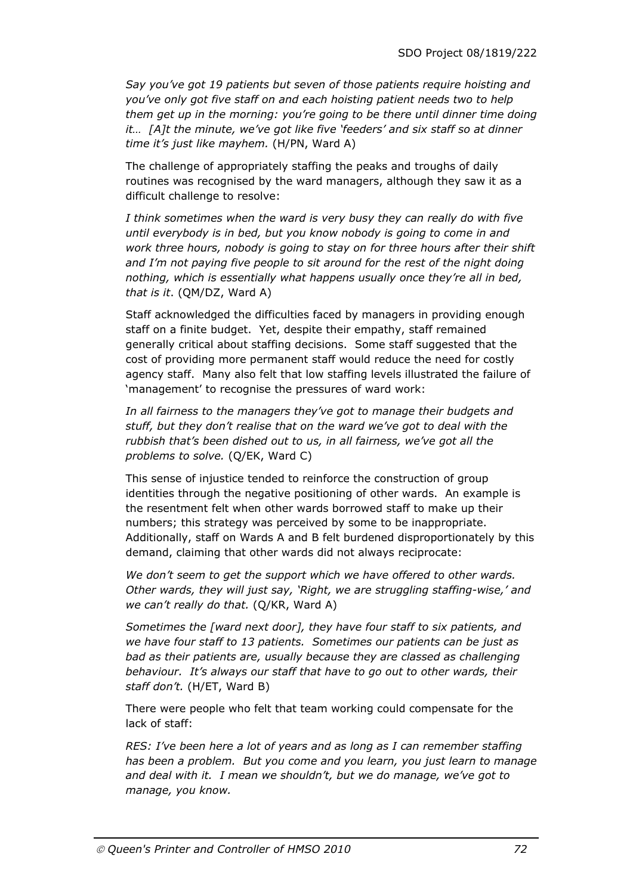*Say you've got 19 patients but seven of those patients require hoisting and you've only got five staff on and each hoisting patient needs two to help them get up in the morning: you're going to be there until dinner time doing it… [A]t the minute, we've got like five 'feeders' and six staff so at dinner time it's just like mayhem.* (H/PN, Ward A)

The challenge of appropriately staffing the peaks and troughs of daily routines was recognised by the ward managers, although they saw it as a difficult challenge to resolve:

*I think sometimes when the ward is very busy they can really do with five until everybody is in bed, but you know nobody is going to come in and work three hours, nobody is going to stay on for three hours after their shift and I'm not paying five people to sit around for the rest of the night doing nothing, which is essentially what happens usually once they're all in bed, that is it*. (QM/DZ, Ward A)

Staff acknowledged the difficulties faced by managers in providing enough staff on a finite budget. Yet, despite their empathy, staff remained generally critical about staffing decisions. Some staff suggested that the cost of providing more permanent staff would reduce the need for costly agency staff. Many also felt that low staffing levels illustrated the failure of 'management' to recognise the pressures of ward work:

*In all fairness to the managers they've got to manage their budgets and stuff, but they don't realise that on the ward we've got to deal with the rubbish that's been dished out to us, in all fairness, we've got all the problems to solve.* (Q/EK, Ward C)

This sense of injustice tended to reinforce the construction of group identities through the negative positioning of other wards. An example is the resentment felt when other wards borrowed staff to make up their numbers; this strategy was perceived by some to be inappropriate. Additionally, staff on Wards A and B felt burdened disproportionately by this demand, claiming that other wards did not always reciprocate:

*We don't seem to get the support which we have offered to other wards. Other wards, they will just say, 'Right, we are struggling staffing-wise,' and we can't really do that.* (Q/KR, Ward A)

*Sometimes the [ward next door], they have four staff to six patients, and we have four staff to 13 patients. Sometimes our patients can be just as bad as their patients are, usually because they are classed as challenging behaviour. It's always our staff that have to go out to other wards, their staff don't.* (H/ET, Ward B)

There were people who felt that team working could compensate for the lack of staff:

*RES: I've been here a lot of years and as long as I can remember staffing has been a problem. But you come and you learn, you just learn to manage and deal with it. I mean we shouldn't, but we do manage, we've got to manage, you know.*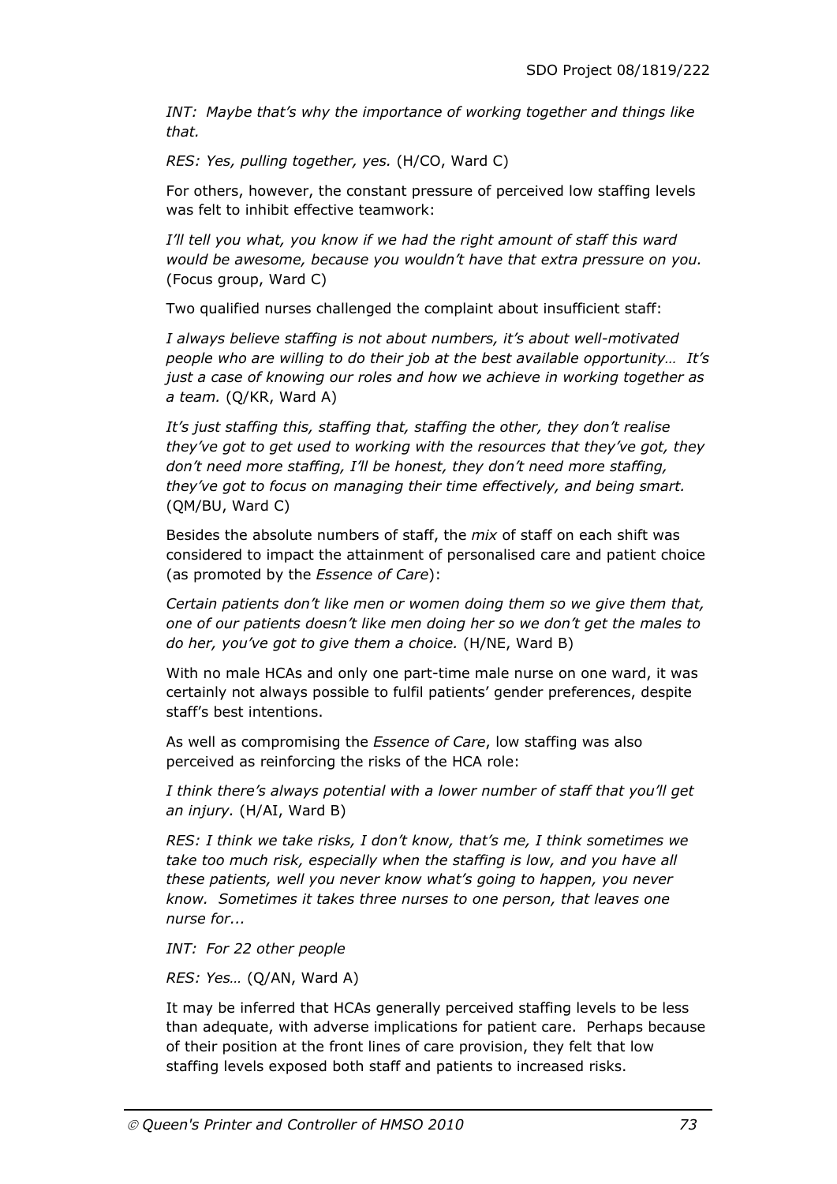*INT: Maybe that's why the importance of working together and things like that.*

*RES: Yes, pulling together, yes.* (H/CO, Ward C)

For others, however, the constant pressure of perceived low staffing levels was felt to inhibit effective teamwork:

*I'll tell you what, you know if we had the right amount of staff this ward would be awesome, because you wouldn't have that extra pressure on you.* (Focus group, Ward C)

Two qualified nurses challenged the complaint about insufficient staff:

*I always believe staffing is not about numbers, it's about well-motivated people who are willing to do their job at the best available opportunity… It's just a case of knowing our roles and how we achieve in working together as a team.* (Q/KR, Ward A)

*It's just staffing this, staffing that, staffing the other, they don't realise they've got to get used to working with the resources that they've got, they don't need more staffing, I'll be honest, they don't need more staffing, they've got to focus on managing their time effectively, and being smart.* (QM/BU, Ward C)

Besides the absolute numbers of staff, the *mix* of staff on each shift was considered to impact the attainment of personalised care and patient choice (as promoted by the *Essence of Care*):

*Certain patients don't like men or women doing them so we give them that, one of our patients doesn't like men doing her so we don't get the males to do her, you've got to give them a choice.* (H/NE, Ward B)

With no male HCAs and only one part-time male nurse on one ward, it was certainly not always possible to fulfil patients' gender preferences, despite staff's best intentions.

As well as compromising the *Essence of Care*, low staffing was also perceived as reinforcing the risks of the HCA role:

*I think there's always potential with a lower number of staff that you'll get an injury.* (H/AI, Ward B)

*RES: I think we take risks, I don't know, that's me, I think sometimes we take too much risk, especially when the staffing is low, and you have all these patients, well you never know what's going to happen, you never know. Sometimes it takes three nurses to one person, that leaves one nurse for...*

*INT: For 22 other people*

*RES: Yes…* (Q/AN, Ward A)

It may be inferred that HCAs generally perceived staffing levels to be less than adequate, with adverse implications for patient care. Perhaps because of their position at the front lines of care provision, they felt that low staffing levels exposed both staff and patients to increased risks.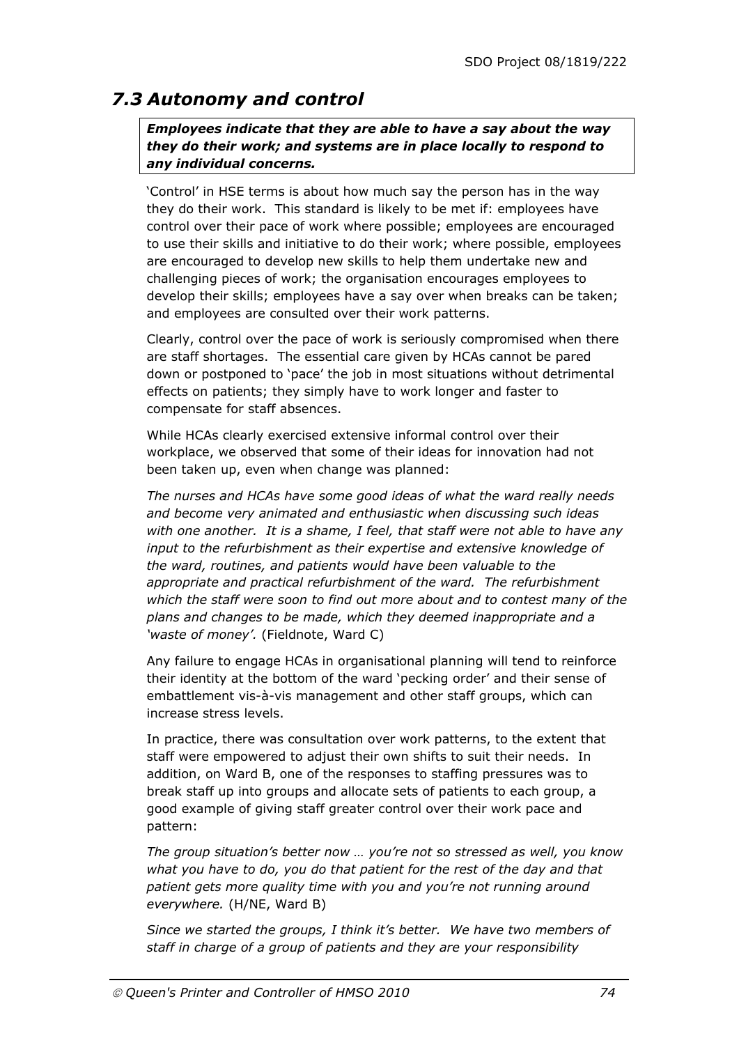## *7.3 Autonomy and control*

***Employees indicate that they are able to have a say about the way they do their work; and systems are in place locally to respond to any individual concerns.***

'Control' in HSE terms is about how much say the person has in the way they do their work. This standard is likely to be met if: employees have control over their pace of work where possible; employees are encouraged to use their skills and initiative to do their work; where possible, employees are encouraged to develop new skills to help them undertake new and challenging pieces of work; the organisation encourages employees to develop their skills; employees have a say over when breaks can be taken; and employees are consulted over their work patterns.

Clearly, control over the pace of work is seriously compromised when there are staff shortages. The essential care given by HCAs cannot be pared down or postponed to 'pace' the job in most situations without detrimental effects on patients; they simply have to work longer and faster to compensate for staff absences.

While HCAs clearly exercised extensive informal control over their workplace, we observed that some of their ideas for innovation had not been taken up, even when change was planned:

*The nurses and HCAs have some good ideas of what the ward really needs and become very animated and enthusiastic when discussing such ideas with one another. It is a shame, I feel, that staff were not able to have any input to the refurbishment as their expertise and extensive knowledge of the ward, routines, and patients would have been valuable to the appropriate and practical refurbishment of the ward. The refurbishment which the staff were soon to find out more about and to contest many of the plans and changes to be made, which they deemed inappropriate and a 'waste of money'.* (Fieldnote, Ward C)

Any failure to engage HCAs in organisational planning will tend to reinforce their identity at the bottom of the ward 'pecking order' and their sense of embattlement vis-à-vis management and other staff groups, which can increase stress levels.

In practice, there was consultation over work patterns, to the extent that staff were empowered to adjust their own shifts to suit their needs. In addition, on Ward B, one of the responses to staffing pressures was to break staff up into groups and allocate sets of patients to each group, a good example of giving staff greater control over their work pace and pattern:

*The group situation's better now … you're not so stressed as well, you know what you have to do, you do that patient for the rest of the day and that patient gets more quality time with you and you're not running around everywhere.* (H/NE, Ward B)

*Since we started the groups, I think it's better. We have two members of staff in charge of a group of patients and they are your responsibility*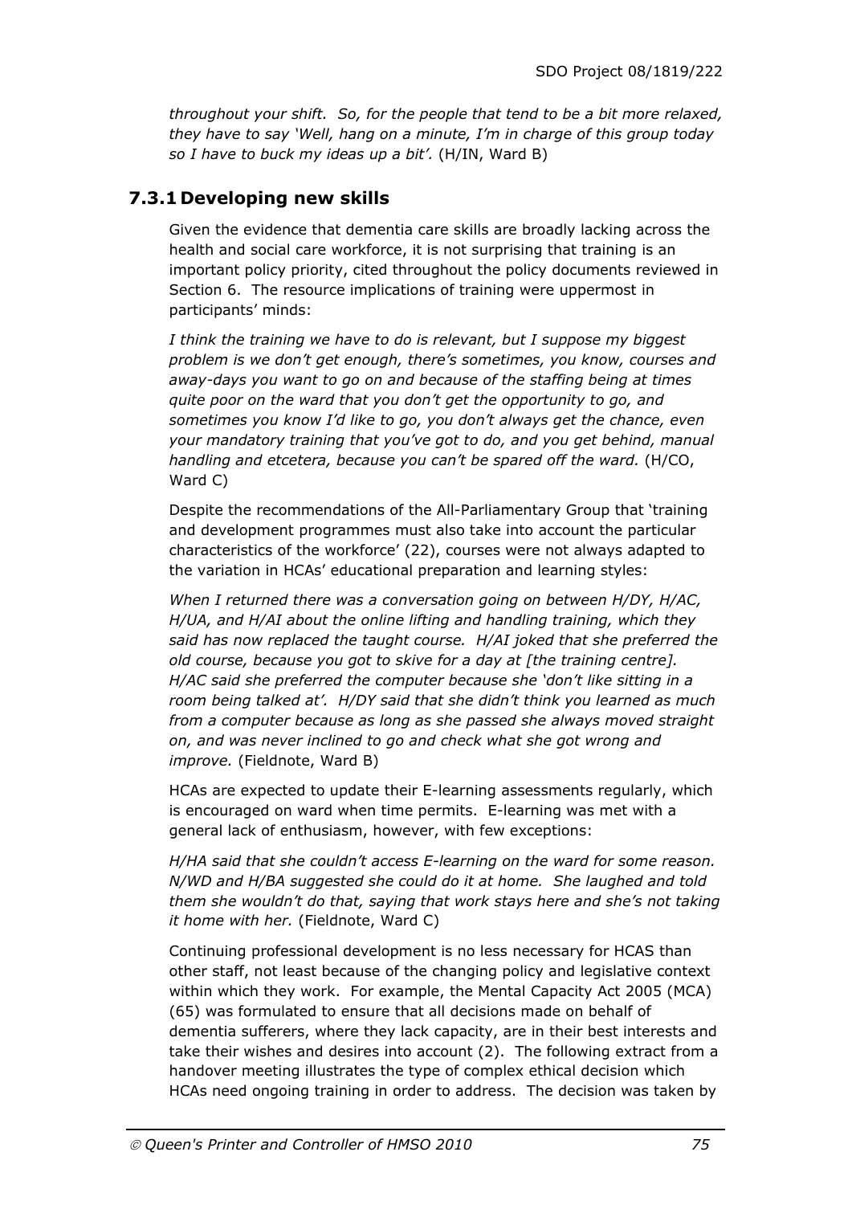*throughout your shift. So, for the people that tend to be a bit more relaxed, they have to say 'Well, hang on a minute, I'm in charge of this group today so I have to buck my ideas up a bit'.* (H/IN, Ward B)

### 7.3.1 Developing new skills

Given the evidence that dementia care skills are broadly lacking across the health and social care workforce, it is not surprising that training is an important policy priority, cited throughout the policy documents reviewed in Section 6. The resource implications of training were uppermost in participants' minds:

*I think the training we have to do is relevant, but I suppose my biggest problem is we don't get enough, there's sometimes, you know, courses and away-days you want to go on and because of the staffing being at times quite poor on the ward that you don't get the opportunity to go, and sometimes you know I'd like to go, you don't always get the chance, even your mandatory training that you've got to do, and you get behind, manual handling and etcetera, because you can't be spared off the ward.* (H/CO, Ward C)

Despite the recommendations of the All-Parliamentary Group that 'training and development programmes must also take into account the particular characteristics of the workforce' (22), courses were not always adapted to the variation in HCAs' educational preparation and learning styles:

*When I returned there was a conversation going on between H/DY, H/AC, H/UA, and H/AI about the online lifting and handling training, which they said has now replaced the taught course. H/AI joked that she preferred the old course, because you got to skive for a day at [the training centre]. H/AC said she preferred the computer because she 'don't like sitting in a room being talked at'. H/DY said that she didn't think you learned as much from a computer because as long as she passed she always moved straight on, and was never inclined to go and check what she got wrong and improve.* (Fieldnote, Ward B)

HCAs are expected to update their E-learning assessments regularly, which is encouraged on ward when time permits. E-learning was met with a general lack of enthusiasm, however, with few exceptions:

*H/HA said that she couldn't access E-learning on the ward for some reason. N/WD and H/BA suggested she could do it at home. She laughed and told them she wouldn't do that, saying that work stays here and she's not taking it home with her.* (Fieldnote, Ward C)

Continuing professional development is no less necessary for HCAS than other staff, not least because of the changing policy and legislative context within which they work. For example, the Mental Capacity Act 2005 (MCA) (65) was formulated to ensure that all decisions made on behalf of dementia sufferers, where they lack capacity, are in their best interests and take their wishes and desires into account (2). The following extract from a handover meeting illustrates the type of complex ethical decision which HCAs need ongoing training in order to address. The decision was taken by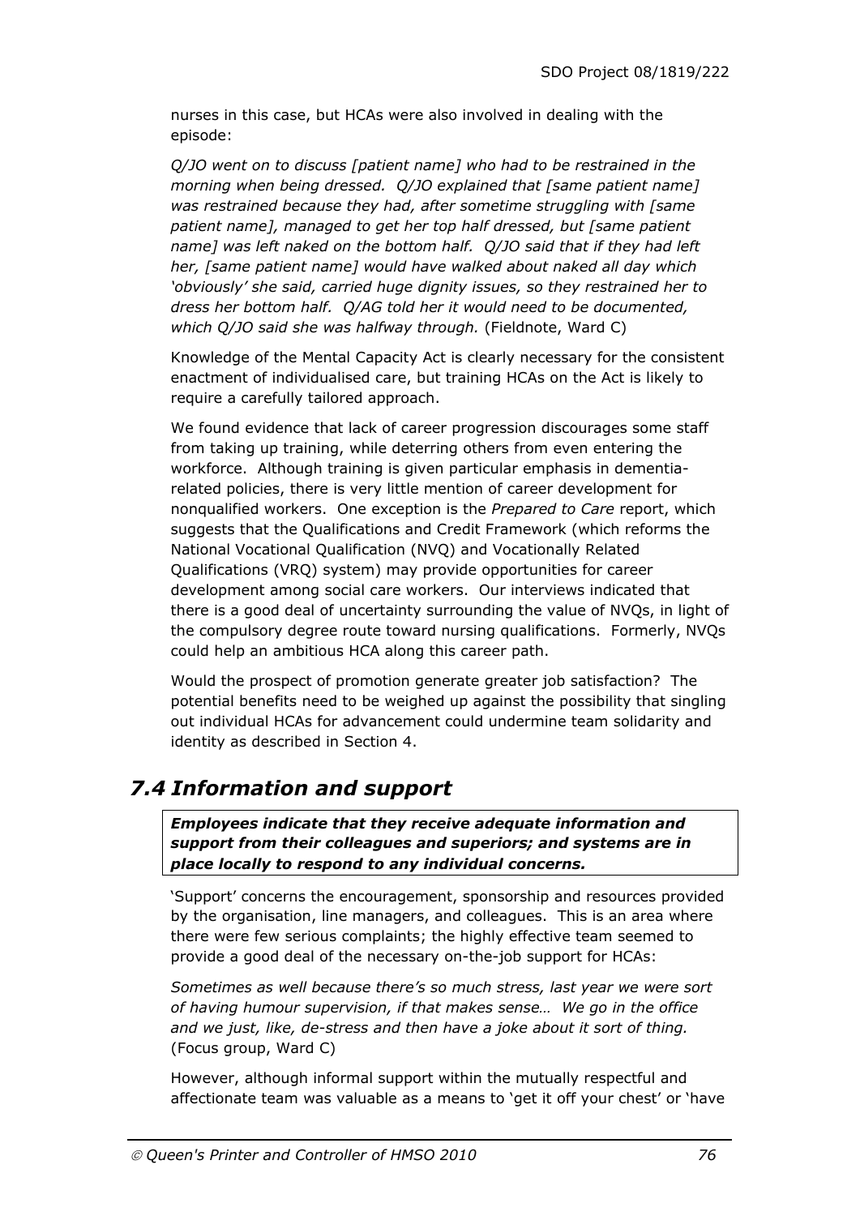nurses in this case, but HCAs were also involved in dealing with the episode:

*Q/JO went on to discuss [patient name] who had to be restrained in the morning when being dressed. Q/JO explained that [same patient name] was restrained because they had, after sometime struggling with [same patient name], managed to get her top half dressed, but [same patient name] was left naked on the bottom half. Q/JO said that if they had left her, [same patient name] would have walked about naked all day which 'obviously' she said, carried huge dignity issues, so they restrained her to dress her bottom half. Q/AG told her it would need to be documented, which Q/JO said she was halfway through.* (Fieldnote, Ward C)

Knowledge of the Mental Capacity Act is clearly necessary for the consistent enactment of individualised care, but training HCAs on the Act is likely to require a carefully tailored approach.

We found evidence that lack of career progression discourages some staff from taking up training, while deterring others from even entering the workforce. Although training is given particular emphasis in dementia-related policies, there is very little mention of career development for nonqualified workers. One exception is the *Prepared to Care* report, which suggests that the Qualifications and Credit Framework (which reforms the National Vocational Qualification (NVQ) and Vocationally Related Qualifications (VRQ) system) may provide opportunities for career development among social care workers. Our interviews indicated that there is a good deal of uncertainty surrounding the value of NVQs, in light of the compulsory degree route toward nursing qualifications. Formerly, NVQs could help an ambitious HCA along this career path.

Would the prospect of promotion generate greater job satisfaction? The potential benefits need to be weighed up against the possibility that singling out individual HCAs for advancement could undermine team solidarity and identity as described in Section 4.

## *7.4 Information and support*

***Employees indicate that they receive adequate information and support from their colleagues and superiors; and systems are in place locally to respond to any individual concerns.***

'Support' concerns the encouragement, sponsorship and resources provided by the organisation, line managers, and colleagues. This is an area where there were few serious complaints; the highly effective team seemed to provide a good deal of the necessary on-the-job support for HCAs:

*Sometimes as well because there's so much stress, last year we were sort of having humour supervision, if that makes sense… We go in the office and we just, like, de-stress and then have a joke about it sort of thing.* (Focus group, Ward C)

However, although informal support within the mutually respectful and affectionate team was valuable as a means to 'get it off your chest' or 'have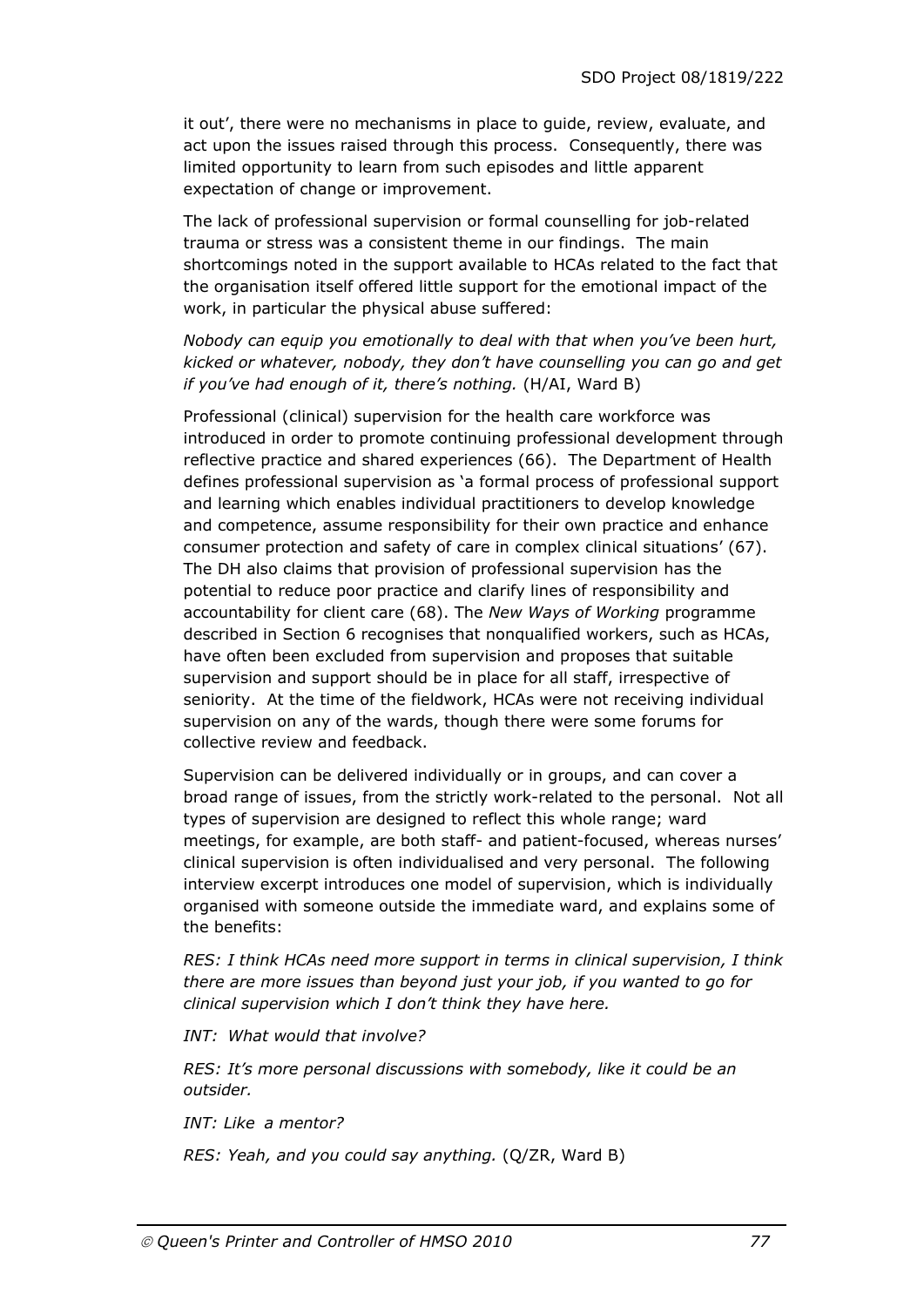it out', there were no mechanisms in place to guide, review, evaluate, and act upon the issues raised through this process. Consequently, there was limited opportunity to learn from such episodes and little apparent expectation of change or improvement.

The lack of professional supervision or formal counselling for job-related trauma or stress was a consistent theme in our findings. The main shortcomings noted in the support available to HCAs related to the fact that the organisation itself offered little support for the emotional impact of the work, in particular the physical abuse suffered:

*Nobody can equip you emotionally to deal with that when you've been hurt, kicked or whatever, nobody, they don't have counselling you can go and get if you've had enough of it, there's nothing.* (H/AI, Ward B)

Professional (clinical) supervision for the health care workforce was introduced in order to promote continuing professional development through reflective practice and shared experiences (66). The Department of Health defines professional supervision as 'a formal process of professional support and learning which enables individual practitioners to develop knowledge and competence, assume responsibility for their own practice and enhance consumer protection and safety of care in complex clinical situations' (67). The DH also claims that provision of professional supervision has the potential to reduce poor practice and clarify lines of responsibility and accountability for client care (68). The *New Ways of Working* programme described in Section 6 recognises that nonqualified workers, such as HCAs, have often been excluded from supervision and proposes that suitable supervision and support should be in place for all staff, irrespective of seniority. At the time of the fieldwork, HCAs were not receiving individual supervision on any of the wards, though there were some forums for collective review and feedback.

Supervision can be delivered individually or in groups, and can cover a broad range of issues, from the strictly work-related to the personal. Not all types of supervision are designed to reflect this whole range; ward meetings, for example, are both staff- and patient-focused, whereas nurses' clinical supervision is often individualised and very personal. The following interview excerpt introduces one model of supervision, which is individually organised with someone outside the immediate ward, and explains some of the benefits:

*RES: I think HCAs need more support in terms in clinical supervision, I think there are more issues than beyond just your job, if you wanted to go for clinical supervision which I don't think they have here.*

*INT: What would that involve?*

*RES: It's more personal discussions with somebody, like it could be an outsider.*

*INT: Like a mentor?*

*RES: Yeah, and you could say anything.* (Q/ZR, Ward B)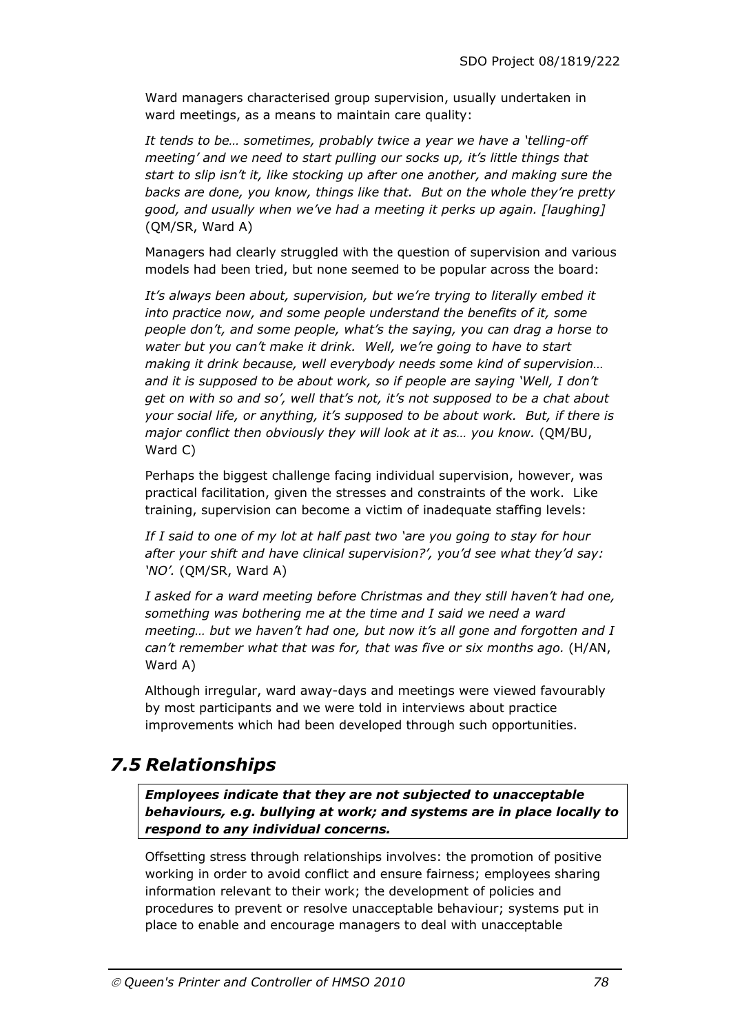Ward managers characterised group supervision, usually undertaken in ward meetings, as a means to maintain care quality:

*It tends to be… sometimes, probably twice a year we have a 'telling-off meeting' and we need to start pulling our socks up, it's little things that start to slip isn't it, like stocking up after one another, and making sure the backs are done, you know, things like that. But on the whole they're pretty good, and usually when we've had a meeting it perks up again. [laughing]* (QM/SR, Ward A)

Managers had clearly struggled with the question of supervision and various models had been tried, but none seemed to be popular across the board:

*It's always been about, supervision, but we're trying to literally embed it into practice now, and some people understand the benefits of it, some people don't, and some people, what's the saying, you can drag a horse to water but you can't make it drink. Well, we're going to have to start making it drink because, well everybody needs some kind of supervision… and it is supposed to be about work, so if people are saying 'Well, I don't get on with so and so', well that's not, it's not supposed to be a chat about your social life, or anything, it's supposed to be about work. But, if there is major conflict then obviously they will look at it as… you know.* (QM/BU, Ward C)

Perhaps the biggest challenge facing individual supervision, however, was practical facilitation, given the stresses and constraints of the work. Like training, supervision can become a victim of inadequate staffing levels:

*If I said to one of my lot at half past two 'are you going to stay for hour after your shift and have clinical supervision?', you'd see what they'd say: 'NO'.* (QM/SR, Ward A)

*I asked for a ward meeting before Christmas and they still haven't had one, something was bothering me at the time and I said we need a ward meeting… but we haven't had one, but now it's all gone and forgotten and I can't remember what that was for, that was five or six months ago.* (H/AN, Ward A)

Although irregular, ward away-days and meetings were viewed favourably by most participants and we were told in interviews about practice improvements which had been developed through such opportunities.

## *7.5 Relationships*

***Employees indicate that they are not subjected to unacceptable behaviours, e.g. bullying at work; and systems are in place locally to respond to any individual concerns.***

Offsetting stress through relationships involves: the promotion of positive working in order to avoid conflict and ensure fairness; employees sharing information relevant to their work; the development of policies and procedures to prevent or resolve unacceptable behaviour; systems put in place to enable and encourage managers to deal with unacceptable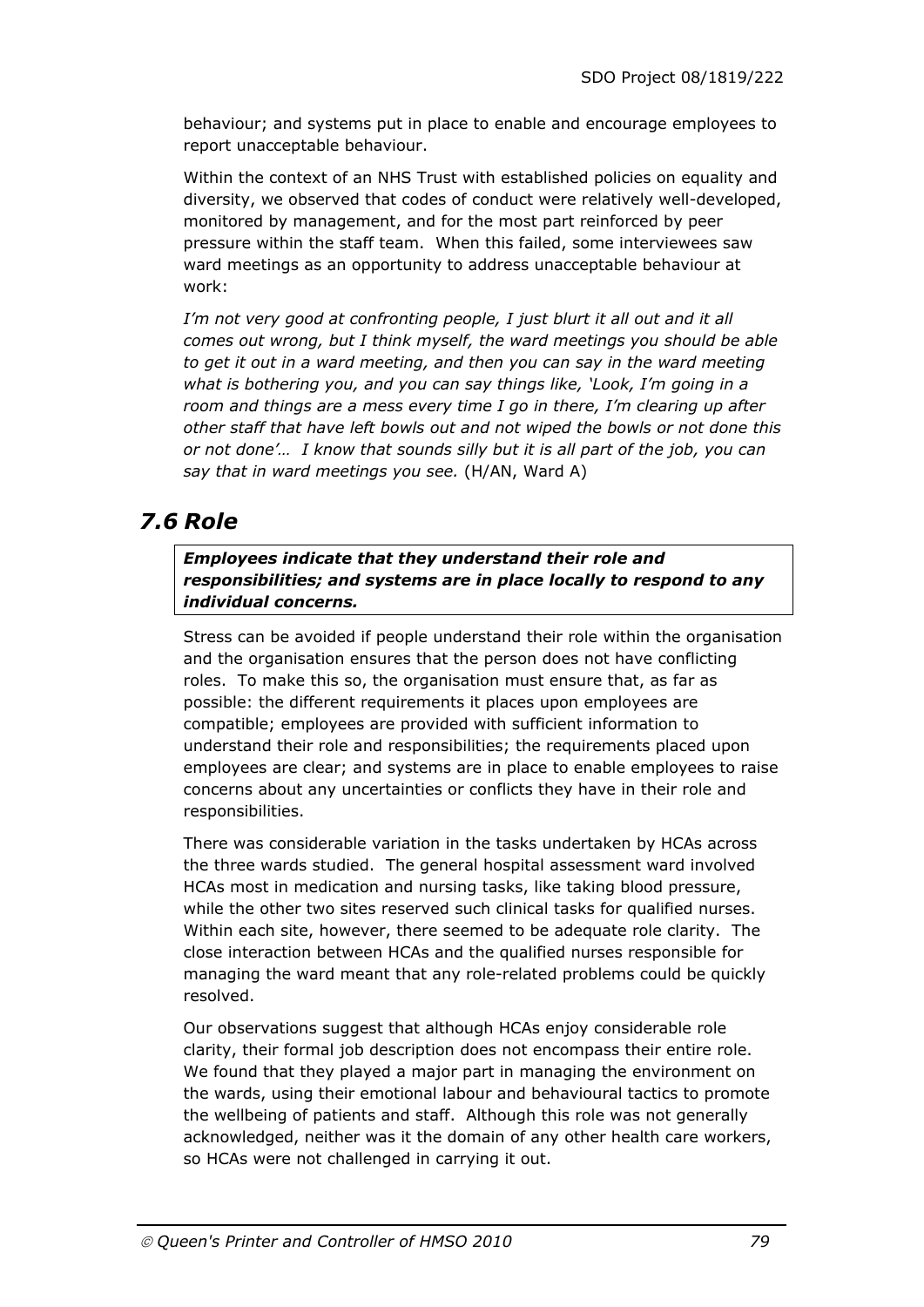behaviour; and systems put in place to enable and encourage employees to report unacceptable behaviour.

Within the context of an NHS Trust with established policies on equality and diversity, we observed that codes of conduct were relatively well-developed, monitored by management, and for the most part reinforced by peer pressure within the staff team. When this failed, some interviewees saw ward meetings as an opportunity to address unacceptable behaviour at work:

*I'm not very good at confronting people, I just blurt it all out and it all comes out wrong, but I think myself, the ward meetings you should be able to get it out in a ward meeting, and then you can say in the ward meeting what is bothering you, and you can say things like, 'Look, I'm going in a room and things are a mess every time I go in there, I'm clearing up after other staff that have left bowls out and not wiped the bowls or not done this or not done'… I know that sounds silly but it is all part of the job, you can say that in ward meetings you see.* (H/AN, Ward A)

## *7.6 Role*

***Employees indicate that they understand their role and responsibilities; and systems are in place locally to respond to any individual concerns.***

Stress can be avoided if people understand their role within the organisation and the organisation ensures that the person does not have conflicting roles. To make this so, the organisation must ensure that, as far as possible: the different requirements it places upon employees are compatible; employees are provided with sufficient information to understand their role and responsibilities; the requirements placed upon employees are clear; and systems are in place to enable employees to raise concerns about any uncertainties or conflicts they have in their role and responsibilities.

There was considerable variation in the tasks undertaken by HCAs across the three wards studied. The general hospital assessment ward involved HCAs most in medication and nursing tasks, like taking blood pressure, while the other two sites reserved such clinical tasks for qualified nurses. Within each site, however, there seemed to be adequate role clarity. The close interaction between HCAs and the qualified nurses responsible for managing the ward meant that any role-related problems could be quickly resolved.

Our observations suggest that although HCAs enjoy considerable role clarity, their formal job description does not encompass their entire role. We found that they played a major part in managing the environment on the wards, using their emotional labour and behavioural tactics to promote the wellbeing of patients and staff. Although this role was not generally acknowledged, neither was it the domain of any other health care workers, so HCAs were not challenged in carrying it out.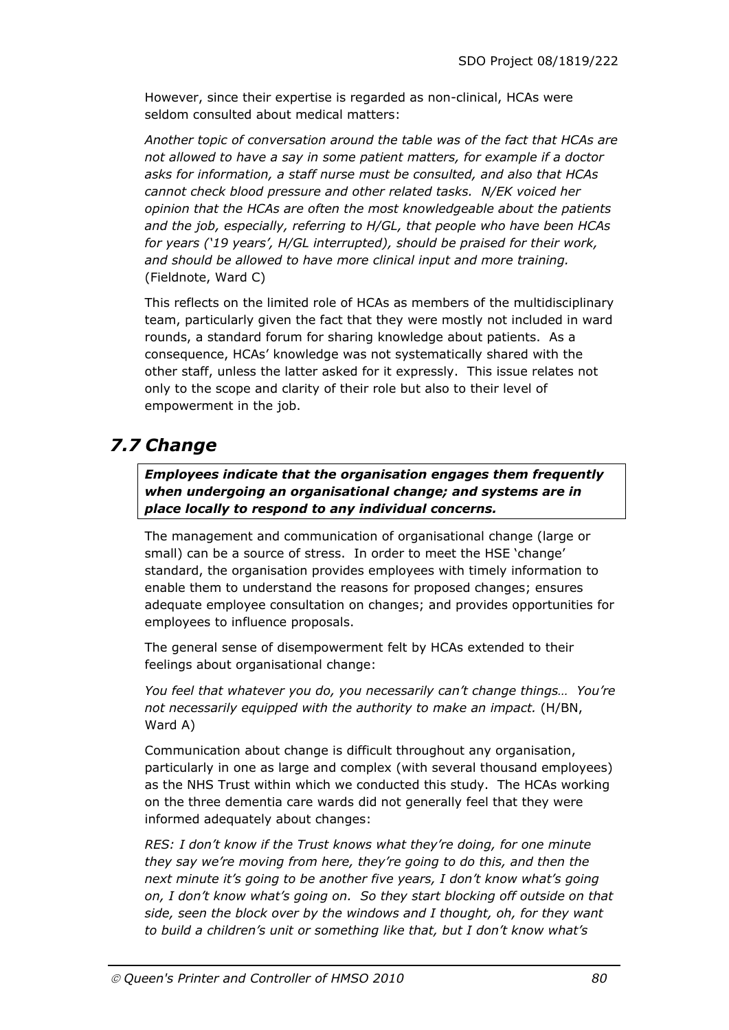However, since their expertise is regarded as non-clinical, HCAs were seldom consulted about medical matters:

*Another topic of conversation around the table was of the fact that HCAs are not allowed to have a say in some patient matters, for example if a doctor asks for information, a staff nurse must be consulted, and also that HCAs cannot check blood pressure and other related tasks. N/EK voiced her opinion that the HCAs are often the most knowledgeable about the patients and the job, especially, referring to H/GL, that people who have been HCAs for years ('19 years', H/GL interrupted), should be praised for their work, and should be allowed to have more clinical input and more training.* (Fieldnote, Ward C)

This reflects on the limited role of HCAs as members of the multidisciplinary team, particularly given the fact that they were mostly not included in ward rounds, a standard forum for sharing knowledge about patients. As a consequence, HCAs' knowledge was not systematically shared with the other staff, unless the latter asked for it expressly. This issue relates not only to the scope and clarity of their role but also to their level of empowerment in the job.

## *7.7 Change*

***Employees indicate that the organisation engages them frequently when undergoing an organisational change; and systems are in place locally to respond to any individual concerns.***

The management and communication of organisational change (large or small) can be a source of stress. In order to meet the HSE 'change' standard, the organisation provides employees with timely information to enable them to understand the reasons for proposed changes; ensures adequate employee consultation on changes; and provides opportunities for employees to influence proposals.

The general sense of disempowerment felt by HCAs extended to their feelings about organisational change:

*You feel that whatever you do, you necessarily can't change things… You're not necessarily equipped with the authority to make an impact.* (H/BN, Ward A)

Communication about change is difficult throughout any organisation, particularly in one as large and complex (with several thousand employees) as the NHS Trust within which we conducted this study. The HCAs working on the three dementia care wards did not generally feel that they were informed adequately about changes:

*RES: I don't know if the Trust knows what they're doing, for one minute they say we're moving from here, they're going to do this, and then the next minute it's going to be another five years, I don't know what's going on, I don't know what's going on. So they start blocking off outside on that side, seen the block over by the windows and I thought, oh, for they want to build a children's unit or something like that, but I don't know what's*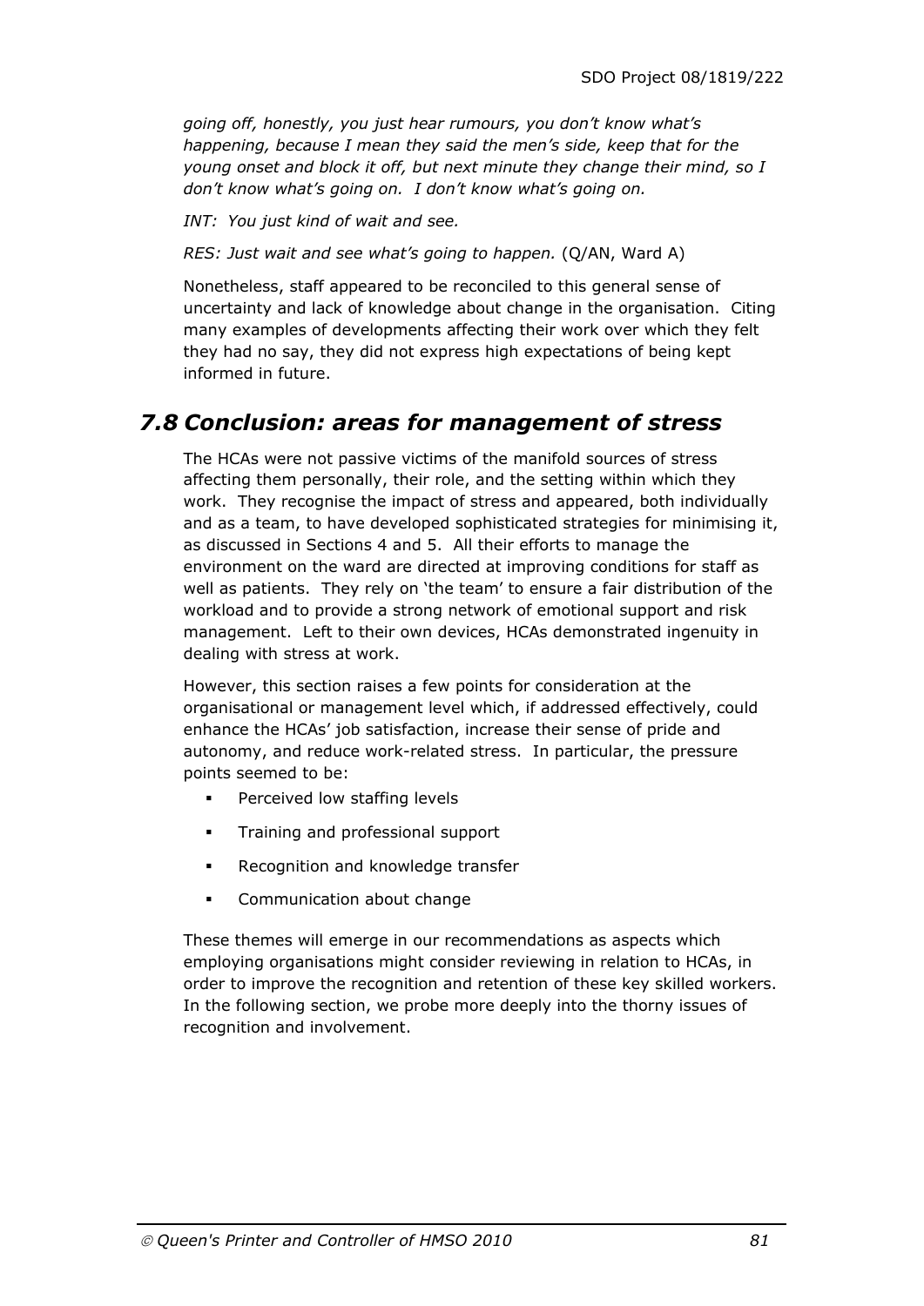*going off, honestly, you just hear rumours, you don't know what's happening, because I mean they said the men's side, keep that for the young onset and block it off, but next minute they change their mind, so I don't know what's going on. I don't know what's going on.*

*INT: You just kind of wait and see.*

*RES: Just wait and see what's going to happen.* (Q/AN, Ward A)

Nonetheless, staff appeared to be reconciled to this general sense of uncertainty and lack of knowledge about change in the organisation. Citing many examples of developments affecting their work over which they felt they had no say, they did not express high expectations of being kept informed in future.

## *7.8 Conclusion: areas for management of stress*

The HCAs were not passive victims of the manifold sources of stress affecting them personally, their role, and the setting within which they work. They recognise the impact of stress and appeared, both individually and as a team, to have developed sophisticated strategies for minimising it, as discussed in Sections 4 and 5. All their efforts to manage the environment on the ward are directed at improving conditions for staff as well as patients. They rely on 'the team' to ensure a fair distribution of the workload and to provide a strong network of emotional support and risk management. Left to their own devices, HCAs demonstrated ingenuity in dealing with stress at work.

However, this section raises a few points for consideration at the organisational or management level which, if addressed effectively, could enhance the HCAs' job satisfaction, increase their sense of pride and autonomy, and reduce work-related stress. In particular, the pressure points seemed to be:

- Perceived low staffing levels
- Training and professional support
- Recognition and knowledge transfer
- Communication about change

These themes will emerge in our recommendations as aspects which employing organisations might consider reviewing in relation to HCAs, in order to improve the recognition and retention of these key skilled workers. In the following section, we probe more deeply into the thorny issues of recognition and involvement.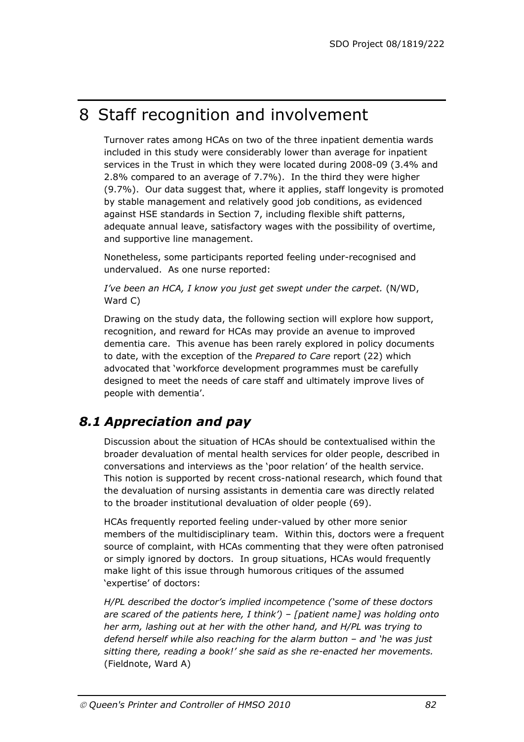# 8 Staff recognition and involvement

Turnover rates among HCAs on two of the three inpatient dementia wards included in this study were considerably lower than average for inpatient services in the Trust in which they were located during 2008-09 (3.4% and 2.8% compared to an average of 7.7%). In the third they were higher (9.7%). Our data suggest that, where it applies, staff longevity is promoted by stable management and relatively good job conditions, as evidenced against HSE standards in Section 7, including flexible shift patterns, adequate annual leave, satisfactory wages with the possibility of overtime, and supportive line management.

Nonetheless, some participants reported feeling under-recognised and undervalued. As one nurse reported:

*I've been an HCA, I know you just get swept under the carpet.* (N/WD, Ward C)

Drawing on the study data, the following section will explore how support, recognition, and reward for HCAs may provide an avenue to improved dementia care. This avenue has been rarely explored in policy documents to date, with the exception of the *Prepared to Care* report (22) which advocated that 'workforce development programmes must be carefully designed to meet the needs of care staff and ultimately improve lives of people with dementia'.

## *8.1 Appreciation and pay*

Discussion about the situation of HCAs should be contextualised within the broader devaluation of mental health services for older people, described in conversations and interviews as the 'poor relation' of the health service. This notion is supported by recent cross-national research, which found that the devaluation of nursing assistants in dementia care was directly related to the broader institutional devaluation of older people (69).

HCAs frequently reported feeling under-valued by other more senior members of the multidisciplinary team. Within this, doctors were a frequent source of complaint, with HCAs commenting that they were often patronised or simply ignored by doctors. In group situations, HCAs would frequently make light of this issue through humorous critiques of the assumed 'expertise' of doctors:

*H/PL described the doctor's implied incompetence ('some of these doctors are scared of the patients here, I think') – [patient name] was holding onto her arm, lashing out at her with the other hand, and H/PL was trying to defend herself while also reaching for the alarm button – and 'he was just sitting there, reading a book!' she said as she re-enacted her movements.* (Fieldnote, Ward A)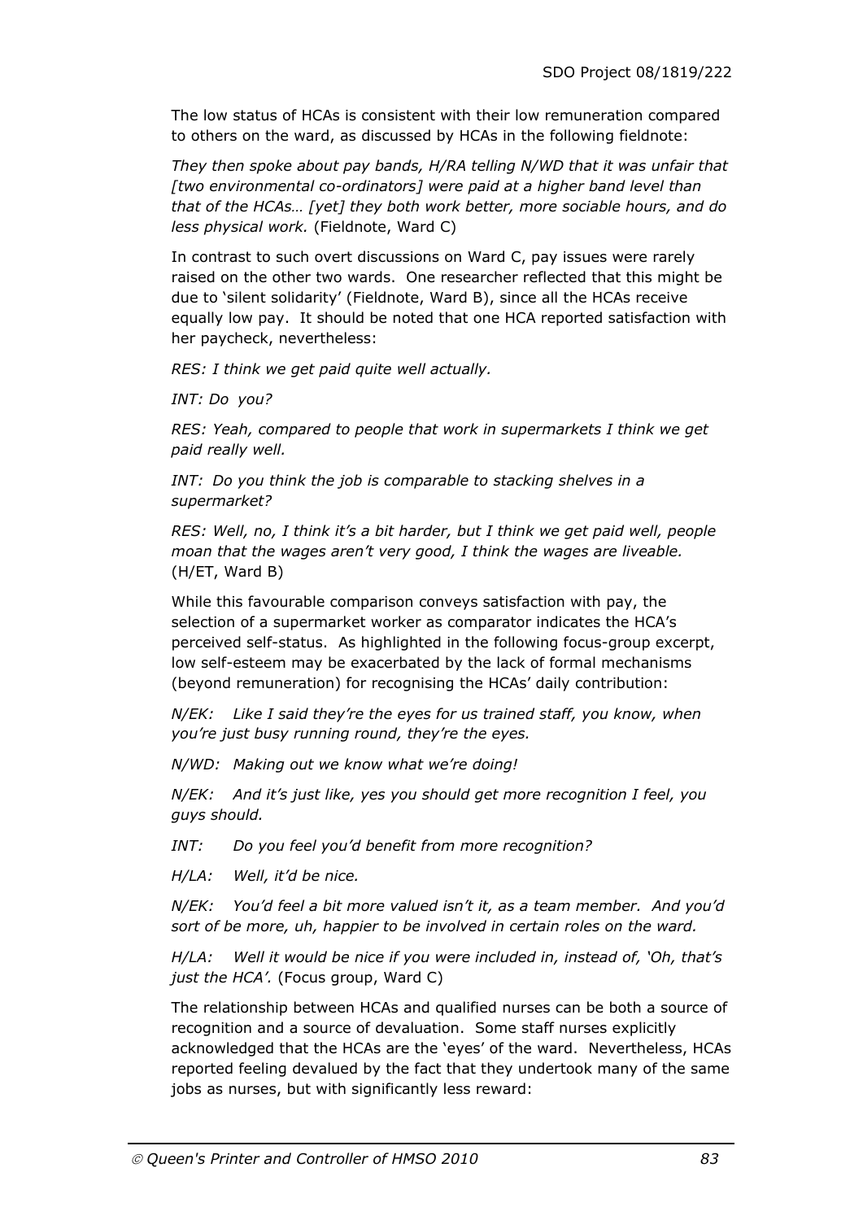The low status of HCAs is consistent with their low remuneration compared to others on the ward, as discussed by HCAs in the following fieldnote:

*They then spoke about pay bands, H/RA telling N/WD that it was unfair that [two environmental co-ordinators] were paid at a higher band level than that of the HCAs… [yet] they both work better, more sociable hours, and do less physical work.* (Fieldnote, Ward C)

In contrast to such overt discussions on Ward C, pay issues were rarely raised on the other two wards. One researcher reflected that this might be due to 'silent solidarity' (Fieldnote, Ward B), since all the HCAs receive equally low pay. It should be noted that one HCA reported satisfaction with her paycheck, nevertheless:

*RES: I think we get paid quite well actually.*

*INT: Do you?*

*RES: Yeah, compared to people that work in supermarkets I think we get paid really well.*

*INT: Do you think the job is comparable to stacking shelves in a supermarket?*

*RES: Well, no, I think it's a bit harder, but I think we get paid well, people moan that the wages aren't very good, I think the wages are liveable.* (H/ET, Ward B)

While this favourable comparison conveys satisfaction with pay, the selection of a supermarket worker as comparator indicates the HCA's perceived self-status. As highlighted in the following focus-group excerpt, low self-esteem may be exacerbated by the lack of formal mechanisms (beyond remuneration) for recognising the HCAs' daily contribution:

*N/EK: Like I said they're the eyes for us trained staff, you know, when you're just busy running round, they're the eyes.*

*N/WD: Making out we know what we're doing!*

*N/EK: And it's just like, yes you should get more recognition I feel, you guys should.*

*INT: Do you feel you'd benefit from more recognition?*

*H/LA: Well, it'd be nice.*

*N/EK: You'd feel a bit more valued isn't it, as a team member. And you'd sort of be more, uh, happier to be involved in certain roles on the ward.*

*H/LA: Well it would be nice if you were included in, instead of, 'Oh, that's just the HCA'.* (Focus group, Ward C)

The relationship between HCAs and qualified nurses can be both a source of recognition and a source of devaluation. Some staff nurses explicitly acknowledged that the HCAs are the 'eyes' of the ward. Nevertheless, HCAs reported feeling devalued by the fact that they undertook many of the same jobs as nurses, but with significantly less reward: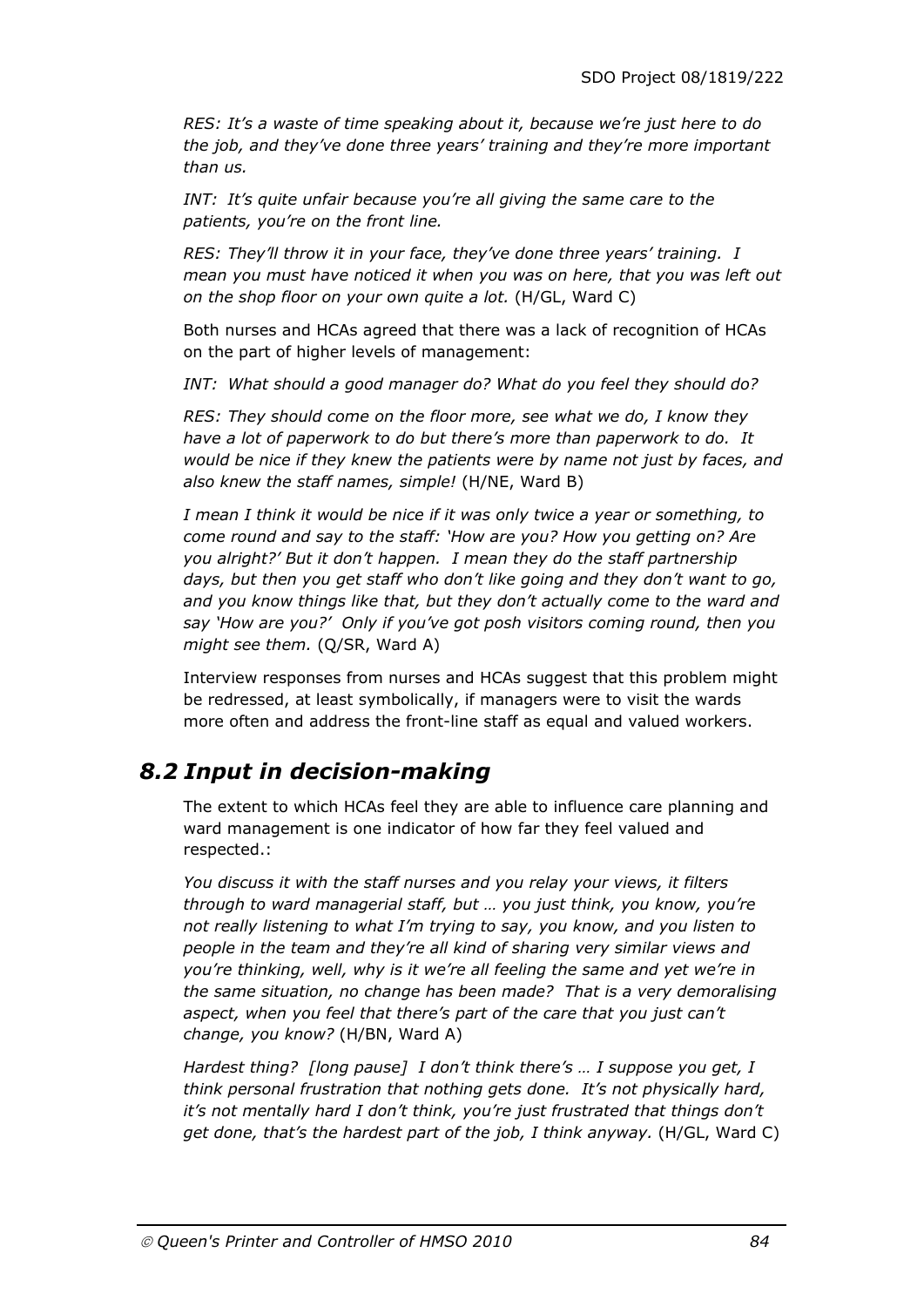*RES: It's a waste of time speaking about it, because we're just here to do the job, and they've done three years' training and they're more important than us.*

*INT: It's quite unfair because you're all giving the same care to the patients, you're on the front line.*

*RES: They'll throw it in your face, they've done three years' training. I mean you must have noticed it when you was on here, that you was left out on the shop floor on your own quite a lot.* (H/GL, Ward C)

Both nurses and HCAs agreed that there was a lack of recognition of HCAs on the part of higher levels of management:

*INT: What should a good manager do? What do you feel they should do?*

*RES: They should come on the floor more, see what we do, I know they have a lot of paperwork to do but there's more than paperwork to do. It would be nice if they knew the patients were by name not just by faces, and also knew the staff names, simple!* (H/NE, Ward B)

*I mean I think it would be nice if it was only twice a year or something, to come round and say to the staff: 'How are you? How you getting on? Are you alright?' But it don't happen. I mean they do the staff partnership days, but then you get staff who don't like going and they don't want to go, and you know things like that, but they don't actually come to the ward and say 'How are you?' Only if you've got posh visitors coming round, then you might see them.* (Q/SR, Ward A)

Interview responses from nurses and HCAs suggest that this problem might be redressed, at least symbolically, if managers were to visit the wards more often and address the front-line staff as equal and valued workers.

## 8.2 Input in decision-making

The extent to which HCAs feel they are able to influence care planning and ward management is one indicator of how far they feel valued and respected.:

*You discuss it with the staff nurses and you relay your views, it filters through to ward managerial staff, but … you just think, you know, you're not really listening to what I'm trying to say, you know, and you listen to people in the team and they're all kind of sharing very similar views and you're thinking, well, why is it we're all feeling the same and yet we're in the same situation, no change has been made? That is a very demoralising aspect, when you feel that there's part of the care that you just can't change, you know?* (H/BN, Ward A)

*Hardest thing? [long pause] I don't think there's … I suppose you get, I think personal frustration that nothing gets done. It's not physically hard, it's not mentally hard I don't think, you're just frustrated that things don't get done, that's the hardest part of the job, I think anyway.* (H/GL, Ward C)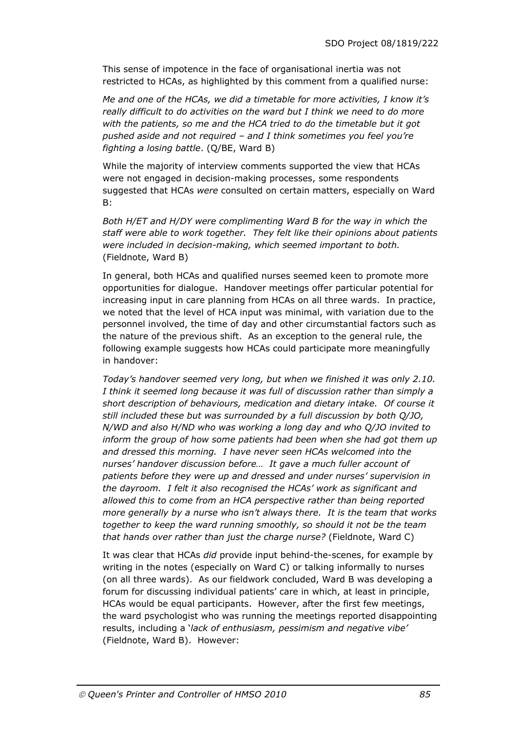This sense of impotence in the face of organisational inertia was not restricted to HCAs, as highlighted by this comment from a qualified nurse:

*Me and one of the HCAs, we did a timetable for more activities, I know it's really difficult to do activities on the ward but I think we need to do more with the patients, so me and the HCA tried to do the timetable but it got pushed aside and not required – and I think sometimes you feel you're fighting a losing battle*. (Q/BE, Ward B)

While the majority of interview comments supported the view that HCAs were not engaged in decision-making processes, some respondents suggested that HCAs *were* consulted on certain matters, especially on Ward B:

*Both H/ET and H/DY were complimenting Ward B for the way in which the staff were able to work together. They felt like their opinions about patients were included in decision-making, which seemed important to both.* (Fieldnote, Ward B)

In general, both HCAs and qualified nurses seemed keen to promote more opportunities for dialogue. Handover meetings offer particular potential for increasing input in care planning from HCAs on all three wards. In practice, we noted that the level of HCA input was minimal, with variation due to the personnel involved, the time of day and other circumstantial factors such as the nature of the previous shift. As an exception to the general rule, the following example suggests how HCAs could participate more meaningfully in handover:

*Today's handover seemed very long, but when we finished it was only 2.10. I think it seemed long because it was full of discussion rather than simply a short description of behaviours, medication and dietary intake. Of course it still included these but was surrounded by a full discussion by both Q/JO, N/WD and also H/ND who was working a long day and who Q/JO invited to inform the group of how some patients had been when she had got them up and dressed this morning. I have never seen HCAs welcomed into the nurses' handover discussion before… It gave a much fuller account of patients before they were up and dressed and under nurses' supervision in the dayroom. I felt it also recognised the HCAs' work as significant and allowed this to come from an HCA perspective rather than being reported more generally by a nurse who isn't always there. It is the team that works together to keep the ward running smoothly, so should it not be the team that hands over rather than just the charge nurse?* (Fieldnote, Ward C)

It was clear that HCAs *did* provide input behind-the-scenes, for example by writing in the notes (especially on Ward C) or talking informally to nurses (on all three wards). As our fieldwork concluded, Ward B was developing a forum for discussing individual patients' care in which, at least in principle, HCAs would be equal participants. However, after the first few meetings, the ward psychologist who was running the meetings reported disappointing results, including a '*lack of enthusiasm, pessimism and negative vibe*' (Fieldnote, Ward B). However: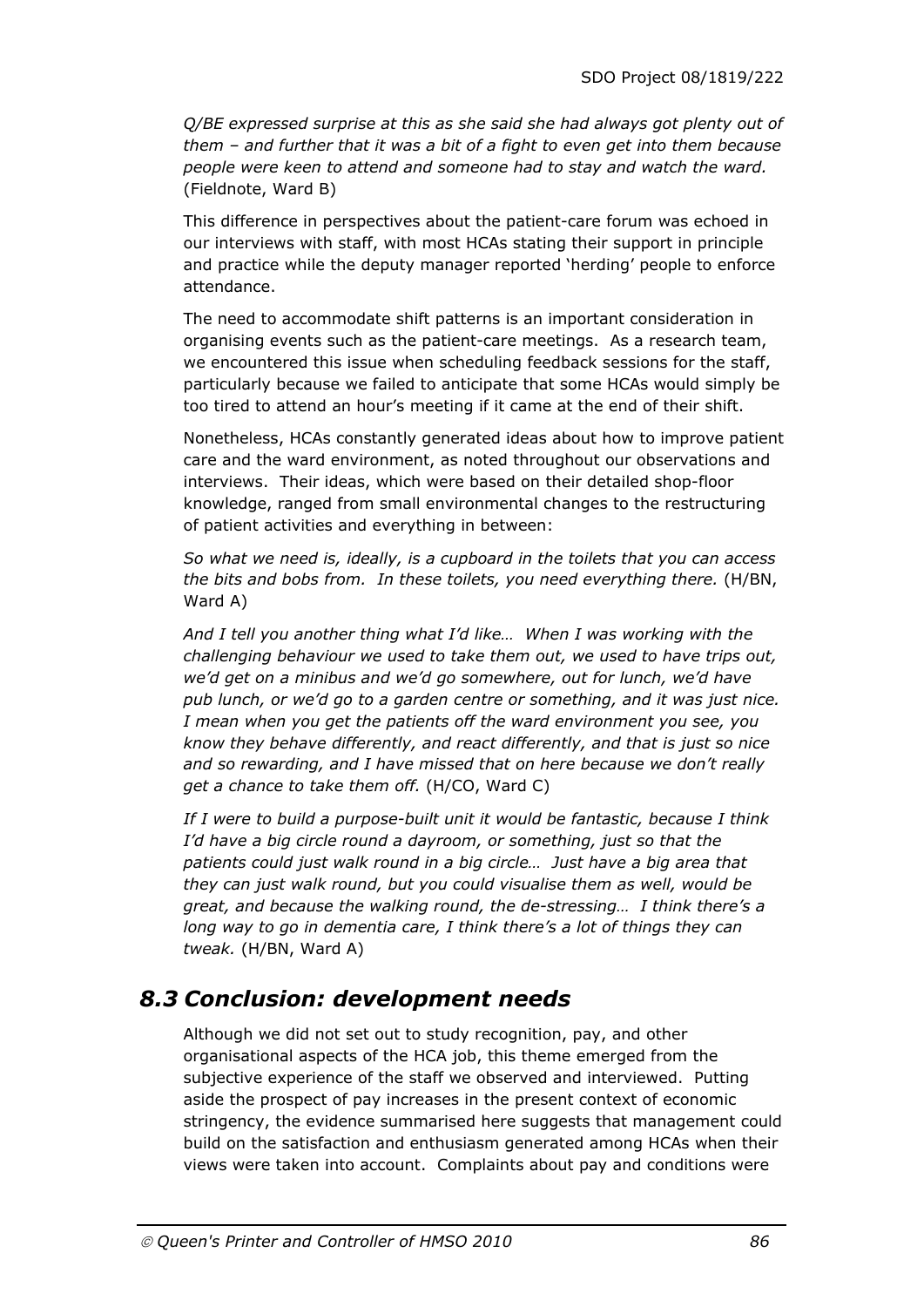*Q/BE expressed surprise at this as she said she had always got plenty out of them – and further that it was a bit of a fight to even get into them because people were keen to attend and someone had to stay and watch the ward.* (Fieldnote, Ward B)

This difference in perspectives about the patient-care forum was echoed in our interviews with staff, with most HCAs stating their support in principle and practice while the deputy manager reported 'herding' people to enforce attendance.

The need to accommodate shift patterns is an important consideration in organising events such as the patient-care meetings. As a research team, we encountered this issue when scheduling feedback sessions for the staff, particularly because we failed to anticipate that some HCAs would simply be too tired to attend an hour's meeting if it came at the end of their shift.

Nonetheless, HCAs constantly generated ideas about how to improve patient care and the ward environment, as noted throughout our observations and interviews. Their ideas, which were based on their detailed shop-floor knowledge, ranged from small environmental changes to the restructuring of patient activities and everything in between:

*So what we need is, ideally, is a cupboard in the toilets that you can access the bits and bobs from. In these toilets, you need everything there.* (H/BN, Ward A)

*And I tell you another thing what I'd like… When I was working with the challenging behaviour we used to take them out, we used to have trips out, we'd get on a minibus and we'd go somewhere, out for lunch, we'd have pub lunch, or we'd go to a garden centre or something, and it was just nice. I mean when you get the patients off the ward environment you see, you know they behave differently, and react differently, and that is just so nice and so rewarding, and I have missed that on here because we don't really get a chance to take them off.* (H/CO, Ward C)

*If I were to build a purpose-built unit it would be fantastic, because I think I'd have a big circle round a dayroom, or something, just so that the patients could just walk round in a big circle… Just have a big area that they can just walk round, but you could visualise them as well, would be great, and because the walking round, the de-stressing… I think there's a long way to go in dementia care, I think there's a lot of things they can tweak.* (H/BN, Ward A)

## *8.3 Conclusion: development needs*

Although we did not set out to study recognition, pay, and other organisational aspects of the HCA job, this theme emerged from the subjective experience of the staff we observed and interviewed. Putting aside the prospect of pay increases in the present context of economic stringency, the evidence summarised here suggests that management could build on the satisfaction and enthusiasm generated among HCAs when their views were taken into account. Complaints about pay and conditions were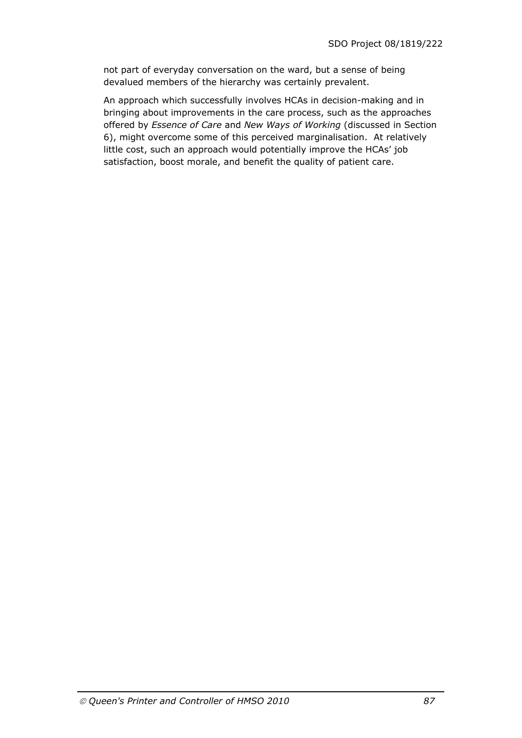not part of everyday conversation on the ward, but a sense of being devalued members of the hierarchy was certainly prevalent.

An approach which successfully involves HCAs in decision-making and in bringing about improvements in the care process, such as the approaches offered by *Essence of Care* and *New Ways of Working* (discussed in Section 6), might overcome some of this perceived marginalisation. At relatively little cost, such an approach would potentially improve the HCAs' job satisfaction, boost morale, and benefit the quality of patient care.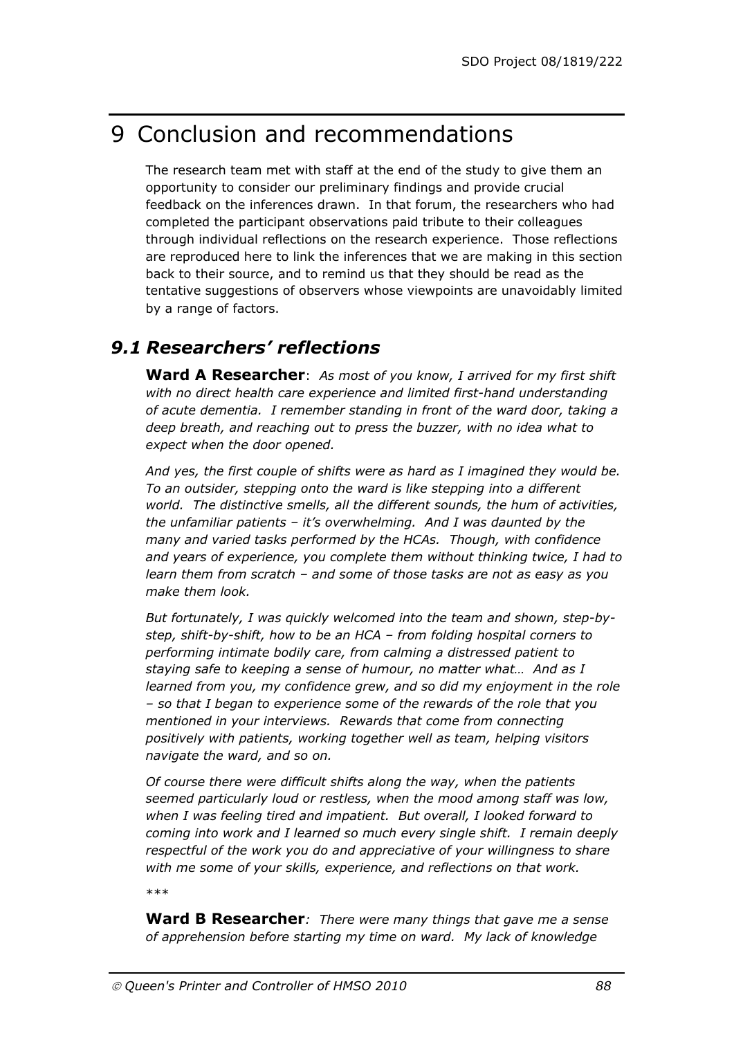# 9 Conclusion and recommendations

The research team met with staff at the end of the study to give them an opportunity to consider our preliminary findings and provide crucial feedback on the inferences drawn. In that forum, the researchers who had completed the participant observations paid tribute to their colleagues through individual reflections on the research experience. Those reflections are reproduced here to link the inferences that we are making in this section back to their source, and to remind us that they should be read as the tentative suggestions of observers whose viewpoints are unavoidably limited by a range of factors.

## *9.1 Researchers' reflections*

**Ward A Researcher**: *As most of you know, I arrived for my first shift with no direct health care experience and limited first-hand understanding of acute dementia. I remember standing in front of the ward door, taking a deep breath, and reaching out to press the buzzer, with no idea what to expect when the door opened.*

*And yes, the first couple of shifts were as hard as I imagined they would be. To an outsider, stepping onto the ward is like stepping into a different world. The distinctive smells, all the different sounds, the hum of activities, the unfamiliar patients – it's overwhelming. And I was daunted by the many and varied tasks performed by the HCAs. Though, with confidence and years of experience, you complete them without thinking twice, I had to learn them from scratch – and some of those tasks are not as easy as you make them look.*

*But fortunately, I was quickly welcomed into the team and shown, step-by-step, shift-by-shift, how to be an HCA – from folding hospital corners to performing intimate bodily care, from calming a distressed patient to staying safe to keeping a sense of humour, no matter what… And as I learned from you, my confidence grew, and so did my enjoyment in the role – so that I began to experience some of the rewards of the role that you mentioned in your interviews. Rewards that come from connecting positively with patients, working together well as team, helping visitors navigate the ward, and so on.*

*Of course there were difficult shifts along the way, when the patients seemed particularly loud or restless, when the mood among staff was low, when I was feeling tired and impatient. But overall, I looked forward to coming into work and I learned so much every single shift. I remain deeply respectful of the work you do and appreciative of your willingness to share with me some of your skills, experience, and reflections on that work.*

*\*\*\**

**Ward B Researcher***: There were many things that gave me a sense of apprehension before starting my time on ward. My lack of knowledge*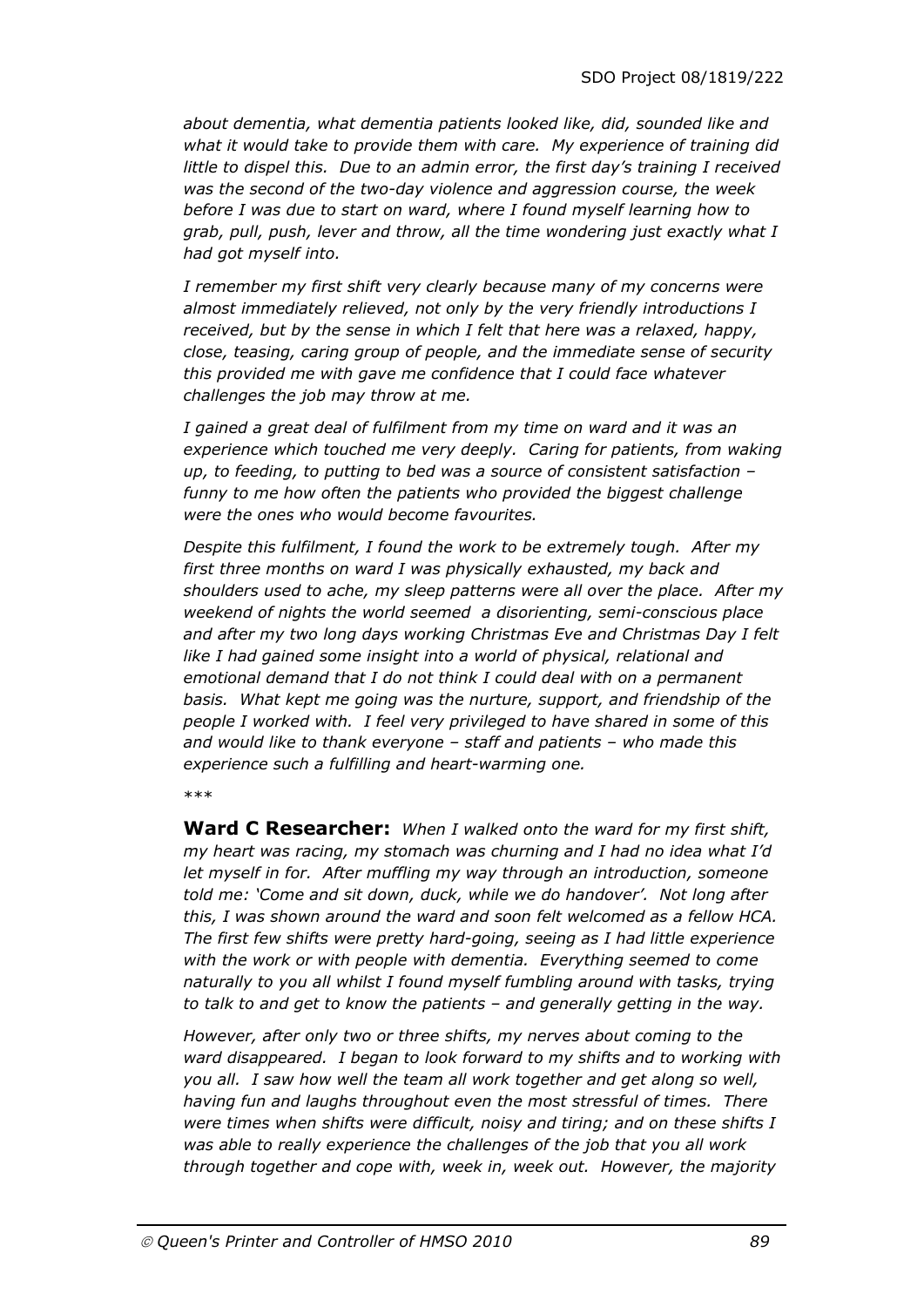*about dementia, what dementia patients looked like, did, sounded like and what it would take to provide them with care. My experience of training did little to dispel this. Due to an admin error, the first day's training I received was the second of the two-day violence and aggression course, the week before I was due to start on ward, where I found myself learning how to grab, pull, push, lever and throw, all the time wondering just exactly what I had got myself into.*

*I remember my first shift very clearly because many of my concerns were almost immediately relieved, not only by the very friendly introductions I received, but by the sense in which I felt that here was a relaxed, happy, close, teasing, caring group of people, and the immediate sense of security this provided me with gave me confidence that I could face whatever challenges the job may throw at me.*

*I gained a great deal of fulfilment from my time on ward and it was an experience which touched me very deeply. Caring for patients, from waking up, to feeding, to putting to bed was a source of consistent satisfaction – funny to me how often the patients who provided the biggest challenge were the ones who would become favourites.*

*Despite this fulfilment, I found the work to be extremely tough. After my first three months on ward I was physically exhausted, my back and shoulders used to ache, my sleep patterns were all over the place. After my weekend of nights the world seemed a disorienting, semi-conscious place and after my two long days working Christmas Eve and Christmas Day I felt like I had gained some insight into a world of physical, relational and emotional demand that I do not think I could deal with on a permanent basis. What kept me going was the nurture, support, and friendship of the people I worked with. I feel very privileged to have shared in some of this and would like to thank everyone – staff and patients – who made this experience such a fulfilling and heart-warming one.*

\*\*\*

**Ward C Researcher:** *When I walked onto the ward for my first shift, my heart was racing, my stomach was churning and I had no idea what I'd let myself in for. After muffling my way through an introduction, someone told me: 'Come and sit down, duck, while we do handover'. Not long after this, I was shown around the ward and soon felt welcomed as a fellow HCA. The first few shifts were pretty hard-going, seeing as I had little experience with the work or with people with dementia. Everything seemed to come naturally to you all whilst I found myself fumbling around with tasks, trying to talk to and get to know the patients – and generally getting in the way.*

*However, after only two or three shifts, my nerves about coming to the ward disappeared. I began to look forward to my shifts and to working with you all. I saw how well the team all work together and get along so well, having fun and laughs throughout even the most stressful of times. There were times when shifts were difficult, noisy and tiring; and on these shifts I was able to really experience the challenges of the job that you all work through together and cope with, week in, week out. However, the majority*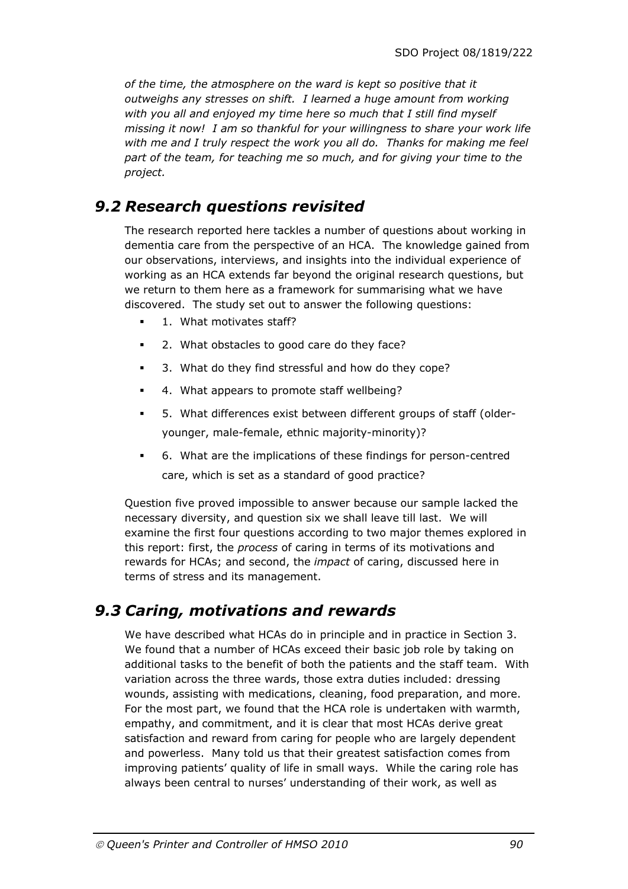*of the time, the atmosphere on the ward is kept so positive that it outweighs any stresses on shift. I learned a huge amount from working with you all and enjoyed my time here so much that I still find myself missing it now! I am so thankful for your willingness to share your work life with me and I truly respect the work you all do. Thanks for making me feel part of the team, for teaching me so much, and for giving your time to the project.*

## *9.2 Research questions revisited*

The research reported here tackles a number of questions about working in dementia care from the perspective of an HCA. The knowledge gained from our observations, interviews, and insights into the individual experience of working as an HCA extends far beyond the original research questions, but we return to them here as a framework for summarising what we have discovered. The study set out to answer the following questions:

- 1. What motivates staff?
- 2. What obstacles to good care do they face?
- 3. What do they find stressful and how do they cope?
- 4. What appears to promote staff wellbeing?
- 5. What differences exist between different groups of staff (older-younger, male-female, ethnic majority-minority)?
- 6. What are the implications of these findings for person-centred care, which is set as a standard of good practice?

Question five proved impossible to answer because our sample lacked the necessary diversity, and question six we shall leave till last. We will examine the first four questions according to two major themes explored in this report: first, the *process* of caring in terms of its motivations and rewards for HCAs; and second, the *impact* of caring, discussed here in terms of stress and its management.

## *9.3 Caring, motivations and rewards*

We have described what HCAs do in principle and in practice in Section 3. We found that a number of HCAs exceed their basic job role by taking on additional tasks to the benefit of both the patients and the staff team. With variation across the three wards, those extra duties included: dressing wounds, assisting with medications, cleaning, food preparation, and more. For the most part, we found that the HCA role is undertaken with warmth, empathy, and commitment, and it is clear that most HCAs derive great satisfaction and reward from caring for people who are largely dependent and powerless. Many told us that their greatest satisfaction comes from improving patients' quality of life in small ways. While the caring role has always been central to nurses' understanding of their work, as well as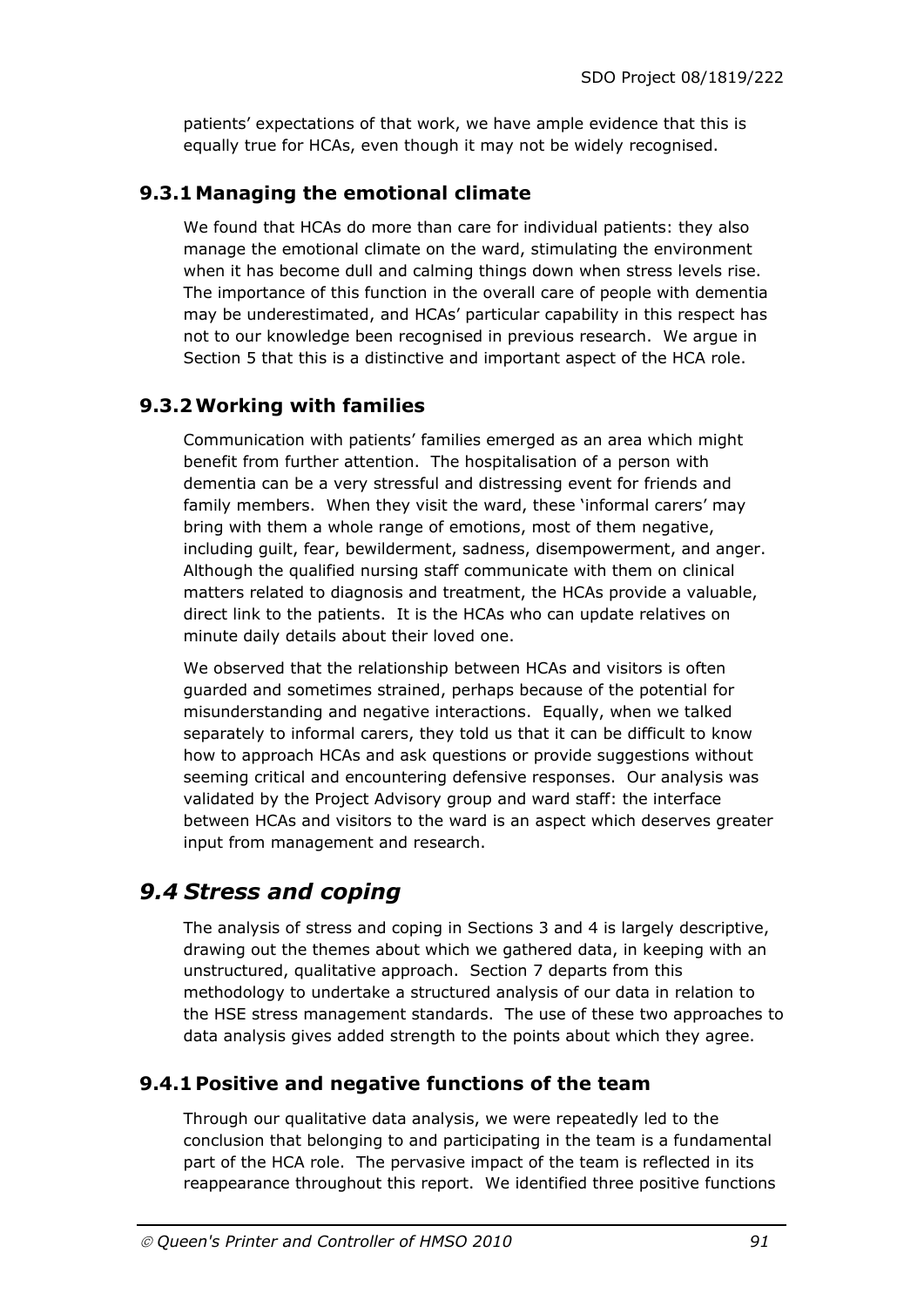patients' expectations of that work, we have ample evidence that this is equally true for HCAs, even though it may not be widely recognised.

### 9.3.1 Managing the emotional climate

We found that HCAs do more than care for individual patients: they also manage the emotional climate on the ward, stimulating the environment when it has become dull and calming things down when stress levels rise. The importance of this function in the overall care of people with dementia may be underestimated, and HCAs' particular capability in this respect has not to our knowledge been recognised in previous research. We argue in Section 5 that this is a distinctive and important aspect of the HCA role.

### 9.3.2 Working with families

Communication with patients' families emerged as an area which might benefit from further attention. The hospitalisation of a person with dementia can be a very stressful and distressing event for friends and family members. When they visit the ward, these 'informal carers' may bring with them a whole range of emotions, most of them negative, including guilt, fear, bewilderment, sadness, disempowerment, and anger. Although the qualified nursing staff communicate with them on clinical matters related to diagnosis and treatment, the HCAs provide a valuable, direct link to the patients. It is the HCAs who can update relatives on minute daily details about their loved one.

We observed that the relationship between HCAs and visitors is often guarded and sometimes strained, perhaps because of the potential for misunderstanding and negative interactions. Equally, when we talked separately to informal carers, they told us that it can be difficult to know how to approach HCAs and ask questions or provide suggestions without seeming critical and encountering defensive responses. Our analysis was validated by the Project Advisory group and ward staff: the interface between HCAs and visitors to the ward is an aspect which deserves greater input from management and research.

## *9.4 Stress and coping*

The analysis of stress and coping in Sections 3 and 4 is largely descriptive, drawing out the themes about which we gathered data, in keeping with an unstructured, qualitative approach. Section 7 departs from this methodology to undertake a structured analysis of our data in relation to the HSE stress management standards. The use of these two approaches to data analysis gives added strength to the points about which they agree.

### 9.4.1 Positive and negative functions of the team

Through our qualitative data analysis, we were repeatedly led to the conclusion that belonging to and participating in the team is a fundamental part of the HCA role. The pervasive impact of the team is reflected in its reappearance throughout this report. We identified three positive functions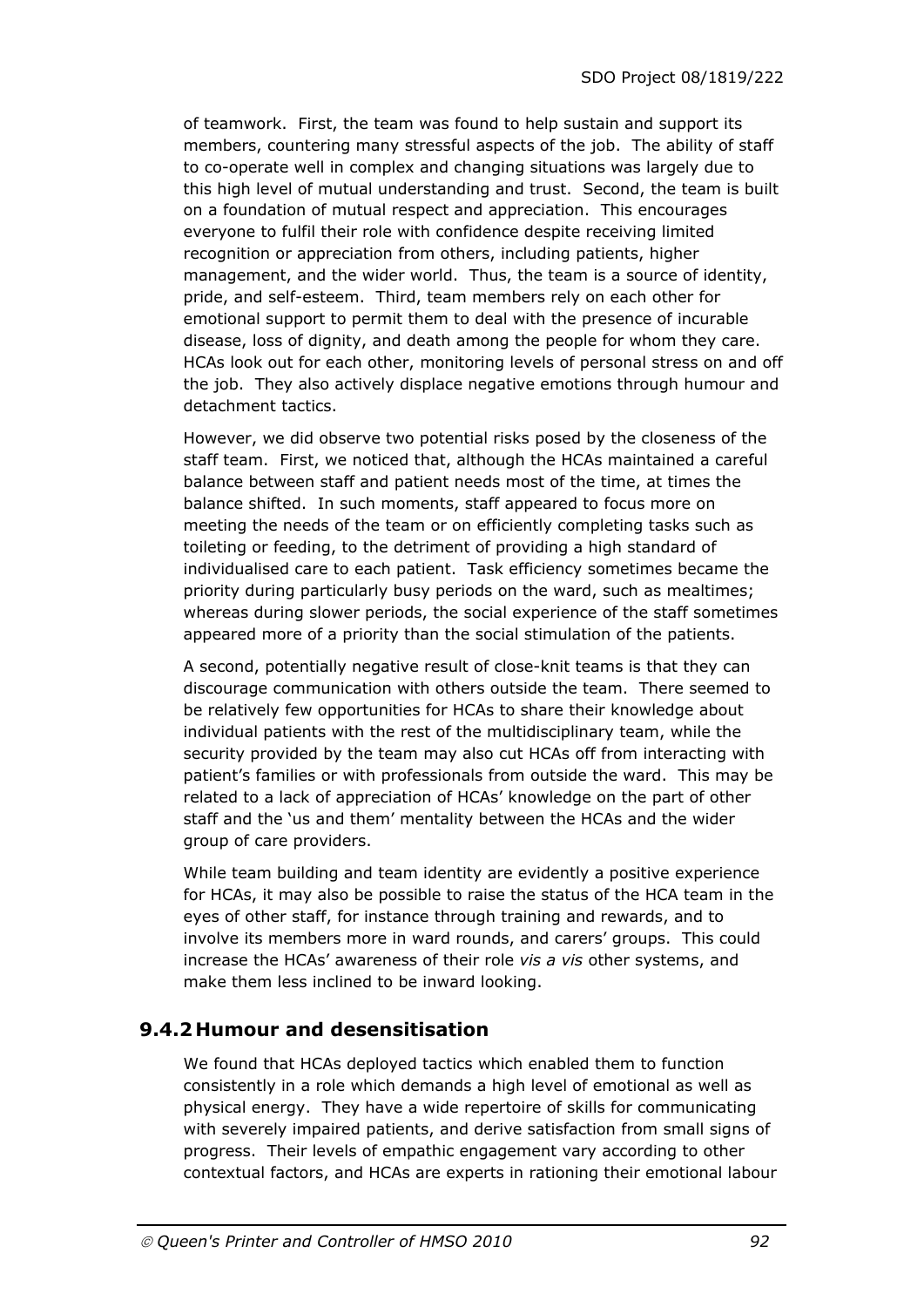of teamwork. First, the team was found to help sustain and support its members, countering many stressful aspects of the job. The ability of staff to co-operate well in complex and changing situations was largely due to this high level of mutual understanding and trust. Second, the team is built on a foundation of mutual respect and appreciation. This encourages everyone to fulfil their role with confidence despite receiving limited recognition or appreciation from others, including patients, higher management, and the wider world. Thus, the team is a source of identity, pride, and self-esteem. Third, team members rely on each other for emotional support to permit them to deal with the presence of incurable disease, loss of dignity, and death among the people for whom they care. HCAs look out for each other, monitoring levels of personal stress on and off the job. They also actively displace negative emotions through humour and detachment tactics.

However, we did observe two potential risks posed by the closeness of the staff team. First, we noticed that, although the HCAs maintained a careful balance between staff and patient needs most of the time, at times the balance shifted. In such moments, staff appeared to focus more on meeting the needs of the team or on efficiently completing tasks such as toileting or feeding, to the detriment of providing a high standard of individualised care to each patient. Task efficiency sometimes became the priority during particularly busy periods on the ward, such as mealtimes; whereas during slower periods, the social experience of the staff sometimes appeared more of a priority than the social stimulation of the patients.

A second, potentially negative result of close-knit teams is that they can discourage communication with others outside the team. There seemed to be relatively few opportunities for HCAs to share their knowledge about individual patients with the rest of the multidisciplinary team, while the security provided by the team may also cut HCAs off from interacting with patient's families or with professionals from outside the ward. This may be related to a lack of appreciation of HCAs' knowledge on the part of other staff and the 'us and them' mentality between the HCAs and the wider group of care providers.

While team building and team identity are evidently a positive experience for HCAs, it may also be possible to raise the status of the HCA team in the eyes of other staff, for instance through training and rewards, and to involve its members more in ward rounds, and carers' groups. This could increase the HCAs' awareness of their role *vis a vis* other systems, and make them less inclined to be inward looking.

### 9.4.2 Humour and desensitisation

We found that HCAs deployed tactics which enabled them to function consistently in a role which demands a high level of emotional as well as physical energy. They have a wide repertoire of skills for communicating with severely impaired patients, and derive satisfaction from small signs of progress. Their levels of empathic engagement vary according to other contextual factors, and HCAs are experts in rationing their emotional labour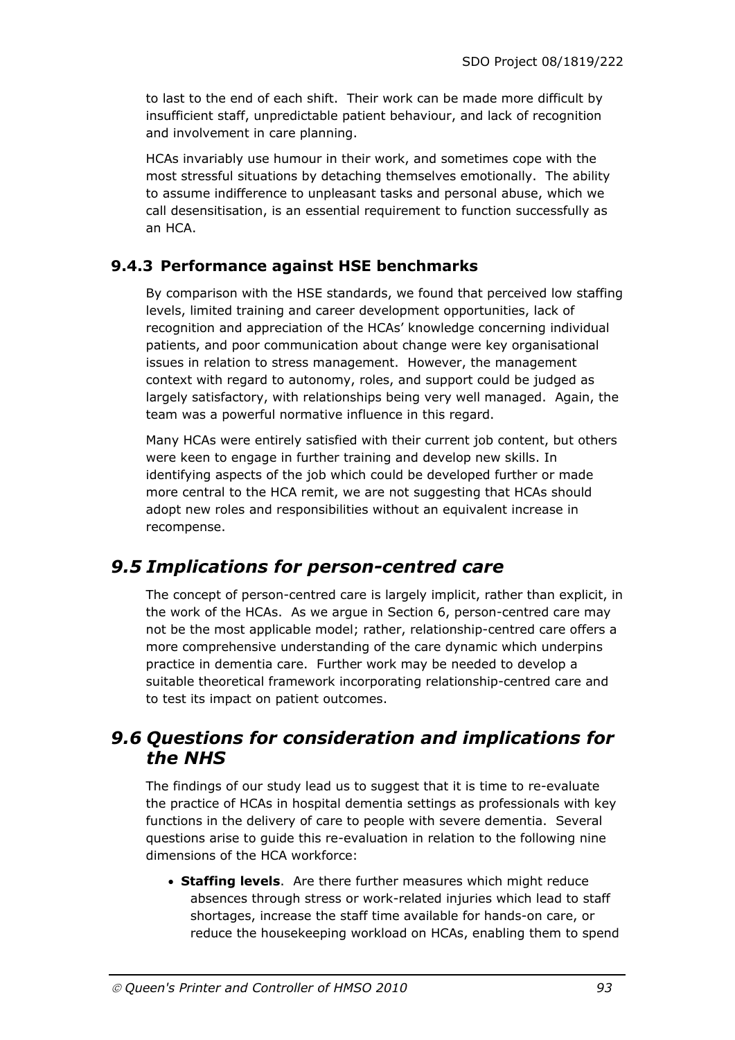to last to the end of each shift. Their work can be made more difficult by insufficient staff, unpredictable patient behaviour, and lack of recognition and involvement in care planning.

HCAs invariably use humour in their work, and sometimes cope with the most stressful situations by detaching themselves emotionally. The ability to assume indifference to unpleasant tasks and personal abuse, which we call desensitisation, is an essential requirement to function successfully as an HCA.

### 9.4.3 Performance against HSE benchmarks

By comparison with the HSE standards, we found that perceived low staffing levels, limited training and career development opportunities, lack of recognition and appreciation of the HCAs' knowledge concerning individual patients, and poor communication about change were key organisational issues in relation to stress management. However, the management context with regard to autonomy, roles, and support could be judged as largely satisfactory, with relationships being very well managed. Again, the team was a powerful normative influence in this regard.

Many HCAs were entirely satisfied with their current job content, but others were keen to engage in further training and develop new skills. In identifying aspects of the job which could be developed further or made more central to the HCA remit, we are not suggesting that HCAs should adopt new roles and responsibilities without an equivalent increase in recompense.

## *9.5 Implications for person-centred care*

The concept of person-centred care is largely implicit, rather than explicit, in the work of the HCAs. As we argue in Section 6, person-centred care may not be the most applicable model; rather, relationship-centred care offers a more comprehensive understanding of the care dynamic which underpins practice in dementia care. Further work may be needed to develop a suitable theoretical framework incorporating relationship-centred care and to test its impact on patient outcomes.

## *9.6 Questions for consideration and implications for the NHS*

The findings of our study lead us to suggest that it is time to re-evaluate the practice of HCAs in hospital dementia settings as professionals with key functions in the delivery of care to people with severe dementia. Several questions arise to guide this re-evaluation in relation to the following nine dimensions of the HCA workforce:

- **Staffing levels**. Are there further measures which might reduce absences through stress or work-related injuries which lead to staff shortages, increase the staff time available for hands-on care, or reduce the housekeeping workload on HCAs, enabling them to spend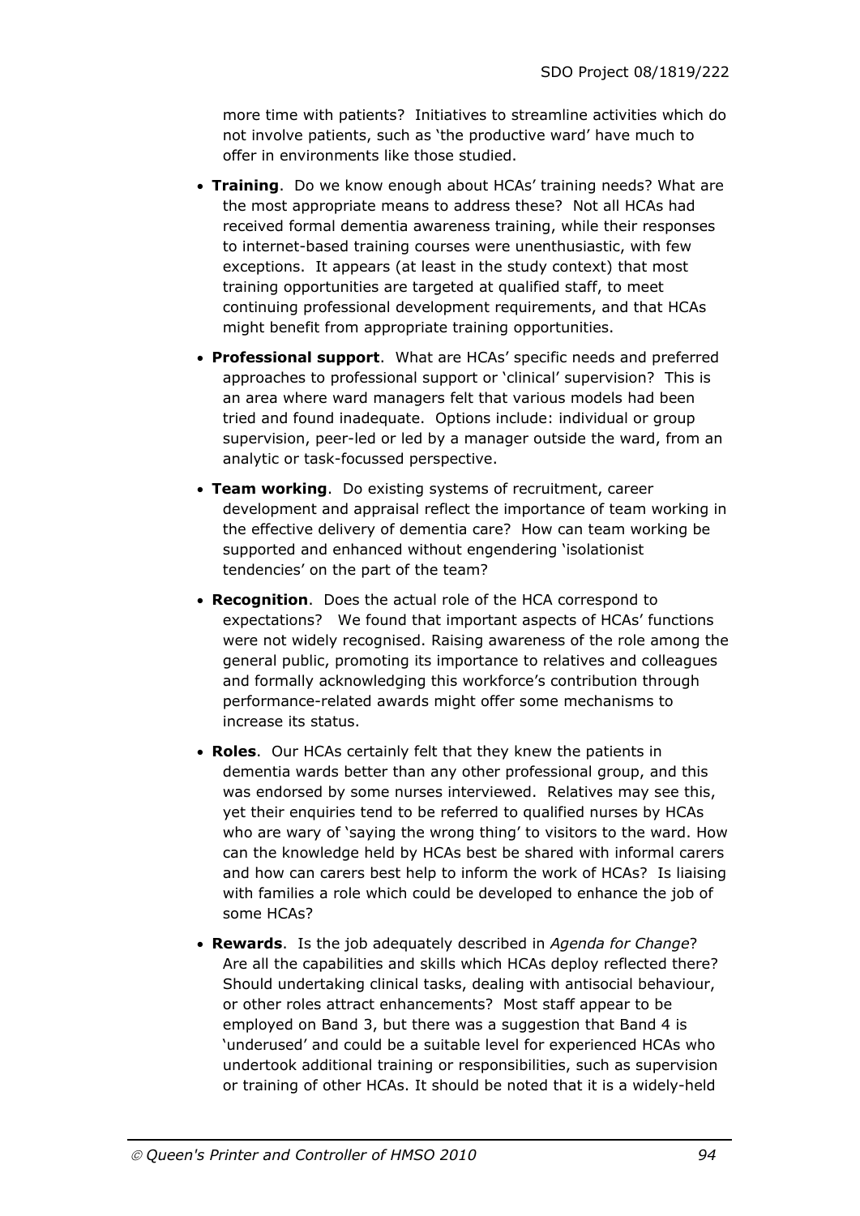more time with patients? Initiatives to streamline activities which do not involve patients, such as 'the productive ward' have much to offer in environments like those studied.

- **Training**. Do we know enough about HCAs' training needs? What are the most appropriate means to address these? Not all HCAs had received formal dementia awareness training, while their responses to internet-based training courses were unenthusiastic, with few exceptions. It appears (at least in the study context) that most training opportunities are targeted at qualified staff, to meet continuing professional development requirements, and that HCAs might benefit from appropriate training opportunities.
- **Professional support**. What are HCAs' specific needs and preferred approaches to professional support or 'clinical' supervision? This is an area where ward managers felt that various models had been tried and found inadequate. Options include: individual or group supervision, peer-led or led by a manager outside the ward, from an analytic or task-focussed perspective.
- **Team working**. Do existing systems of recruitment, career development and appraisal reflect the importance of team working in the effective delivery of dementia care? How can team working be supported and enhanced without engendering 'isolationist tendencies' on the part of the team?
- **Recognition**. Does the actual role of the HCA correspond to expectations? We found that important aspects of HCAs' functions were not widely recognised. Raising awareness of the role among the general public, promoting its importance to relatives and colleagues and formally acknowledging this workforce's contribution through performance-related awards might offer some mechanisms to increase its status.
- **Roles**. Our HCAs certainly felt that they knew the patients in dementia wards better than any other professional group, and this was endorsed by some nurses interviewed. Relatives may see this, yet their enquiries tend to be referred to qualified nurses by HCAs who are wary of 'saying the wrong thing' to visitors to the ward. How can the knowledge held by HCAs best be shared with informal carers and how can carers best help to inform the work of HCAs? Is liaising with families a role which could be developed to enhance the job of some HCAs?
- **Rewards**. Is the job adequately described in *Agenda for Change*? Are all the capabilities and skills which HCAs deploy reflected there? Should undertaking clinical tasks, dealing with antisocial behaviour, or other roles attract enhancements? Most staff appear to be employed on Band 3, but there was a suggestion that Band 4 is 'underused' and could be a suitable level for experienced HCAs who undertook additional training or responsibilities, such as supervision or training of other HCAs. It should be noted that it is a widely-held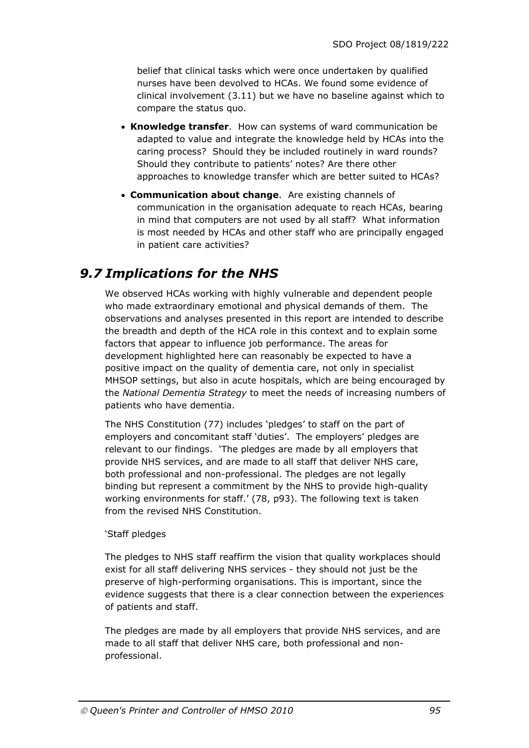belief that clinical tasks which were once undertaken by qualified nurses have been devolved to HCAs. We found some evidence of clinical involvement (3.11) but we have no baseline against which to compare the status quo.

- **Knowledge transfer**. How can systems of ward communication be adapted to value and integrate the knowledge held by HCAs into the caring process? Should they be included routinely in ward rounds? Should they contribute to patients' notes? Are there other approaches to knowledge transfer which are better suited to HCAs?
- **Communication about change**. Are existing channels of communication in the organisation adequate to reach HCAs, bearing in mind that computers are not used by all staff? What information is most needed by HCAs and other staff who are principally engaged in patient care activities?

## *9.7 Implications for the NHS*

We observed HCAs working with highly vulnerable and dependent people who made extraordinary emotional and physical demands of them. The observations and analyses presented in this report are intended to describe the breadth and depth of the HCA role in this context and to explain some factors that appear to influence job performance. The areas for development highlighted here can reasonably be expected to have a positive impact on the quality of dementia care, not only in specialist MHSOP settings, but also in acute hospitals, which are being encouraged by the *National Dementia Strategy* to meet the needs of increasing numbers of patients who have dementia.

The NHS Constitution (77) includes 'pledges' to staff on the part of employers and concomitant staff 'duties'. The employers' pledges are relevant to our findings. 'The pledges are made by all employers that provide NHS services, and are made to all staff that deliver NHS care, both professional and non-professional. The pledges are not legally binding but represent a commitment by the NHS to provide high-quality working environments for staff.' (78, p93). The following text is taken from the revised NHS Constitution.

'Staff pledges

The pledges to NHS staff reaffirm the vision that quality workplaces should exist for all staff delivering NHS services - they should not just be the preserve of high-performing organisations. This is important, since the evidence suggests that there is a clear connection between the experiences of patients and staff.

The pledges are made by all employers that provide NHS services, and are made to all staff that deliver NHS care, both professional and non-professional.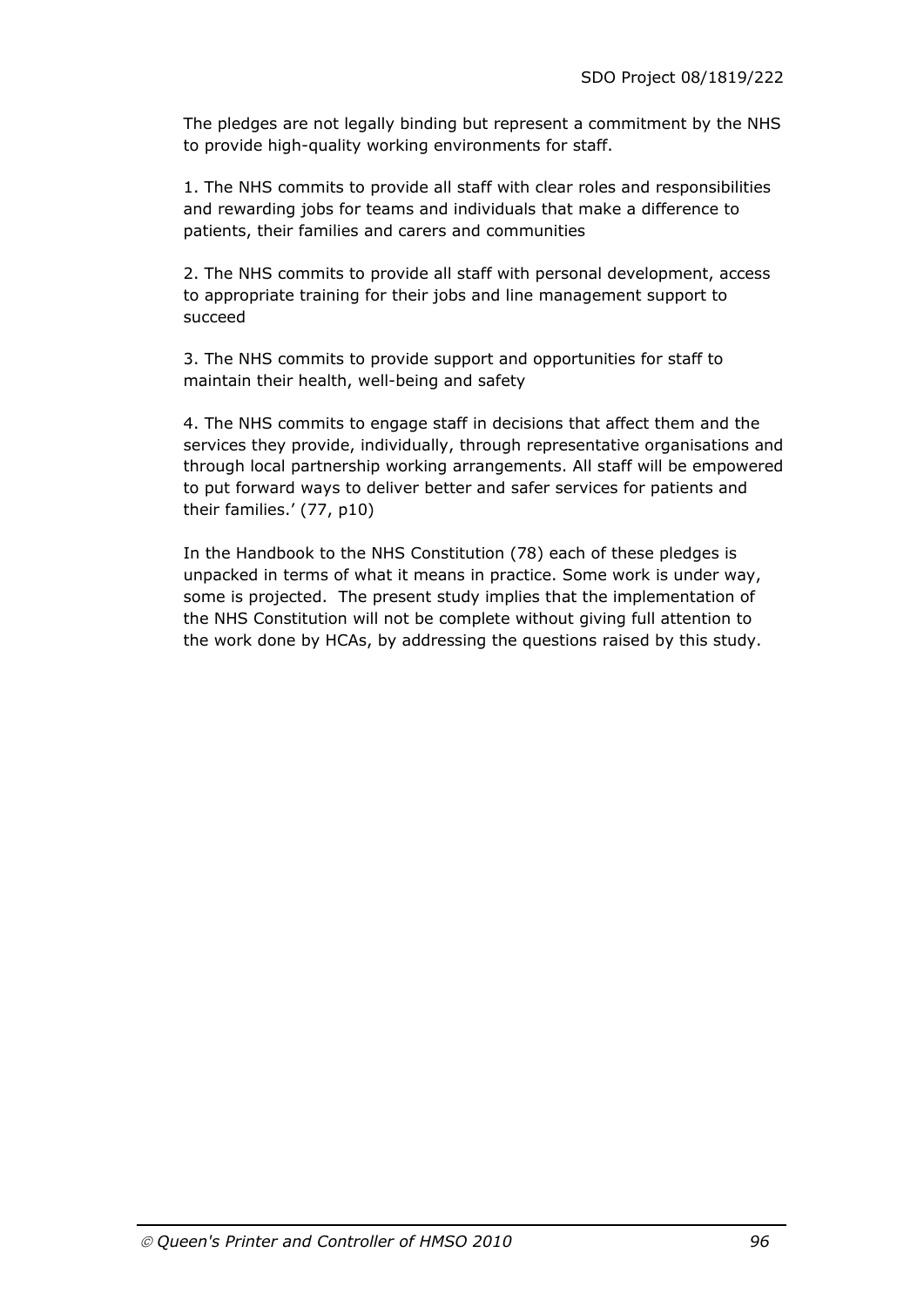The pledges are not legally binding but represent a commitment by the NHS to provide high-quality working environments for staff.

1. The NHS commits to provide all staff with clear roles and responsibilities and rewarding jobs for teams and individuals that make a difference to patients, their families and carers and communities

2. The NHS commits to provide all staff with personal development, access to appropriate training for their jobs and line management support to succeed

3. The NHS commits to provide support and opportunities for staff to maintain their health, well-being and safety

4. The NHS commits to engage staff in decisions that affect them and the services they provide, individually, through representative organisations and through local partnership working arrangements. All staff will be empowered to put forward ways to deliver better and safer services for patients and their families.' (77, p10)

In the Handbook to the NHS Constitution (78) each of these pledges is unpacked in terms of what it means in practice. Some work is under way, some is projected. The present study implies that the implementation of the NHS Constitution will not be complete without giving full attention to the work done by HCAs, by addressing the questions raised by this study.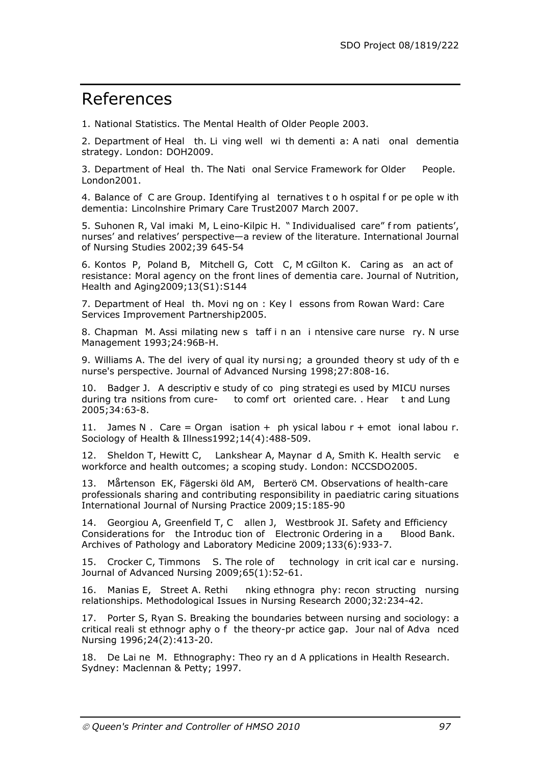# References

1. National Statistics. The Mental Health of Older People 2003.

2. Department of Health. Living well with dementia: A national dementia strategy. London: DOH2009.

3. Department of Health. The National Service Framework for Older People. London2001.

4. Balance of Care Group. Identifying alternatives to hospital for people with dementia: Lincolnshire Primary Care Trust2007 March 2007.

5. Suhonen R, Valimaki M, Leino-Kilpic H. " Individualised care" from patients', nurses' and relatives' perspective—a review of the literature. International Journal of Nursing Studies 2002;39 645-54

6. Kontos P, Poland B, Mitchell G, Cott C, McGilton K. Caring as an act of resistance: Moral agency on the front lines of dementia care. Journal of Nutrition, Health and Aging2009;13(S1):S144

7. Department of Health. Moving on : Key lessons from Rowan Ward: Care Services Improvement Partnership2005.

8. Chapman M. Assimilating new staff in an intensive care nursery. Nurse Management 1993;24:96B-H.

9. Williams A. The delivery of quality nursing; a grounded theory study of the nurse's perspective. Journal of Advanced Nursing 1998;27:808-16.

10. Badger J. A descriptive study of coping strategies used by MICU nurses during transitions from cure- to comfort oriented care. . Heart and Lung 2005;34:63-8.

11. James N . Care = Organisation + physical labour + emotional labour. Sociology of Health & Illness1992;14(4):488-509.

12. Sheldon T, Hewitt C, Lankshear A, Maynard A, Smith K. Health service workforce and health outcomes; a scoping study. London: NCCSDO2005.

13. Mårtenson EK, Fägerskiöld AM, Berterö CM. Observations of health-care professionals sharing and contributing responsibility in paediatric caring situations International Journal of Nursing Practice 2009;15:185-90

14. Georgiou A, Greenfield T, Callen J, Westbrook JI. Safety and Efficiency Considerations for the Introduction of Electronic Ordering in a Blood Bank. Archives of Pathology and Laboratory Medicine 2009;133(6):933-7.

15. Crocker C, Timmons S. The role of technology in critical care nursing. Journal of Advanced Nursing 2009;65(1):52-61.

16. Manias E, Street A. Rethinking ethnography: reconstructing nursing relationships. Methodological Issues in Nursing Research 2000;32:234-42.

17. Porter S, Ryan S. Breaking the boundaries between nursing and sociology: a critical realist ethnography of the theory-practice gap. Journal of Advanced Nursing 1996;24(2):413-20.

18. De Laine M. Ethnography: Theory and Applications in Health Research. Sydney: Maclennan & Petty; 1997.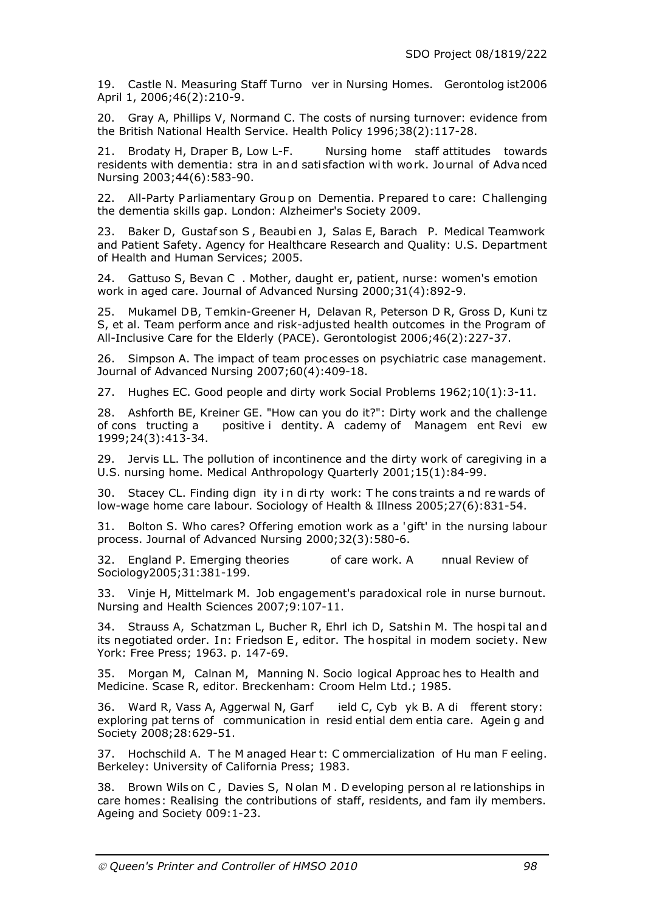19. Castle N. Measuring Staff Turnover in Nursing Homes. Gerontologist2006 April 1, 2006;46(2):210-9.

20. Gray A, Phillips V, Normand C. The costs of nursing turnover: evidence from the British National Health Service. Health Policy 1996;38(2):117-28.

21. Brodaty H, Draper B, Low L-F. Nursing home staff attitudes towards residents with dementia: strain and satisfaction with work. Journal of Advanced Nursing 2003;44(6):583-90.

22. All-Party Parliamentary Group on Dementia. Prepared to care: Challenging the dementia skills gap. London: Alzheimer's Society 2009.

23. Baker D, Gustafson S, Beaubien J, Salas E, Barach P. Medical Teamwork and Patient Safety. Agency for Healthcare Research and Quality: U.S. Department of Health and Human Services; 2005.

24. Gattuso S, Bevan C. Mother, daughter, patient, nurse: women's emotion work in aged care. Journal of Advanced Nursing 2000;31(4):892-9.

25. Mukamel DB, Temkin-Greener H, Delavan R, Peterson D R, Gross D, Kunitz S, et al. Team performance and risk-adjusted health outcomes in the Program of All-Inclusive Care for the Elderly (PACE). Gerontologist 2006;46(2):227-37.

26. Simpson A. The impact of team processes on psychiatric case management. Journal of Advanced Nursing 2007;60(4):409-18.

27. Hughes EC. Good people and dirty work Social Problems 1962;10(1):3-11.

28. Ashforth BE, Kreiner GE. "How can you do it?": Dirty work and the challenge of constructing a positive identity. Academy of Management Review 1999;24(3):413-34.

29. Jervis LL. The pollution of incontinence and the dirty work of caregiving in a U.S. nursing home. Medical Anthropology Quarterly 2001;15(1):84-99.

30. Stacey CL. Finding dignity in dirty work: The constraints and rewards of low-wage home care labour. Sociology of Health & Illness 2005;27(6):831-54.

31. Bolton S. Who cares? Offering emotion work as a 'gift' in the nursing labour process. Journal of Advanced Nursing 2000;32(3):580-6.

32. England P. Emerging theories of care work. Annual Review of Sociology2005;31:381-199.

33. Vinje H, Mittelmark M. Job engagement's paradoxical role in nurse burnout. Nursing and Health Sciences 2007;9:107-11.

34. Strauss A, Schatzman L, Bucher R, Ehrlich D, Satshin M. The hospital and its negotiated order. In: Friedson E, editor. The hospital in modem society. New York: Free Press; 1963. p. 147-69.

35. Morgan M, Calnan M, Manning N. Sociological Approaches to Health and Medicine. Scase R, editor. Breckenham: Croom Helm Ltd.; 1985.

36. Ward R, Vass A, Aggerwal N, Garfield C, Cybyk B. A different story: exploring patterns of communication in residential dementia care. Ageing and Society 2008;28:629-51.

37. Hochschild A. The Managed Heart: Commercialization of Human Feeling. Berkeley: University of California Press; 1983.

38. Brown Wilson C, Davies S, Nolan M. Developing personal relationships in care homes: Realising the contributions of staff, residents, and family members. Ageing and Society 009:1-23.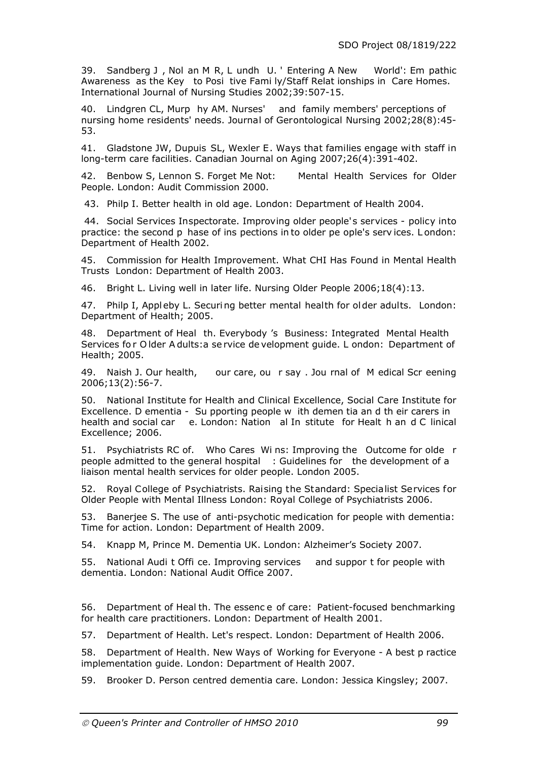39. Sandberg J, Nolan M R, Lundh U. 'Entering A New World': Empathic Awareness as the Key to Positive Family/Staff Relationships in Care Homes. International Journal of Nursing Studies 2002;39:507-15.

40. Lindgren CL, Murphy AM. Nurses' and family members' perceptions of nursing home residents' needs. Journal of Gerontological Nursing 2002;28(8):45-53.

41. Gladstone JW, Dupuis SL, Wexler E. Ways that families engage with staff in long-term care facilities. Canadian Journal on Aging 2007;26(4):391-402.

42. Benbow S, Lennon S. Forget Me Not: Mental Health Services for Older People. London: Audit Commission 2000.

43. Philp I. Better health in old age. London: Department of Health 2004.

44. Social Services Inspectorate. Improving older people's services - policy into practice: the second phase of inspections into older people's services. London: Department of Health 2002.

45. Commission for Health Improvement. What CHI Has Found in Mental Health Trusts London: Department of Health 2003.

46. Bright L. Living well in later life. Nursing Older People 2006;18(4):13.

47. Philp I, Appleby L. Securing better mental health for older adults. London: Department of Health; 2005.

48. Department of Health. Everybody's Business: Integrated Mental Health Services for Older Adults:a service development guide. London: Department of Health; 2005.

49. Naish J. Our health, our care, our say. Journal of Medical Screening 2006;13(2):56-7.

50. National Institute for Health and Clinical Excellence, Social Care Institute for Excellence. Dementia - Supporting people with dementia and their carers in health and social care. London: National Institute for Health and Clinical Excellence; 2006.

51. Psychiatrists RC of. Who Cares Wins: Improving the Outcome for older people admitted to the general hospital : Guidelines for the development of a liaison mental health services for older people. London 2005.

52. Royal College of Psychiatrists. Raising the Standard: Specialist Services for Older People with Mental Illness London: Royal College of Psychiatrists 2006.

53. Banerjee S. The use of anti-psychotic medication for people with dementia: Time for action. London: Department of Health 2009.

54. Knapp M, Prince M. Dementia UK. London: Alzheimer's Society 2007.

55. National Audit Office. Improving services and support for people with dementia. London: National Audit Office 2007.

56. Department of Health. The essence of care: Patient-focused benchmarking for health care practitioners. London: Department of Health 2001.

57. Department of Health. Let's respect. London: Department of Health 2006.

58. Department of Health. New Ways of Working for Everyone - A best practice implementation guide. London: Department of Health 2007.

59. Brooker D. Person centred dementia care. London: Jessica Kingsley; 2007.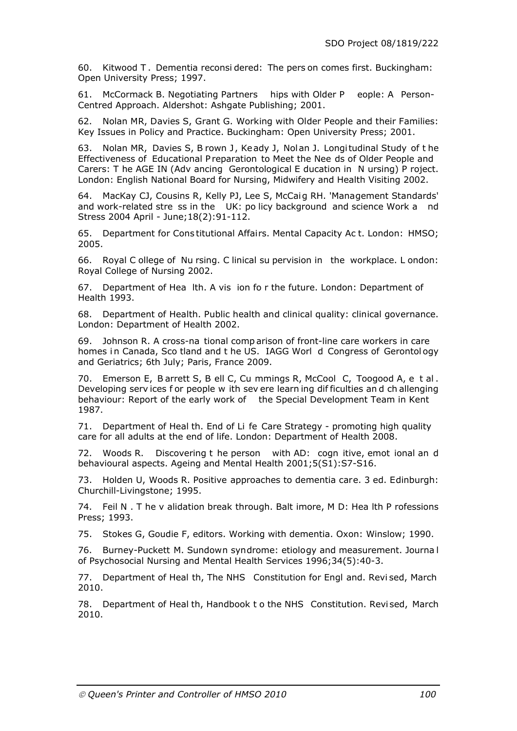60. Kitwood T. Dementia reconsidered: The person comes first. Buckingham: Open University Press; 1997.

61. McCormack B. Negotiating Partnerships with Older People: A Person-Centred Approach. Aldershot: Ashgate Publishing; 2001.

62. Nolan MR, Davies S, Grant G. Working with Older People and their Families: Key Issues in Policy and Practice. Buckingham: Open University Press; 2001.

63. Nolan MR, Davies S, Brown J, Keady J, Nolan J. Longitudinal Study of the Effectiveness of Educational Preparation to Meet the Needs of Older People and Carers: The AGE IN (Advancing Gerontological Education in Nursing) Project. London: English National Board for Nursing, Midwifery and Health Visiting 2002.

64. MacKay CJ, Cousins R, Kelly PJ, Lee S, McCaig RH. 'Management Standards' and work-related stress in the UK: policy background and science Work and Stress 2004 April - June;18(2):91-112.

65. Department for Constitutional Affairs. Mental Capacity Act. London: HMSO; 2005.

66. Royal College of Nursing. Clinical supervision in the workplace. London: Royal College of Nursing 2002.

67. Department of Health. A vision for the future. London: Department of Health 1993.

68. Department of Health. Public health and clinical quality: clinical governance. London: Department of Health 2002.

69. Johnson R. A cross-national comparison of front-line care workers in care homes in Canada, Scotland and the US. IAGG World Congress of Gerontology and Geriatrics; 6th July; Paris, France 2009.

70. Emerson E, Barrett S, Bell C, Cummings R, McCool C, Toogood A, et al. Developing services for people with severe learning difficulties and challenging behaviour: Report of the early work of the Special Development Team in Kent 1987.

71. Department of Health. End of Life Care Strategy - promoting high quality care for all adults at the end of life. London: Department of Health 2008.

72. Woods R. Discovering the person with AD: cognitive, emotional and behavioural aspects. Ageing and Mental Health 2001;5(S1):S7-S16.

73. Holden U, Woods R. Positive approaches to dementia care. 3 ed. Edinburgh: Churchill-Livingstone; 1995.

74. Feil N. The validation breakthrough. Baltimore, MD: Health Professions Press; 1993.

75. Stokes G, Goudie F, editors. Working with dementia. Oxon: Winslow; 1990.

76. Burney-Puckett M. Sundown syndrome: etiology and measurement. Journal of Psychosocial Nursing and Mental Health Services 1996;34(5):40-3.

77. Department of Health, The NHS Constitution for England. Revised, March 2010.

78. Department of Health, Handbook to the NHS Constitution. Revised, March 2010.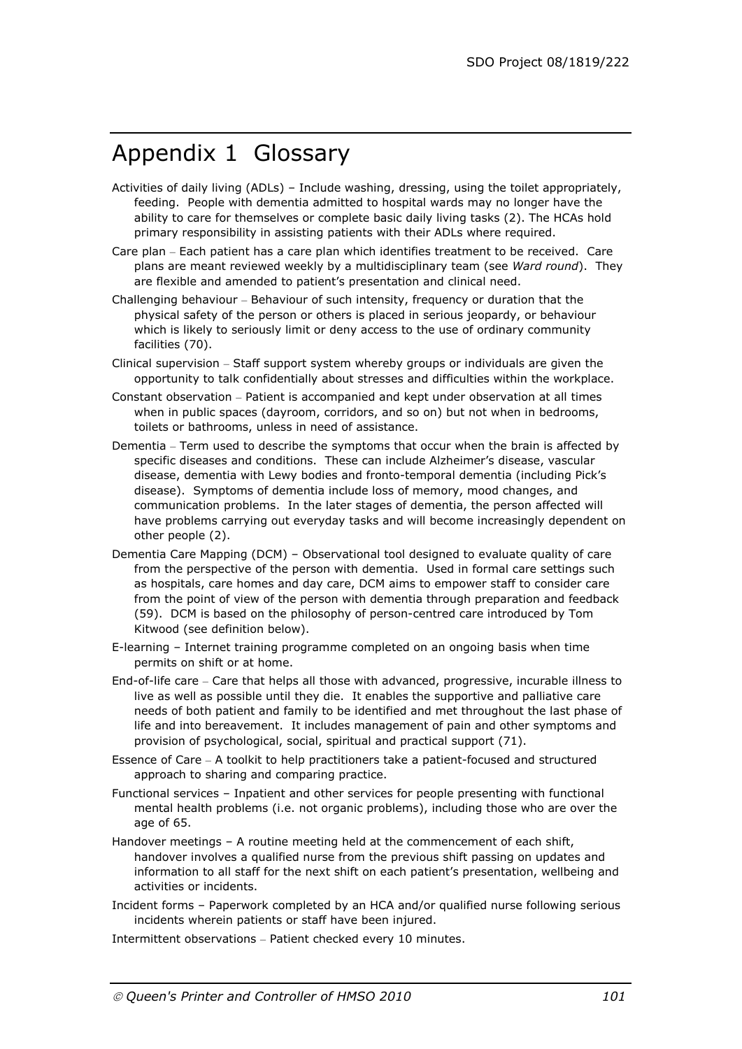# Appendix 1 Glossary

Activities of daily living (ADLs) – Include washing, dressing, using the toilet appropriately, feeding. People with dementia admitted to hospital wards may no longer have the ability to care for themselves or complete basic daily living tasks (2). The HCAs hold primary responsibility in assisting patients with their ADLs where required.

Care plan – Each patient has a care plan which identifies treatment to be received. Care plans are meant reviewed weekly by a multidisciplinary team (see *Ward round*). They are flexible and amended to patient's presentation and clinical need.

Challenging behaviour – Behaviour of such intensity, frequency or duration that the physical safety of the person or others is placed in serious jeopardy, or behaviour which is likely to seriously limit or deny access to the use of ordinary community facilities (70).

Clinical supervision – Staff support system whereby groups or individuals are given the opportunity to talk confidentially about stresses and difficulties within the workplace.

Constant observation – Patient is accompanied and kept under observation at all times when in public spaces (dayroom, corridors, and so on) but not when in bedrooms, toilets or bathrooms, unless in need of assistance.

Dementia – Term used to describe the symptoms that occur when the brain is affected by specific diseases and conditions. These can include Alzheimer's disease, vascular disease, dementia with Lewy bodies and fronto-temporal dementia (including Pick's disease). Symptoms of dementia include loss of memory, mood changes, and communication problems. In the later stages of dementia, the person affected will have problems carrying out everyday tasks and will become increasingly dependent on other people (2).

Dementia Care Mapping (DCM) – Observational tool designed to evaluate quality of care from the perspective of the person with dementia. Used in formal care settings such as hospitals, care homes and day care, DCM aims to empower staff to consider care from the point of view of the person with dementia through preparation and feedback (59). DCM is based on the philosophy of person-centred care introduced by Tom Kitwood (see definition below).

E-learning – Internet training programme completed on an ongoing basis when time permits on shift or at home.

End-of-life care – Care that helps all those with advanced, progressive, incurable illness to live as well as possible until they die. It enables the supportive and palliative care needs of both patient and family to be identified and met throughout the last phase of life and into bereavement. It includes management of pain and other symptoms and provision of psychological, social, spiritual and practical support (71).

Essence of Care – A toolkit to help practitioners take a patient-focused and structured approach to sharing and comparing practice.

Functional services – Inpatient and other services for people presenting with functional mental health problems (i.e. not organic problems), including those who are over the age of 65.

Handover meetings – A routine meeting held at the commencement of each shift, handover involves a qualified nurse from the previous shift passing on updates and information to all staff for the next shift on each patient's presentation, wellbeing and activities or incidents.

Incident forms – Paperwork completed by an HCA and/or qualified nurse following serious incidents wherein patients or staff have been injured.

Intermittent observations – Patient checked every 10 minutes.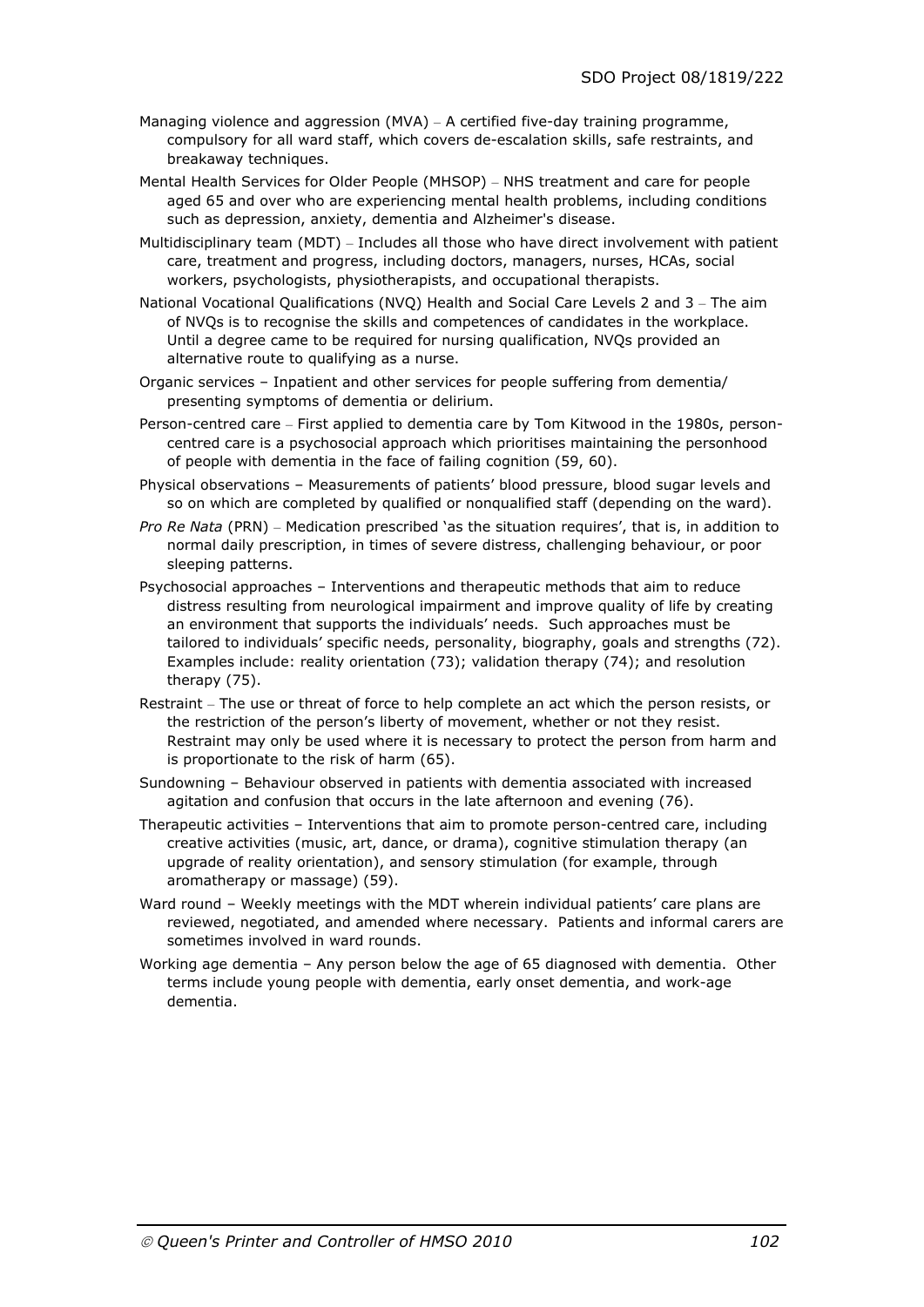Managing violence and aggression (MVA) – A certified five-day training programme, compulsory for all ward staff, which covers de-escalation skills, safe restraints, and breakaway techniques.

Mental Health Services for Older People (MHSOP) – NHS treatment and care for people aged 65 and over who are experiencing mental health problems, including conditions such as depression, anxiety, dementia and Alzheimer's disease.

Multidisciplinary team (MDT) – Includes all those who have direct involvement with patient care, treatment and progress, including doctors, managers, nurses, HCAs, social workers, psychologists, physiotherapists, and occupational therapists.

National Vocational Qualifications (NVQ) Health and Social Care Levels 2 and 3 – The aim of NVQs is to recognise the skills and competences of candidates in the workplace. Until a degree came to be required for nursing qualification, NVQs provided an alternative route to qualifying as a nurse.

Organic services – Inpatient and other services for people suffering from dementia/ presenting symptoms of dementia or delirium.

Person-centred care – First applied to dementia care by Tom Kitwood in the 1980s, person-centred care is a psychosocial approach which prioritises maintaining the personhood of people with dementia in the face of failing cognition (59, 60).

Physical observations – Measurements of patients' blood pressure, blood sugar levels and so on which are completed by qualified or nonqualified staff (depending on the ward).

*Pro Re Nata* (PRN) – Medication prescribed 'as the situation requires', that is, in addition to normal daily prescription, in times of severe distress, challenging behaviour, or poor sleeping patterns.

Psychosocial approaches – Interventions and therapeutic methods that aim to reduce distress resulting from neurological impairment and improve quality of life by creating an environment that supports the individuals' needs. Such approaches must be tailored to individuals' specific needs, personality, biography, goals and strengths (72). Examples include: reality orientation (73); validation therapy (74); and resolution therapy (75).

Restraint – The use or threat of force to help complete an act which the person resists, or the restriction of the person's liberty of movement, whether or not they resist. Restraint may only be used where it is necessary to protect the person from harm and is proportionate to the risk of harm (65).

Sundowning – Behaviour observed in patients with dementia associated with increased agitation and confusion that occurs in the late afternoon and evening (76).

Therapeutic activities – Interventions that aim to promote person-centred care, including creative activities (music, art, dance, or drama), cognitive stimulation therapy (an upgrade of reality orientation), and sensory stimulation (for example, through aromatherapy or massage) (59).

Ward round – Weekly meetings with the MDT wherein individual patients' care plans are reviewed, negotiated, and amended where necessary. Patients and informal carers are sometimes involved in ward rounds.

Working age dementia – Any person below the age of 65 diagnosed with dementia. Other terms include young people with dementia, early onset dementia, and work-age dementia.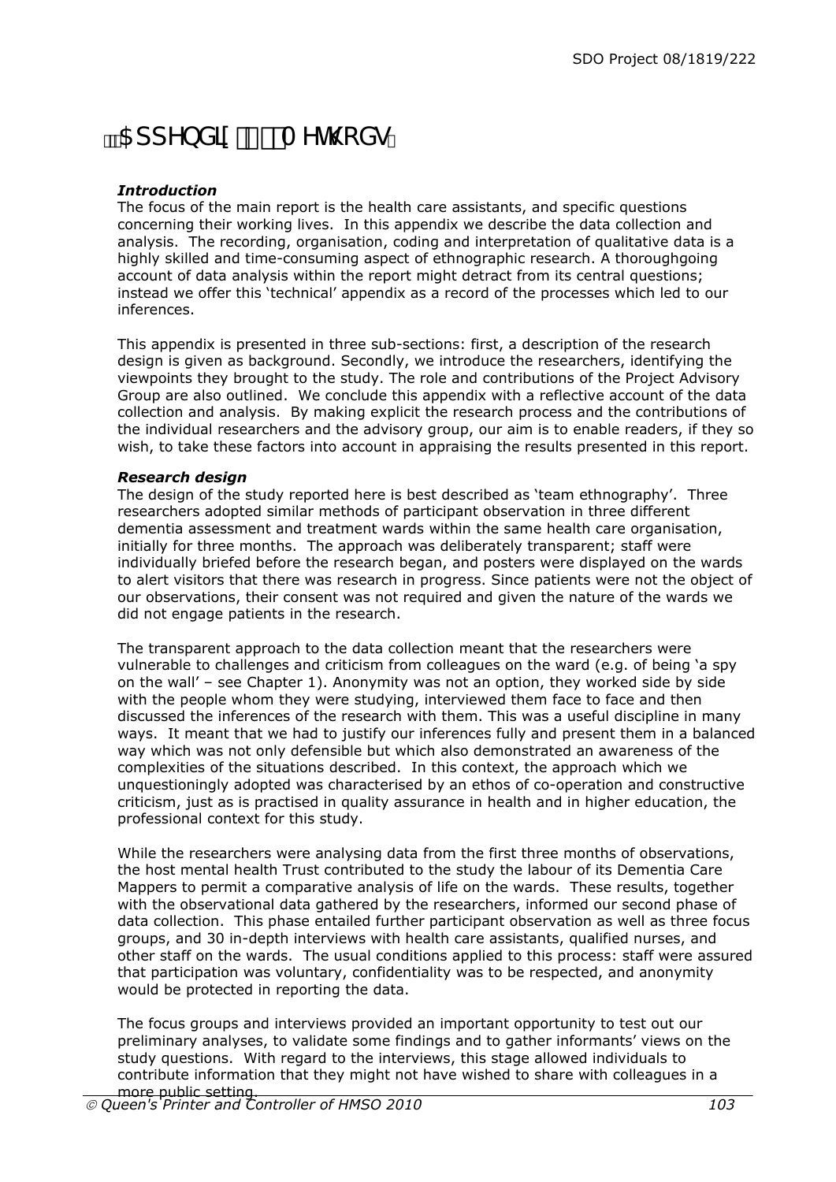# Appendix Methods

***Introduction***

The focus of the main report is the health care assistants, and specific questions concerning their working lives. In this appendix we describe the data collection and analysis. The recording, organisation, coding and interpretation of qualitative data is a highly skilled and time-consuming aspect of ethnographic research. A thoroughgoing account of data analysis within the report might detract from its central questions; instead we offer this 'technical' appendix as a record of the processes which led to our inferences.

This appendix is presented in three sub-sections: first, a description of the research design is given as background. Secondly, we introduce the researchers, identifying the viewpoints they brought to the study. The role and contributions of the Project Advisory Group are also outlined. We conclude this appendix with a reflective account of the data collection and analysis. By making explicit the research process and the contributions of the individual researchers and the advisory group, our aim is to enable readers, if they so wish, to take these factors into account in appraising the results presented in this report.

***Research design***

The design of the study reported here is best described as 'team ethnography'. Three researchers adopted similar methods of participant observation in three different dementia assessment and treatment wards within the same health care organisation, initially for three months. The approach was deliberately transparent; staff were individually briefed before the research began, and posters were displayed on the wards to alert visitors that there was research in progress. Since patients were not the object of our observations, their consent was not required and given the nature of the wards we did not engage patients in the research.

The transparent approach to the data collection meant that the researchers were vulnerable to challenges and criticism from colleagues on the ward (e.g. of being 'a spy on the wall' – see Chapter 1). Anonymity was not an option, they worked side by side with the people whom they were studying, interviewed them face to face and then discussed the inferences of the research with them. This was a useful discipline in many ways. It meant that we had to justify our inferences fully and present them in a balanced way which was not only defensible but which also demonstrated an awareness of the complexities of the situations described. In this context, the approach which we unquestioningly adopted was characterised by an ethos of co-operation and constructive criticism, just as is practised in quality assurance in health and in higher education, the professional context for this study.

While the researchers were analysing data from the first three months of observations, the host mental health Trust contributed to the study the labour of its Dementia Care Mappers to permit a comparative analysis of life on the wards. These results, together with the observational data gathered by the researchers, informed our second phase of data collection. This phase entailed further participant observation as well as three focus groups, and 30 in-depth interviews with health care assistants, qualified nurses, and other staff on the wards. The usual conditions applied to this process: staff were assured that participation was voluntary, confidentiality was to be respected, and anonymity would be protected in reporting the data.

The focus groups and interviews provided an important opportunity to test out our preliminary analyses, to validate some findings and to gather informants' views on the study questions. With regard to the interviews, this stage allowed individuals to contribute information that they might not have wished to share with colleagues in a more public setting.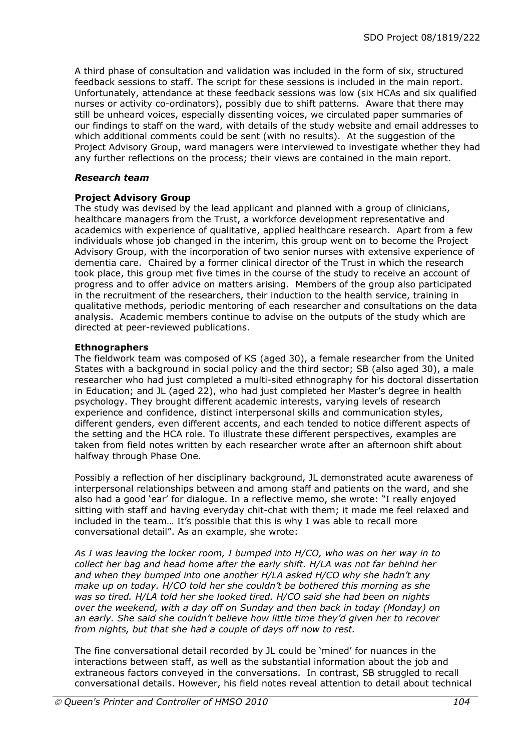A third phase of consultation and validation was included in the form of six, structured feedback sessions to staff. The script for these sessions is included in the main report. Unfortunately, attendance at these feedback sessions was low (six HCAs and six qualified nurses or activity co-ordinators), possibly due to shift patterns. Aware that there may still be unheard voices, especially dissenting voices, we circulated paper summaries of our findings to staff on the ward, with details of the study website and email addresses to which additional comments could be sent (with no results). At the suggestion of the Project Advisory Group, ward managers were interviewed to investigate whether they had any further reflections on the process; their views are contained in the main report.

### *Research team*

#### **Project Advisory Group**

The study was devised by the lead applicant and planned with a group of clinicians, healthcare managers from the Trust, a workforce development representative and academics with experience of qualitative, applied healthcare research. Apart from a few individuals whose job changed in the interim, this group went on to become the Project Advisory Group, with the incorporation of two senior nurses with extensive experience of dementia care. Chaired by a former clinical director of the Trust in which the research took place, this group met five times in the course of the study to receive an account of progress and to offer advice on matters arising. Members of the group also participated in the recruitment of the researchers, their induction to the health service, training in qualitative methods, periodic mentoring of each researcher and consultations on the data analysis. Academic members continue to advise on the outputs of the study which are directed at peer-reviewed publications.

#### **Ethnographers**

The fieldwork team was composed of KS (aged 30), a female researcher from the United States with a background in social policy and the third sector; SB (also aged 30), a male researcher who had just completed a multi-sited ethnography for his doctoral dissertation in Education; and JL (aged 22), who had just completed her Master's degree in health psychology. They brought different academic interests, varying levels of research experience and confidence, distinct interpersonal skills and communication styles, different genders, even different accents, and each tended to notice different aspects of the setting and the HCA role. To illustrate these different perspectives, examples are taken from field notes written by each researcher wrote after an afternoon shift about halfway through Phase One.

Possibly a reflection of her disciplinary background, JL demonstrated acute awareness of interpersonal relationships between and among staff and patients on the ward, and she also had a good 'ear' for dialogue. In a reflective memo, she wrote: "I really enjoyed sitting with staff and having everyday chit-chat with them; it made me feel relaxed and included in the team… It's possible that this is why I was able to recall more conversational detail". As an example, she wrote:

*As I was leaving the locker room, I bumped into H/CO, who was on her way in to collect her bag and head home after the early shift. H/LA was not far behind her and when they bumped into one another H/LA asked H/CO why she hadn't any make up on today. H/CO told her she couldn't be bothered this morning as she was so tired. H/LA told her she looked tired. H/CO said she had been on nights over the weekend, with a day off on Sunday and then back in today (Monday) on an early. She said she couldn't believe how little time they'd given her to recover from nights, but that she had a couple of days off now to rest.*

The fine conversational detail recorded by JL could be 'mined' for nuances in the interactions between staff, as well as the substantial information about the job and extraneous factors conveyed in the conversations. In contrast, SB struggled to recall conversational details. However, his field notes reveal attention to detail about technical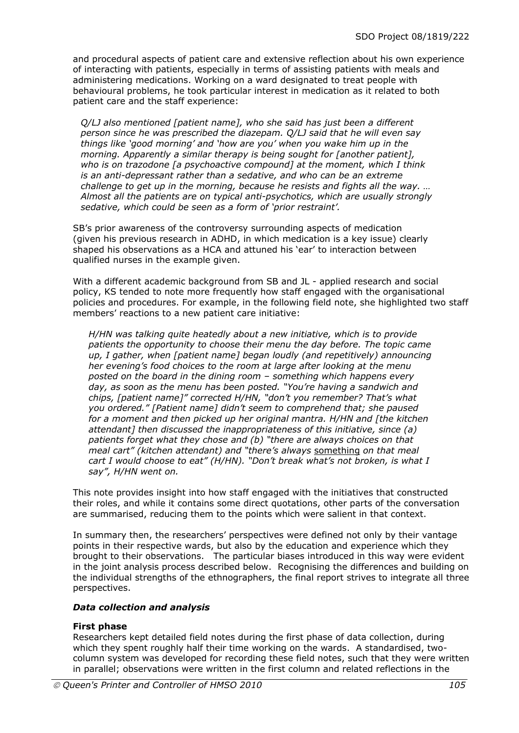and procedural aspects of patient care and extensive reflection about his own experience of interacting with patients, especially in terms of assisting patients with meals and administering medications. Working on a ward designated to treat people with behavioural problems, he took particular interest in medication as it related to both patient care and the staff experience:

> *Q/LJ also mentioned [patient name], who she said has just been a different person since he was prescribed the diazepam. Q/LJ said that he will even say things like 'good morning' and 'how are you' when you wake him up in the morning. Apparently a similar therapy is being sought for [another patient], who is on trazodone [a psychoactive compound] at the moment, which I think is an anti-depressant rather than a sedative, and who can be an extreme challenge to get up in the morning, because he resists and fights all the way. … Almost all the patients are on typical anti-psychotics, which are usually strongly sedative, which could be seen as a form of 'prior restraint'.*

SB's prior awareness of the controversy surrounding aspects of medication (given his previous research in ADHD, in which medication is a key issue) clearly shaped his observations as a HCA and attuned his 'ear' to interaction between qualified nurses in the example given.

With a different academic background from SB and JL - applied research and social policy, KS tended to note more frequently how staff engaged with the organisational policies and procedures. For example, in the following field note, she highlighted two staff members' reactions to a new patient care initiative:

> *H/HN was talking quite heatedly about a new initiative, which is to provide patients the opportunity to choose their menu the day before. The topic came up, I gather, when [patient name] began loudly (and repetitively) announcing her evening's food choices to the room at large after looking at the menu posted on the board in the dining room – something which happens every day, as soon as the menu has been posted. "You're having a sandwich and chips, [patient name]" corrected H/HN, "don't you remember? That's what you ordered." [Patient name] didn't seem to comprehend that; she paused for a moment and then picked up her original mantra. H/HN and [the kitchen attendant] then discussed the inappropriateness of this initiative, since (a) patients forget what they chose and (b) "there are always choices on that meal cart" (kitchen attendant) and "there's always <u>something</u> on that meal cart I would choose to eat" (H/HN). "Don't break what's not broken, is what I say", H/HN went on.*

This note provides insight into how staff engaged with the initiatives that constructed their roles, and while it contains some direct quotations, other parts of the conversation are summarised, reducing them to the points which were salient in that context.

In summary then, the researchers' perspectives were defined not only by their vantage points in their respective wards, but also by the education and experience which they brought to their observations. The particular biases introduced in this way were evident in the joint analysis process described below. Recognising the differences and building on the individual strengths of the ethnographers, the final report strives to integrate all three perspectives.

### *Data collection and analysis*

**First phase**

Researchers kept detailed field notes during the first phase of data collection, during which they spent roughly half their time working on the wards. A standardised, two-column system was developed for recording these field notes, such that they were written in parallel; observations were written in the first column and related reflections in the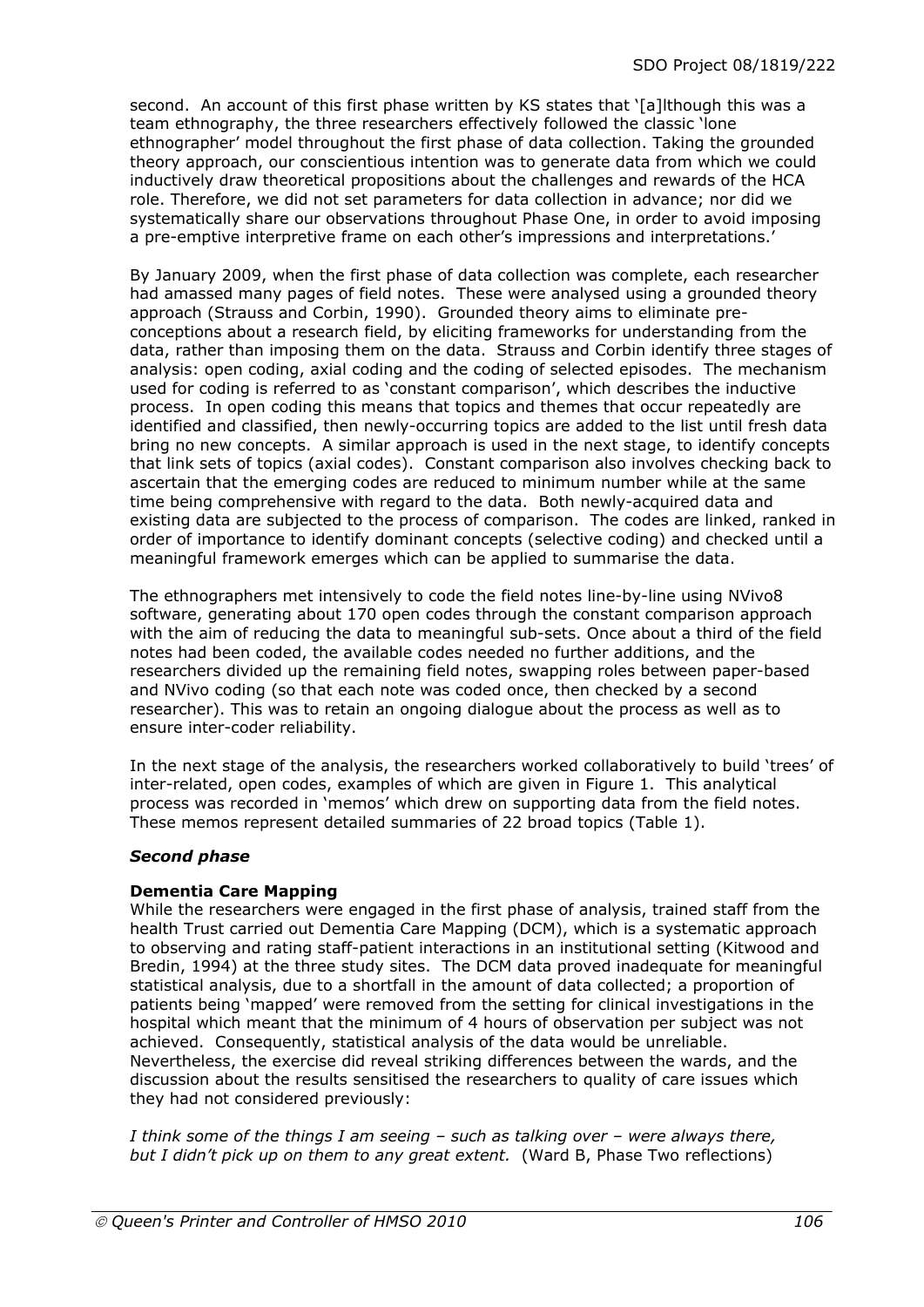second. An account of this first phase written by KS states that '[a]lthough this was a team ethnography, the three researchers effectively followed the classic 'lone ethnographer' model throughout the first phase of data collection. Taking the grounded theory approach, our conscientious intention was to generate data from which we could inductively draw theoretical propositions about the challenges and rewards of the HCA role. Therefore, we did not set parameters for data collection in advance; nor did we systematically share our observations throughout Phase One, in order to avoid imposing a pre-emptive interpretive frame on each other's impressions and interpretations.'

By January 2009, when the first phase of data collection was complete, each researcher had amassed many pages of field notes. These were analysed using a grounded theory approach (Strauss and Corbin, 1990). Grounded theory aims to eliminate pre-conceptions about a research field, by eliciting frameworks for understanding from the data, rather than imposing them on the data. Strauss and Corbin identify three stages of analysis: open coding, axial coding and the coding of selected episodes. The mechanism used for coding is referred to as 'constant comparison', which describes the inductive process. In open coding this means that topics and themes that occur repeatedly are identified and classified, then newly-occurring topics are added to the list until fresh data bring no new concepts. A similar approach is used in the next stage, to identify concepts that link sets of topics (axial codes). Constant comparison also involves checking back to ascertain that the emerging codes are reduced to minimum number while at the same time being comprehensive with regard to the data. Both newly-acquired data and existing data are subjected to the process of comparison. The codes are linked, ranked in order of importance to identify dominant concepts (selective coding) and checked until a meaningful framework emerges which can be applied to summarise the data.

The ethnographers met intensively to code the field notes line-by-line using NVivo8 software, generating about 170 open codes through the constant comparison approach with the aim of reducing the data to meaningful sub-sets. Once about a third of the field notes had been coded, the available codes needed no further additions, and the researchers divided up the remaining field notes, swapping roles between paper-based and NVivo coding (so that each note was coded once, then checked by a second researcher). This was to retain an ongoing dialogue about the process as well as to ensure inter-coder reliability.

In the next stage of the analysis, the researchers worked collaboratively to build 'trees' of inter-related, open codes, examples of which are given in Figure 1. This analytical process was recorded in 'memos' which drew on supporting data from the field notes. These memos represent detailed summaries of 22 broad topics (Table 1).

### *Second phase*

#### **Dementia Care Mapping**

While the researchers were engaged in the first phase of analysis, trained staff from the health Trust carried out Dementia Care Mapping (DCM), which is a systematic approach to observing and rating staff-patient interactions in an institutional setting (Kitwood and Bredin, 1994) at the three study sites. The DCM data proved inadequate for meaningful statistical analysis, due to a shortfall in the amount of data collected; a proportion of patients being 'mapped' were removed from the setting for clinical investigations in the hospital which meant that the minimum of 4 hours of observation per subject was not achieved. Consequently, statistical analysis of the data would be unreliable. Nevertheless, the exercise did reveal striking differences between the wards, and the discussion about the results sensitised the researchers to quality of care issues which they had not considered previously:

*I think some of the things I am seeing – such as talking over – were always there, but I didn't pick up on them to any great extent.* (Ward B, Phase Two reflections)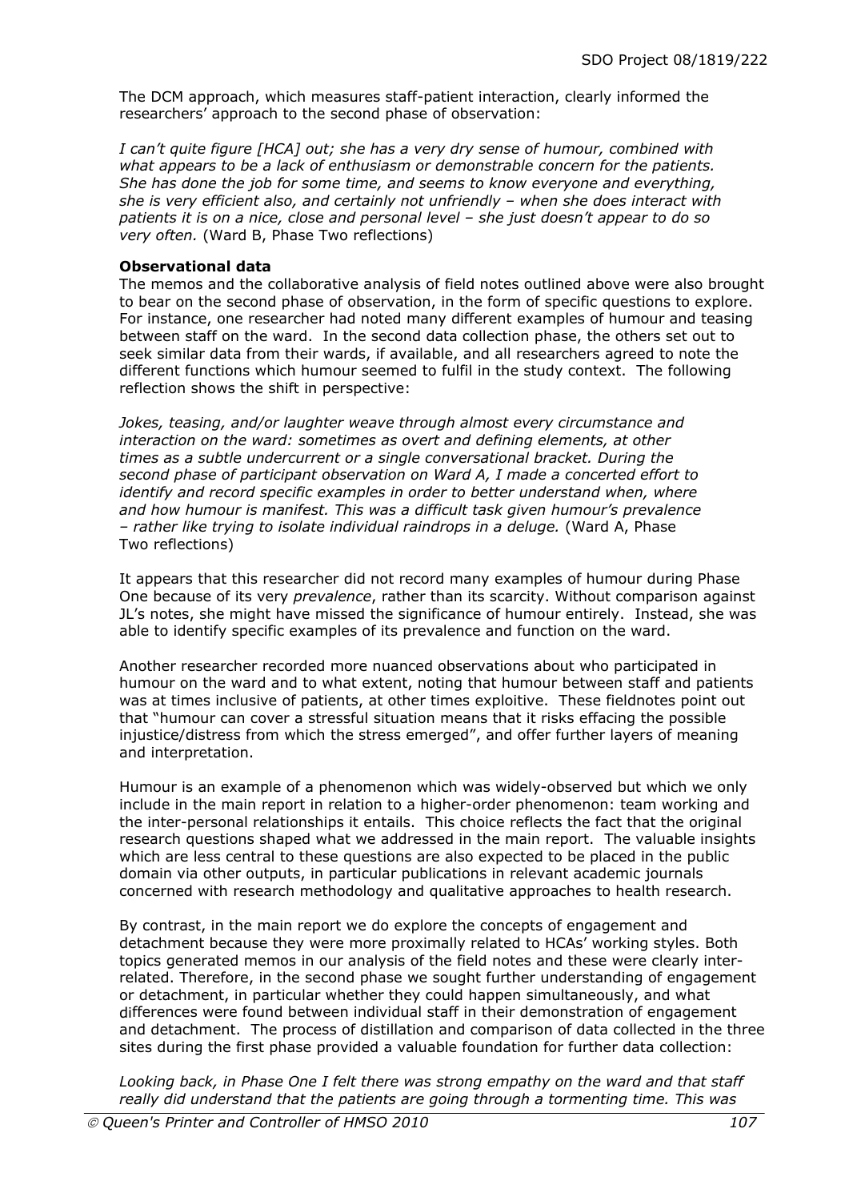The DCM approach, which measures staff-patient interaction, clearly informed the researchers' approach to the second phase of observation:

*I can't quite figure [HCA] out; she has a very dry sense of humour, combined with what appears to be a lack of enthusiasm or demonstrable concern for the patients. She has done the job for some time, and seems to know everyone and everything, she is very efficient also, and certainly not unfriendly – when she does interact with patients it is on a nice, close and personal level – she just doesn't appear to do so very often.* (Ward B, Phase Two reflections)

**Observational data**

The memos and the collaborative analysis of field notes outlined above were also brought to bear on the second phase of observation, in the form of specific questions to explore. For instance, one researcher had noted many different examples of humour and teasing between staff on the ward. In the second data collection phase, the others set out to seek similar data from their wards, if available, and all researchers agreed to note the different functions which humour seemed to fulfil in the study context. The following reflection shows the shift in perspective:

*Jokes, teasing, and/or laughter weave through almost every circumstance and interaction on the ward: sometimes as overt and defining elements, at other times as a subtle undercurrent or a single conversational bracket. During the second phase of participant observation on Ward A, I made a concerted effort to identify and record specific examples in order to better understand when, where and how humour is manifest. This was a difficult task given humour's prevalence – rather like trying to isolate individual raindrops in a deluge.* (Ward A, Phase Two reflections)

It appears that this researcher did not record many examples of humour during Phase One because of its very *prevalence*, rather than its scarcity. Without comparison against JL's notes, she might have missed the significance of humour entirely. Instead, she was able to identify specific examples of its prevalence and function on the ward.

Another researcher recorded more nuanced observations about who participated in humour on the ward and to what extent, noting that humour between staff and patients was at times inclusive of patients, at other times exploitive. These fieldnotes point out that "humour can cover a stressful situation means that it risks effacing the possible injustice/distress from which the stress emerged", and offer further layers of meaning and interpretation.

Humour is an example of a phenomenon which was widely-observed but which we only include in the main report in relation to a higher-order phenomenon: team working and the inter-personal relationships it entails. This choice reflects the fact that the original research questions shaped what we addressed in the main report. The valuable insights which are less central to these questions are also expected to be placed in the public domain via other outputs, in particular publications in relevant academic journals concerned with research methodology and qualitative approaches to health research.

By contrast, in the main report we do explore the concepts of engagement and detachment because they were more proximally related to HCAs' working styles. Both topics generated memos in our analysis of the field notes and these were clearly inter-related. Therefore, in the second phase we sought further understanding of engagement or detachment, in particular whether they could happen simultaneously, and what differences were found between individual staff in their demonstration of engagement and detachment. The process of distillation and comparison of data collected in the three sites during the first phase provided a valuable foundation for further data collection:

*Looking back, in Phase One I felt there was strong empathy on the ward and that staff really did understand that the patients are going through a tormenting time. This was*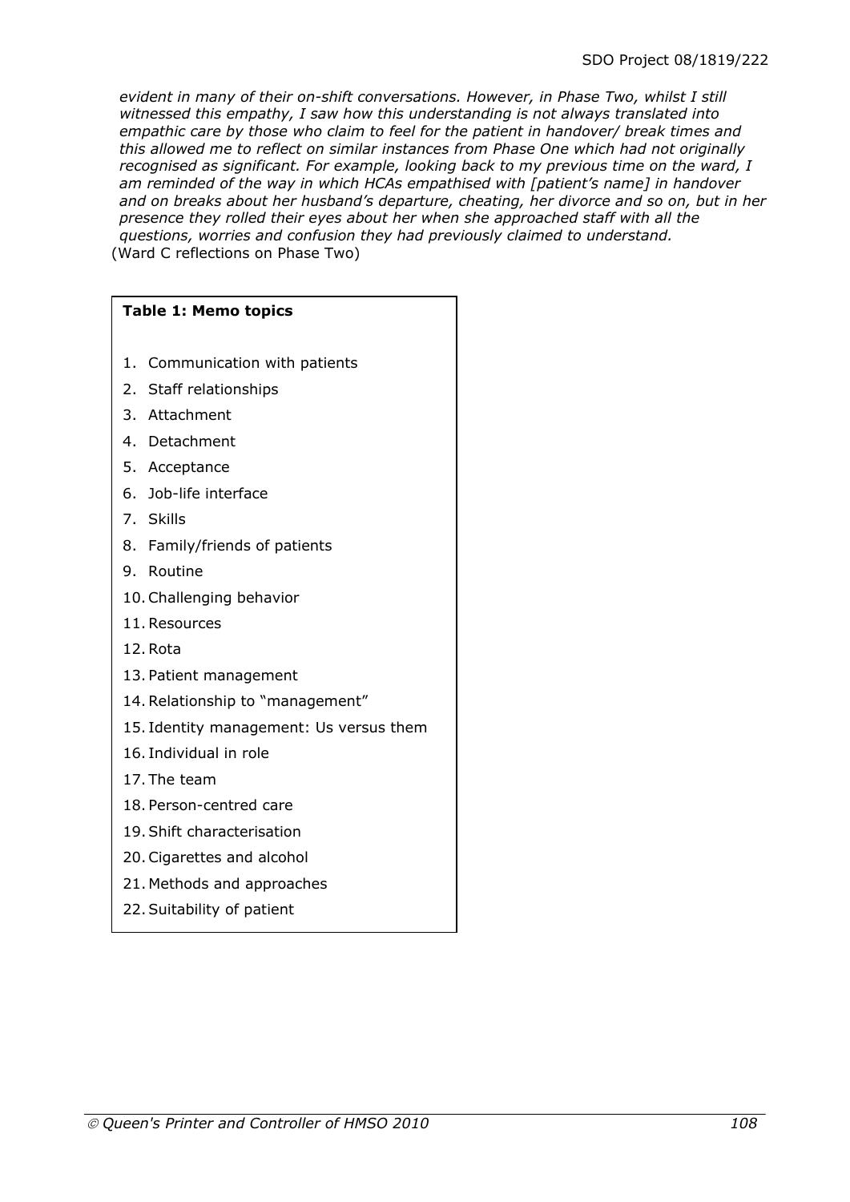*evident in many of their on-shift conversations. However, in Phase Two, whilst I still witnessed this empathy, I saw how this understanding is not always translated into empathic care by those who claim to feel for the patient in handover/ break times and this allowed me to reflect on similar instances from Phase One which had not originally recognised as significant. For example, looking back to my previous time on the ward, I am reminded of the way in which HCAs empathised with [patient's name] in handover and on breaks about her husband's departure, cheating, her divorce and so on, but in her presence they rolled their eyes about her when she approached staff with all the questions, worries and confusion they had previously claimed to understand.*
(Ward C reflections on Phase Two)

**Table 1: Memo topics**

1. Communication with patients
2. Staff relationships
3. Attachment
4. Detachment
5. Acceptance
6. Job-life interface
7. Skills
8. Family/friends of patients
9. Routine
10. Challenging behavior
11. Resources
12. Rota
13. Patient management
14. Relationship to "management"
15. Identity management: Us versus them
16. Individual in role
17. The team
18. Person-centred care
19. Shift characterisation
20. Cigarettes and alcohol
21. Methods and approaches
22. Suitability of patient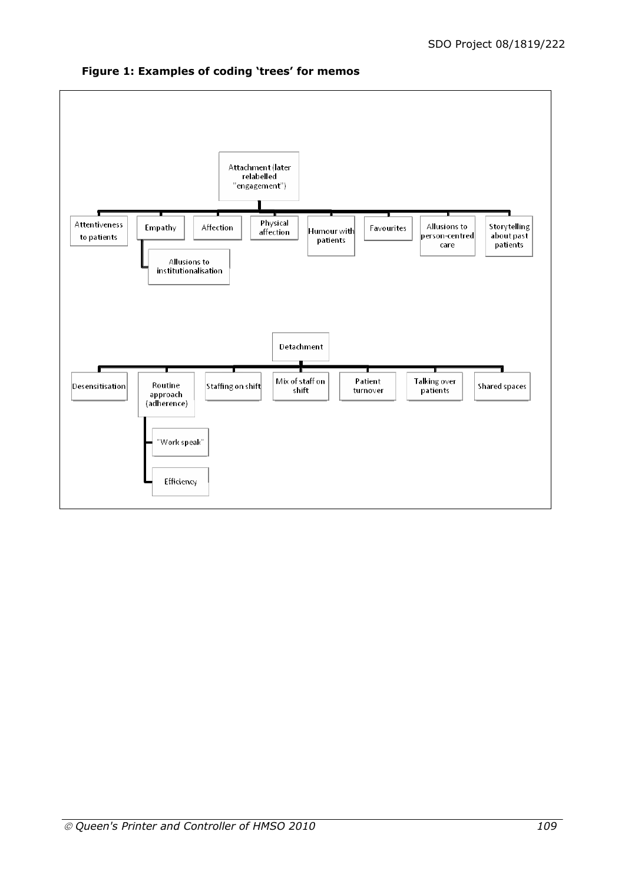**Figure 1: Examples of coding 'trees' for memos**

- Attachment (later relabelled "engagement")
  - Attentiveness to patients
  - Empathy
    - Allusions to institutionalisation
  - Affection
  - Physical affection
  - Humour with patients
  - Favourites
  - Allusions to person-centred care
  - Storytelling about past patients

- Detachment
  - Desensitisation
  - Routine approach (adherence)
    - "Work speak"
    - Efficiency
  - Staffing on shift
  - Mix of staff on shift
  - Patient turnover
  - Talking over patients
  - Shared spaces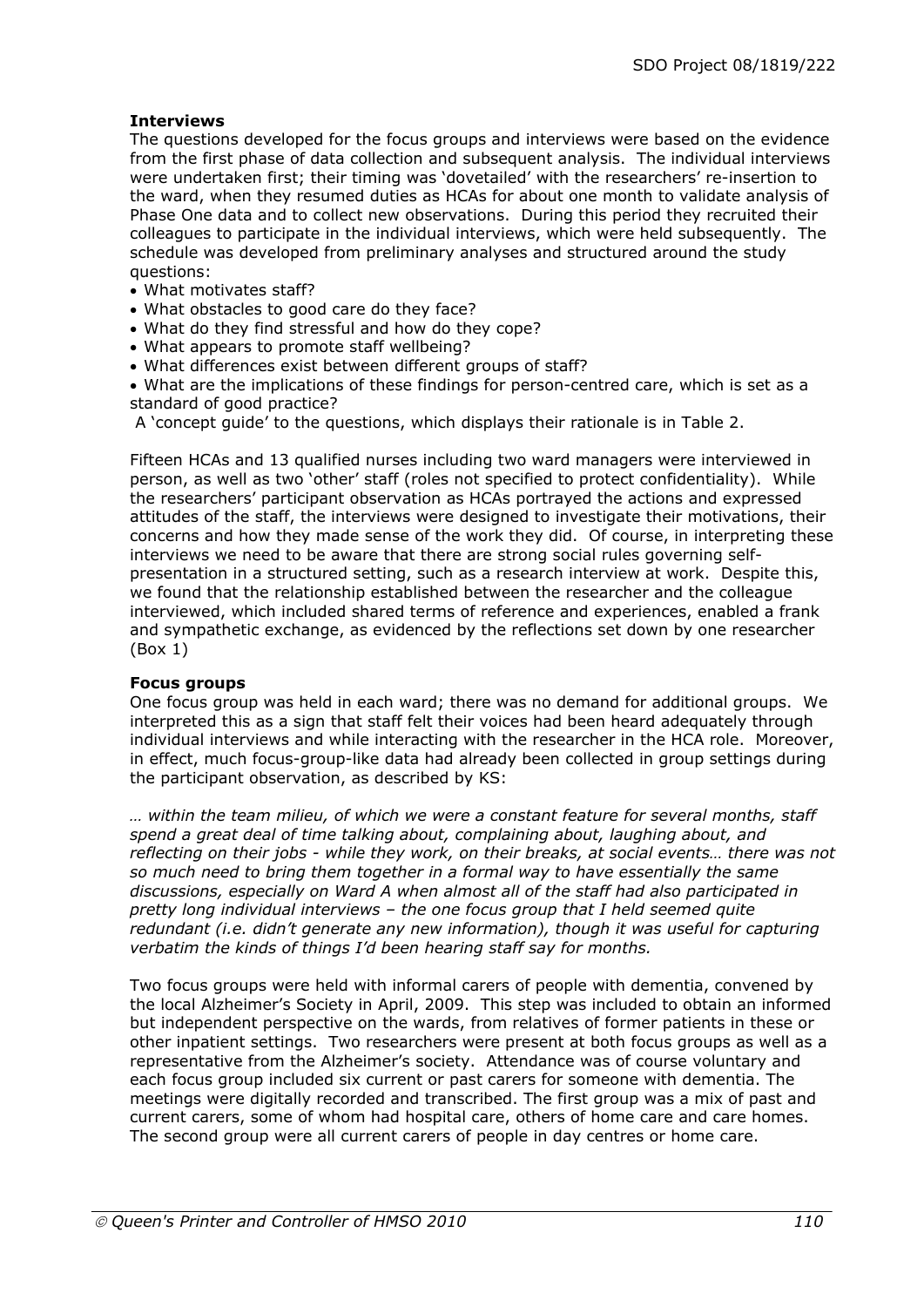**Interviews**

The questions developed for the focus groups and interviews were based on the evidence from the first phase of data collection and subsequent analysis. The individual interviews were undertaken first; their timing was 'dovetailed' with the researchers' re-insertion to the ward, when they resumed duties as HCAs for about one month to validate analysis of Phase One data and to collect new observations. During this period they recruited their colleagues to participate in the individual interviews, which were held subsequently. The schedule was developed from preliminary analyses and structured around the study questions:

- What motivates staff?
- What obstacles to good care do they face?
- What do they find stressful and how do they cope?
- What appears to promote staff wellbeing?
- What differences exist between different groups of staff?
- What are the implications of these findings for person-centred care, which is set as a standard of good practice?

A 'concept guide' to the questions, which displays their rationale is in Table 2.

Fifteen HCAs and 13 qualified nurses including two ward managers were interviewed in person, as well as two 'other' staff (roles not specified to protect confidentiality). While the researchers' participant observation as HCAs portrayed the actions and expressed attitudes of the staff, the interviews were designed to investigate their motivations, their concerns and how they made sense of the work they did. Of course, in interpreting these interviews we need to be aware that there are strong social rules governing self-presentation in a structured setting, such as a research interview at work. Despite this, we found that the relationship established between the researcher and the colleague interviewed, which included shared terms of reference and experiences, enabled a frank and sympathetic exchange, as evidenced by the reflections set down by one researcher (Box 1)

**Focus groups**

One focus group was held in each ward; there was no demand for additional groups. We interpreted this as a sign that staff felt their voices had been heard adequately through individual interviews and while interacting with the researcher in the HCA role. Moreover, in effect, much focus-group-like data had already been collected in group settings during the participant observation, as described by KS:

*… within the team milieu, of which we were a constant feature for several months, staff spend a great deal of time talking about, complaining about, laughing about, and reflecting on their jobs - while they work, on their breaks, at social events… there was not so much need to bring them together in a formal way to have essentially the same discussions, especially on Ward A when almost all of the staff had also participated in pretty long individual interviews – the one focus group that I held seemed quite redundant (i.e. didn't generate any new information), though it was useful for capturing verbatim the kinds of things I'd been hearing staff say for months.*

Two focus groups were held with informal carers of people with dementia, convened by the local Alzheimer's Society in April, 2009. This step was included to obtain an informed but independent perspective on the wards, from relatives of former patients in these or other inpatient settings. Two researchers were present at both focus groups as well as a representative from the Alzheimer's society. Attendance was of course voluntary and each focus group included six current or past carers for someone with dementia. The meetings were digitally recorded and transcribed. The first group was a mix of past and current carers, some of whom had hospital care, others of home care and care homes. The second group were all current carers of people in day centres or home care.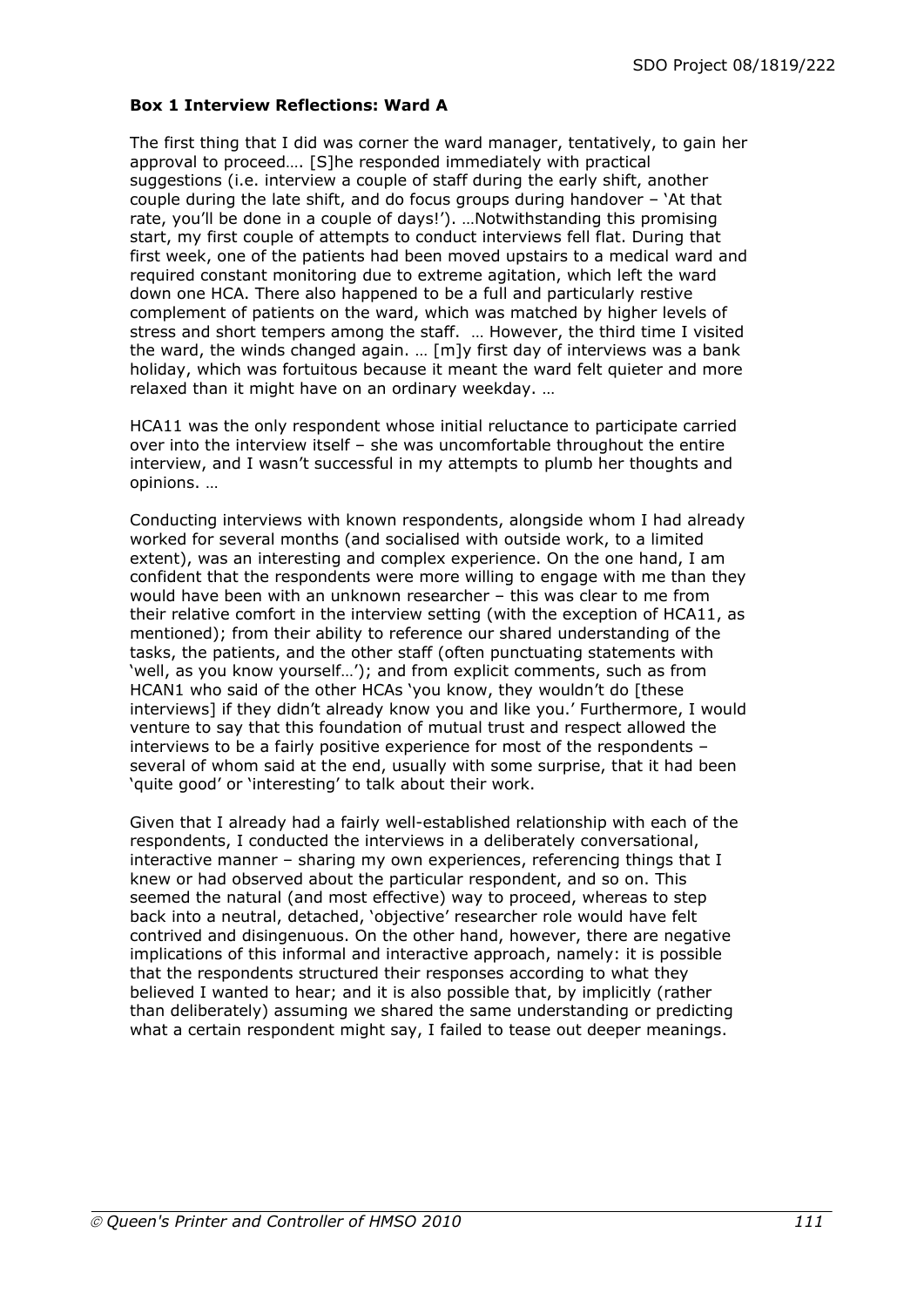**Box 1 Interview Reflections: Ward A**

The first thing that I did was corner the ward manager, tentatively, to gain her approval to proceed…. [S]he responded immediately with practical suggestions (i.e. interview a couple of staff during the early shift, another couple during the late shift, and do focus groups during handover – 'At that rate, you'll be done in a couple of days!'). …Notwithstanding this promising start, my first couple of attempts to conduct interviews fell flat. During that first week, one of the patients had been moved upstairs to a medical ward and required constant monitoring due to extreme agitation, which left the ward down one HCA. There also happened to be a full and particularly restive complement of patients on the ward, which was matched by higher levels of stress and short tempers among the staff. … However, the third time I visited the ward, the winds changed again. … [m]y first day of interviews was a bank holiday, which was fortuitous because it meant the ward felt quieter and more relaxed than it might have on an ordinary weekday. …

HCA11 was the only respondent whose initial reluctance to participate carried over into the interview itself – she was uncomfortable throughout the entire interview, and I wasn't successful in my attempts to plumb her thoughts and opinions. …

Conducting interviews with known respondents, alongside whom I had already worked for several months (and socialised with outside work, to a limited extent), was an interesting and complex experience. On the one hand, I am confident that the respondents were more willing to engage with me than they would have been with an unknown researcher – this was clear to me from their relative comfort in the interview setting (with the exception of HCA11, as mentioned); from their ability to reference our shared understanding of the tasks, the patients, and the other staff (often punctuating statements with 'well, as you know yourself…'); and from explicit comments, such as from HCAN1 who said of the other HCAs 'you know, they wouldn't do [these interviews] if they didn't already know you and like you.' Furthermore, I would venture to say that this foundation of mutual trust and respect allowed the interviews to be a fairly positive experience for most of the respondents – several of whom said at the end, usually with some surprise, that it had been 'quite good' or 'interesting' to talk about their work.

Given that I already had a fairly well-established relationship with each of the respondents, I conducted the interviews in a deliberately conversational, interactive manner – sharing my own experiences, referencing things that I knew or had observed about the particular respondent, and so on. This seemed the natural (and most effective) way to proceed, whereas to step back into a neutral, detached, 'objective' researcher role would have felt contrived and disingenuous. On the other hand, however, there are negative implications of this informal and interactive approach, namely: it is possible that the respondents structured their responses according to what they believed I wanted to hear; and it is also possible that, by implicitly (rather than deliberately) assuming we shared the same understanding or predicting what a certain respondent might say, I failed to tease out deeper meanings.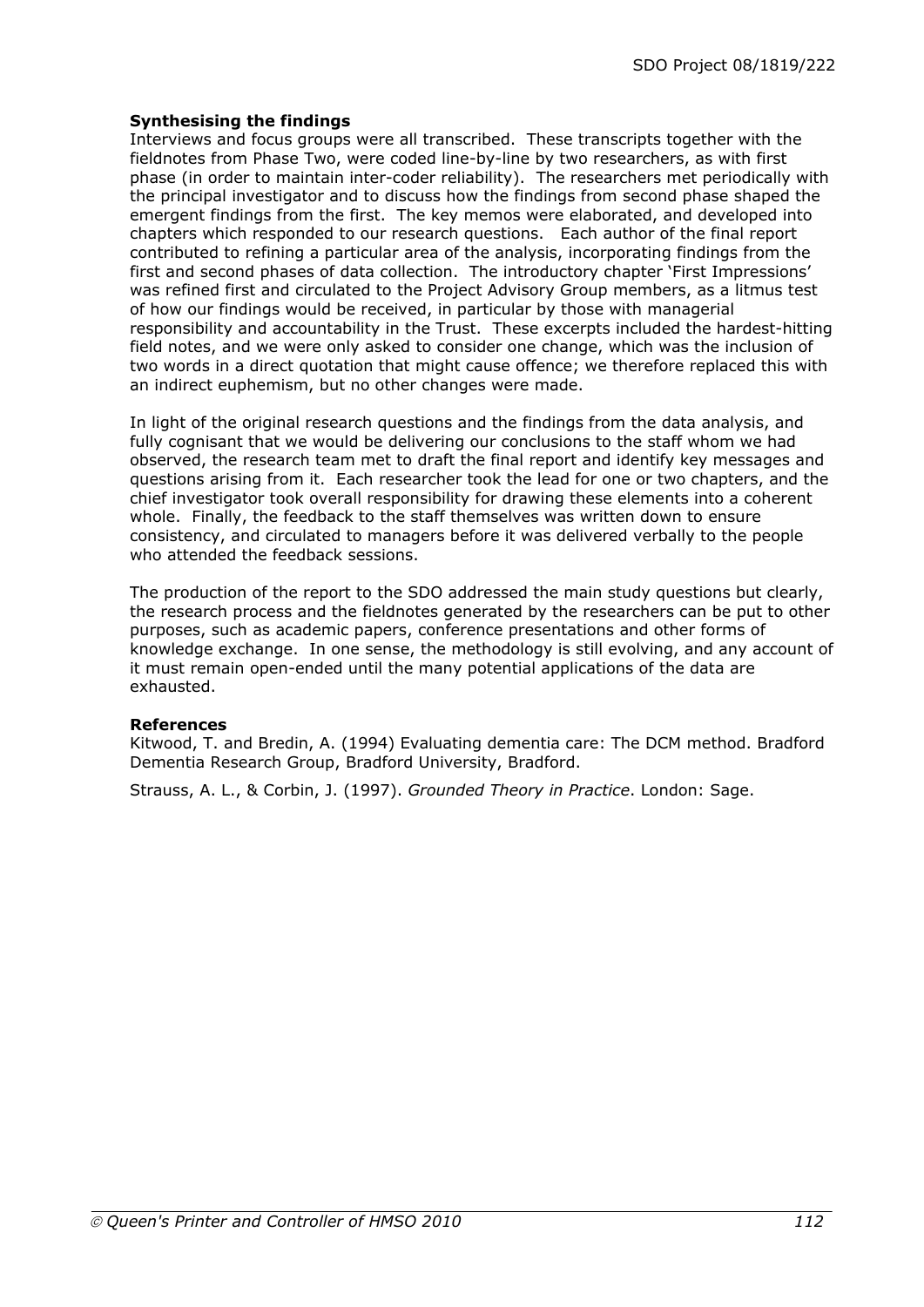### Synthesising the findings

Interviews and focus groups were all transcribed. These transcripts together with the fieldnotes from Phase Two, were coded line-by-line by two researchers, as with first phase (in order to maintain inter-coder reliability). The researchers met periodically with the principal investigator and to discuss how the findings from second phase shaped the emergent findings from the first. The key memos were elaborated, and developed into chapters which responded to our research questions. Each author of the final report contributed to refining a particular area of the analysis, incorporating findings from the first and second phases of data collection. The introductory chapter 'First Impressions' was refined first and circulated to the Project Advisory Group members, as a litmus test of how our findings would be received, in particular by those with managerial responsibility and accountability in the Trust. These excerpts included the hardest-hitting field notes, and we were only asked to consider one change, which was the inclusion of two words in a direct quotation that might cause offence; we therefore replaced this with an indirect euphemism, but no other changes were made.

In light of the original research questions and the findings from the data analysis, and fully cognisant that we would be delivering our conclusions to the staff whom we had observed, the research team met to draft the final report and identify key messages and questions arising from it. Each researcher took the lead for one or two chapters, and the chief investigator took overall responsibility for drawing these elements into a coherent whole. Finally, the feedback to the staff themselves was written down to ensure consistency, and circulated to managers before it was delivered verbally to the people who attended the feedback sessions.

The production of the report to the SDO addressed the main study questions but clearly, the research process and the fieldnotes generated by the researchers can be put to other purposes, such as academic papers, conference presentations and other forms of knowledge exchange. In one sense, the methodology is still evolving, and any account of it must remain open-ended until the many potential applications of the data are exhausted.

### References

Kitwood, T. and Bredin, A. (1994) Evaluating dementia care: The DCM method. Bradford Dementia Research Group, Bradford University, Bradford.

Strauss, A. L., & Corbin, J. (1997). *Grounded Theory in Practice*. London: Sage.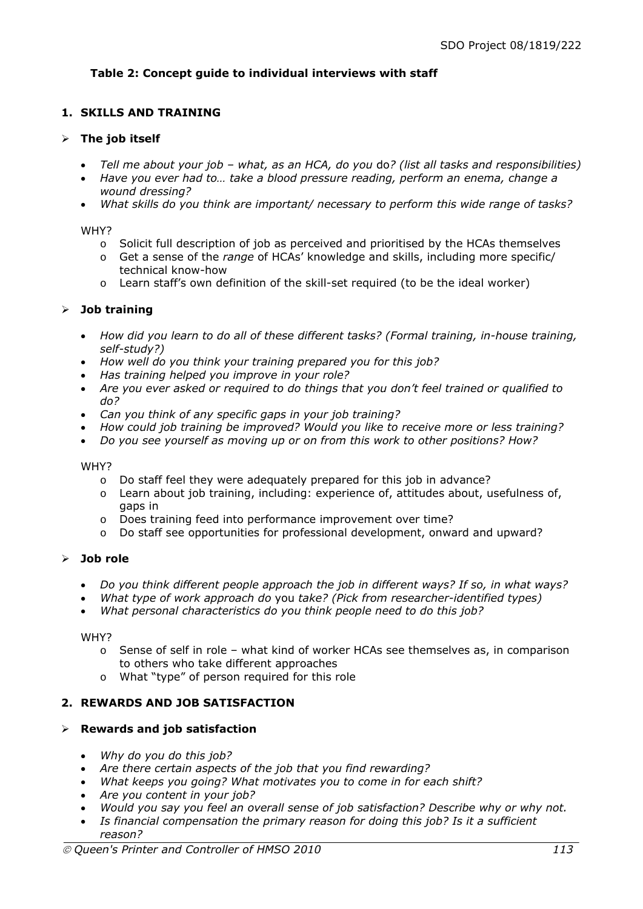**Table 2: Concept guide to individual interviews with staff**

## 1. SKILLS AND TRAINING

### ➢ The job itself

- *Tell me about your job – what, as an HCA, do you* do*? (list all tasks and responsibilities)*
- *Have you ever had to… take a blood pressure reading, perform an enema, change a wound dressing?*
- *What skills do you think are important/ necessary to perform this wide range of tasks?*

WHY?

- o Solicit full description of job as perceived and prioritised by the HCAs themselves
- o Get a sense of the *range* of HCAs' knowledge and skills, including more specific/ technical know-how
- o Learn staff's own definition of the skill-set required (to be the ideal worker)

### ➢ Job training

- *How did you learn to do all of these different tasks? (Formal training, in-house training, self-study?)*
- *How well do you think your training prepared you for this job?*
- *Has training helped you improve in your role?*
- *Are you ever asked or required to do things that you don't feel trained or qualified to do?*
- *Can you think of any specific gaps in your job training?*
- *How could job training be improved? Would you like to receive more or less training?*
- *Do you see yourself as moving up or on from this work to other positions? How?*

WHY?

- o Do staff feel they were adequately prepared for this job in advance?
- o Learn about job training, including: experience of, attitudes about, usefulness of, gaps in
- o Does training feed into performance improvement over time?
- o Do staff see opportunities for professional development, onward and upward?

### ➢ Job role

- *Do you think different people approach the job in different ways? If so, in what ways?*
- *What type of work approach do* you *take? (Pick from researcher-identified types)*
- *What personal characteristics do you think people need to do this job?*

WHY?

- o Sense of self in role – what kind of worker HCAs see themselves as, in comparison to others who take different approaches
- o What "type" of person required for this role

## 2. REWARDS AND JOB SATISFACTION

### ➢ Rewards and job satisfaction

- *Why do you do this job?*
- *Are there certain aspects of the job that you find rewarding?*
- *What keeps you going? What motivates you to come in for each shift?*
- *Are you content in your job?*
- *Would you say you feel an overall sense of job satisfaction? Describe why or why not.*
- *Is financial compensation the primary reason for doing this job? Is it a sufficient reason?*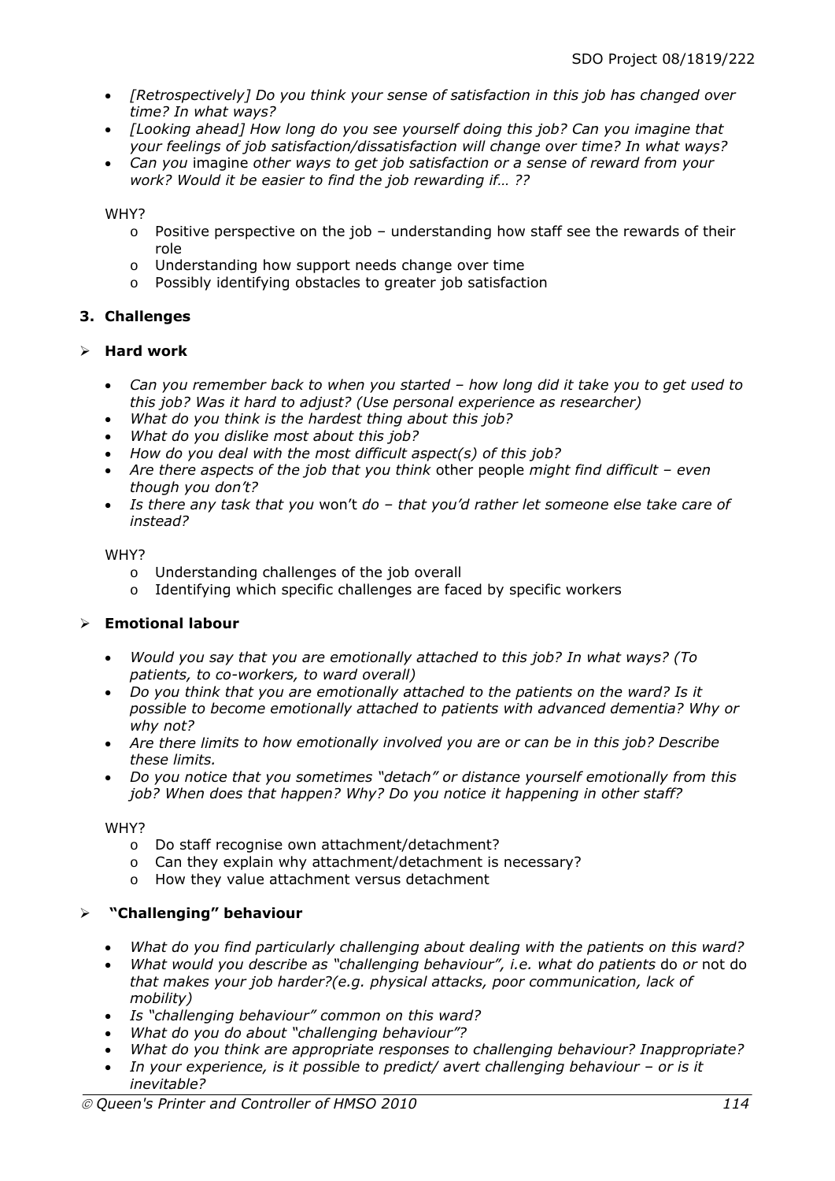- *[Retrospectively] Do you think your sense of satisfaction in this job has changed over time? In what ways?*
- *[Looking ahead] How long do you see yourself doing this job? Can you imagine that your feelings of job satisfaction/dissatisfaction will change over time? In what ways?*
- *Can you* imagine *other ways to get job satisfaction or a sense of reward from your work? Would it be easier to find the job rewarding if… ??*

WHY?

- Positive perspective on the job – understanding how staff see the rewards of their role
- Understanding how support needs change over time
- Possibly identifying obstacles to greater job satisfaction

### 3. Challenges

#### Hard work

- *Can you remember back to when you started – how long did it take you to get used to this job? Was it hard to adjust? (Use personal experience as researcher)*
- *What do you think is the hardest thing about this job?*
- *What do you dislike most about this job?*
- *How do you deal with the most difficult aspect(s) of this job?*
- *Are there aspects of the job that you think* other people *might find difficult – even though you don't?*
- *Is there any task that you* won't *do – that you'd rather let someone else take care of instead?*

WHY?

- Understanding challenges of the job overall
- Identifying which specific challenges are faced by specific workers

#### Emotional labour

- *Would you say that you are emotionally attached to this job? In what ways? (To patients, to co-workers, to ward overall)*
- *Do you think that you are emotionally attached to the patients on the ward? Is it possible to become emotionally attached to patients with advanced dementia? Why or why not?*
- *Are there limits to how emotionally involved you are or can be in this job? Describe these limits.*
- *Do you notice that you sometimes "detach" or distance yourself emotionally from this job? When does that happen? Why? Do you notice it happening in other staff?*

WHY?

- Do staff recognise own attachment/detachment?
- Can they explain why attachment/detachment is necessary?
- How they value attachment versus detachment

#### "Challenging" behaviour

- *What do you find particularly challenging about dealing with the patients on this ward?*
- *What would you describe as "challenging behaviour", i.e. what do patients* do *or* not do *that makes your job harder?(e.g. physical attacks, poor communication, lack of mobility)*
- *Is "challenging behaviour" common on this ward?*
- *What do you do about "challenging behaviour"?*
- *What do you think are appropriate responses to challenging behaviour? Inappropriate?*
- *In your experience, is it possible to predict/ avert challenging behaviour – or is it inevitable?*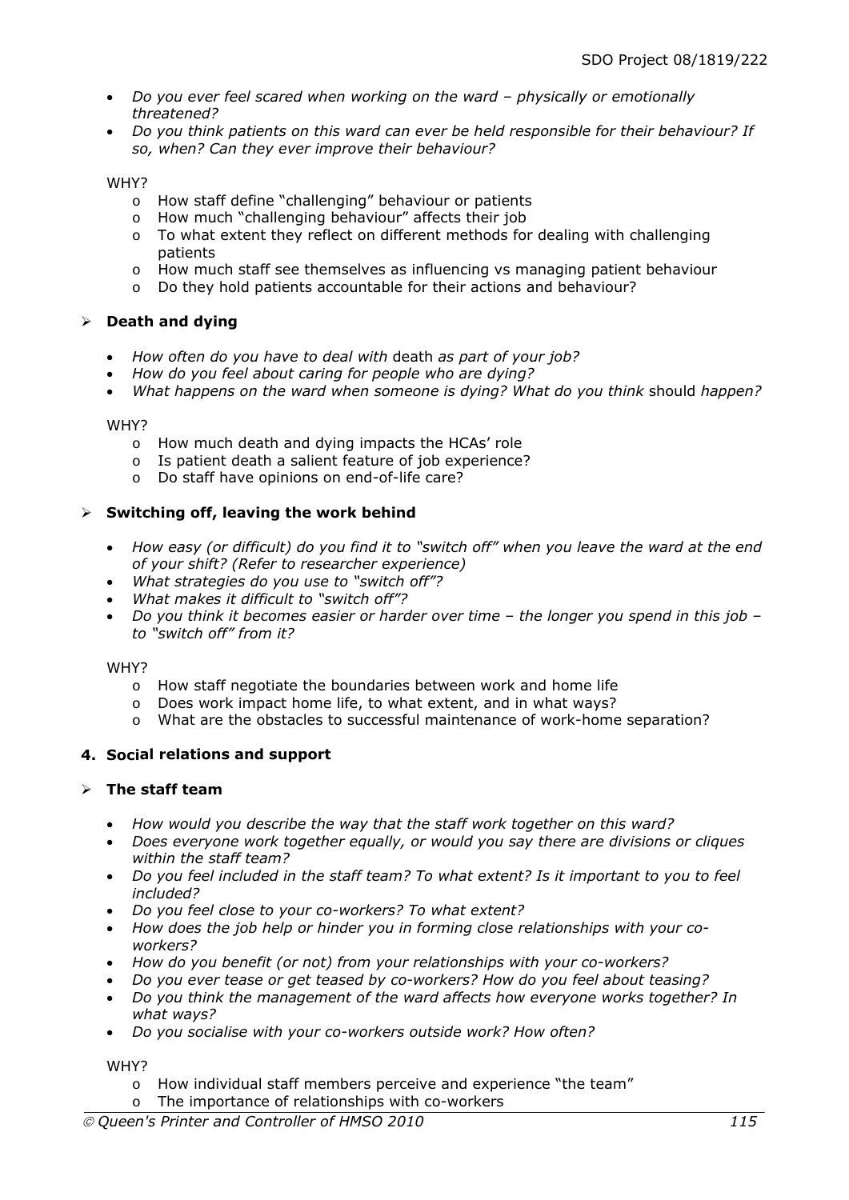- *Do you ever feel scared when working on the ward – physically or emotionally threatened?*
- *Do you think patients on this ward can ever be held responsible for their behaviour? If so, when? Can they ever improve their behaviour?*

WHY?

- o How staff define "challenging" behaviour or patients
- o How much "challenging behaviour" affects their job
- o To what extent they reflect on different methods for dealing with challenging patients
- o How much staff see themselves as influencing vs managing patient behaviour
- o Do they hold patients accountable for their actions and behaviour?

➢ **Death and dying**

- *How often do you have to deal with* death *as part of your job?*
- *How do you feel about caring for people who are dying?*
- *What happens on the ward when someone is dying? What do you think* should *happen?*

WHY?

- o How much death and dying impacts the HCAs' role
- o Is patient death a salient feature of job experience?
- o Do staff have opinions on end-of-life care?

➢ **Switching off, leaving the work behind**

- *How easy (or difficult) do you find it to "switch off" when you leave the ward at the end of your shift? (Refer to researcher experience)*
- *What strategies do you use to "switch off"?*
- *What makes it difficult to "switch off"?*
- *Do you think it becomes easier or harder over time – the longer you spend in this job – to "switch off" from it?*

WHY?

- o How staff negotiate the boundaries between work and home life
- o Does work impact home life, to what extent, and in what ways?
- o What are the obstacles to successful maintenance of work-home separation?

**4. Social relations and support**

➢ **The staff team**

- *How would you describe the way that the staff work together on this ward?*
- *Does everyone work together equally, or would you say there are divisions or cliques within the staff team?*
- *Do you feel included in the staff team? To what extent? Is it important to you to feel included?*
- *Do you feel close to your co-workers? To what extent?*
- *How does the job help or hinder you in forming close relationships with your co-workers?*
- *How do you benefit (or not) from your relationships with your co-workers?*
- *Do you ever tease or get teased by co-workers? How do you feel about teasing?*
- *Do you think the management of the ward affects how everyone works together? In what ways?*
- *Do you socialise with your co-workers outside work? How often?*

WHY?

- o How individual staff members perceive and experience "the team"
- o The importance of relationships with co-workers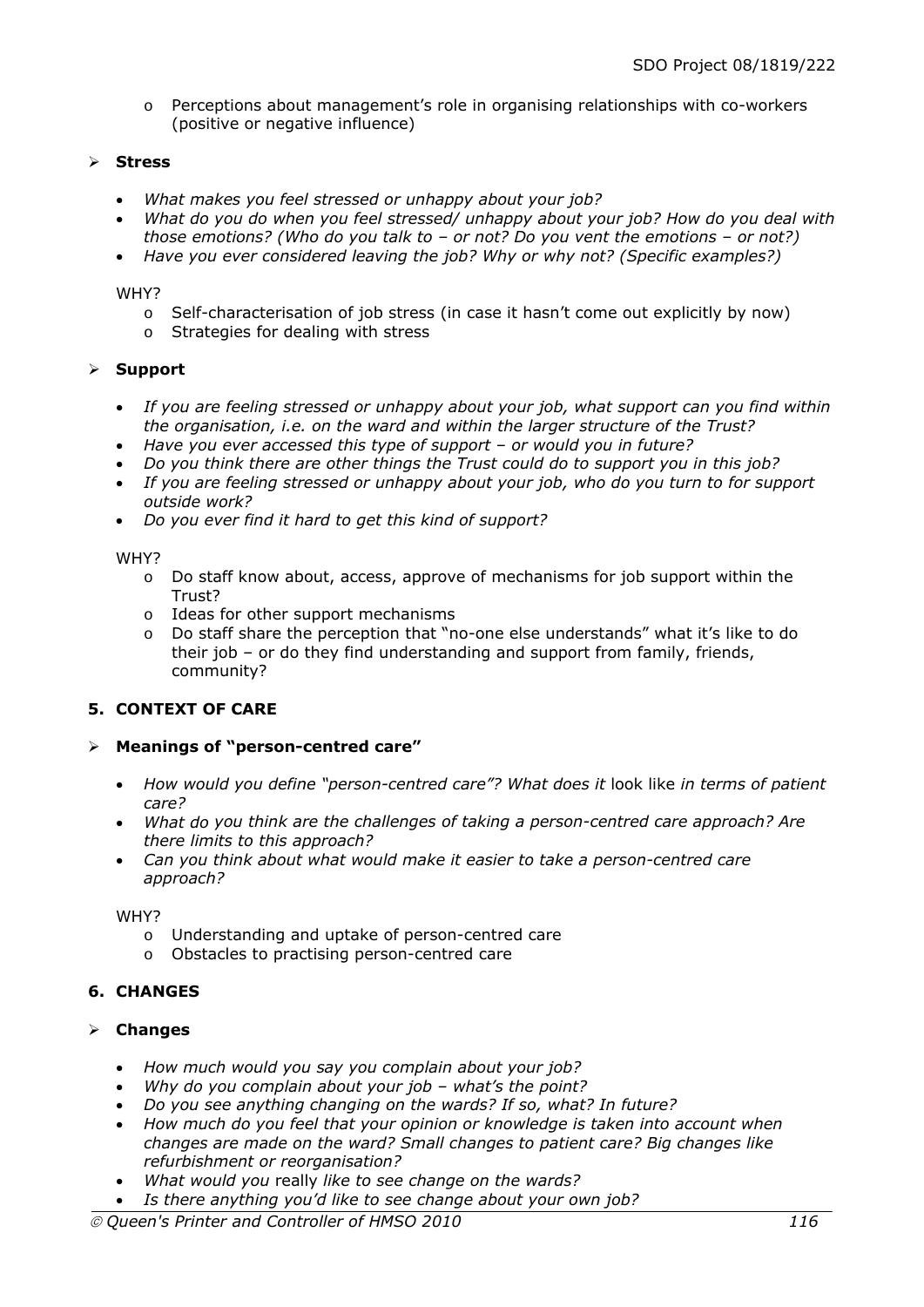- Perceptions about management's role in organising relationships with co-workers (positive or negative influence)

- **Stress**

  - *What makes you feel stressed or unhappy about your job?*
  - *What do you do when you feel stressed/ unhappy about your job? How do you deal with those emotions? (Who do you talk to – or not? Do you vent the emotions – or not?)*
  - *Have you ever considered leaving the job? Why or why not? (Specific examples?)*

  WHY?
  - Self-characterisation of job stress (in case it hasn't come out explicitly by now)
  - Strategies for dealing with stress

- **Support**

  - *If you are feeling stressed or unhappy about your job, what support can you find within the organisation, i.e. on the ward and within the larger structure of the Trust?*
  - *Have you ever accessed this type of support – or would you in future?*
  - *Do you think there are other things the Trust could do to support you in this job?*
  - *If you are feeling stressed or unhappy about your job, who do you turn to for support outside work?*
  - *Do you ever find it hard to get this kind of support?*

  WHY?
  - Do staff know about, access, approve of mechanisms for job support within the Trust?
  - Ideas for other support mechanisms
  - Do staff share the perception that "no-one else understands" what it's like to do their job – or do they find understanding and support from family, friends, community?

**5. CONTEXT OF CARE**

- **Meanings of "person-centred care"**

  - *How would you define "person-centred care"? What does it* look like *in terms of patient care?*
  - *What do you think are the challenges of taking a person-centred care approach? Are there limits to this approach?*
  - *Can you think about what would make it easier to take a person-centred care approach?*

  WHY?
  - Understanding and uptake of person-centred care
  - Obstacles to practising person-centred care

**6. CHANGES**

- **Changes**

  - *How much would you say you complain about your job?*
  - *Why do you complain about your job – what's the point?*
  - *Do you see anything changing on the wards? If so, what? In future?*
  - *How much do you feel that your opinion or knowledge is taken into account when changes are made on the ward? Small changes to patient care? Big changes like refurbishment or reorganisation?*
  - *What would you* really *like to see change on the wards?*
  - *Is there anything you'd like to see change about your own job?*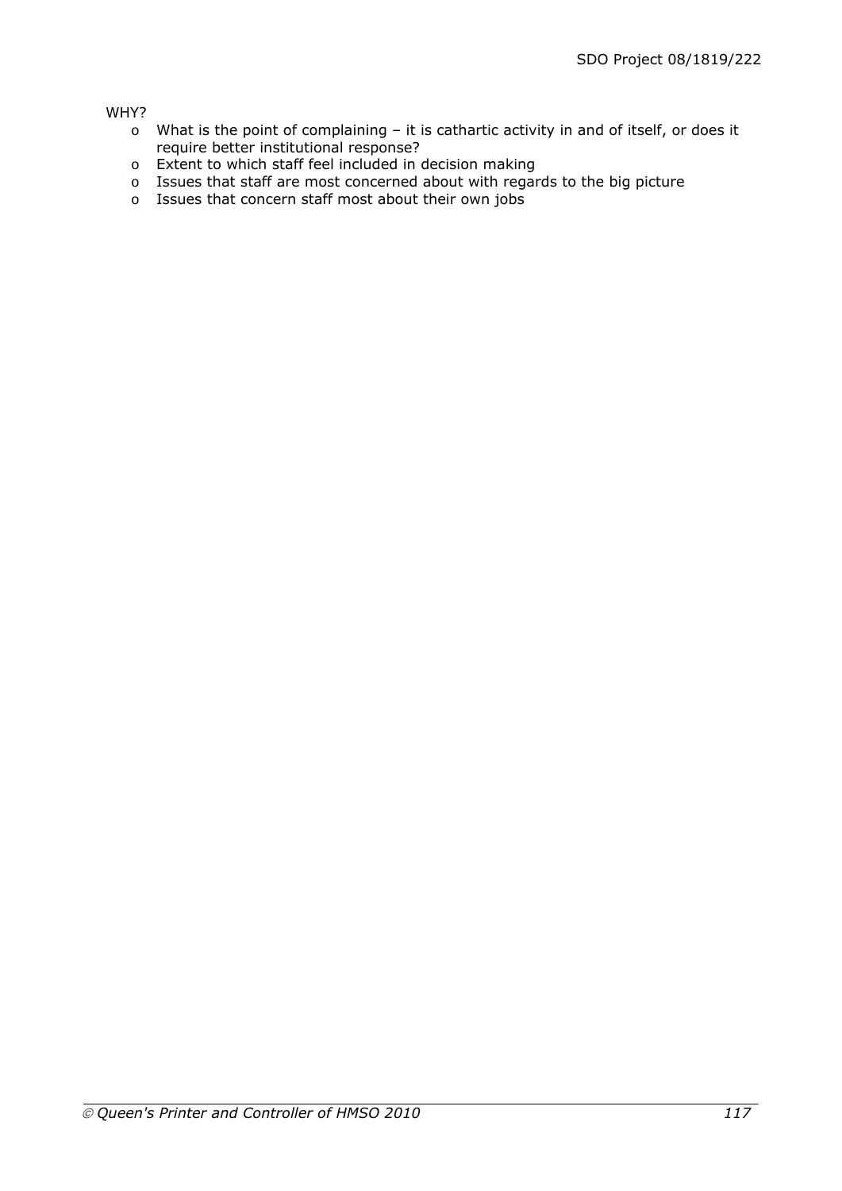WHY?

- What is the point of complaining – it is cathartic activity in and of itself, or does it require better institutional response?
- Extent to which staff feel included in decision making
- Issues that staff are most concerned about with regards to the big picture
- Issues that concern staff most about their own jobs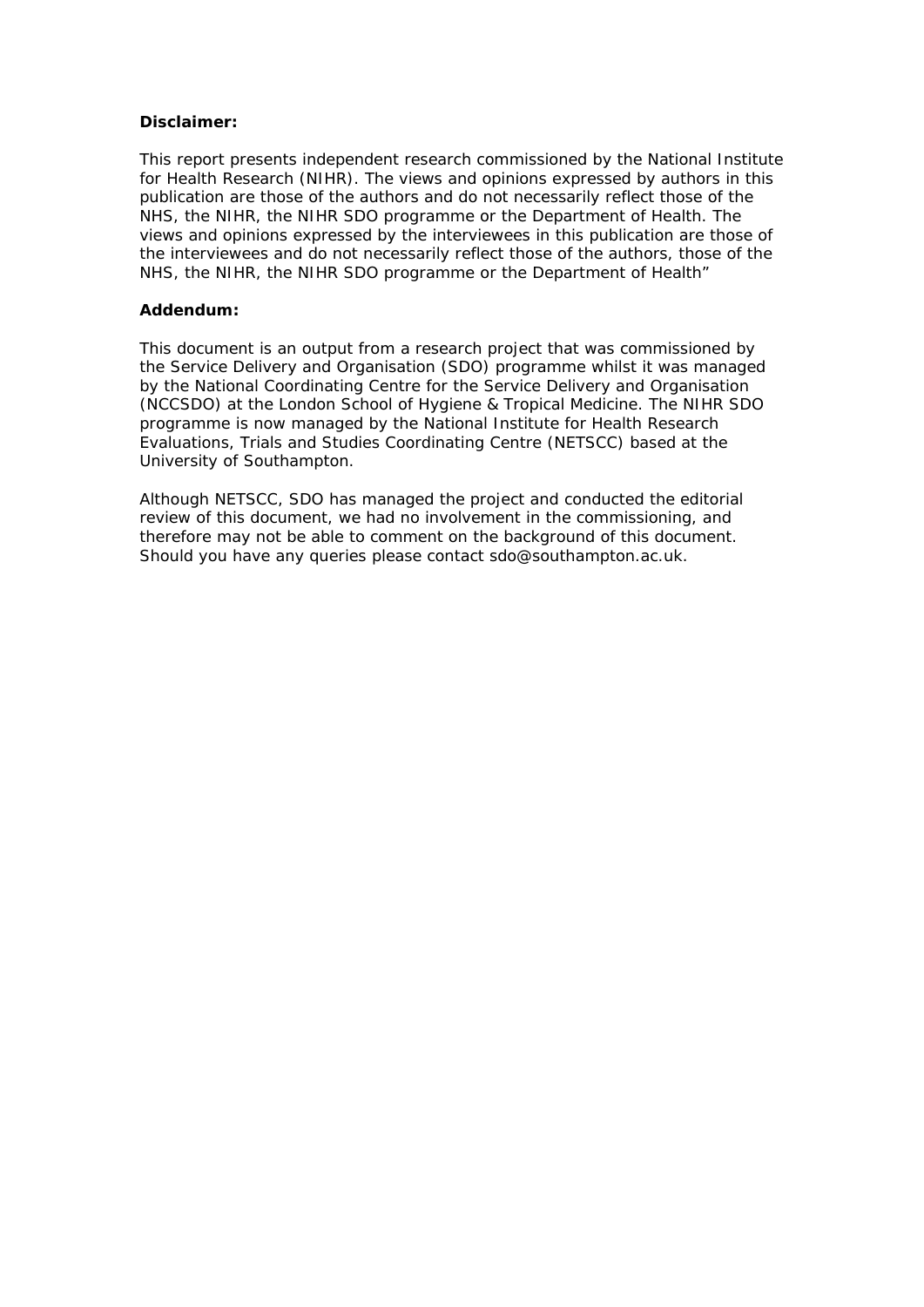**Disclaimer:**

This report presents independent research commissioned by the National Institute for Health Research (NIHR). The views and opinions expressed by authors in this publication are those of the authors and do not necessarily reflect those of the NHS, the NIHR, the NIHR SDO programme or the Department of Health. The views and opinions expressed by the interviewees in this publication are those of the interviewees and do not necessarily reflect those of the authors, those of the NHS, the NIHR, the NIHR SDO programme or the Department of Health"

**Addendum:**

This document is an output from a research project that was commissioned by the Service Delivery and Organisation (SDO) programme whilst it was managed by the National Coordinating Centre for the Service Delivery and Organisation (NCCSDO) at the London School of Hygiene & Tropical Medicine. The NIHR SDO programme is now managed by the National Institute for Health Research Evaluations, Trials and Studies Coordinating Centre (NETSCC) based at the University of Southampton.

Although NETSCC, SDO has managed the project and conducted the editorial review of this document, we had no involvement in the commissioning, and therefore may not be able to comment on the background of this document. Should you have any queries please contact sdo@southampton.ac.uk.